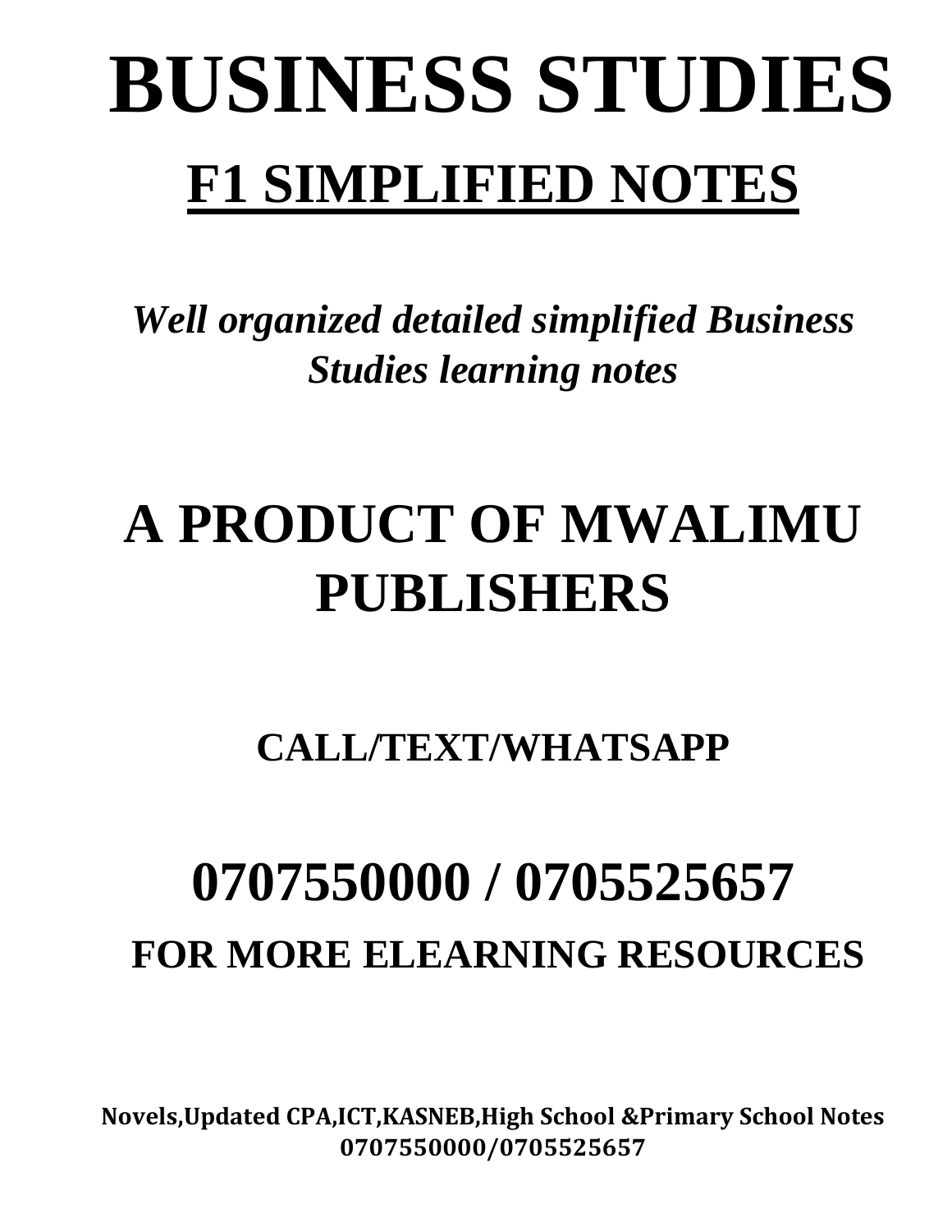# BUSINESS STUDIES

## F1 SIMPLIFIED NOTES

***Well organized detailed simplified Business Studies learning notes***

# A PRODUCT OF MWALIMU PUBLISHERS

**CALL/TEXT/WHATSAPP**

# 0707550000 / 0705525657

**FOR MORE ELEARNING RESOURCES**

**Novels,Updated CPA,ICT,KASNEB,High School &Primary School Notes 0707550000/0705525657**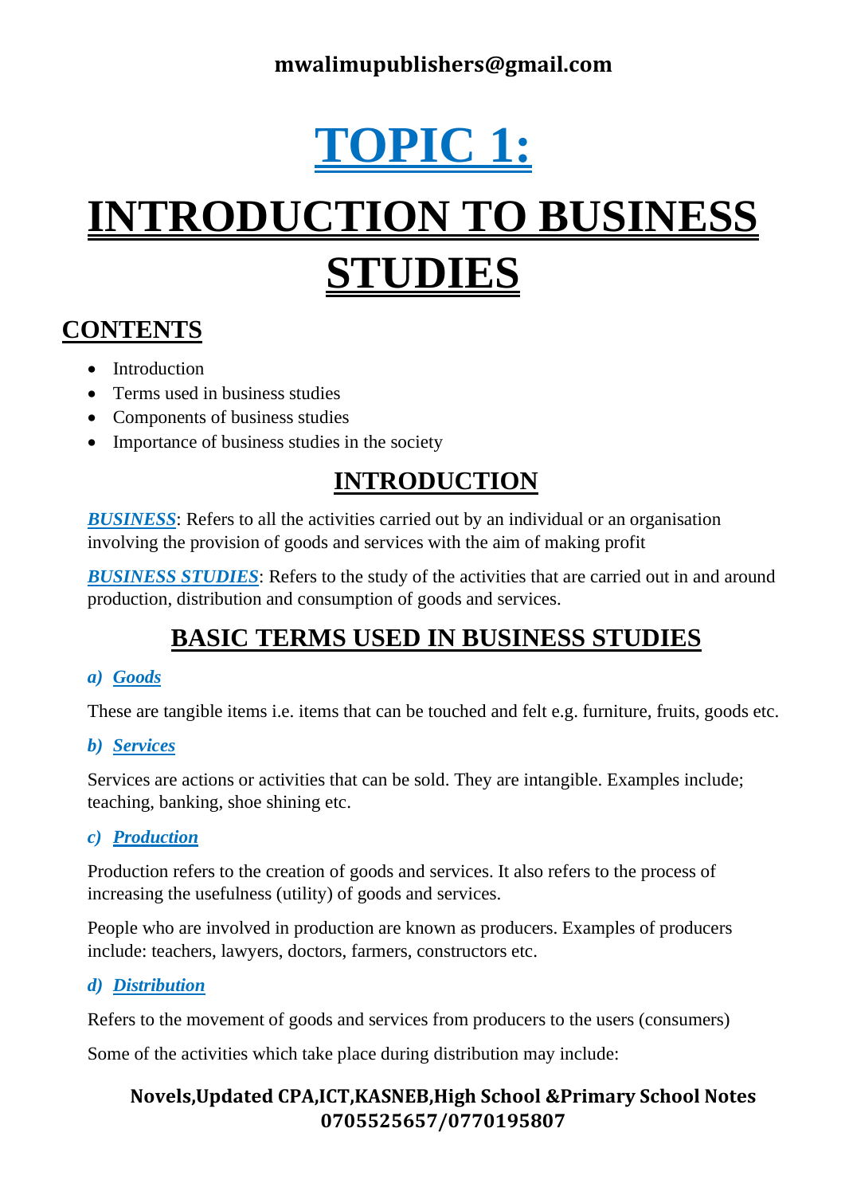# TOPIC 1:

# INTRODUCTION TO BUSINESS STUDIES

## CONTENTS

- Introduction
- Terms used in business studies
- Components of business studies
- Importance of business studies in the society

## INTRODUCTION

***BUSINESS***: Refers to all the activities carried out by an individual or an organisation involving the provision of goods and services with the aim of making profit

***BUSINESS STUDIES***: Refers to the study of the activities that are carried out in and around production, distribution and consumption of goods and services.

## BASIC TERMS USED IN BUSINESS STUDIES

### *a) Goods*

These are tangible items i.e. items that can be touched and felt e.g. furniture, fruits, goods etc.

### *b) Services*

Services are actions or activities that can be sold. They are intangible. Examples include; teaching, banking, shoe shining etc.

### *c) Production*

Production refers to the creation of goods and services. It also refers to the process of increasing the usefulness (utility) of goods and services.

People who are involved in production are known as producers. Examples of producers include: teachers, lawyers, doctors, farmers, constructors etc.

### *d) Distribution*

Refers to the movement of goods and services from producers to the users (consumers)

Some of the activities which take place during distribution may include: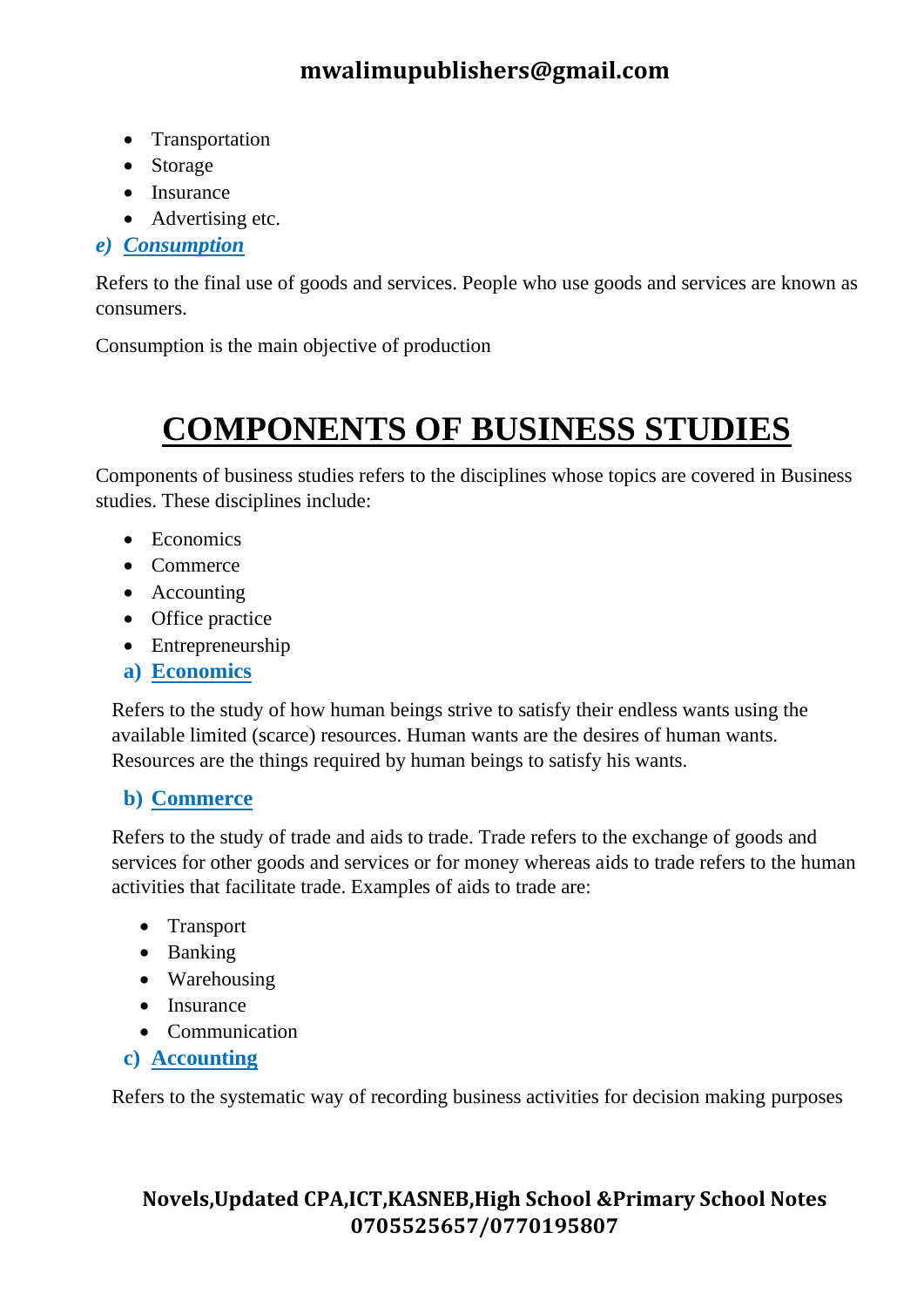- Transportation
- Storage
- Insurance
- Advertising etc.

### *e) Consumption*

Refers to the final use of goods and services. People who use goods and services are known as consumers.

Consumption is the main objective of production

# COMPONENTS OF BUSINESS STUDIES

Components of business studies refers to the disciplines whose topics are covered in Business studies. These disciplines include:

- Economics
- Commerce
- Accounting
- Office practice
- Entrepreneurship

### a) Economics

Refers to the study of how human beings strive to satisfy their endless wants using the available limited (scarce) resources. Human wants are the desires of human wants. Resources are the things required by human beings to satisfy his wants.

### b) Commerce

Refers to the study of trade and aids to trade. Trade refers to the exchange of goods and services for other goods and services or for money whereas aids to trade refers to the human activities that facilitate trade. Examples of aids to trade are:

- Transport
- Banking
- Warehousing
- Insurance
- Communication

### c) Accounting

Refers to the systematic way of recording business activities for decision making purposes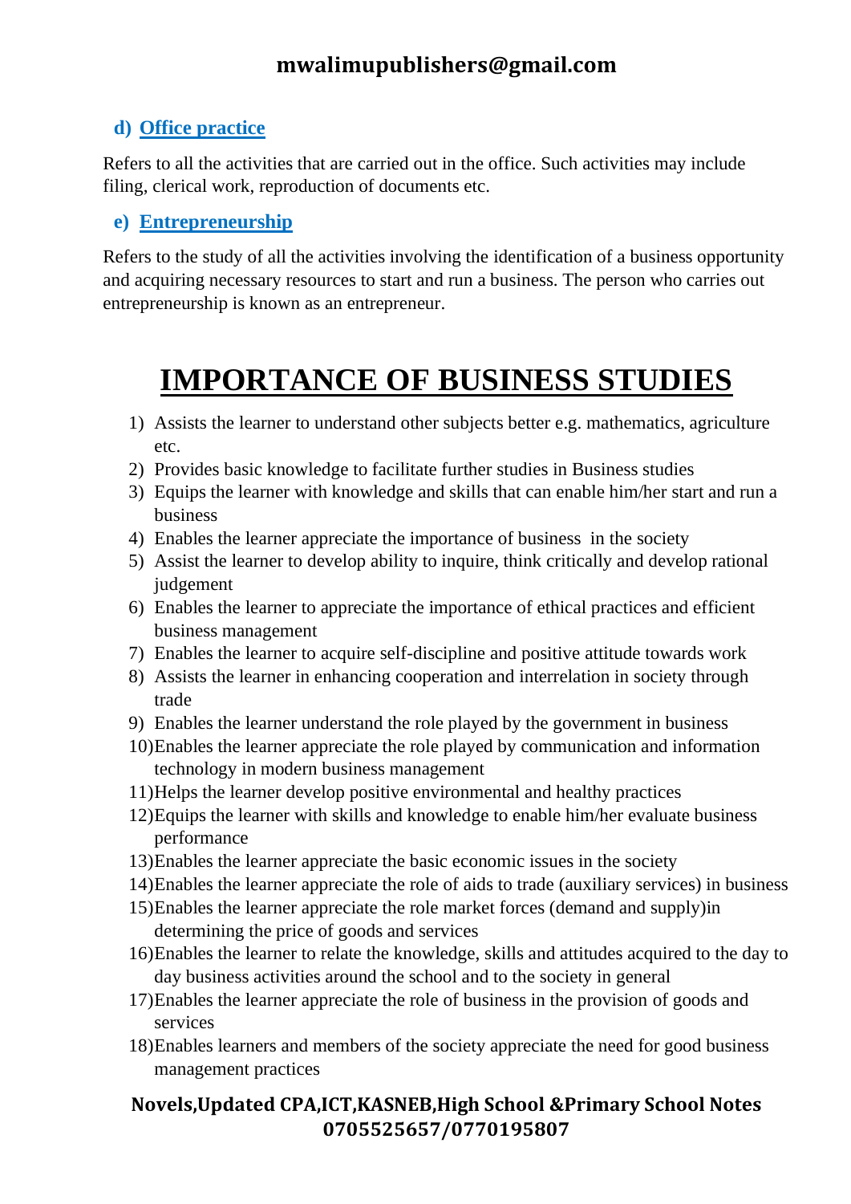### d) Office practice

Refers to all the activities that are carried out in the office. Such activities may include filing, clerical work, reproduction of documents etc.

### e) Entrepreneurship

Refers to the study of all the activities involving the identification of a business opportunity and acquiring necessary resources to start and run a business. The person who carries out entrepreneurship is known as an entrepreneur.

# IMPORTANCE OF BUSINESS STUDIES

1) Assists the learner to understand other subjects better e.g. mathematics, agriculture etc.
2) Provides basic knowledge to facilitate further studies in Business studies
3) Equips the learner with knowledge and skills that can enable him/her start and run a business
4) Enables the learner appreciate the importance of business in the society
5) Assist the learner to develop ability to inquire, think critically and develop rational judgement
6) Enables the learner to appreciate the importance of ethical practices and efficient business management
7) Enables the learner to acquire self-discipline and positive attitude towards work
8) Assists the learner in enhancing cooperation and interrelation in society through trade
9) Enables the learner understand the role played by the government in business
10) Enables the learner appreciate the role played by communication and information technology in modern business management
11) Helps the learner develop positive environmental and healthy practices
12) Equips the learner with skills and knowledge to enable him/her evaluate business performance
13) Enables the learner appreciate the basic economic issues in the society
14) Enables the learner appreciate the role of aids to trade (auxiliary services) in business
15) Enables the learner appreciate the role market forces (demand and supply)in determining the price of goods and services
16) Enables the learner to relate the knowledge, skills and attitudes acquired to the day to day business activities around the school and to the society in general
17) Enables the learner appreciate the role of business in the provision of goods and services
18) Enables learners and members of the society appreciate the need for good business management practices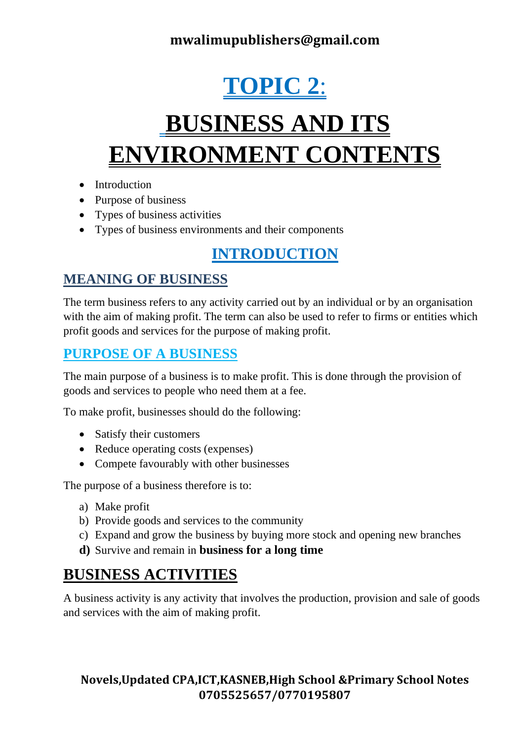# TOPIC 2:

# BUSINESS AND ITS ENVIRONMENT CONTENTS

- Introduction
- Purpose of business
- Types of business activities
- Types of business environments and their components

## INTRODUCTION

### MEANING OF BUSINESS

The term business refers to any activity carried out by an individual or by an organisation with the aim of making profit. The term can also be used to refer to firms or entities which profit goods and services for the purpose of making profit.

### PURPOSE OF A BUSINESS

The main purpose of a business is to make profit. This is done through the provision of goods and services to people who need them at a fee.

To make profit, businesses should do the following:

- Satisfy their customers
- Reduce operating costs (expenses)
- Compete favourably with other businesses

The purpose of a business therefore is to:

a) Make profit
b) Provide goods and services to the community
c) Expand and grow the business by buying more stock and opening new branches
**d)** Survive and remain in **business for a long time**

## BUSINESS ACTIVITIES

A business activity is any activity that involves the production, provision and sale of goods and services with the aim of making profit.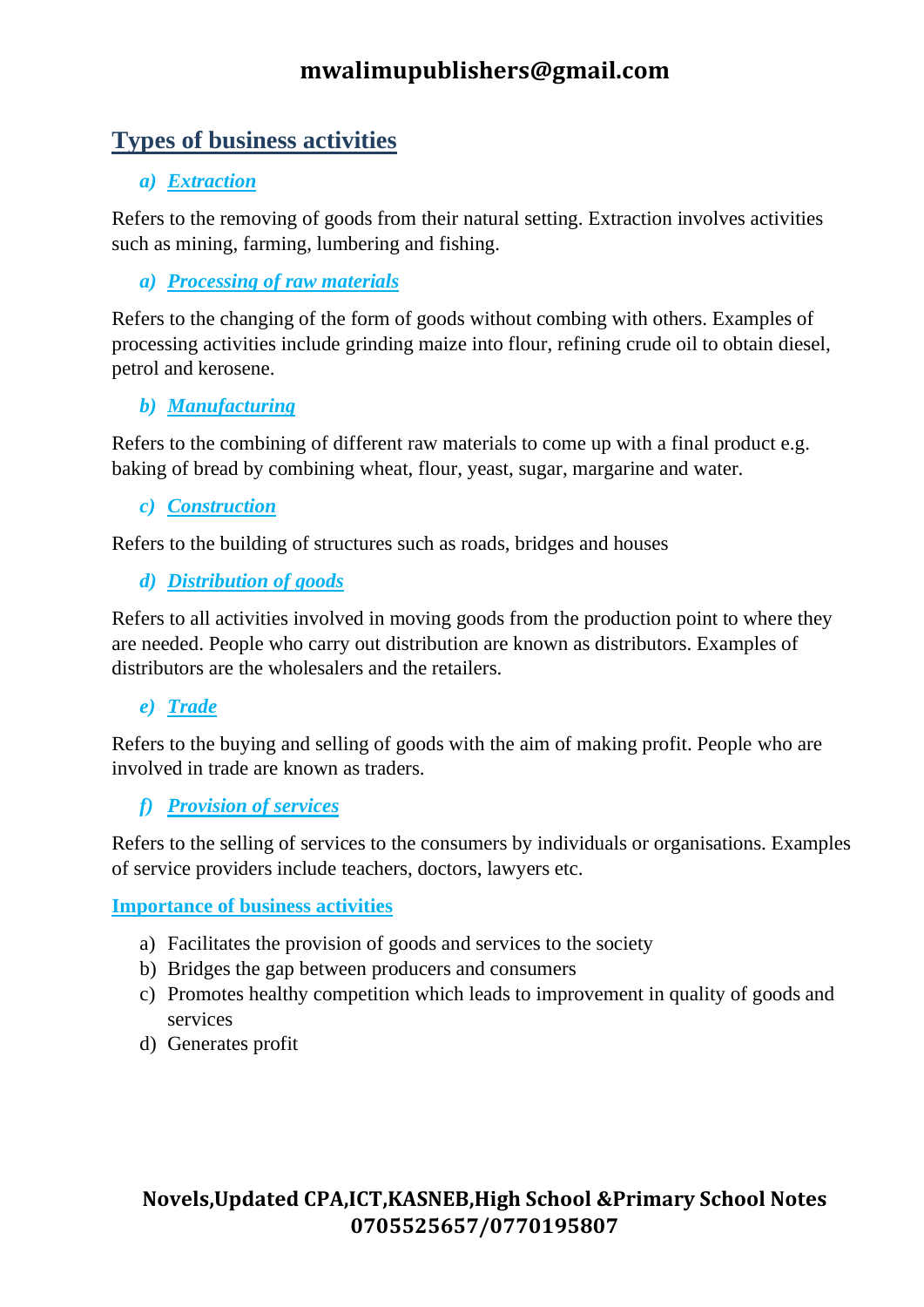## Types of business activities

### a) *Extraction*

Refers to the removing of goods from their natural setting. Extraction involves activities such as mining, farming, lumbering and fishing.

### a) *Processing of raw materials*

Refers to the changing of the form of goods without combing with others. Examples of processing activities include grinding maize into flour, refining crude oil to obtain diesel, petrol and kerosene.

### b) *Manufacturing*

Refers to the combining of different raw materials to come up with a final product e.g. baking of bread by combining wheat, flour, yeast, sugar, margarine and water.

### c) *Construction*

Refers to the building of structures such as roads, bridges and houses

### d) *Distribution of goods*

Refers to all activities involved in moving goods from the production point to where they are needed. People who carry out distribution are known as distributors. Examples of distributors are the wholesalers and the retailers.

### e) *Trade*

Refers to the buying and selling of goods with the aim of making profit. People who are involved in trade are known as traders.

### f) *Provision of services*

Refers to the selling of services to the consumers by individuals or organisations. Examples of service providers include teachers, doctors, lawyers etc.

### Importance of business activities

a) Facilitates the provision of goods and services to the society
b) Bridges the gap between producers and consumers
c) Promotes healthy competition which leads to improvement in quality of goods and services
d) Generates profit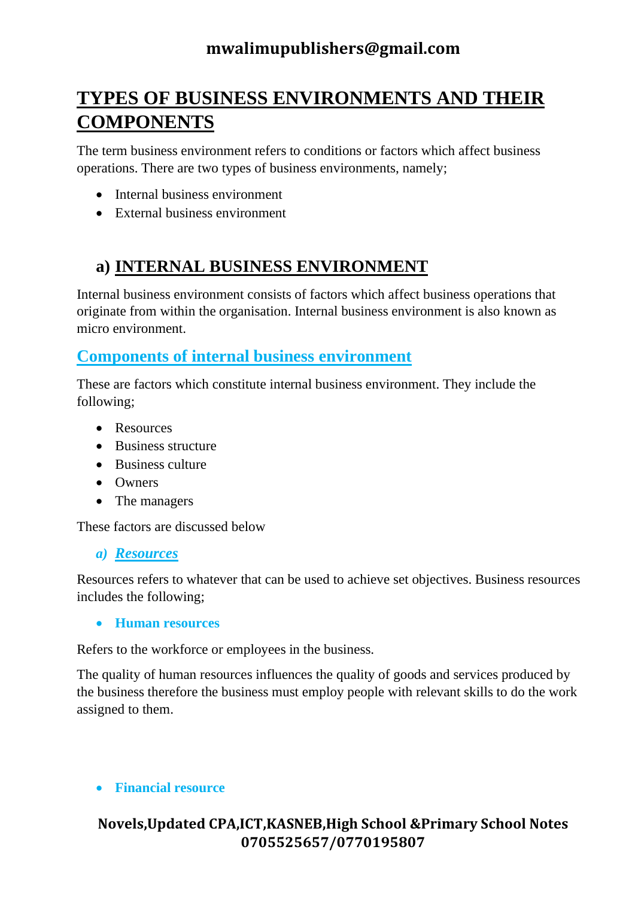# TYPES OF BUSINESS ENVIRONMENTS AND THEIR COMPONENTS

The term business environment refers to conditions or factors which affect business operations. There are two types of business environments, namely;

- Internal business environment
- External business environment

## a) INTERNAL BUSINESS ENVIRONMENT

Internal business environment consists of factors which affect business operations that originate from within the organisation. Internal business environment is also known as micro environment.

### Components of internal business environment

These are factors which constitute internal business environment. They include the following;

- Resources
- Business structure
- Business culture
- Owners
- The managers

These factors are discussed below

#### *a) Resources*

Resources refers to whatever that can be used to achieve set objectives. Business resources includes the following;

- **Human resources**

Refers to the workforce or employees in the business.

The quality of human resources influences the quality of goods and services produced by the business therefore the business must employ people with relevant skills to do the work assigned to them.

- **Financial resource**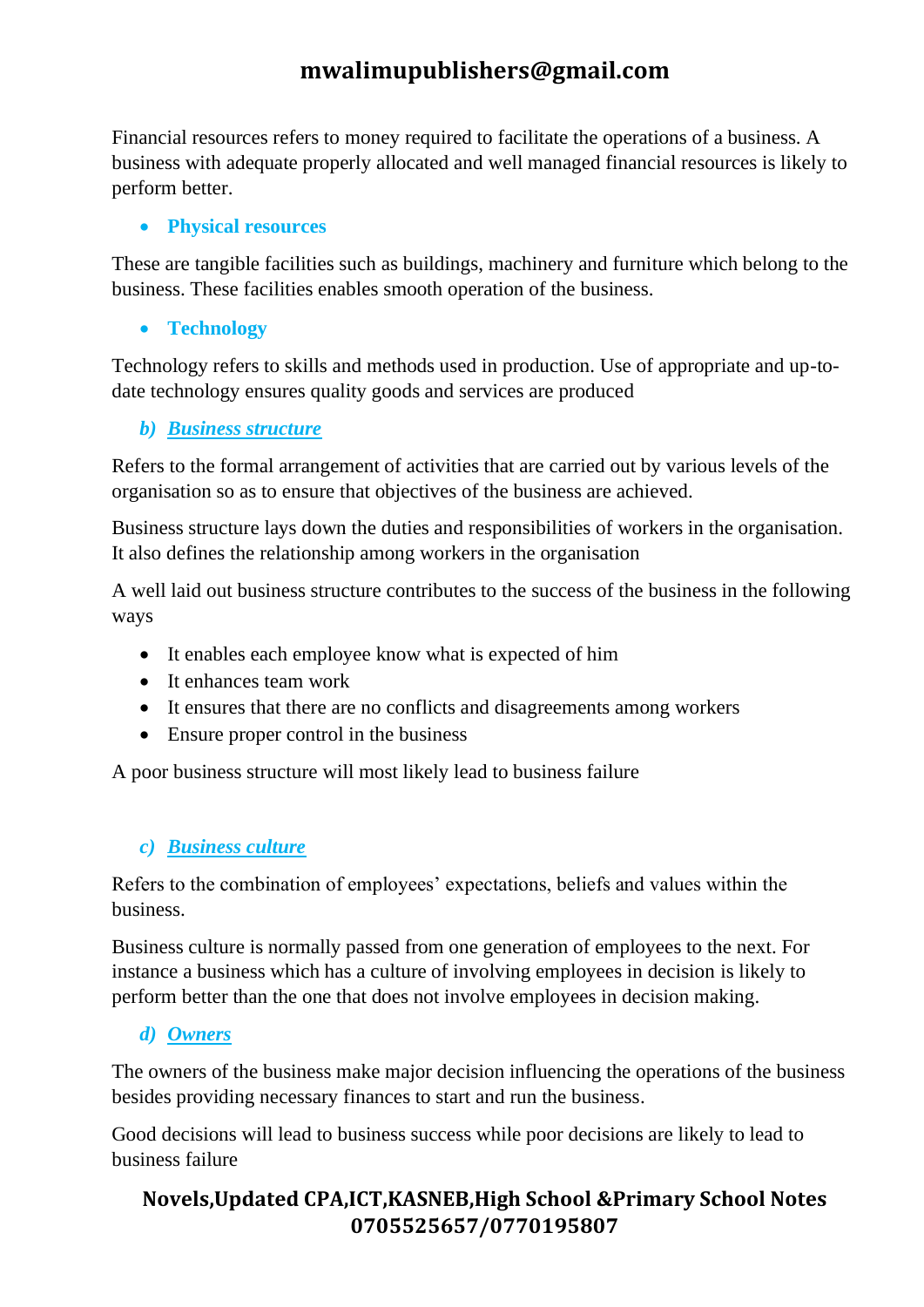Financial resources refers to money required to facilitate the operations of a business. A business with adequate properly allocated and well managed financial resources is likely to perform better.

- **Physical resources**

These are tangible facilities such as buildings, machinery and furniture which belong to the business. These facilities enables smooth operation of the business.

- **Technology**

Technology refers to skills and methods used in production. Use of appropriate and up-to-date technology ensures quality goods and services are produced

### *b) Business structure*

Refers to the formal arrangement of activities that are carried out by various levels of the organisation so as to ensure that objectives of the business are achieved.

Business structure lays down the duties and responsibilities of workers in the organisation. It also defines the relationship among workers in the organisation

A well laid out business structure contributes to the success of the business in the following ways

- It enables each employee know what is expected of him
- It enhances team work
- It ensures that there are no conflicts and disagreements among workers
- Ensure proper control in the business

A poor business structure will most likely lead to business failure

### *c) Business culture*

Refers to the combination of employees' expectations, beliefs and values within the business.

Business culture is normally passed from one generation of employees to the next. For instance a business which has a culture of involving employees in decision is likely to perform better than the one that does not involve employees in decision making.

### *d) Owners*

The owners of the business make major decision influencing the operations of the business besides providing necessary finances to start and run the business.

Good decisions will lead to business success while poor decisions are likely to lead to business failure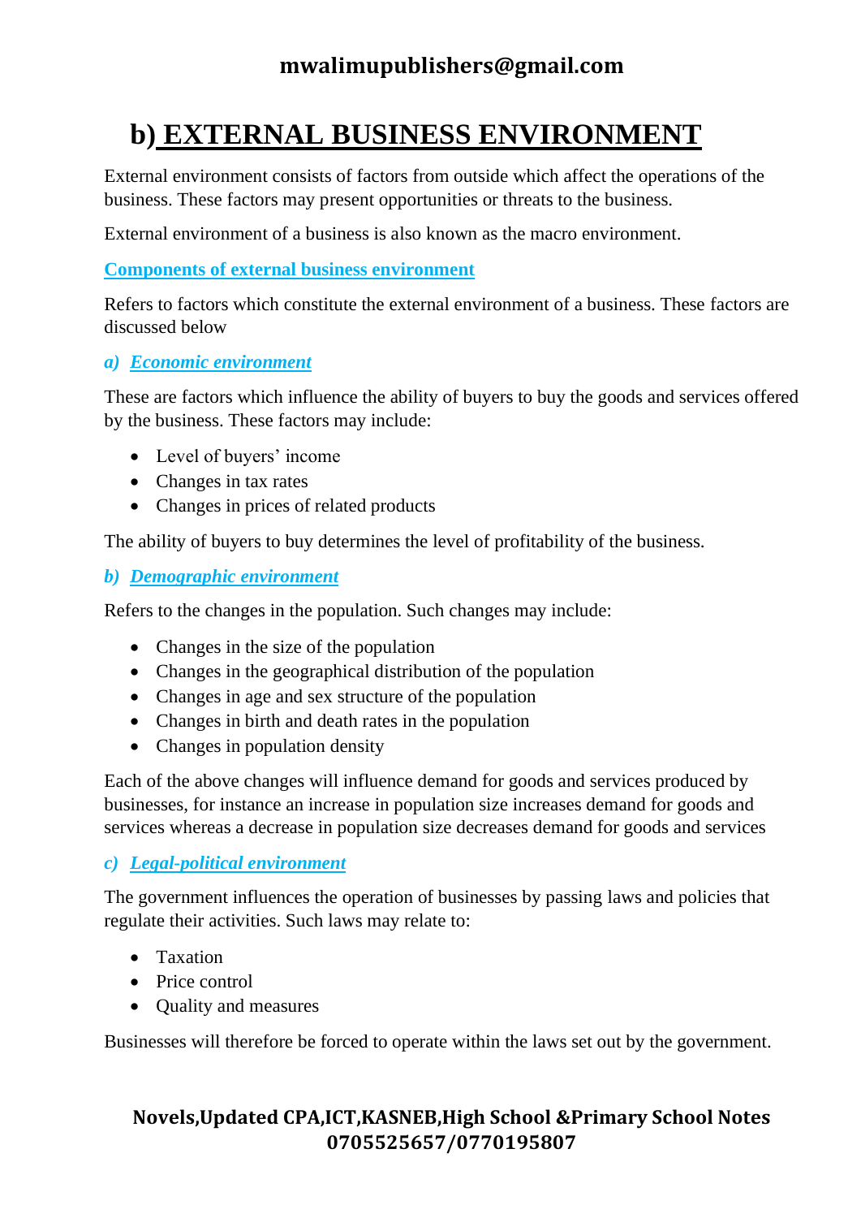# b) EXTERNAL BUSINESS ENVIRONMENT

External environment consists of factors from outside which affect the operations of the business. These factors may present opportunities or threats to the business.

External environment of a business is also known as the macro environment.

**Components of external business environment**

Refers to factors which constitute the external environment of a business. These factors are discussed below

***a) Economic environment***

These are factors which influence the ability of buyers to buy the goods and services offered by the business. These factors may include:

- Level of buyers' income
- Changes in tax rates
- Changes in prices of related products

The ability of buyers to buy determines the level of profitability of the business.

***b) Demographic environment***

Refers to the changes in the population. Such changes may include:

- Changes in the size of the population
- Changes in the geographical distribution of the population
- Changes in age and sex structure of the population
- Changes in birth and death rates in the population
- Changes in population density

Each of the above changes will influence demand for goods and services produced by businesses, for instance an increase in population size increases demand for goods and services whereas a decrease in population size decreases demand for goods and services

***c) Legal-political environment***

The government influences the operation of businesses by passing laws and policies that regulate their activities. Such laws may relate to:

- Taxation
- Price control
- Quality and measures

Businesses will therefore be forced to operate within the laws set out by the government.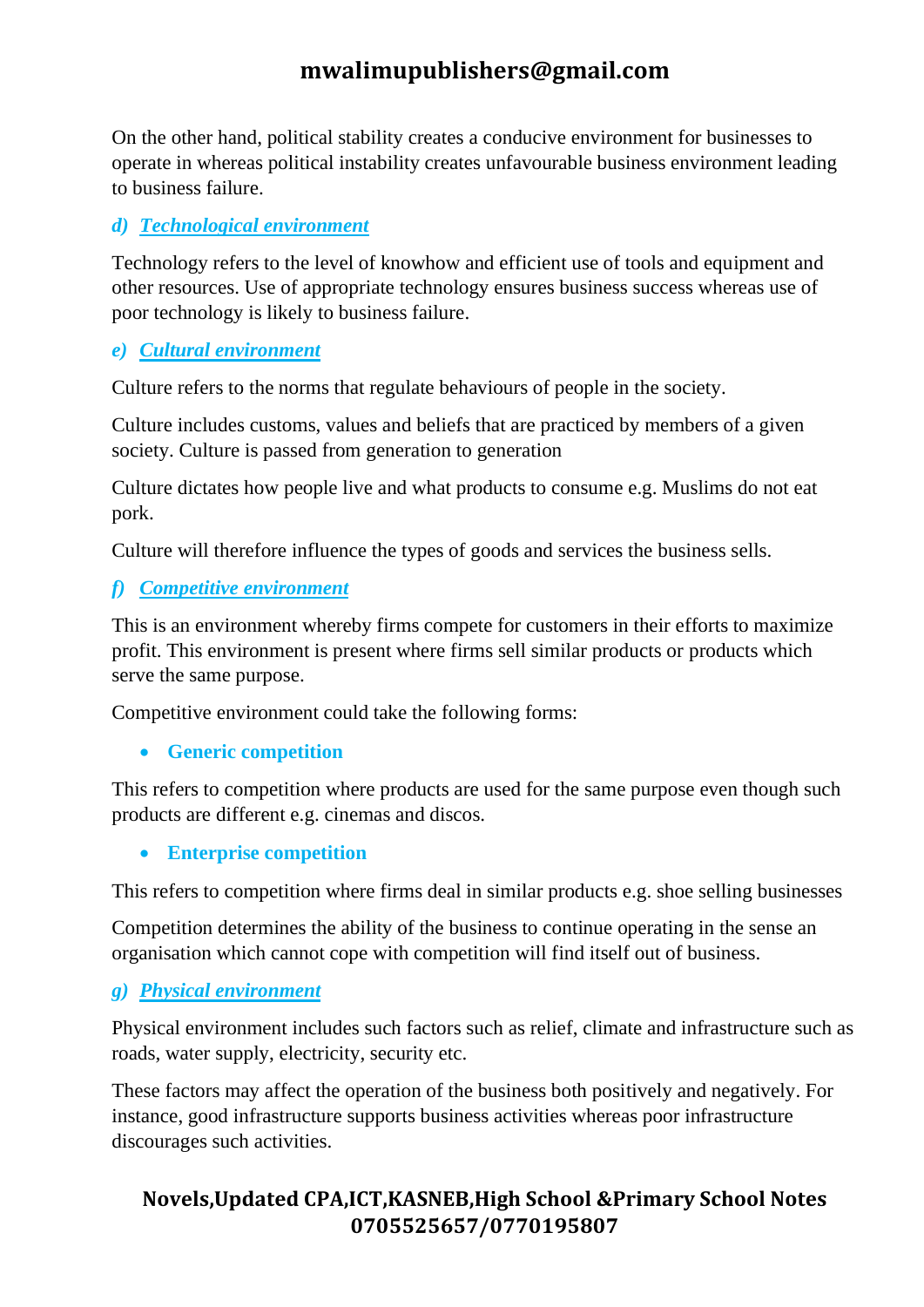On the other hand, political stability creates a conducive environment for businesses to operate in whereas political instability creates unfavourable business environment leading to business failure.

### d) *Technological environment*

Technology refers to the level of knowhow and efficient use of tools and equipment and other resources. Use of appropriate technology ensures business success whereas use of poor technology is likely to business failure.

### e) *Cultural environment*

Culture refers to the norms that regulate behaviours of people in the society.

Culture includes customs, values and beliefs that are practiced by members of a given society. Culture is passed from generation to generation

Culture dictates how people live and what products to consume e.g. Muslims do not eat pork.

Culture will therefore influence the types of goods and services the business sells.

### f) *Competitive environment*

This is an environment whereby firms compete for customers in their efforts to maximize profit. This environment is present where firms sell similar products or products which serve the same purpose.

Competitive environment could take the following forms:

- **Generic competition**

This refers to competition where products are used for the same purpose even though such products are different e.g. cinemas and discos.

- **Enterprise competition**

This refers to competition where firms deal in similar products e.g. shoe selling businesses

Competition determines the ability of the business to continue operating in the sense an organisation which cannot cope with competition will find itself out of business.

### g) *Physical environment*

Physical environment includes such factors such as relief, climate and infrastructure such as roads, water supply, electricity, security etc.

These factors may affect the operation of the business both positively and negatively. For instance, good infrastructure supports business activities whereas poor infrastructure discourages such activities.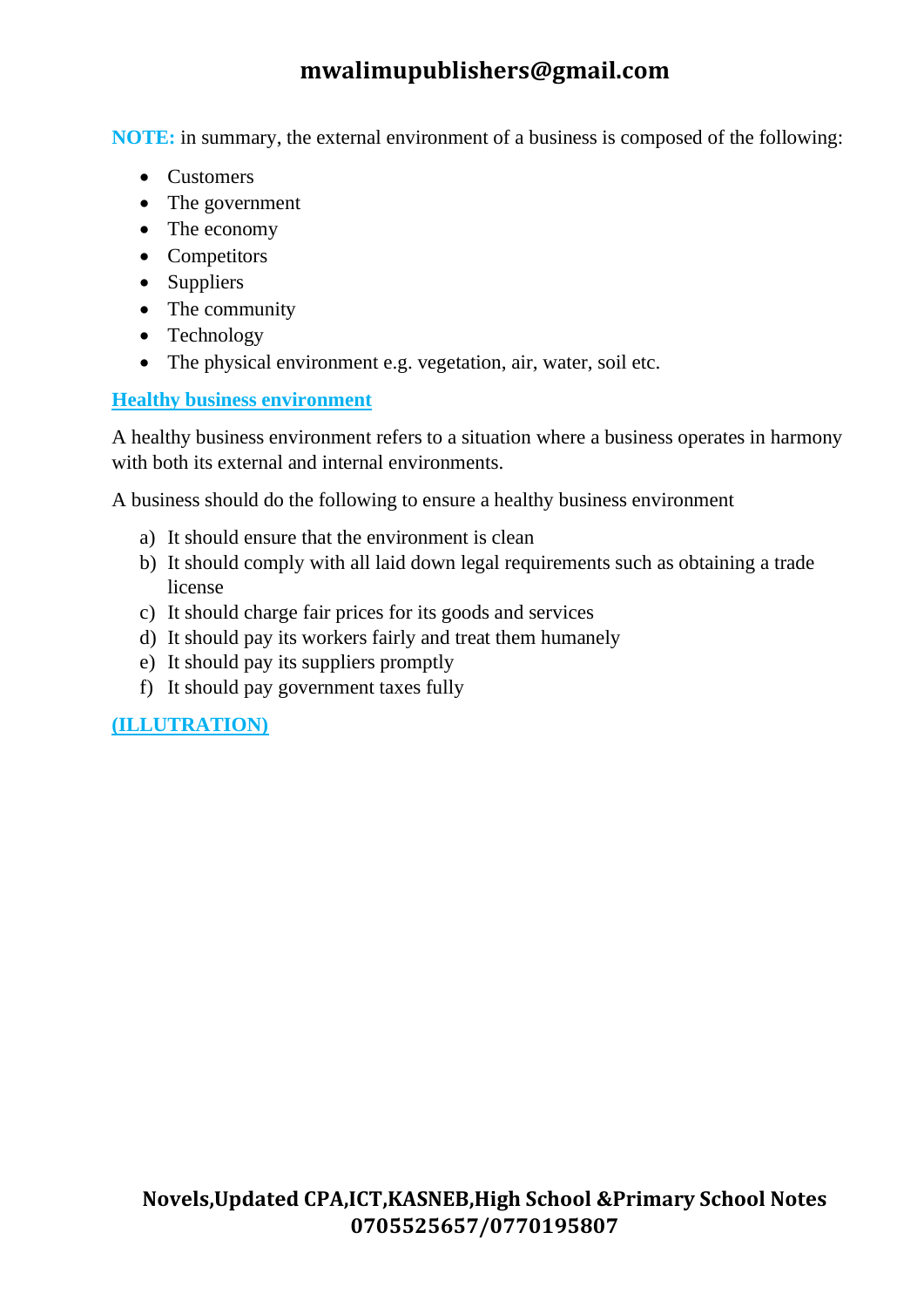**NOTE:** in summary, the external environment of a business is composed of the following:

- Customers
- The government
- The economy
- Competitors
- Suppliers
- The community
- Technology
- The physical environment e.g. vegetation, air, water, soil etc.

## Healthy business environment

A healthy business environment refers to a situation where a business operates in harmony with both its external and internal environments.

A business should do the following to ensure a healthy business environment

a) It should ensure that the environment is clean
b) It should comply with all laid down legal requirements such as obtaining a trade license
c) It should charge fair prices for its goods and services
d) It should pay its workers fairly and treat them humanely
e) It should pay its suppliers promptly
f) It should pay government taxes fully

**(ILLUTRATION)**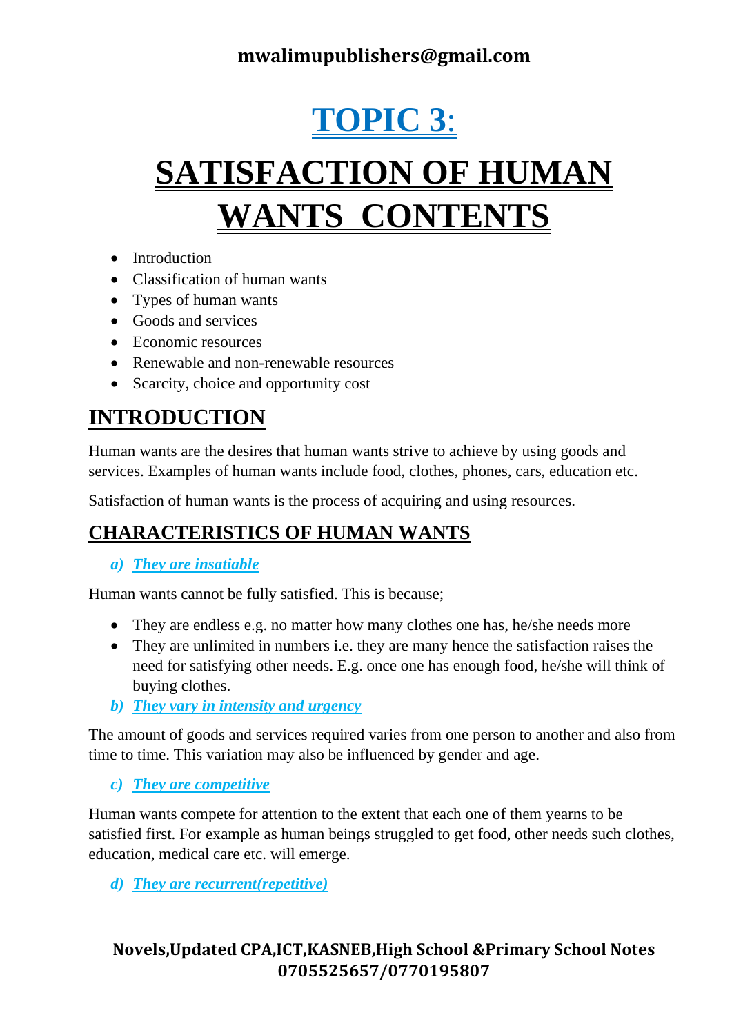# TOPIC 3:

# SATISFACTION OF HUMAN WANTS CONTENTS

- Introduction
- Classification of human wants
- Types of human wants
- Goods and services
- Economic resources
- Renewable and non-renewable resources
- Scarcity, choice and opportunity cost

## INTRODUCTION

Human wants are the desires that human wants strive to achieve by using goods and services. Examples of human wants include food, clothes, phones, cars, education etc.

Satisfaction of human wants is the process of acquiring and using resources.

## CHARACTERISTICS OF HUMAN WANTS

***a) They are insatiable***

Human wants cannot be fully satisfied. This is because;

- They are endless e.g. no matter how many clothes one has, he/she needs more
- They are unlimited in numbers i.e. they are many hence the satisfaction raises the need for satisfying other needs. E.g. once one has enough food, he/she will think of buying clothes.

***b) They vary in intensity and urgency***

The amount of goods and services required varies from one person to another and also from time to time. This variation may also be influenced by gender and age.

***c) They are competitive***

Human wants compete for attention to the extent that each one of them yearns to be satisfied first. For example as human beings struggled to get food, other needs such clothes, education, medical care etc. will emerge.

***d) They are recurrent(repetitive)***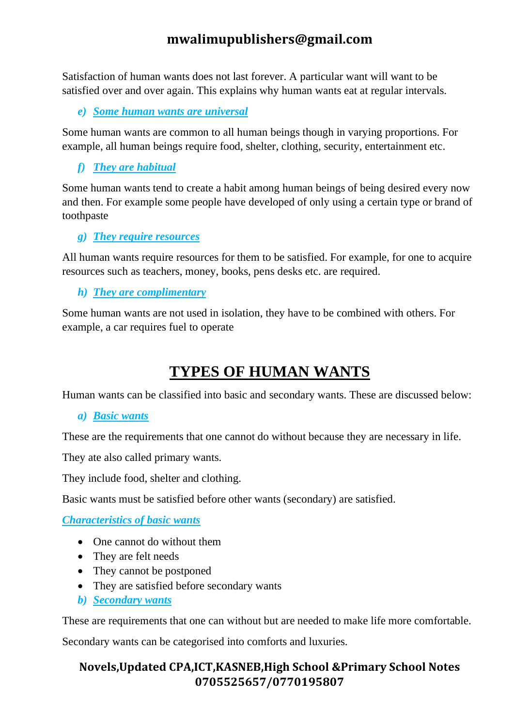Satisfaction of human wants does not last forever. A particular want will want to be satisfied over and over again. This explains why human wants eat at regular intervals.

***e) Some human wants are universal***

Some human wants are common to all human beings though in varying proportions. For example, all human beings require food, shelter, clothing, security, entertainment etc.

***f) They are habitual***

Some human wants tend to create a habit among human beings of being desired every now and then. For example some people have developed of only using a certain type or brand of toothpaste

***g) They require resources***

All human wants require resources for them to be satisfied. For example, for one to acquire resources such as teachers, money, books, pens desks etc. are required.

***h) They are complimentary***

Some human wants are not used in isolation, they have to be combined with others. For example, a car requires fuel to operate

## TYPES OF HUMAN WANTS

Human wants can be classified into basic and secondary wants. These are discussed below:

***a) Basic wants***

These are the requirements that one cannot do without because they are necessary in life.

They ate also called primary wants.

They include food, shelter and clothing.

Basic wants must be satisfied before other wants (secondary) are satisfied.

***Characteristics of basic wants***

- One cannot do without them
- They are felt needs
- They cannot be postponed
- They are satisfied before secondary wants

***b) Secondary wants***

These are requirements that one can without but are needed to make life more comfortable.

Secondary wants can be categorised into comforts and luxuries.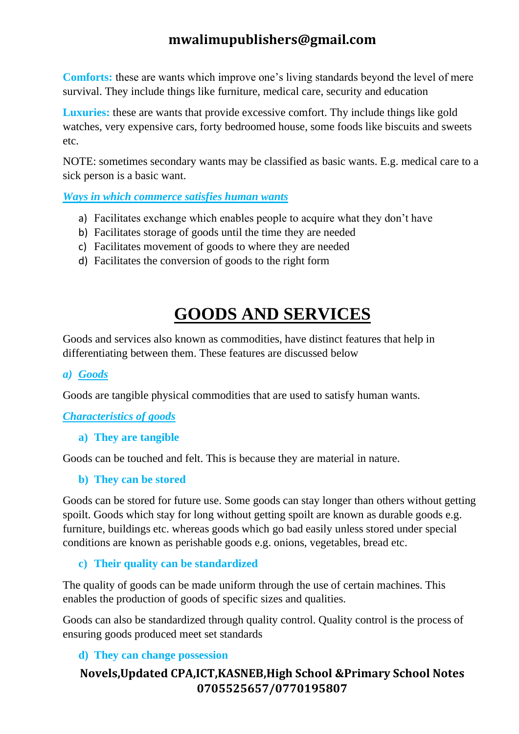**Comforts:** these are wants which improve one's living standards beyond the level of mere survival. They include things like furniture, medical care, security and education

**Luxuries:** these are wants that provide excessive comfort. Thy include things like gold watches, very expensive cars, forty bedroomed house, some foods like biscuits and sweets etc.

NOTE: sometimes secondary wants may be classified as basic wants. E.g. medical care to a sick person is a basic want.

***Ways in which commerce satisfies human wants***

a) Facilitates exchange which enables people to acquire what they don't have
b) Facilitates storage of goods until the time they are needed
c) Facilitates movement of goods to where they are needed
d) Facilitates the conversion of goods to the right form

# GOODS AND SERVICES

Goods and services also known as commodities, have distinct features that help in differentiating between them. These features are discussed below

***a) Goods***

Goods are tangible physical commodities that are used to satisfy human wants.

***Characteristics of goods***

**a) They are tangible**

Goods can be touched and felt. This is because they are material in nature.

**b) They can be stored**

Goods can be stored for future use. Some goods can stay longer than others without getting spoilt. Goods which stay for long without getting spoilt are known as durable goods e.g. furniture, buildings etc. whereas goods which go bad easily unless stored under special conditions are known as perishable goods e.g. onions, vegetables, bread etc.

**c) Their quality can be standardized**

The quality of goods can be made uniform through the use of certain machines. This enables the production of goods of specific sizes and qualities.

Goods can also be standardized through quality control. Quality control is the process of ensuring goods produced meet set standards

**d) They can change possession**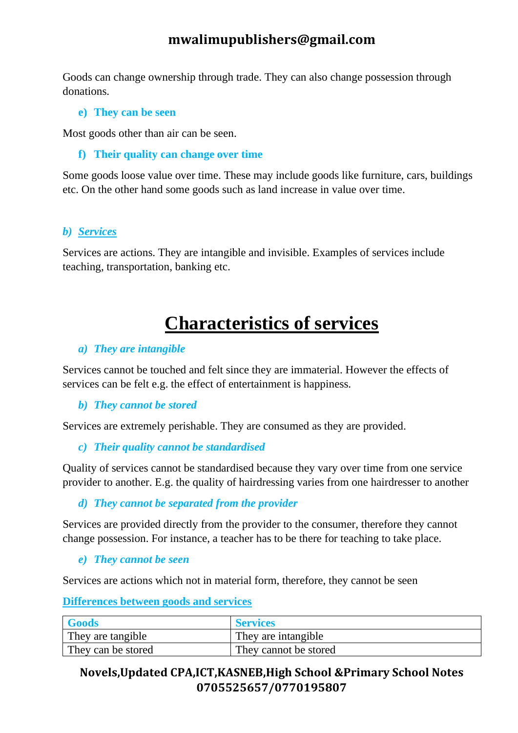Goods can change ownership through trade. They can also change possession through donations.

**e) They can be seen**

Most goods other than air can be seen.

**f) Their quality can change over time**

Some goods loose value over time. These may include goods like furniture, cars, buildings etc. On the other hand some goods such as land increase in value over time.

***b) Services***

Services are actions. They are intangible and invisible. Examples of services include teaching, transportation, banking etc.

# Characteristics of services

***a) They are intangible***

Services cannot be touched and felt since they are immaterial. However the effects of services can be felt e.g. the effect of entertainment is happiness.

***b) They cannot be stored***

Services are extremely perishable. They are consumed as they are provided.

***c) Their quality cannot be standardised***

Quality of services cannot be standardised because they vary over time from one service provider to another. E.g. the quality of hairdressing varies from one hairdresser to another

***d) They cannot be separated from the provider***

Services are provided directly from the provider to the consumer, therefore they cannot change possession. For instance, a teacher has to be there for teaching to take place.

***e) They cannot be seen***

Services are actions which not in material form, therefore, they cannot be seen

**Differences between goods and services**

| Goods | Services |
|---|---|
| They are tangible | They are intangible |
| They can be stored | They cannot be stored |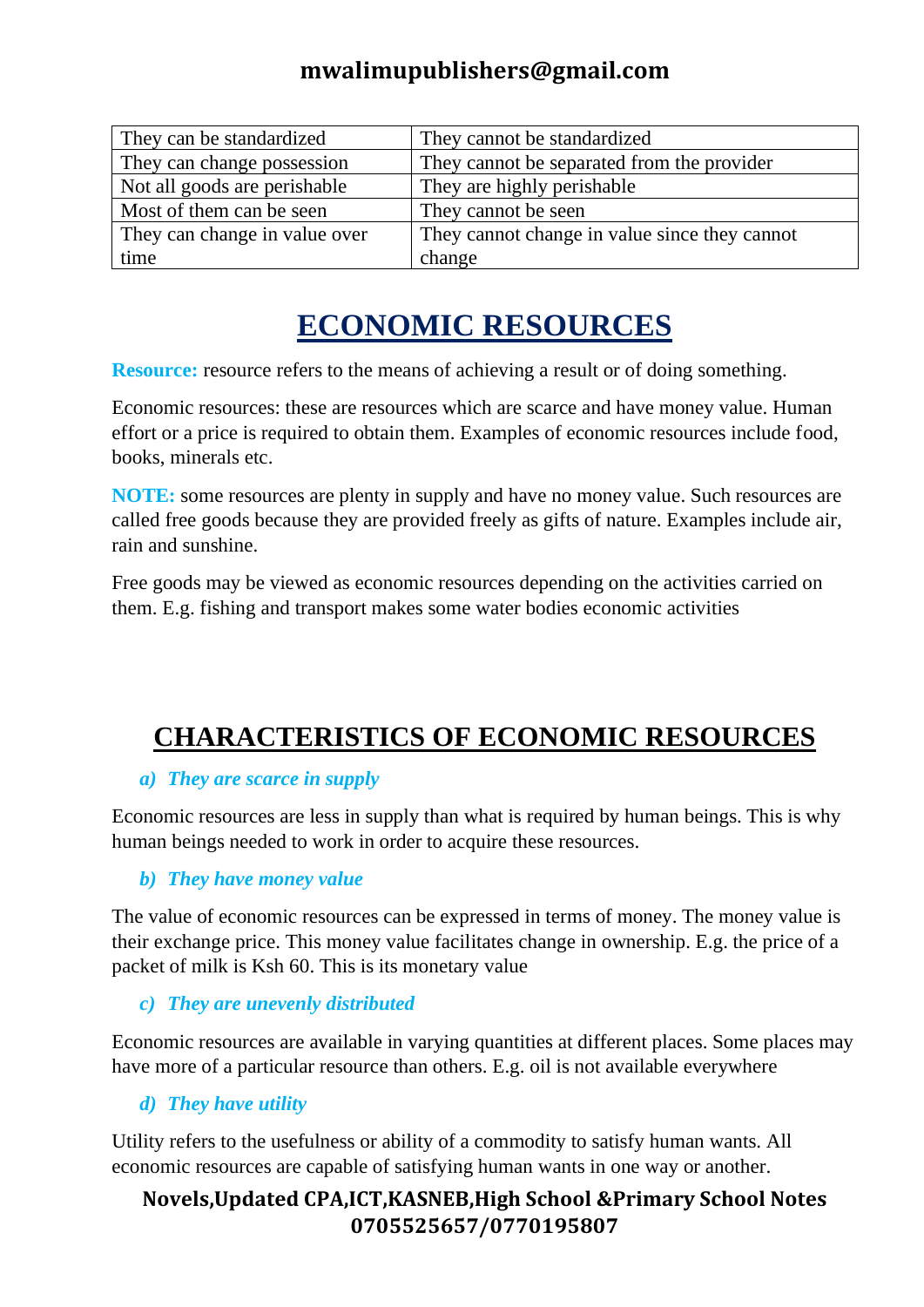| They can be standardized | They cannot be standardized |
| --- | --- |
| They can change possession | They cannot be separated from the provider |
| Not all goods are perishable | They are highly perishable |
| Most of them can be seen | They cannot be seen |
| They can change in value over time | They cannot change in value since they cannot change |

# ECONOMIC RESOURCES

**Resource:** resource refers to the means of achieving a result or of doing something.

Economic resources: these are resources which are scarce and have money value. Human effort or a price is required to obtain them. Examples of economic resources include food, books, minerals etc.

**NOTE:** some resources are plenty in supply and have no money value. Such resources are called free goods because they are provided freely as gifts of nature. Examples include air, rain and sunshine.

Free goods may be viewed as economic resources depending on the activities carried on them. E.g. fishing and transport makes some water bodies economic activities

# CHARACTERISTICS OF ECONOMIC RESOURCES

*a) **They are scarce in supply***

Economic resources are less in supply than what is required by human beings. This is why human beings needed to work in order to acquire these resources.

*b) **They have money value***

The value of economic resources can be expressed in terms of money. The money value is their exchange price. This money value facilitates change in ownership. E.g. the price of a packet of milk is Ksh 60. This is its monetary value

*c) **They are unevenly distributed***

Economic resources are available in varying quantities at different places. Some places may have more of a particular resource than others. E.g. oil is not available everywhere

*d) **They have utility***

Utility refers to the usefulness or ability of a commodity to satisfy human wants. All economic resources are capable of satisfying human wants in one way or another.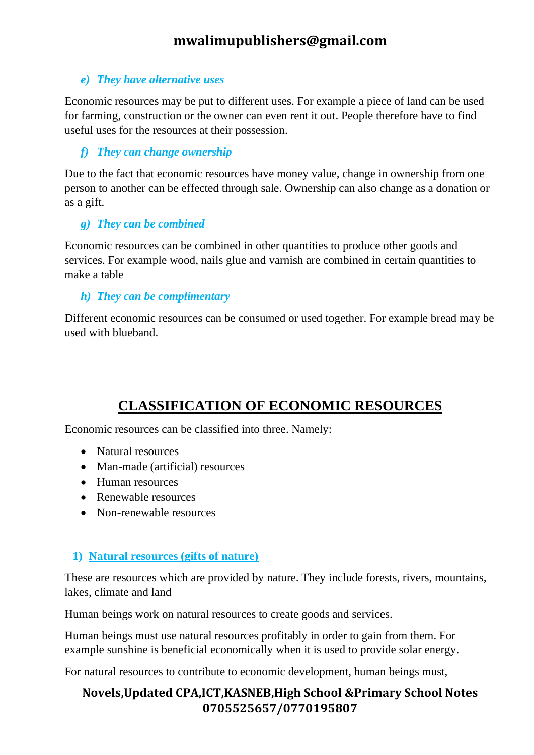*e) They have alternative uses*

Economic resources may be put to different uses. For example a piece of land can be used for farming, construction or the owner can even rent it out. People therefore have to find useful uses for the resources at their possession.

*f) They can change ownership*

Due to the fact that economic resources have money value, change in ownership from one person to another can be effected through sale. Ownership can also change as a donation or as a gift.

*g) They can be combined*

Economic resources can be combined in other quantities to produce other goods and services. For example wood, nails glue and varnish are combined in certain quantities to make a table

*h) They can be complimentary*

Different economic resources can be consumed or used together. For example bread may be used with blueband.

## CLASSIFICATION OF ECONOMIC RESOURCES

Economic resources can be classified into three. Namely:

- Natural resources
- Man-made (artificial) resources
- Human resources
- Renewable resources
- Non-renewable resources

### 1) Natural resources (gifts of nature)

These are resources which are provided by nature. They include forests, rivers, mountains, lakes, climate and land

Human beings work on natural resources to create goods and services.

Human beings must use natural resources profitably in order to gain from them. For example sunshine is beneficial economically when it is used to provide solar energy.

For natural resources to contribute to economic development, human beings must,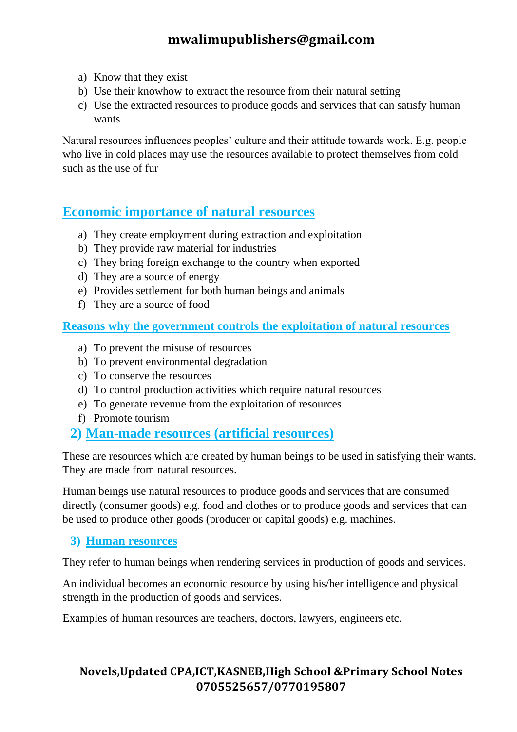a) Know that they exist
b) Use their knowhow to extract the resource from their natural setting
c) Use the extracted resources to produce goods and services that can satisfy human wants

Natural resources influences peoples' culture and their attitude towards work. E.g. people who live in cold places may use the resources available to protect themselves from cold such as the use of fur

## Economic importance of natural resources

a) They create employment during extraction and exploitation
b) They provide raw material for industries
c) They bring foreign exchange to the country when exported
d) They are a source of energy
e) Provides settlement for both human beings and animals
f) They are a source of food

### Reasons why the government controls the exploitation of natural resources

a) To prevent the misuse of resources
b) To prevent environmental degradation
c) To conserve the resources
d) To control production activities which require natural resources
e) To generate revenue from the exploitation of resources
f) Promote tourism

## 2) Man-made resources (artificial resources)

These are resources which are created by human beings to be used in satisfying their wants. They are made from natural resources.

Human beings use natural resources to produce goods and services that are consumed directly (consumer goods) e.g. food and clothes or to produce goods and services that can be used to produce other goods (producer or capital goods) e.g. machines.

### 3) Human resources

They refer to human beings when rendering services in production of goods and services.

An individual becomes an economic resource by using his/her intelligence and physical strength in the production of goods and services.

Examples of human resources are teachers, doctors, lawyers, engineers etc.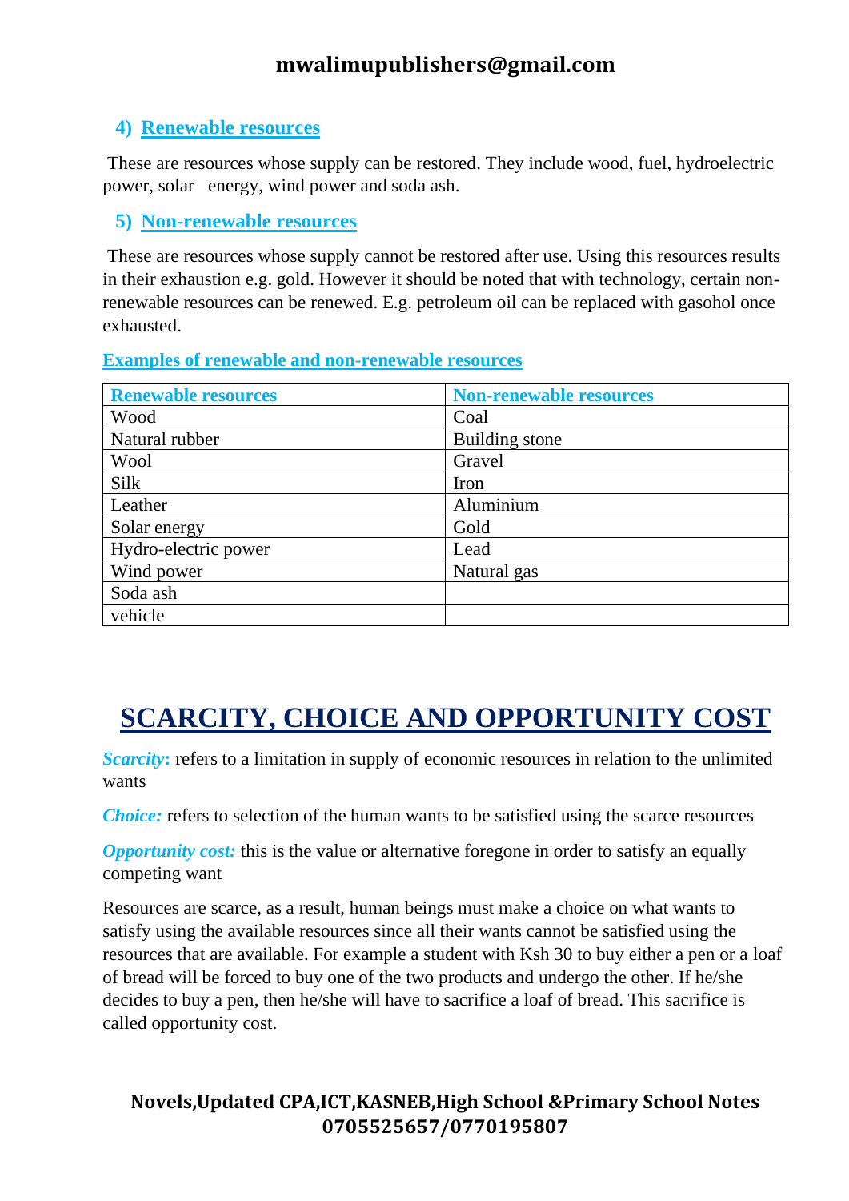### 4) Renewable resources

These are resources whose supply can be restored. They include wood, fuel, hydroelectric power, solar energy, wind power and soda ash.

### 5) Non-renewable resources

These are resources whose supply cannot be restored after use. Using this resources results in their exhaustion e.g. gold. However it should be noted that with technology, certain non-renewable resources can be renewed. E.g. petroleum oil can be replaced with gasohol once exhausted.

**Examples of renewable and non-renewable resources**

| Renewable resources | Non-renewable resources |
|---|---|
| Wood | Coal |
| Natural rubber | Building stone |
| Wool | Gravel |
| Silk | Iron |
| Leather | Aluminium |
| Solar energy | Gold |
| Hydro-electric power | Lead |
| Wind power | Natural gas |
| Soda ash | |
| vehicle | |

# SCARCITY, CHOICE AND OPPORTUNITY COST

***Scarcity:*** refers to a limitation in supply of economic resources in relation to the unlimited wants

***Choice:*** refers to selection of the human wants to be satisfied using the scarce resources

***Opportunity cost:*** this is the value or alternative foregone in order to satisfy an equally competing want

Resources are scarce, as a result, human beings must make a choice on what wants to satisfy using the available resources since all their wants cannot be satisfied using the resources that are available. For example a student with Ksh 30 to buy either a pen or a loaf of bread will be forced to buy one of the two products and undergo the other. If he/she decides to buy a pen, then he/she will have to sacrifice a loaf of bread. This sacrifice is called opportunity cost.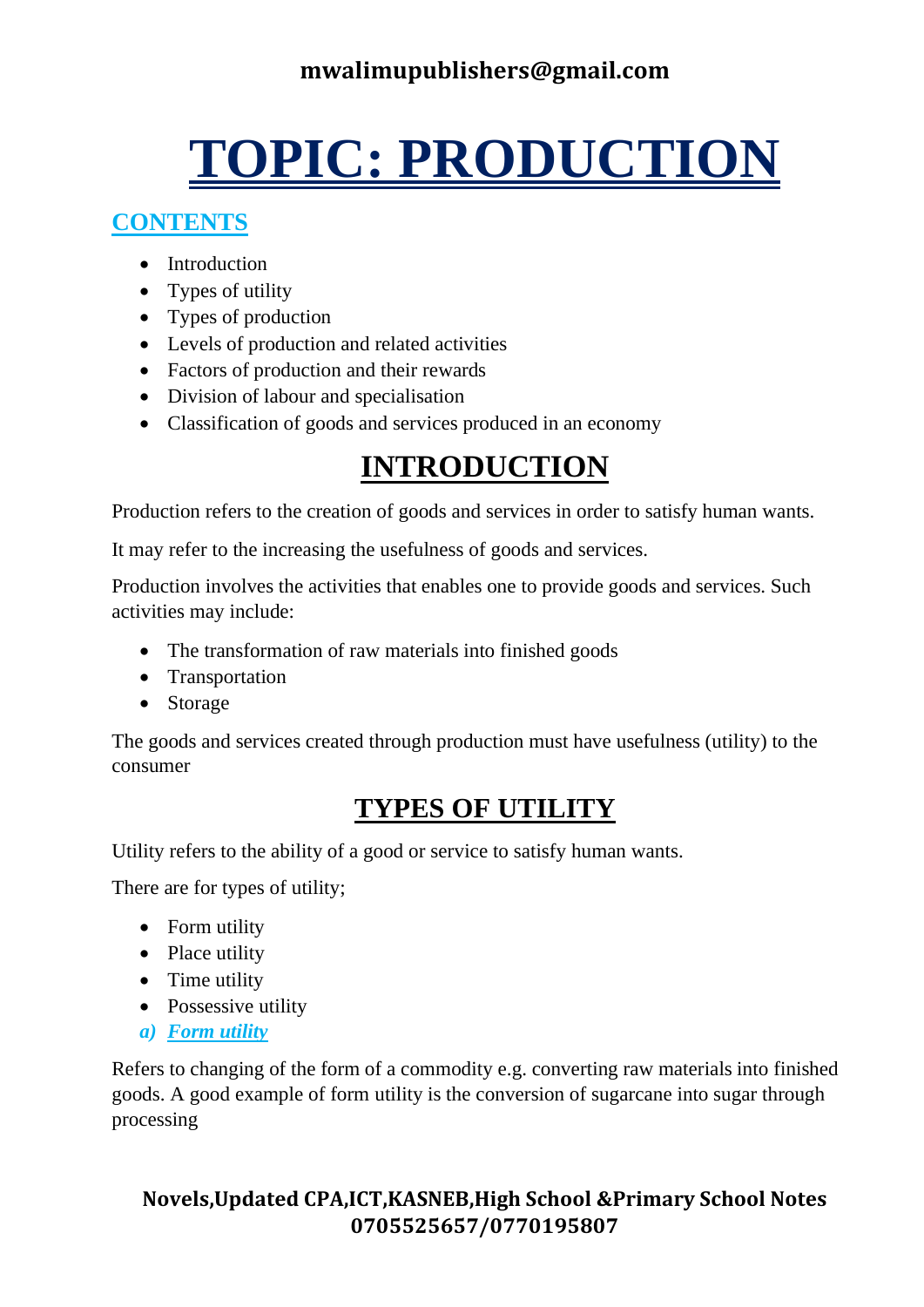# TOPIC: PRODUCTION

## CONTENTS

- Introduction
- Types of utility
- Types of production
- Levels of production and related activities
- Factors of production and their rewards
- Division of labour and specialisation
- Classification of goods and services produced in an economy

## INTRODUCTION

Production refers to the creation of goods and services in order to satisfy human wants.

It may refer to the increasing the usefulness of goods and services.

Production involves the activities that enables one to provide goods and services. Such activities may include:

- The transformation of raw materials into finished goods
- Transportation
- Storage

The goods and services created through production must have usefulness (utility) to the consumer

## TYPES OF UTILITY

Utility refers to the ability of a good or service to satisfy human wants.

There are for types of utility;

- Form utility
- Place utility
- Time utility
- Possessive utility

***a) Form utility***

Refers to changing of the form of a commodity e.g. converting raw materials into finished goods. A good example of form utility is the conversion of sugarcane into sugar through processing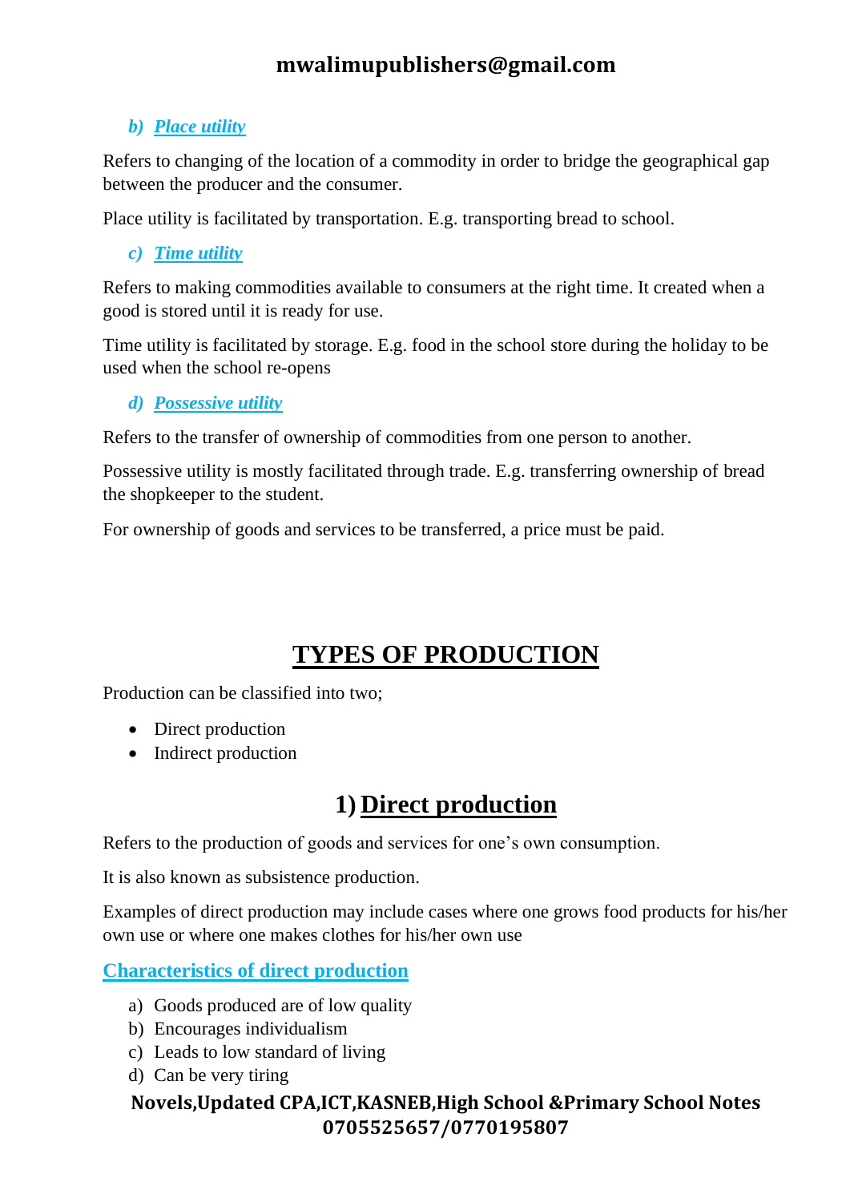### b) *Place utility*

Refers to changing of the location of a commodity in order to bridge the geographical gap between the producer and the consumer.

Place utility is facilitated by transportation. E.g. transporting bread to school.

### c) *Time utility*

Refers to making commodities available to consumers at the right time. It created when a good is stored until it is ready for use.

Time utility is facilitated by storage. E.g. food in the school store during the holiday to be used when the school re-opens

### d) *Possessive utility*

Refers to the transfer of ownership of commodities from one person to another.

Possessive utility is mostly facilitated through trade. E.g. transferring ownership of bread the shopkeeper to the student.

For ownership of goods and services to be transferred, a price must be paid.

# TYPES OF PRODUCTION

Production can be classified into two;

- Direct production
- Indirect production

## 1) Direct production

Refers to the production of goods and services for one's own consumption.

It is also known as subsistence production.

Examples of direct production may include cases where one grows food products for his/her own use or where one makes clothes for his/her own use

### Characteristics of direct production

a) Goods produced are of low quality
b) Encourages individualism
c) Leads to low standard of living
d) Can be very tiring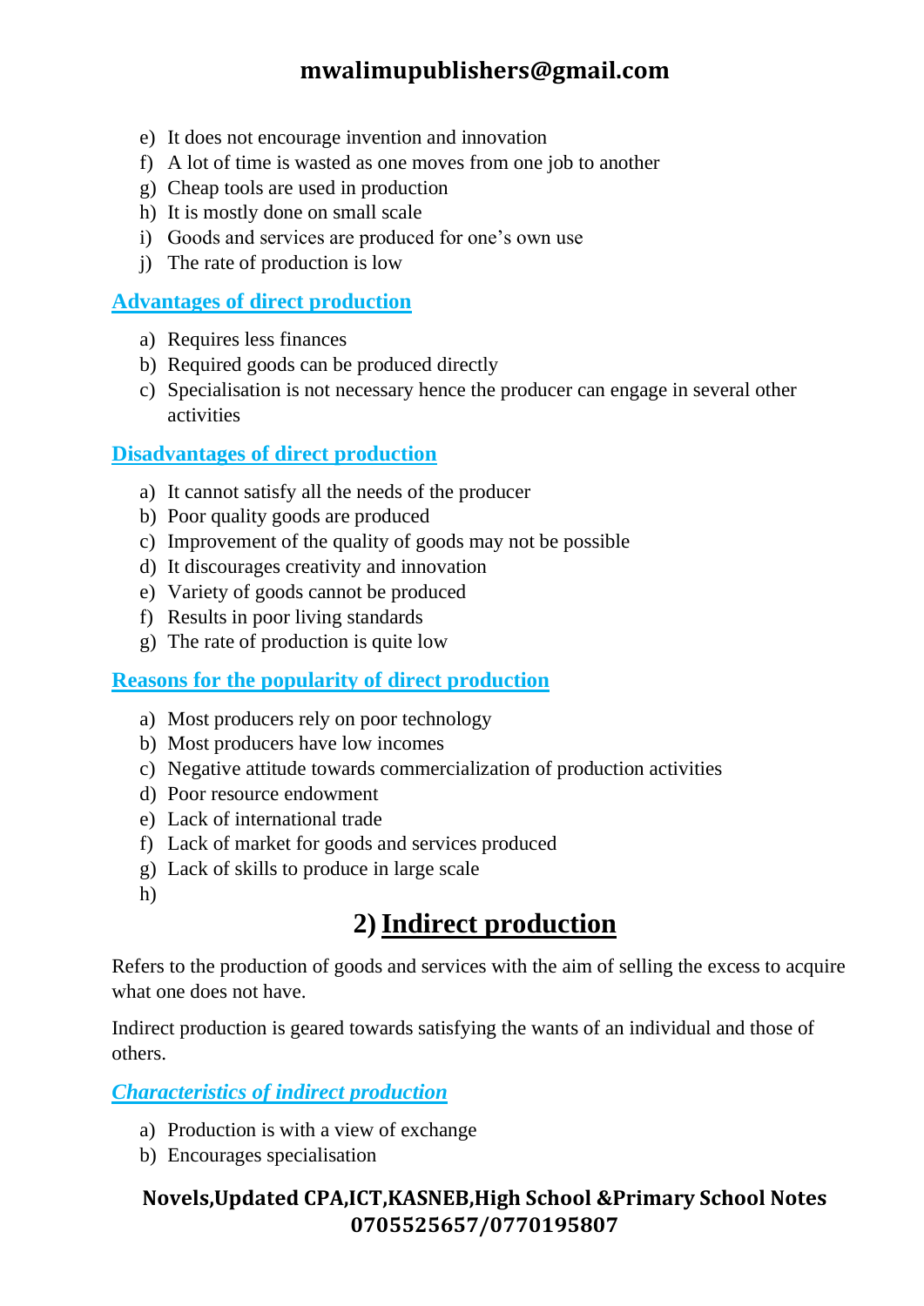e) It does not encourage invention and innovation
f) A lot of time is wasted as one moves from one job to another
g) Cheap tools are used in production
h) It is mostly done on small scale
i) Goods and services are produced for one's own use
j) The rate of production is low

### Advantages of direct production

a) Requires less finances
b) Required goods can be produced directly
c) Specialisation is not necessary hence the producer can engage in several other activities

### Disadvantages of direct production

a) It cannot satisfy all the needs of the producer
b) Poor quality goods are produced
c) Improvement of the quality of goods may not be possible
d) It discourages creativity and innovation
e) Variety of goods cannot be produced
f) Results in poor living standards
g) The rate of production is quite low

### Reasons for the popularity of direct production

a) Most producers rely on poor technology
b) Most producers have low incomes
c) Negative attitude towards commercialization of production activities
d) Poor resource endowment
e) Lack of international trade
f) Lack of market for goods and services produced
g) Lack of skills to produce in large scale
h)

## 2) Indirect production

Refers to the production of goods and services with the aim of selling the excess to acquire what one does not have.

Indirect production is geared towards satisfying the wants of an individual and those of others.

### *Characteristics of indirect production*

a) Production is with a view of exchange
b) Encourages specialisation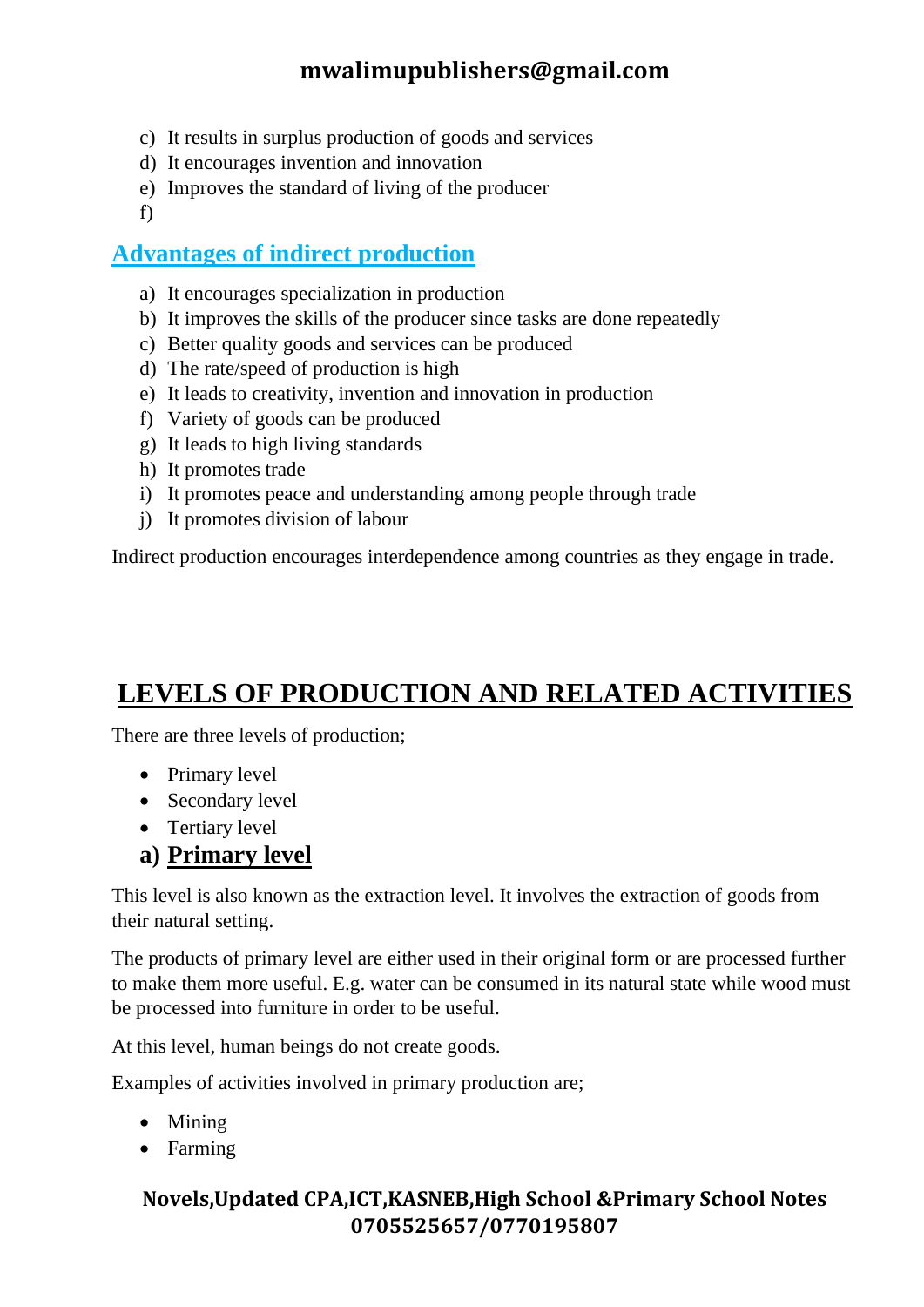c) It results in surplus production of goods and services
d) It encourages invention and innovation
e) Improves the standard of living of the producer
f)

## Advantages of indirect production

a) It encourages specialization in production
b) It improves the skills of the producer since tasks are done repeatedly
c) Better quality goods and services can be produced
d) The rate/speed of production is high
e) It leads to creativity, invention and innovation in production
f) Variety of goods can be produced
g) It leads to high living standards
h) It promotes trade
i) It promotes peace and understanding among people through trade
j) It promotes division of labour

Indirect production encourages interdependence among countries as they engage in trade.

# LEVELS OF PRODUCTION AND RELATED ACTIVITIES

There are three levels of production;

- Primary level
- Secondary level
- Tertiary level

### a) Primary level

This level is also known as the extraction level. It involves the extraction of goods from their natural setting.

The products of primary level are either used in their original form or are processed further to make them more useful. E.g. water can be consumed in its natural state while wood must be processed into furniture in order to be useful.

At this level, human beings do not create goods.

Examples of activities involved in primary production are;

- Mining
- Farming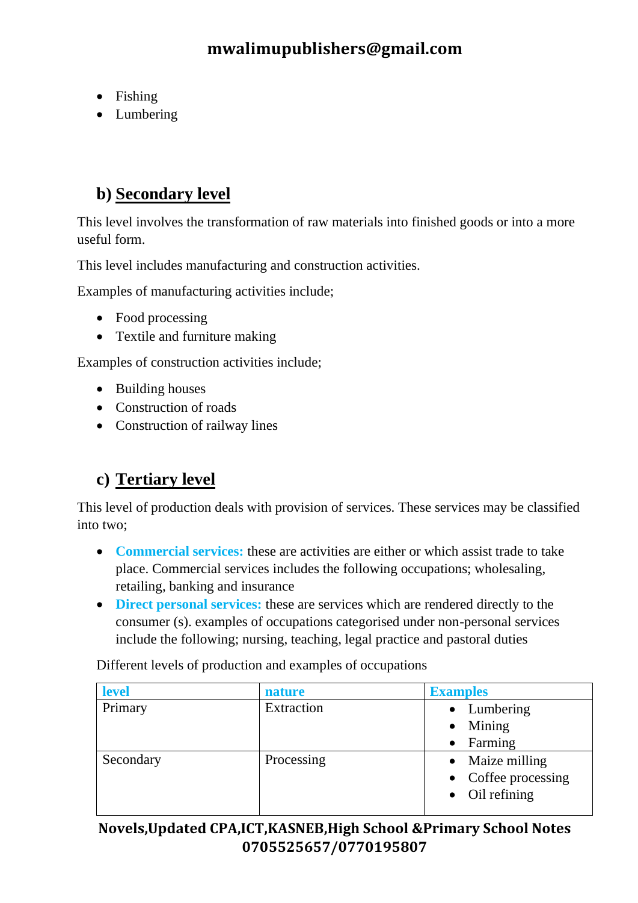- Fishing
- Lumbering

## b) Secondary level

This level involves the transformation of raw materials into finished goods or into a more useful form.

This level includes manufacturing and construction activities.

Examples of manufacturing activities include;

- Food processing
- Textile and furniture making

Examples of construction activities include;

- Building houses
- Construction of roads
- Construction of railway lines

## c) Tertiary level

This level of production deals with provision of services. These services may be classified into two;

- **Commercial services:** these are activities are either or which assist trade to take place. Commercial services includes the following occupations; wholesaling, retailing, banking and insurance
- **Direct personal services:** these are services which are rendered directly to the consumer (s). examples of occupations categorised under non-personal services include the following; nursing, teaching, legal practice and pastoral duties

Different levels of production and examples of occupations

| level | nature | Examples |
|---|---|---|
| Primary | Extraction | • Lumbering<br>• Mining<br>• Farming |
| Secondary | Processing | • Maize milling<br>• Coffee processing<br>• Oil refining |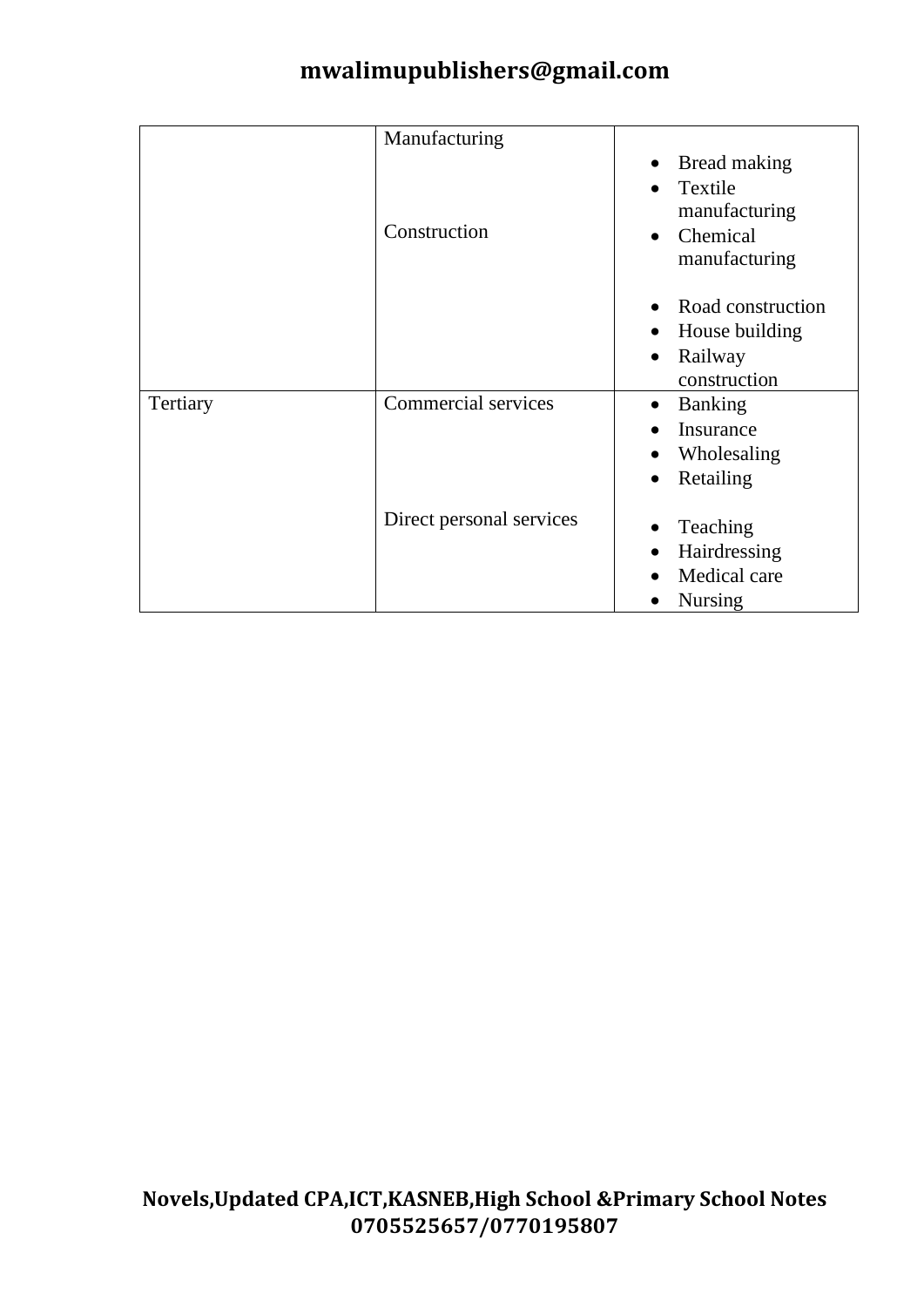| | | |
|---|---|---|
| | Manufacturing<br><br>Construction | • Bread making<br>• Textile manufacturing<br>• Chemical manufacturing<br><br>• Road construction<br>• House building<br>• Railway construction |
| Tertiary | Commercial services<br><br>Direct personal services | • Banking<br>• Insurance<br>• Wholesaling<br>• Retailing<br><br>• Teaching<br>• Hairdressing<br>• Medical care<br>• Nursing |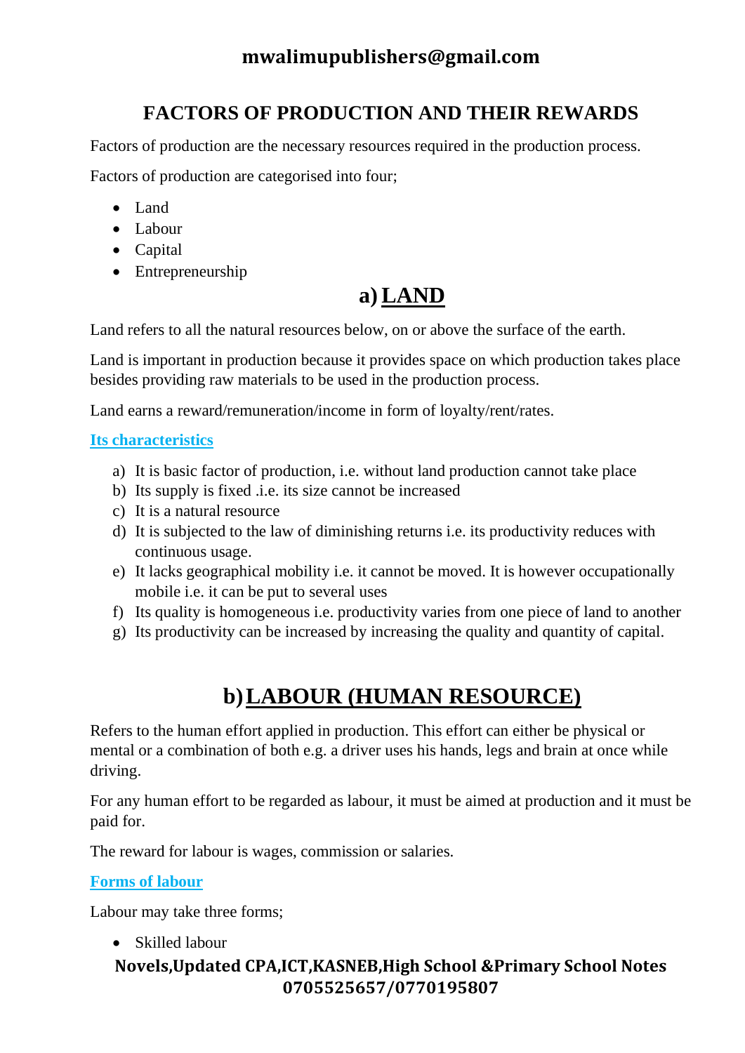# FACTORS OF PRODUCTION AND THEIR REWARDS

Factors of production are the necessary resources required in the production process.

Factors of production are categorised into four;

- Land
- Labour
- Capital
- Entrepreneurship

## a) LAND

Land refers to all the natural resources below, on or above the surface of the earth.

Land is important in production because it provides space on which production takes place besides providing raw materials to be used in the production process.

Land earns a reward/remuneration/income in form of loyalty/rent/rates.

### Its characteristics

a) It is basic factor of production, i.e. without land production cannot take place
b) Its supply is fixed .i.e. its size cannot be increased
c) It is a natural resource
d) It is subjected to the law of diminishing returns i.e. its productivity reduces with continuous usage.
e) It lacks geographical mobility i.e. it cannot be moved. It is however occupationally mobile i.e. it can be put to several uses
f) Its quality is homogeneous i.e. productivity varies from one piece of land to another
g) Its productivity can be increased by increasing the quality and quantity of capital.

## b) LABOUR (HUMAN RESOURCE)

Refers to the human effort applied in production. This effort can either be physical or mental or a combination of both e.g. a driver uses his hands, legs and brain at once while driving.

For any human effort to be regarded as labour, it must be aimed at production and it must be paid for.

The reward for labour is wages, commission or salaries.

### Forms of labour

Labour may take three forms;

- Skilled labour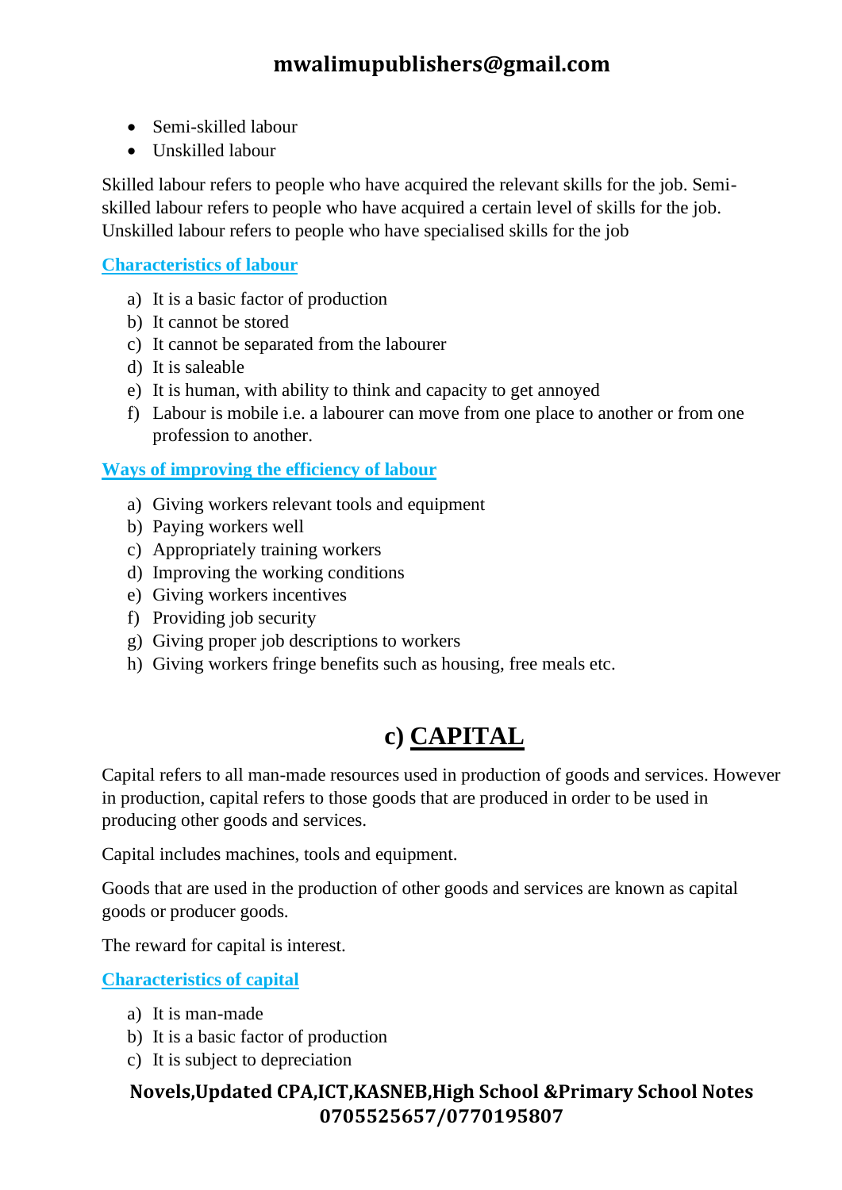- Semi-skilled labour
- Unskilled labour

Skilled labour refers to people who have acquired the relevant skills for the job. Semi-skilled labour refers to people who have acquired a certain level of skills for the job. Unskilled labour refers to people who have specialised skills for the job

### Characteristics of labour

a) It is a basic factor of production
b) It cannot be stored
c) It cannot be separated from the labourer
d) It is saleable
e) It is human, with ability to think and capacity to get annoyed
f) Labour is mobile i.e. a labourer can move from one place to another or from one profession to another.

### Ways of improving the efficiency of labour

a) Giving workers relevant tools and equipment
b) Paying workers well
c) Appropriately training workers
d) Improving the working conditions
e) Giving workers incentives
f) Providing job security
g) Giving proper job descriptions to workers
h) Giving workers fringe benefits such as housing, free meals etc.

## c) CAPITAL

Capital refers to all man-made resources used in production of goods and services. However in production, capital refers to those goods that are produced in order to be used in producing other goods and services.

Capital includes machines, tools and equipment.

Goods that are used in the production of other goods and services are known as capital goods or producer goods.

The reward for capital is interest.

### Characteristics of capital

a) It is man-made
b) It is a basic factor of production
c) It is subject to depreciation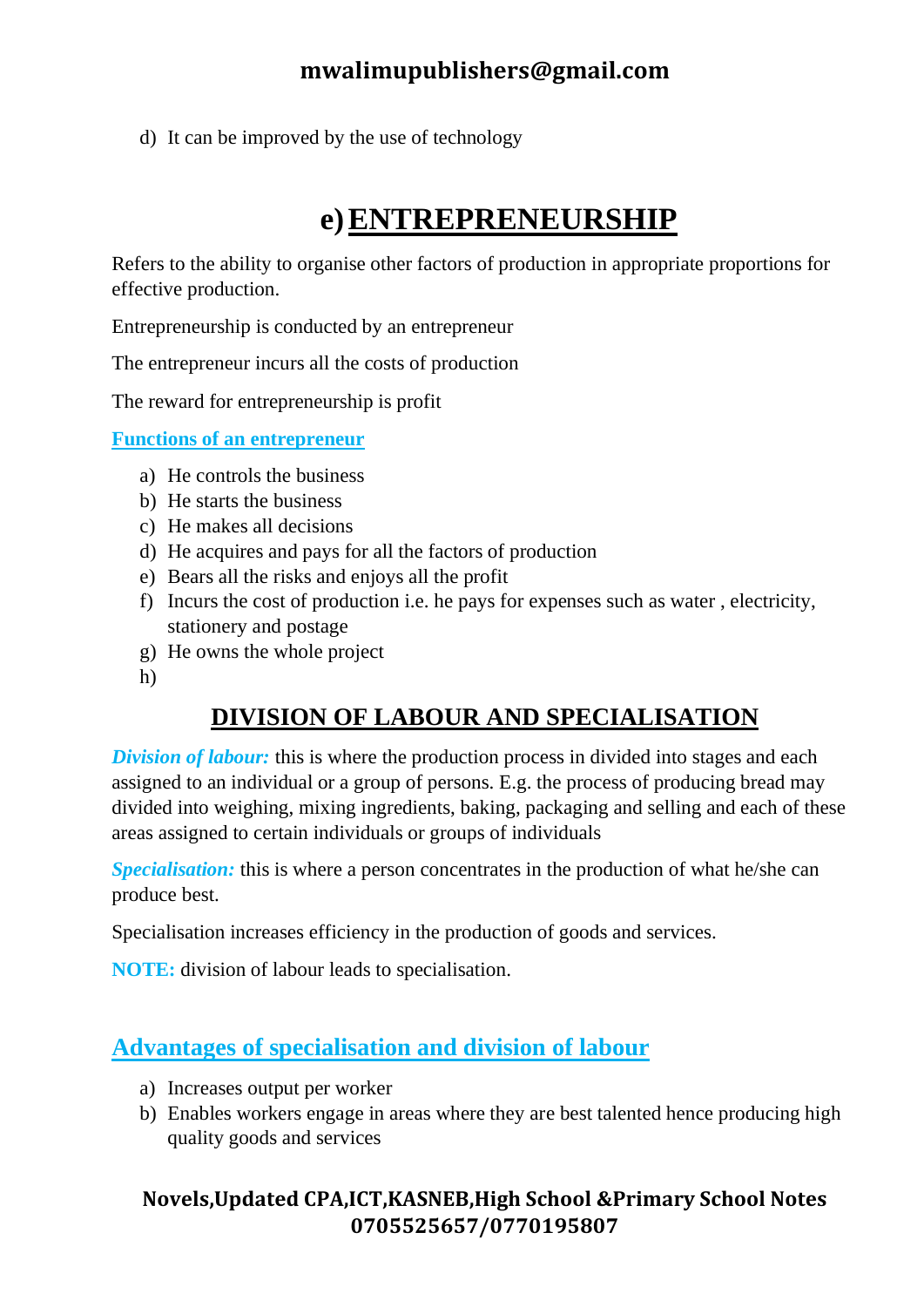d) It can be improved by the use of technology

# e) ENTREPRENEURSHIP

Refers to the ability to organise other factors of production in appropriate proportions for effective production.

Entrepreneurship is conducted by an entrepreneur

The entrepreneur incurs all the costs of production

The reward for entrepreneurship is profit

**Functions of an entrepreneur**

a) He controls the business
b) He starts the business
c) He makes all decisions
d) He acquires and pays for all the factors of production
e) Bears all the risks and enjoys all the profit
f) Incurs the cost of production i.e. he pays for expenses such as water , electricity, stationery and postage
g) He owns the whole project
h)

## DIVISION OF LABOUR AND SPECIALISATION

***Division of labour:*** this is where the production process in divided into stages and each assigned to an individual or a group of persons. E.g. the process of producing bread may divided into weighing, mixing ingredients, baking, packaging and selling and each of these areas assigned to certain individuals or groups of individuals

***Specialisation:*** this is where a person concentrates in the production of what he/she can produce best.

Specialisation increases efficiency in the production of goods and services.

**NOTE:** division of labour leads to specialisation.

### Advantages of specialisation and division of labour

a) Increases output per worker
b) Enables workers engage in areas where they are best talented hence producing high quality goods and services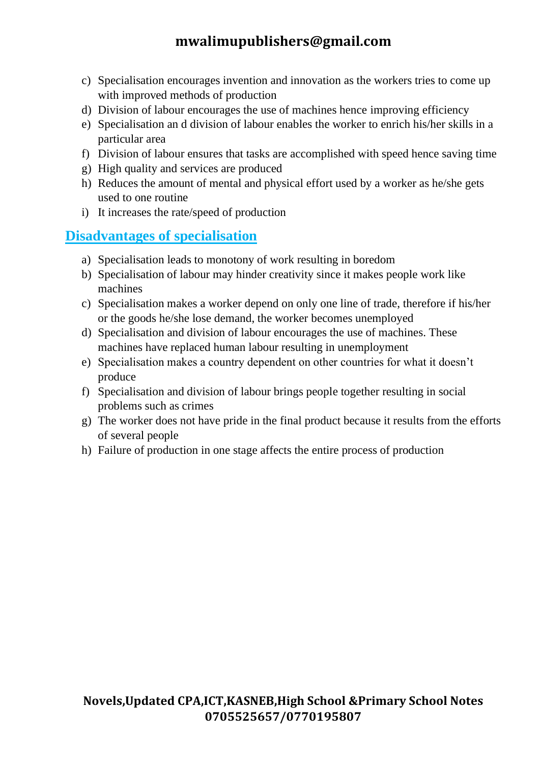c) Specialisation encourages invention and innovation as the workers tries to come up with improved methods of production
d) Division of labour encourages the use of machines hence improving efficiency
e) Specialisation an d division of labour enables the worker to enrich his/her skills in a particular area
f) Division of labour ensures that tasks are accomplished with speed hence saving time
g) High quality and services are produced
h) Reduces the amount of mental and physical effort used by a worker as he/she gets used to one routine
i) It increases the rate/speed of production

## Disadvantages of specialisation

a) Specialisation leads to monotony of work resulting in boredom
b) Specialisation of labour may hinder creativity since it makes people work like machines
c) Specialisation makes a worker depend on only one line of trade, therefore if his/her or the goods he/she lose demand, the worker becomes unemployed
d) Specialisation and division of labour encourages the use of machines. These machines have replaced human labour resulting in unemployment
e) Specialisation makes a country dependent on other countries for what it doesn't produce
f) Specialisation and division of labour brings people together resulting in social problems such as crimes
g) The worker does not have pride in the final product because it results from the efforts of several people
h) Failure of production in one stage affects the entire process of production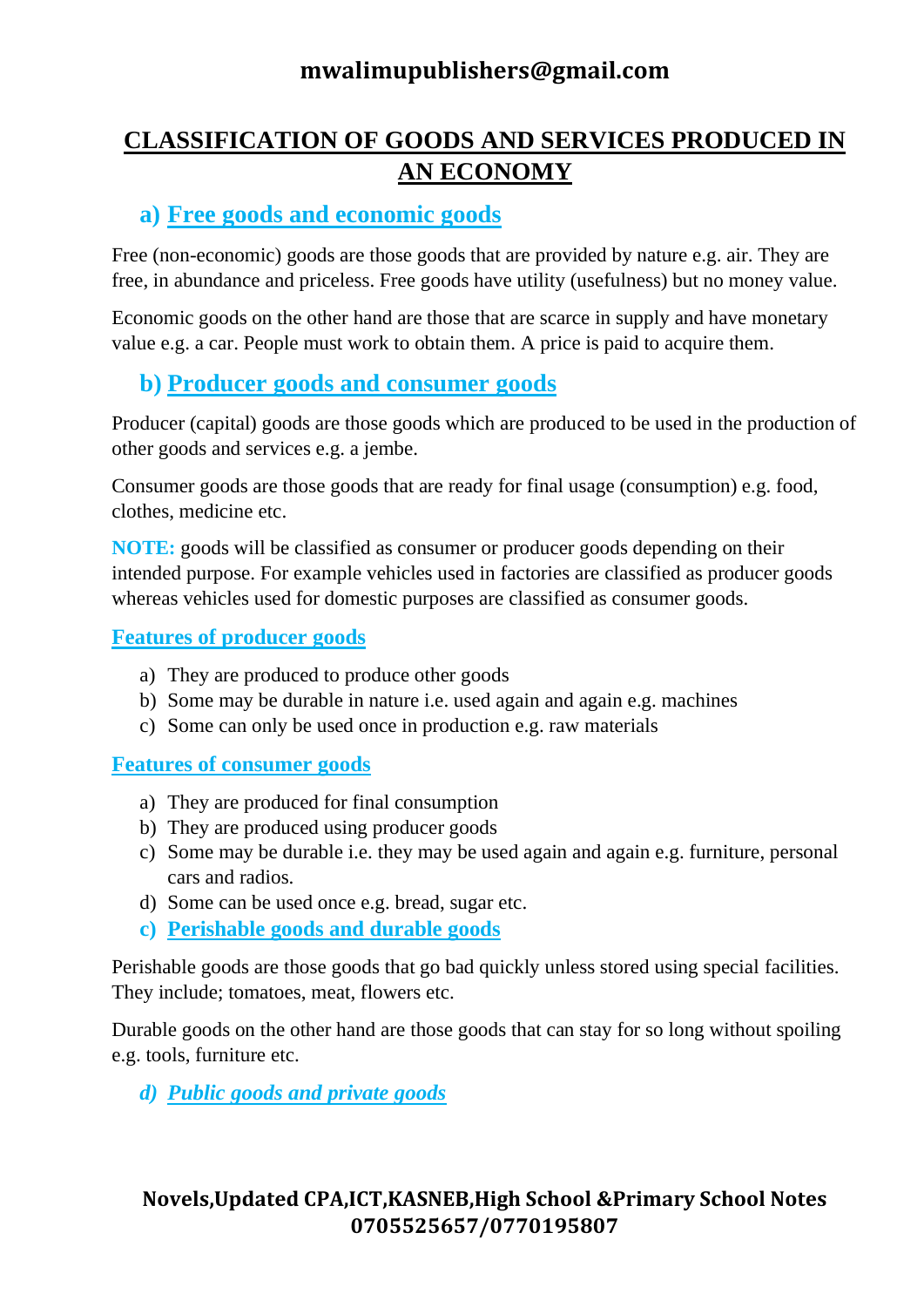# CLASSIFICATION OF GOODS AND SERVICES PRODUCED IN AN ECONOMY

## a) Free goods and economic goods

Free (non-economic) goods are those goods that are provided by nature e.g. air. They are free, in abundance and priceless. Free goods have utility (usefulness) but no money value.

Economic goods on the other hand are those that are scarce in supply and have monetary value e.g. a car. People must work to obtain them. A price is paid to acquire them.

## b) Producer goods and consumer goods

Producer (capital) goods are those goods which are produced to be used in the production of other goods and services e.g. a jembe.

Consumer goods are those goods that are ready for final usage (consumption) e.g. food, clothes, medicine etc.

**NOTE:** goods will be classified as consumer or producer goods depending on their intended purpose. For example vehicles used in factories are classified as producer goods whereas vehicles used for domestic purposes are classified as consumer goods.

### Features of producer goods

a) They are produced to produce other goods
b) Some may be durable in nature i.e. used again and again e.g. machines
c) Some can only be used once in production e.g. raw materials

### Features of consumer goods

a) They are produced for final consumption
b) They are produced using producer goods
c) Some may be durable i.e. they may be used again and again e.g. furniture, personal cars and radios.
d) Some can be used once e.g. bread, sugar etc.

## c) Perishable goods and durable goods

Perishable goods are those goods that go bad quickly unless stored using special facilities. They include; tomatoes, meat, flowers etc.

Durable goods on the other hand are those goods that can stay for so long without spoiling e.g. tools, furniture etc.

## *d) Public goods and private goods*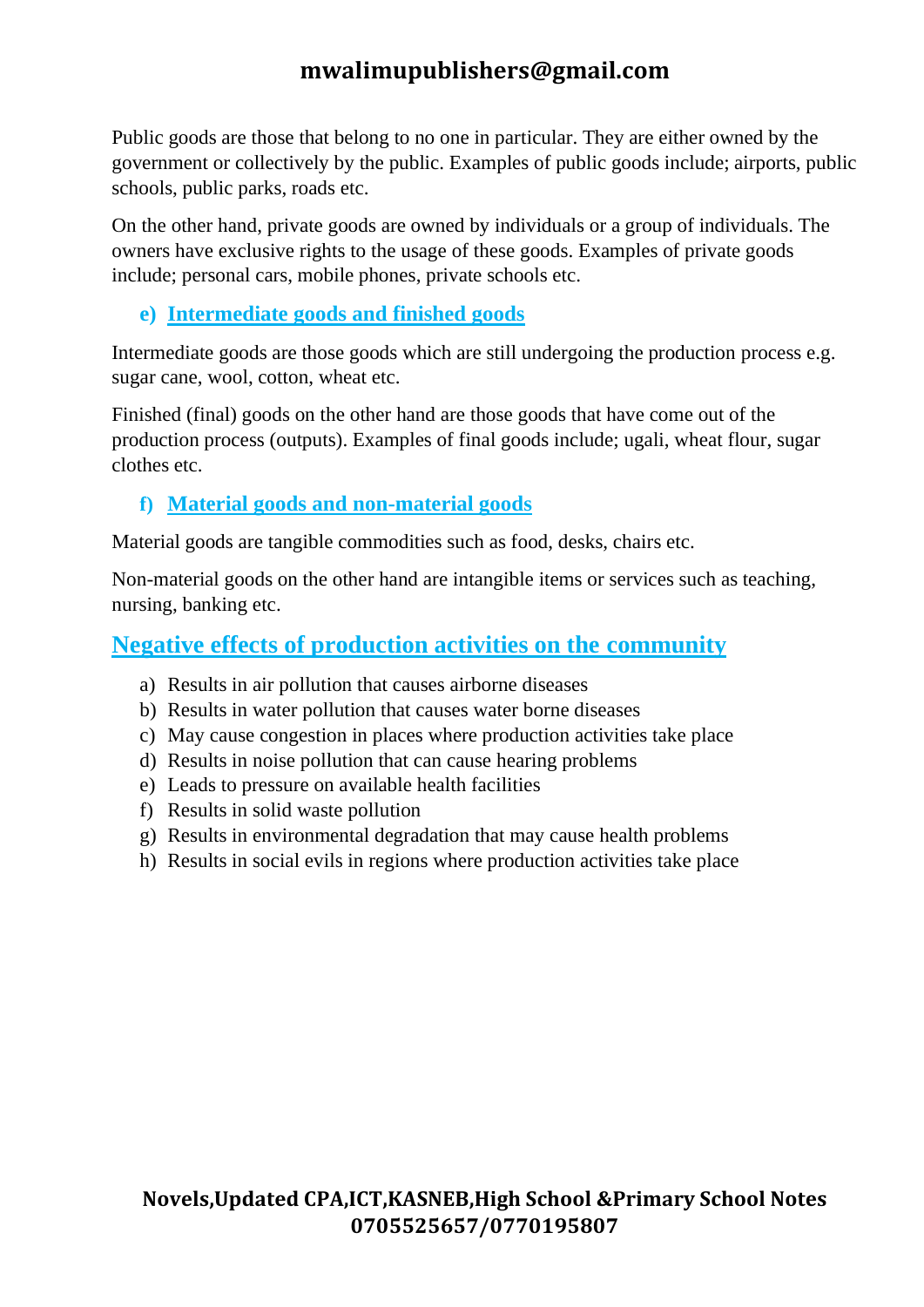Public goods are those that belong to no one in particular. They are either owned by the government or collectively by the public. Examples of public goods include; airports, public schools, public parks, roads etc.

On the other hand, private goods are owned by individuals or a group of individuals. The owners have exclusive rights to the usage of these goods. Examples of private goods include; personal cars, mobile phones, private schools etc.

### e) Intermediate goods and finished goods

Intermediate goods are those goods which are still undergoing the production process e.g. sugar cane, wool, cotton, wheat etc.

Finished (final) goods on the other hand are those goods that have come out of the production process (outputs). Examples of final goods include; ugali, wheat flour, sugar clothes etc.

### f) Material goods and non-material goods

Material goods are tangible commodities such as food, desks, chairs etc.

Non-material goods on the other hand are intangible items or services such as teaching, nursing, banking etc.

## Negative effects of production activities on the community

a) Results in air pollution that causes airborne diseases
b) Results in water pollution that causes water borne diseases
c) May cause congestion in places where production activities take place
d) Results in noise pollution that can cause hearing problems
e) Leads to pressure on available health facilities
f) Results in solid waste pollution
g) Results in environmental degradation that may cause health problems
h) Results in social evils in regions where production activities take place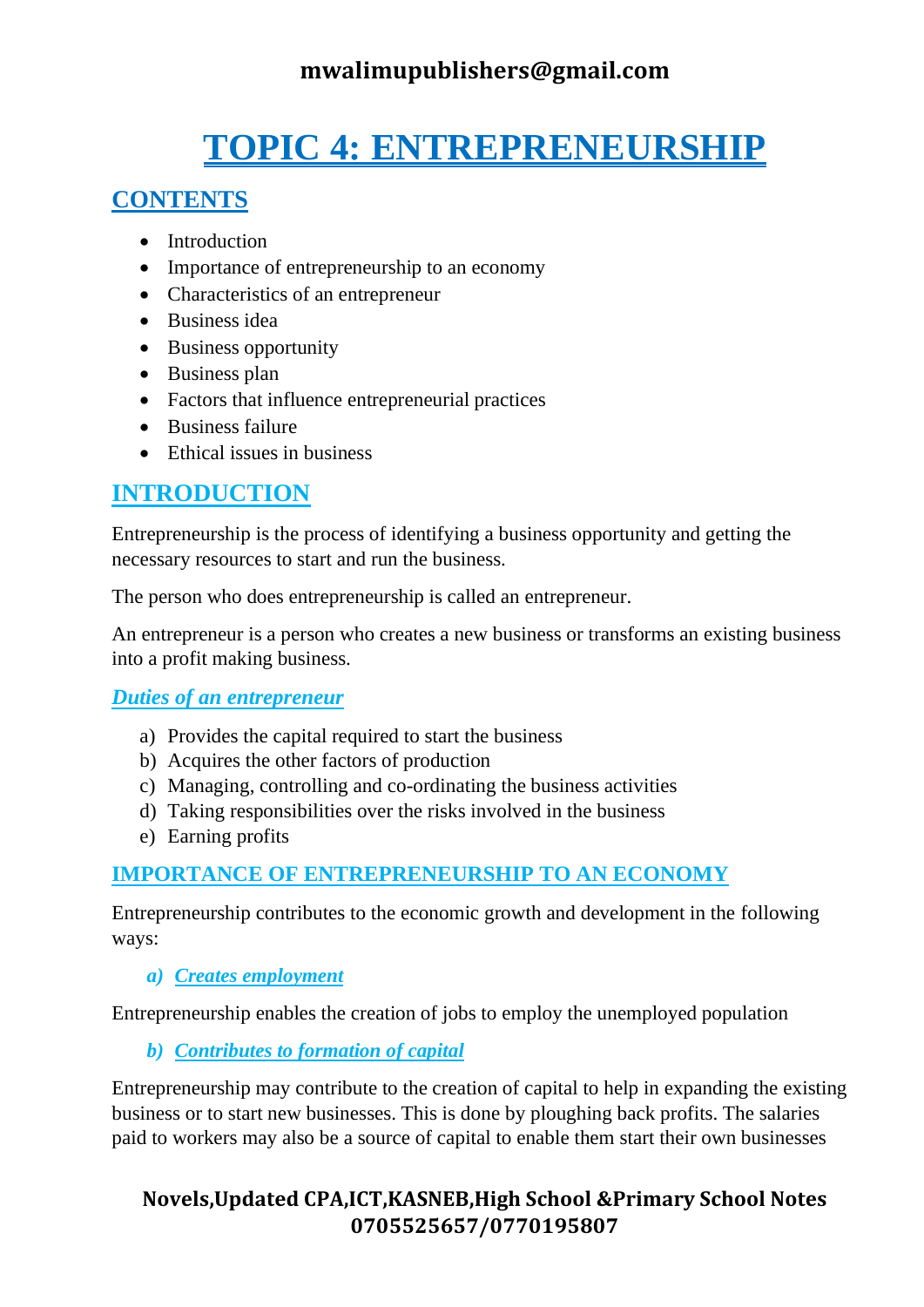# TOPIC 4: ENTREPRENEURSHIP

## CONTENTS

- Introduction
- Importance of entrepreneurship to an economy
- Characteristics of an entrepreneur
- Business idea
- Business opportunity
- Business plan
- Factors that influence entrepreneurial practices
- Business failure
- Ethical issues in business

## INTRODUCTION

Entrepreneurship is the process of identifying a business opportunity and getting the necessary resources to start and run the business.

The person who does entrepreneurship is called an entrepreneur.

An entrepreneur is a person who creates a new business or transforms an existing business into a profit making business.

### *Duties of an entrepreneur*

a) Provides the capital required to start the business
b) Acquires the other factors of production
c) Managing, controlling and co-ordinating the business activities
d) Taking responsibilities over the risks involved in the business
e) Earning profits

## IMPORTANCE OF ENTREPRENEURSHIP TO AN ECONOMY

Entrepreneurship contributes to the economic growth and development in the following ways:

### *a) Creates employment*

Entrepreneurship enables the creation of jobs to employ the unemployed population

### *b) Contributes to formation of capital*

Entrepreneurship may contribute to the creation of capital to help in expanding the existing business or to start new businesses. This is done by ploughing back profits. The salaries paid to workers may also be a source of capital to enable them start their own businesses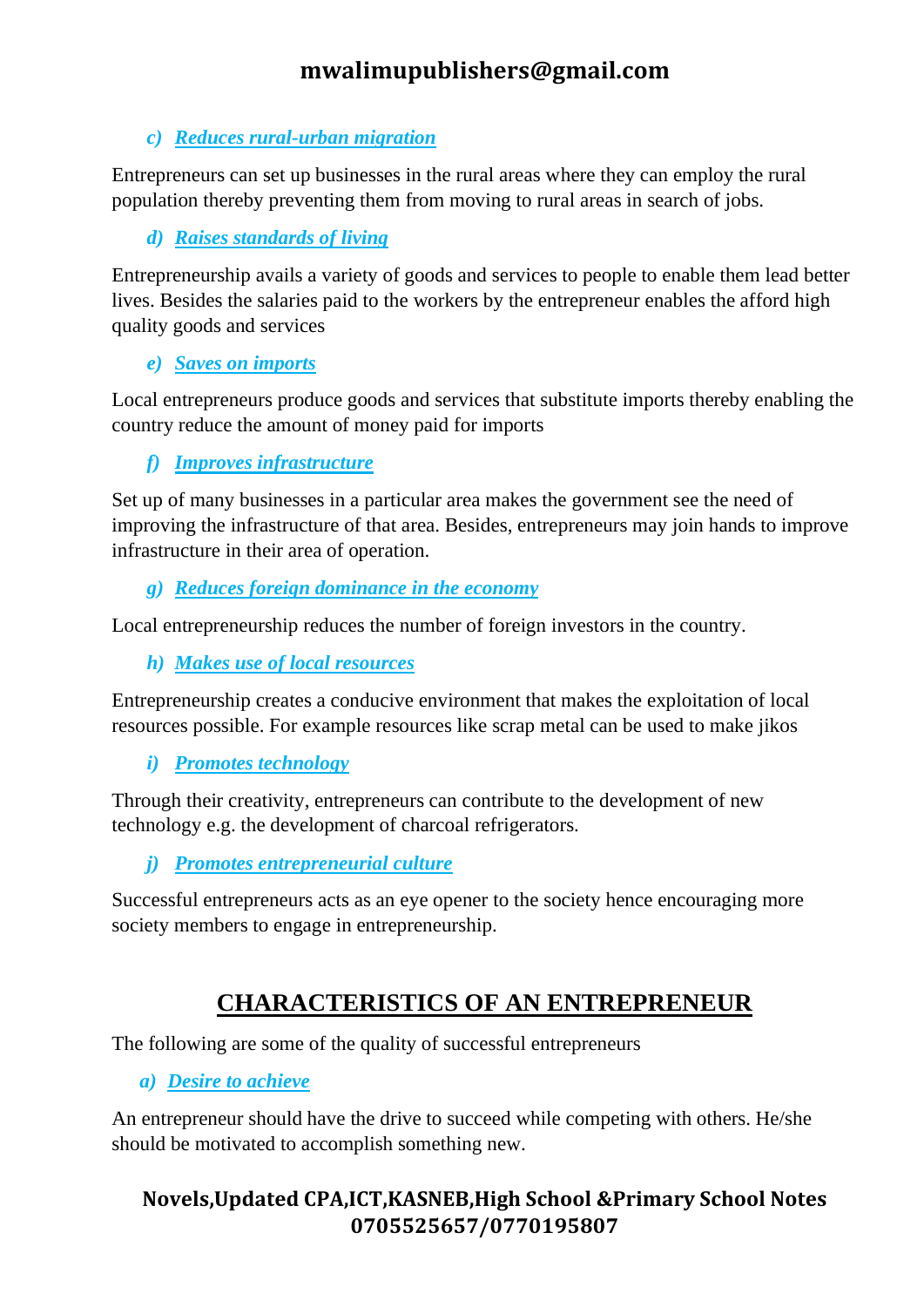### *c) Reduces rural-urban migration*

Entrepreneurs can set up businesses in the rural areas where they can employ the rural population thereby preventing them from moving to rural areas in search of jobs.

### *d) Raises standards of living*

Entrepreneurship avails a variety of goods and services to people to enable them lead better lives. Besides the salaries paid to the workers by the entrepreneur enables the afford high quality goods and services

### *e) Saves on imports*

Local entrepreneurs produce goods and services that substitute imports thereby enabling the country reduce the amount of money paid for imports

### *f) Improves infrastructure*

Set up of many businesses in a particular area makes the government see the need of improving the infrastructure of that area. Besides, entrepreneurs may join hands to improve infrastructure in their area of operation.

### *g) Reduces foreign dominance in the economy*

Local entrepreneurship reduces the number of foreign investors in the country.

### *h) Makes use of local resources*

Entrepreneurship creates a conducive environment that makes the exploitation of local resources possible. For example resources like scrap metal can be used to make jikos

### *i) Promotes technology*

Through their creativity, entrepreneurs can contribute to the development of new technology e.g. the development of charcoal refrigerators.

### *j) Promotes entrepreneurial culture*

Successful entrepreneurs acts as an eye opener to the society hence encouraging more society members to engage in entrepreneurship.

## CHARACTERISTICS OF AN ENTREPRENEUR

The following are some of the quality of successful entrepreneurs

### *a) Desire to achieve*

An entrepreneur should have the drive to succeed while competing with others. He/she should be motivated to accomplish something new.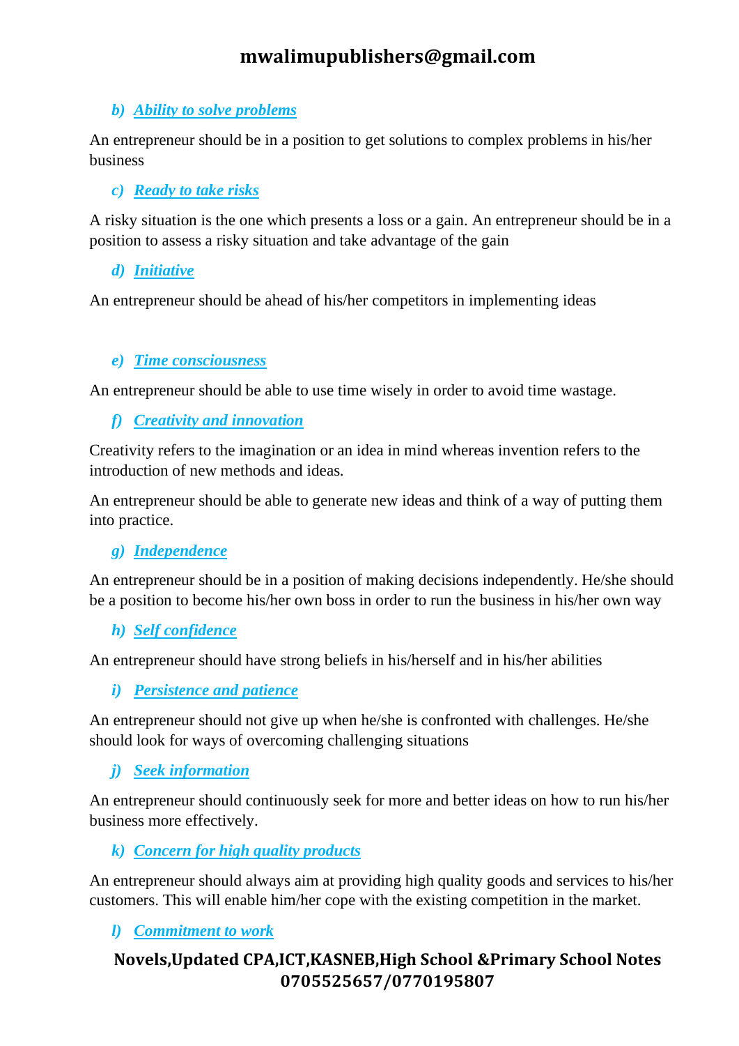### b) Ability to solve problems

An entrepreneur should be in a position to get solutions to complex problems in his/her business

### c) Ready to take risks

A risky situation is the one which presents a loss or a gain. An entrepreneur should be in a position to assess a risky situation and take advantage of the gain

### d) Initiative

An entrepreneur should be ahead of his/her competitors in implementing ideas

### e) Time consciousness

An entrepreneur should be able to use time wisely in order to avoid time wastage.

### f) Creativity and innovation

Creativity refers to the imagination or an idea in mind whereas invention refers to the introduction of new methods and ideas.

An entrepreneur should be able to generate new ideas and think of a way of putting them into practice.

### g) Independence

An entrepreneur should be in a position of making decisions independently. He/she should be a position to become his/her own boss in order to run the business in his/her own way

### h) Self confidence

An entrepreneur should have strong beliefs in his/herself and in his/her abilities

### i) Persistence and patience

An entrepreneur should not give up when he/she is confronted with challenges. He/she should look for ways of overcoming challenging situations

### j) Seek information

An entrepreneur should continuously seek for more and better ideas on how to run his/her business more effectively.

### k) Concern for high quality products

An entrepreneur should always aim at providing high quality goods and services to his/her customers. This will enable him/her cope with the existing competition in the market.

### l) Commitment to work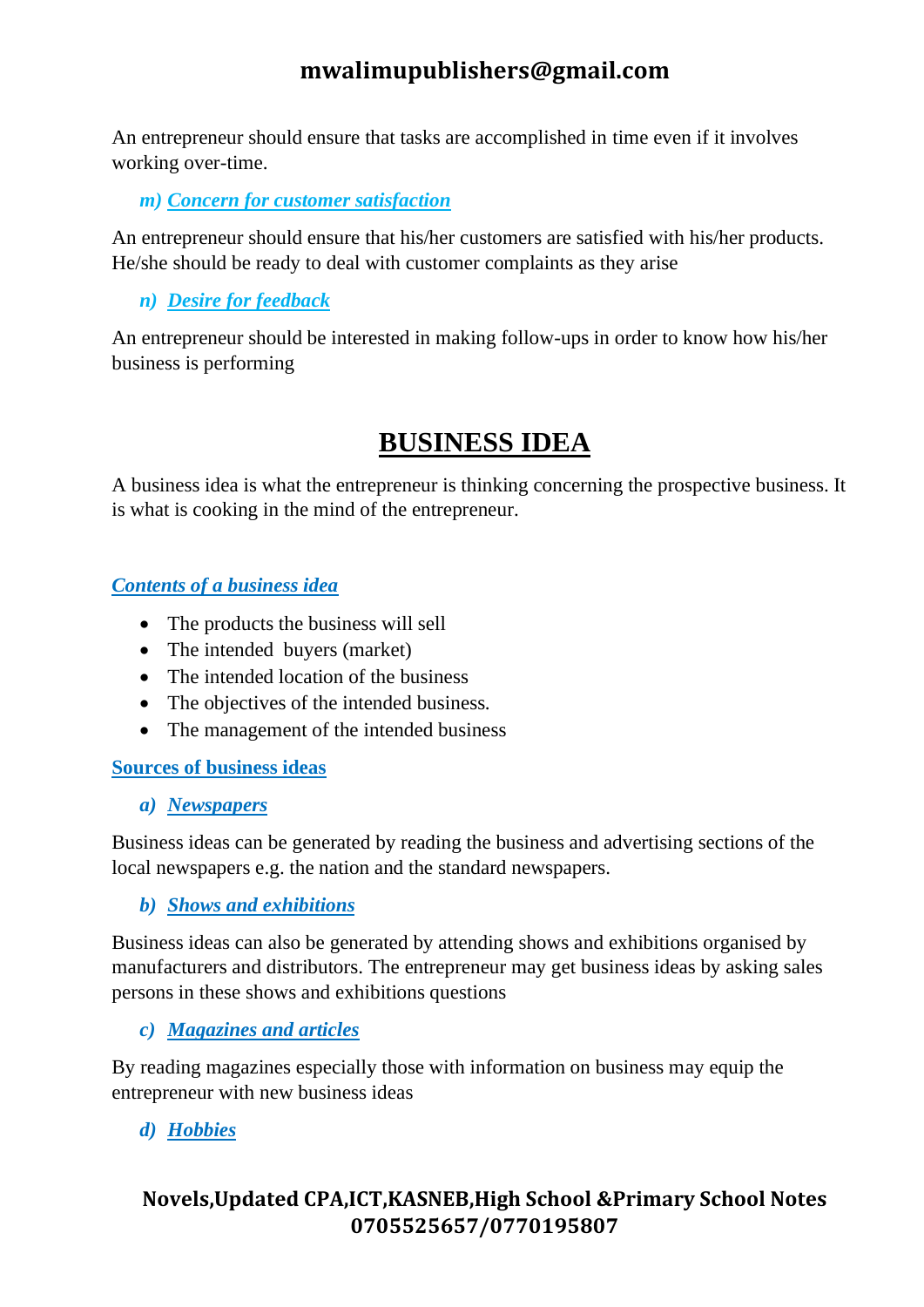An entrepreneur should ensure that tasks are accomplished in time even if it involves working over-time.

### *m) Concern for customer satisfaction*

An entrepreneur should ensure that his/her customers are satisfied with his/her products. He/she should be ready to deal with customer complaints as they arise

### *n) Desire for feedback*

An entrepreneur should be interested in making follow-ups in order to know how his/her business is performing

# BUSINESS IDEA

A business idea is what the entrepreneur is thinking concerning the prospective business. It is what is cooking in the mind of the entrepreneur.

## *Contents of a business idea*

- The products the business will sell
- The intended buyers (market)
- The intended location of the business
- The objectives of the intended business.
- The management of the intended business

## Sources of business ideas

### *a) Newspapers*

Business ideas can be generated by reading the business and advertising sections of the local newspapers e.g. the nation and the standard newspapers.

### *b) Shows and exhibitions*

Business ideas can also be generated by attending shows and exhibitions organised by manufacturers and distributors. The entrepreneur may get business ideas by asking sales persons in these shows and exhibitions questions

### *c) Magazines and articles*

By reading magazines especially those with information on business may equip the entrepreneur with new business ideas

### *d) Hobbies*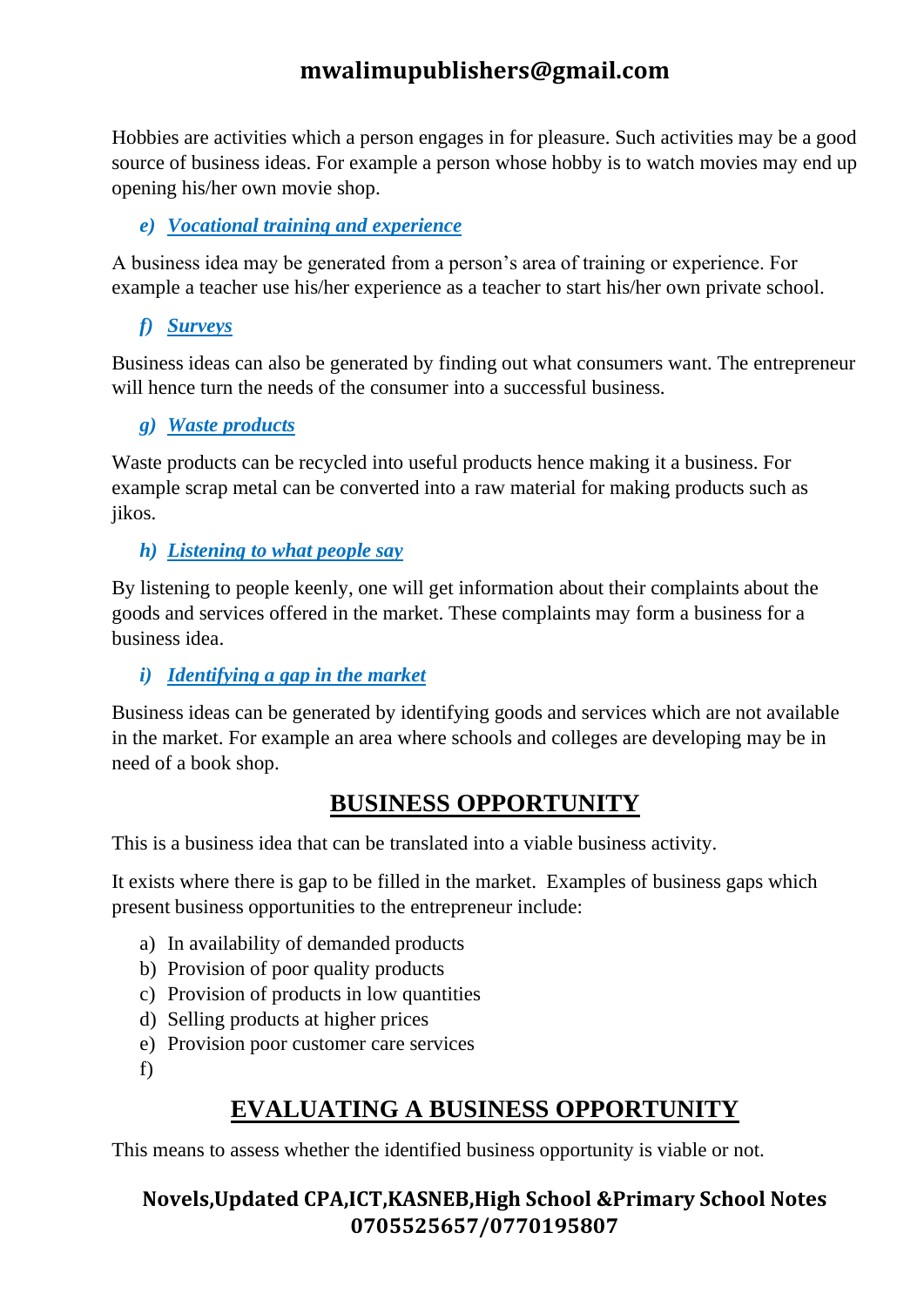Hobbies are activities which a person engages in for pleasure. Such activities may be a good source of business ideas. For example a person whose hobby is to watch movies may end up opening his/her own movie shop.

***e) Vocational training and experience***

A business idea may be generated from a person's area of training or experience. For example a teacher use his/her experience as a teacher to start his/her own private school.

***f) Surveys***

Business ideas can also be generated by finding out what consumers want. The entrepreneur will hence turn the needs of the consumer into a successful business.

***g) Waste products***

Waste products can be recycled into useful products hence making it a business. For example scrap metal can be converted into a raw material for making products such as jikos.

***h) Listening to what people say***

By listening to people keenly, one will get information about their complaints about the goods and services offered in the market. These complaints may form a business for a business idea.

***i) Identifying a gap in the market***

Business ideas can be generated by identifying goods and services which are not available in the market. For example an area where schools and colleges are developing may be in need of a book shop.

## BUSINESS OPPORTUNITY

This is a business idea that can be translated into a viable business activity.

It exists where there is gap to be filled in the market. Examples of business gaps which present business opportunities to the entrepreneur include:

a) In availability of demanded products
b) Provision of poor quality products
c) Provision of products in low quantities
d) Selling products at higher prices
e) Provision poor customer care services
f)

## EVALUATING A BUSINESS OPPORTUNITY

This means to assess whether the identified business opportunity is viable or not.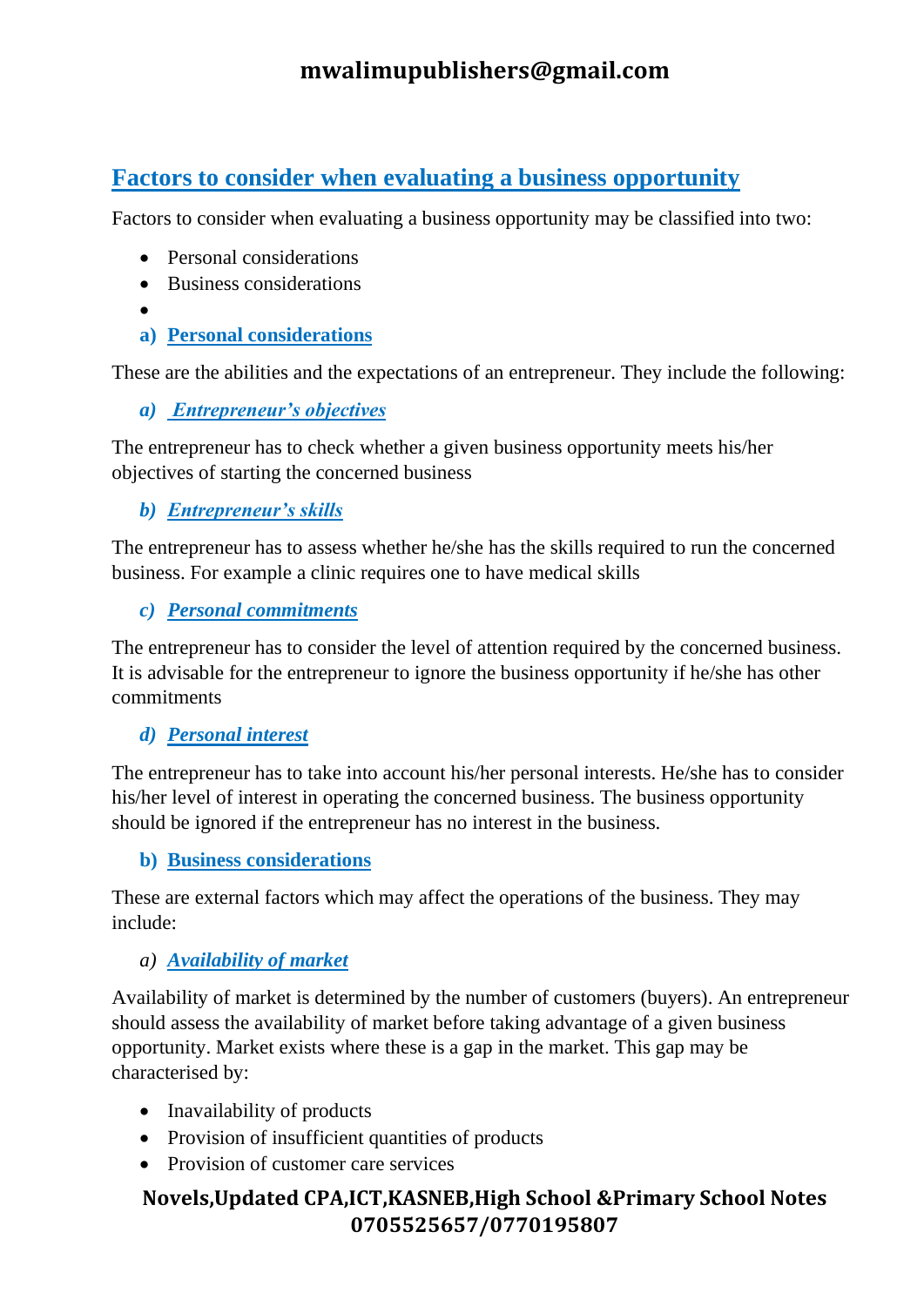## Factors to consider when evaluating a business opportunity

Factors to consider when evaluating a business opportunity may be classified into two:

- Personal considerations
- Business considerations

### a) Personal considerations

These are the abilities and the expectations of an entrepreneur. They include the following:

#### *a) Entrepreneur's objectives*

The entrepreneur has to check whether a given business opportunity meets his/her objectives of starting the concerned business

#### *b) Entrepreneur's skills*

The entrepreneur has to assess whether he/she has the skills required to run the concerned business. For example a clinic requires one to have medical skills

#### *c) Personal commitments*

The entrepreneur has to consider the level of attention required by the concerned business. It is advisable for the entrepreneur to ignore the business opportunity if he/she has other commitments

#### *d) Personal interest*

The entrepreneur has to take into account his/her personal interests. He/she has to consider his/her level of interest in operating the concerned business. The business opportunity should be ignored if the entrepreneur has no interest in the business.

### b) Business considerations

These are external factors which may affect the operations of the business. They may include:

#### *a) Availability of market*

Availability of market is determined by the number of customers (buyers). An entrepreneur should assess the availability of market before taking advantage of a given business opportunity. Market exists where these is a gap in the market. This gap may be characterised by:

- Inavailability of products
- Provision of insufficient quantities of products
- Provision of customer care services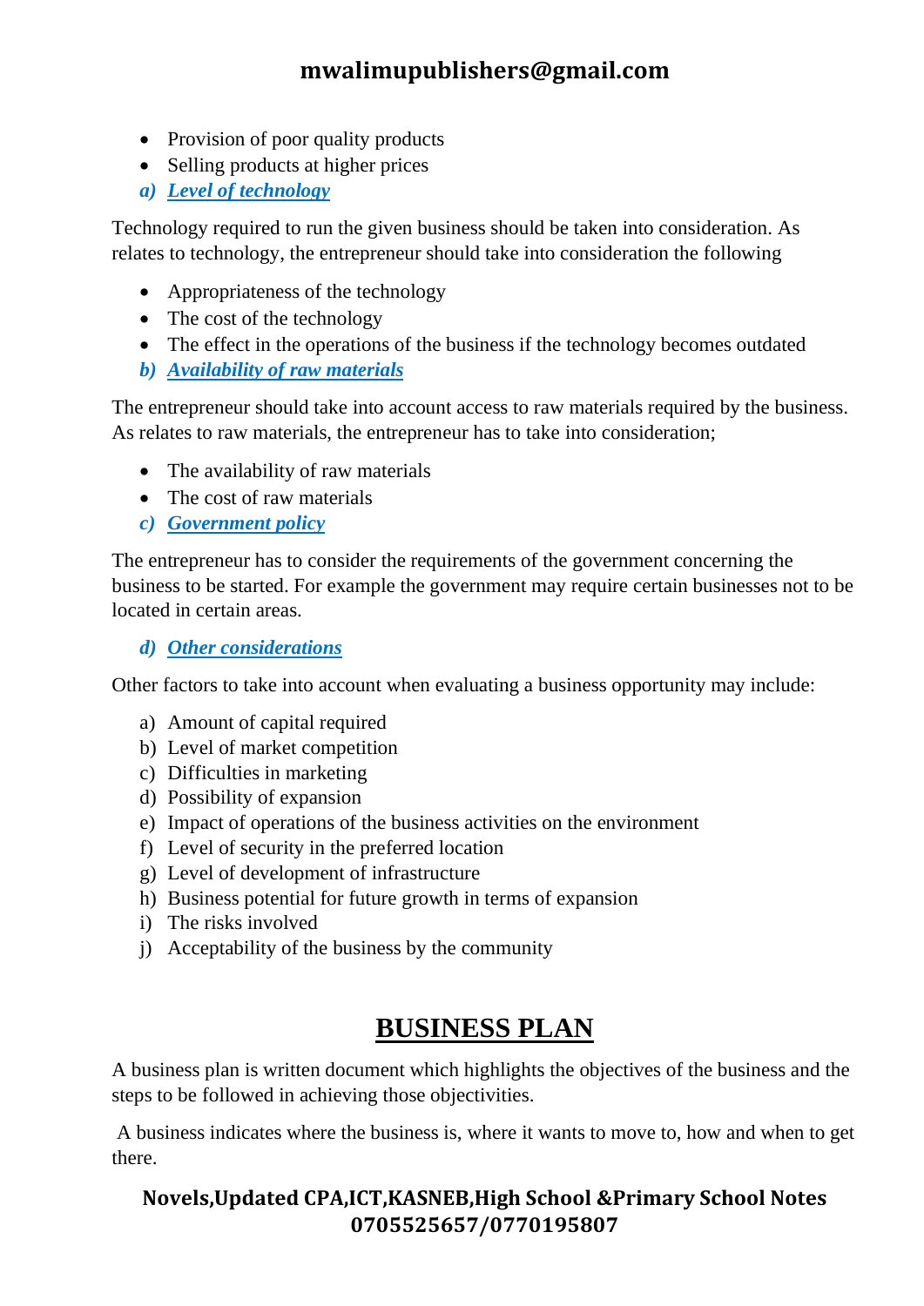- Provision of poor quality products
- Selling products at higher prices

***a) Level of technology***

Technology required to run the given business should be taken into consideration. As relates to technology, the entrepreneur should take into consideration the following

- Appropriateness of the technology
- The cost of the technology
- The effect in the operations of the business if the technology becomes outdated

***b) Availability of raw materials***

The entrepreneur should take into account access to raw materials required by the business. As relates to raw materials, the entrepreneur has to take into consideration;

- The availability of raw materials
- The cost of raw materials

***c) Government policy***

The entrepreneur has to consider the requirements of the government concerning the business to be started. For example the government may require certain businesses not to be located in certain areas.

***d) Other considerations***

Other factors to take into account when evaluating a business opportunity may include:

a) Amount of capital required
b) Level of market competition
c) Difficulties in marketing
d) Possibility of expansion
e) Impact of operations of the business activities on the environment
f) Level of security in the preferred location
g) Level of development of infrastructure
h) Business potential for future growth in terms of expansion
i) The risks involved
j) Acceptability of the business by the community

# BUSINESS PLAN

A business plan is written document which highlights the objectives of the business and the steps to be followed in achieving those objectivities.

A business indicates where the business is, where it wants to move to, how and when to get there.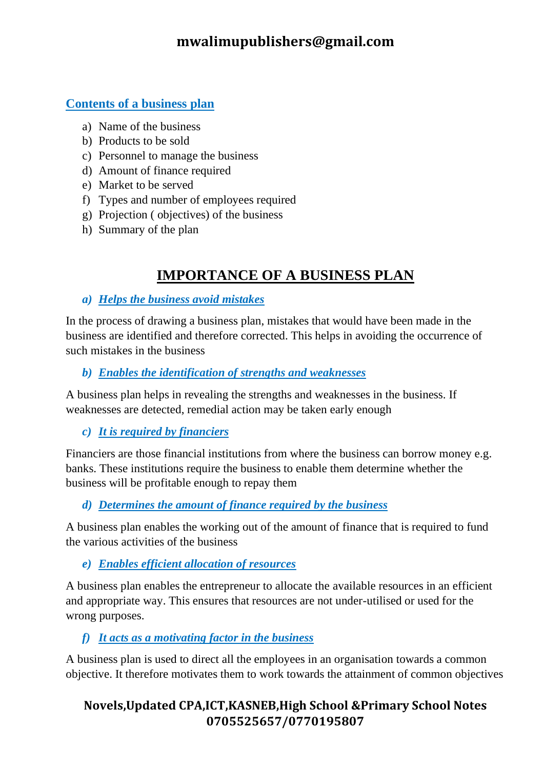### Contents of a business plan

a) Name of the business
b) Products to be sold
c) Personnel to manage the business
d) Amount of finance required
e) Market to be served
f) Types and number of employees required
g) Projection ( objectives) of the business
h) Summary of the plan

## IMPORTANCE OF A BUSINESS PLAN

***a) Helps the business avoid mistakes***

In the process of drawing a business plan, mistakes that would have been made in the business are identified and therefore corrected. This helps in avoiding the occurrence of such mistakes in the business

***b) Enables the identification of strengths and weaknesses***

A business plan helps in revealing the strengths and weaknesses in the business. If weaknesses are detected, remedial action may be taken early enough

***c) It is required by financiers***

Financiers are those financial institutions from where the business can borrow money e.g. banks. These institutions require the business to enable them determine whether the business will be profitable enough to repay them

***d) Determines the amount of finance required by the business***

A business plan enables the working out of the amount of finance that is required to fund the various activities of the business

***e) Enables efficient allocation of resources***

A business plan enables the entrepreneur to allocate the available resources in an efficient and appropriate way. This ensures that resources are not under-utilised or used for the wrong purposes.

***f) It acts as a motivating factor in the business***

A business plan is used to direct all the employees in an organisation towards a common objective. It therefore motivates them to work towards the attainment of common objectives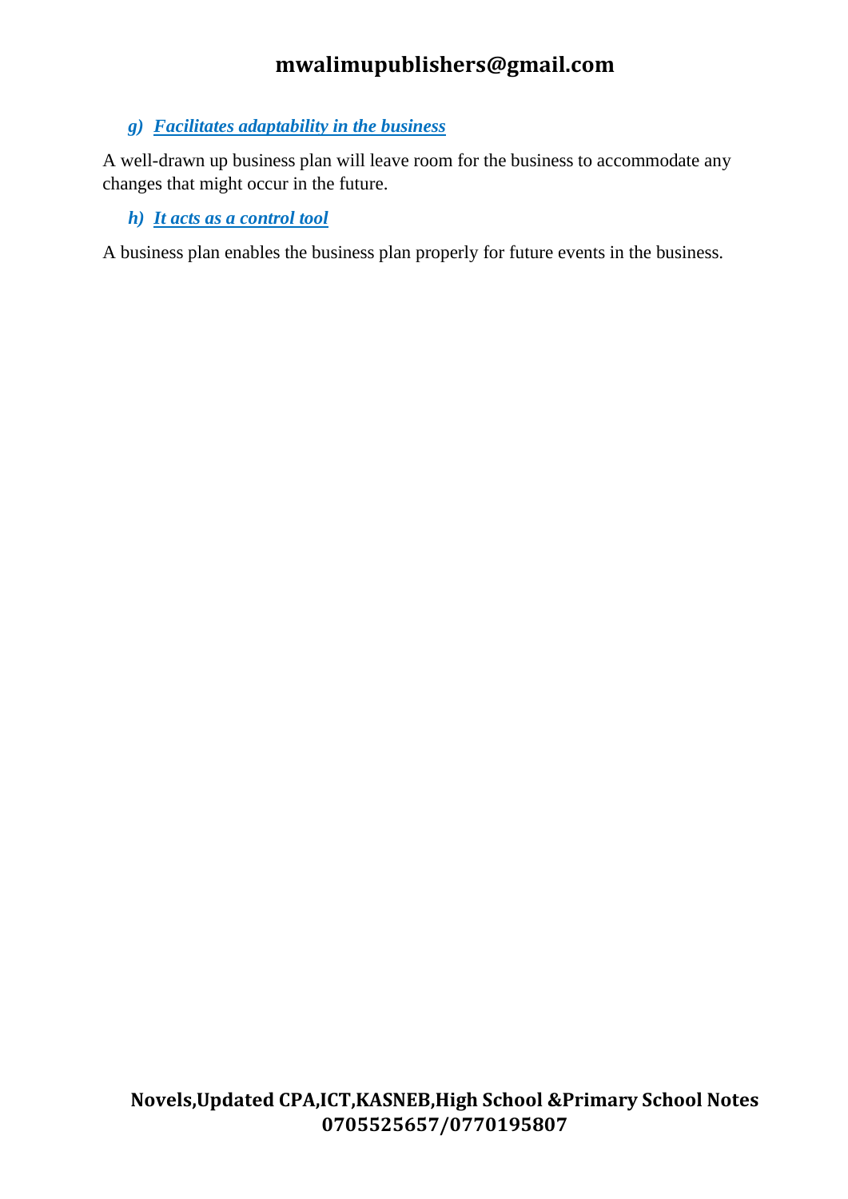*g) **Facilitates adaptability in the business***

A well-drawn up business plan will leave room for the business to accommodate any changes that might occur in the future.

*h) **It acts as a control tool***

A business plan enables the business plan properly for future events in the business.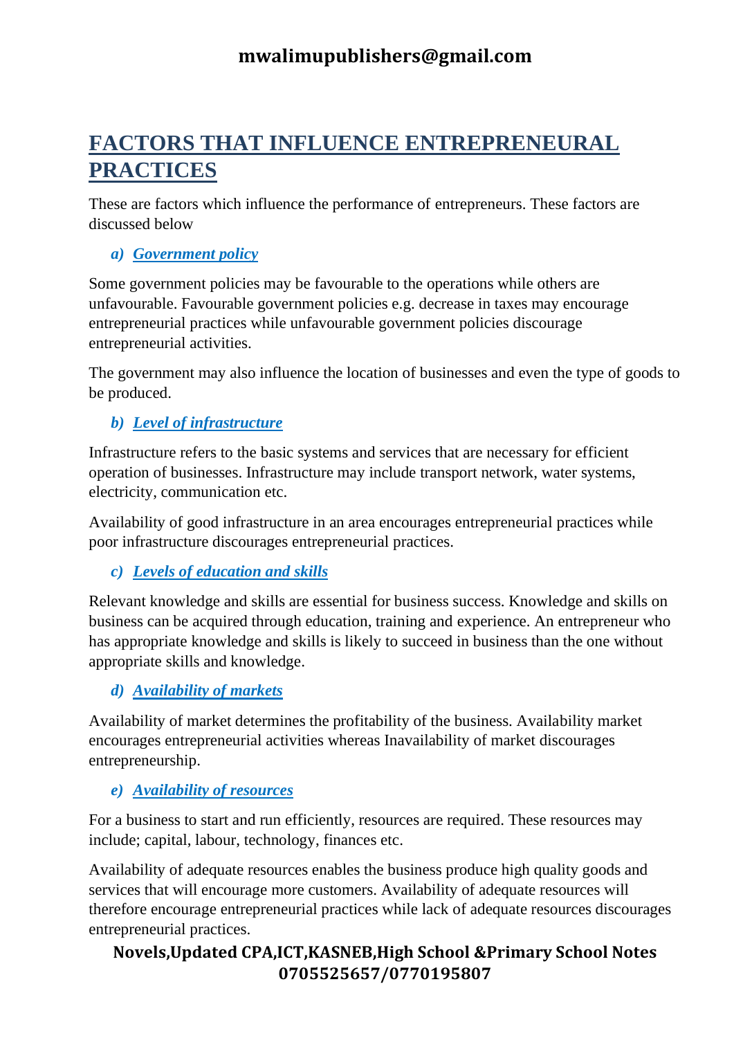# FACTORS THAT INFLUENCE ENTREPRENEURAL PRACTICES

These are factors which influence the performance of entrepreneurs. These factors are discussed below

### *a) Government policy*

Some government policies may be favourable to the operations while others are unfavourable. Favourable government policies e.g. decrease in taxes may encourage entrepreneurial practices while unfavourable government policies discourage entrepreneurial activities.

The government may also influence the location of businesses and even the type of goods to be produced.

### *b) Level of infrastructure*

Infrastructure refers to the basic systems and services that are necessary for efficient operation of businesses. Infrastructure may include transport network, water systems, electricity, communication etc.

Availability of good infrastructure in an area encourages entrepreneurial practices while poor infrastructure discourages entrepreneurial practices.

### *c) Levels of education and skills*

Relevant knowledge and skills are essential for business success. Knowledge and skills on business can be acquired through education, training and experience. An entrepreneur who has appropriate knowledge and skills is likely to succeed in business than the one without appropriate skills and knowledge.

### *d) Availability of markets*

Availability of market determines the profitability of the business. Availability market encourages entrepreneurial activities whereas Inavailability of market discourages entrepreneurship.

### *e) Availability of resources*

For a business to start and run efficiently, resources are required. These resources may include; capital, labour, technology, finances etc.

Availability of adequate resources enables the business produce high quality goods and services that will encourage more customers. Availability of adequate resources will therefore encourage entrepreneurial practices while lack of adequate resources discourages entrepreneurial practices.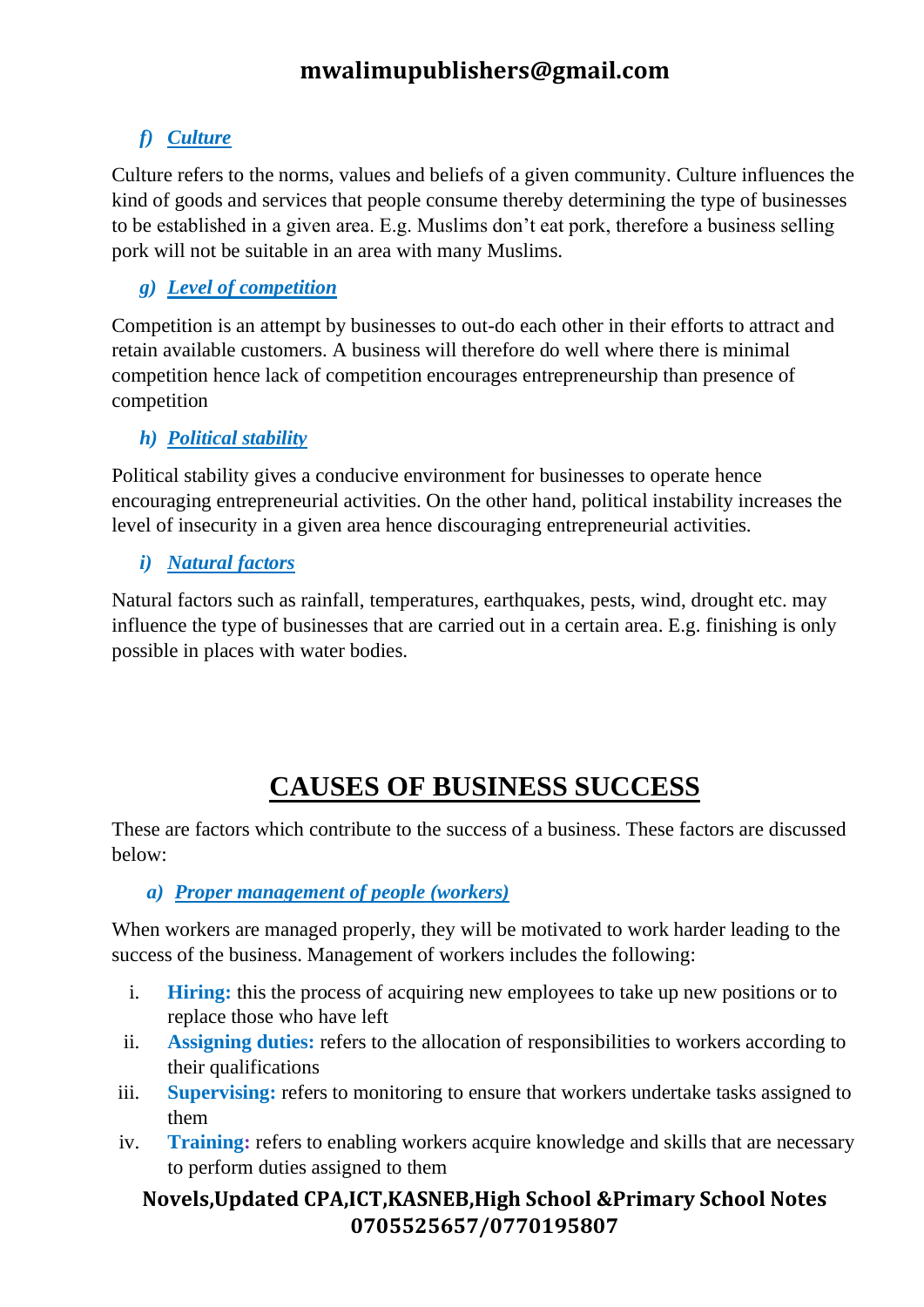### *f) Culture*

Culture refers to the norms, values and beliefs of a given community. Culture influences the kind of goods and services that people consume thereby determining the type of businesses to be established in a given area. E.g. Muslims don't eat pork, therefore a business selling pork will not be suitable in an area with many Muslims.

### *g) Level of competition*

Competition is an attempt by businesses to out-do each other in their efforts to attract and retain available customers. A business will therefore do well where there is minimal competition hence lack of competition encourages entrepreneurship than presence of competition

### *h) Political stability*

Political stability gives a conducive environment for businesses to operate hence encouraging entrepreneurial activities. On the other hand, political instability increases the level of insecurity in a given area hence discouraging entrepreneurial activities.

### *i) Natural factors*

Natural factors such as rainfall, temperatures, earthquakes, pests, wind, drought etc. may influence the type of businesses that are carried out in a certain area. E.g. finishing is only possible in places with water bodies.

## CAUSES OF BUSINESS SUCCESS

These are factors which contribute to the success of a business. These factors are discussed below:

### *a) Proper management of people (workers)*

When workers are managed properly, they will be motivated to work harder leading to the success of the business. Management of workers includes the following:

i. **Hiring:** this the process of acquiring new employees to take up new positions or to replace those who have left
ii. **Assigning duties:** refers to the allocation of responsibilities to workers according to their qualifications
iii. **Supervising:** refers to monitoring to ensure that workers undertake tasks assigned to them
iv. **Training:** refers to enabling workers acquire knowledge and skills that are necessary to perform duties assigned to them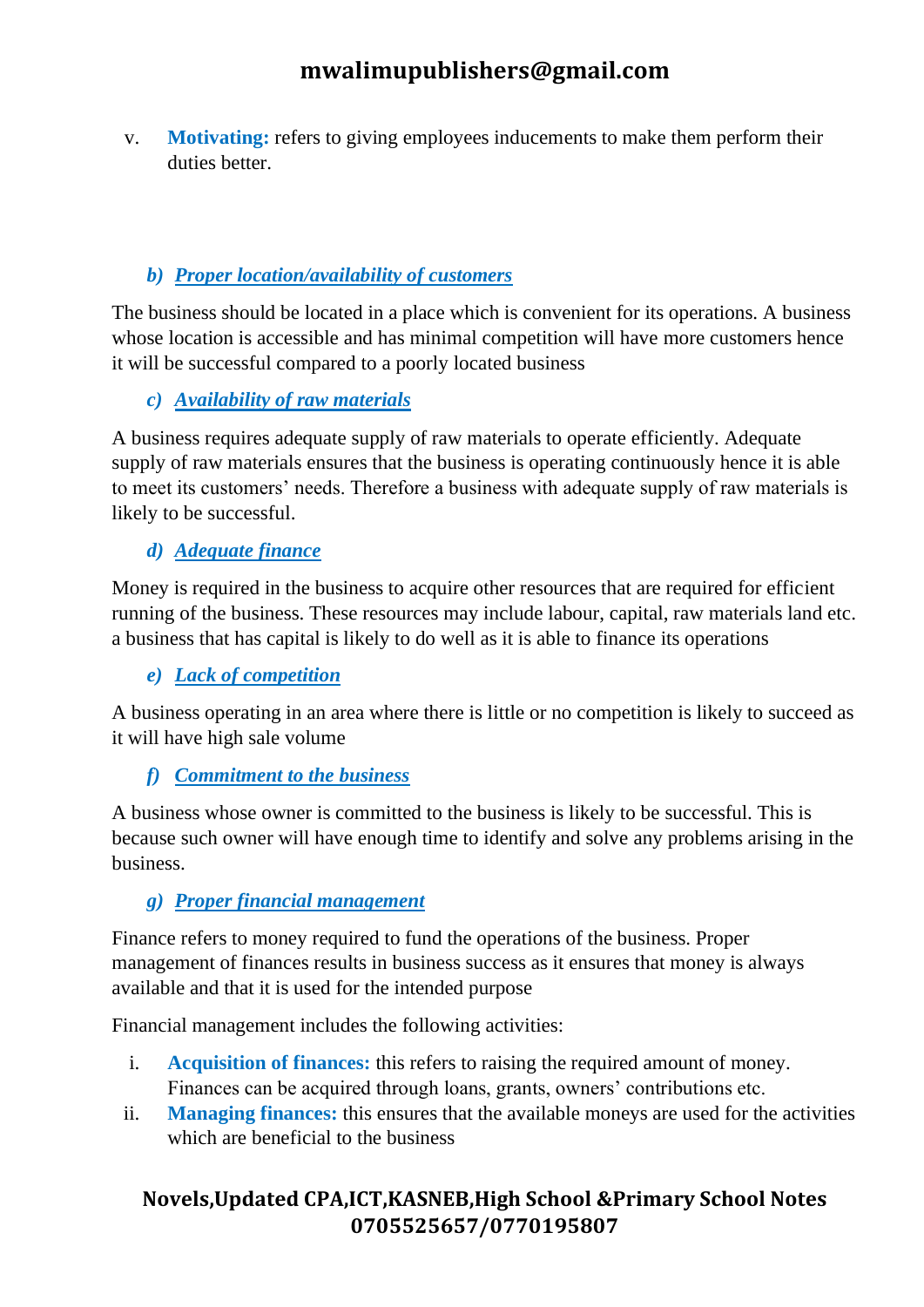v. **Motivating:** refers to giving employees inducements to make them perform their duties better.

#### *b) Proper location/availability of customers*

The business should be located in a place which is convenient for its operations. A business whose location is accessible and has minimal competition will have more customers hence it will be successful compared to a poorly located business

#### *c) Availability of raw materials*

A business requires adequate supply of raw materials to operate efficiently. Adequate supply of raw materials ensures that the business is operating continuously hence it is able to meet its customers' needs. Therefore a business with adequate supply of raw materials is likely to be successful.

#### *d) Adequate finance*

Money is required in the business to acquire other resources that are required for efficient running of the business. These resources may include labour, capital, raw materials land etc. a business that has capital is likely to do well as it is able to finance its operations

#### *e) Lack of competition*

A business operating in an area where there is little or no competition is likely to succeed as it will have high sale volume

#### *f) Commitment to the business*

A business whose owner is committed to the business is likely to be successful. This is because such owner will have enough time to identify and solve any problems arising in the business.

#### *g) Proper financial management*

Finance refers to money required to fund the operations of the business. Proper management of finances results in business success as it ensures that money is always available and that it is used for the intended purpose

Financial management includes the following activities:

i. **Acquisition of finances:** this refers to raising the required amount of money. Finances can be acquired through loans, grants, owners' contributions etc.
ii. **Managing finances:** this ensures that the available moneys are used for the activities which are beneficial to the business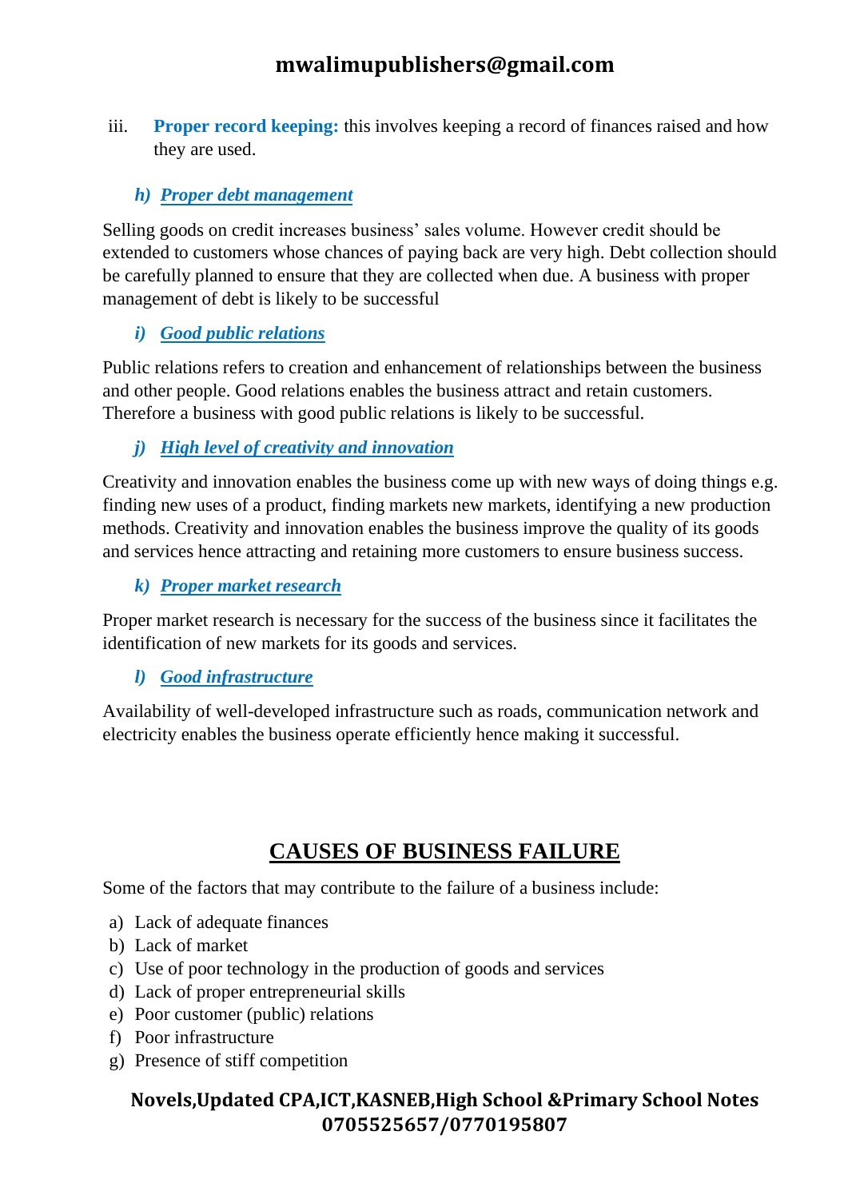iii. **Proper record keeping:** this involves keeping a record of finances raised and how they are used.

### *h) Proper debt management*

Selling goods on credit increases business' sales volume. However credit should be extended to customers whose chances of paying back are very high. Debt collection should be carefully planned to ensure that they are collected when due. A business with proper management of debt is likely to be successful

### *i) Good public relations*

Public relations refers to creation and enhancement of relationships between the business and other people. Good relations enables the business attract and retain customers. Therefore a business with good public relations is likely to be successful.

### *j) High level of creativity and innovation*

Creativity and innovation enables the business come up with new ways of doing things e.g. finding new uses of a product, finding markets new markets, identifying a new production methods. Creativity and innovation enables the business improve the quality of its goods and services hence attracting and retaining more customers to ensure business success.

### *k) Proper market research*

Proper market research is necessary for the success of the business since it facilitates the identification of new markets for its goods and services.

### *l) Good infrastructure*

Availability of well-developed infrastructure such as roads, communication network and electricity enables the business operate efficiently hence making it successful.

## CAUSES OF BUSINESS FAILURE

Some of the factors that may contribute to the failure of a business include:

a) Lack of adequate finances
b) Lack of market
c) Use of poor technology in the production of goods and services
d) Lack of proper entrepreneurial skills
e) Poor customer (public) relations
f) Poor infrastructure
g) Presence of stiff competition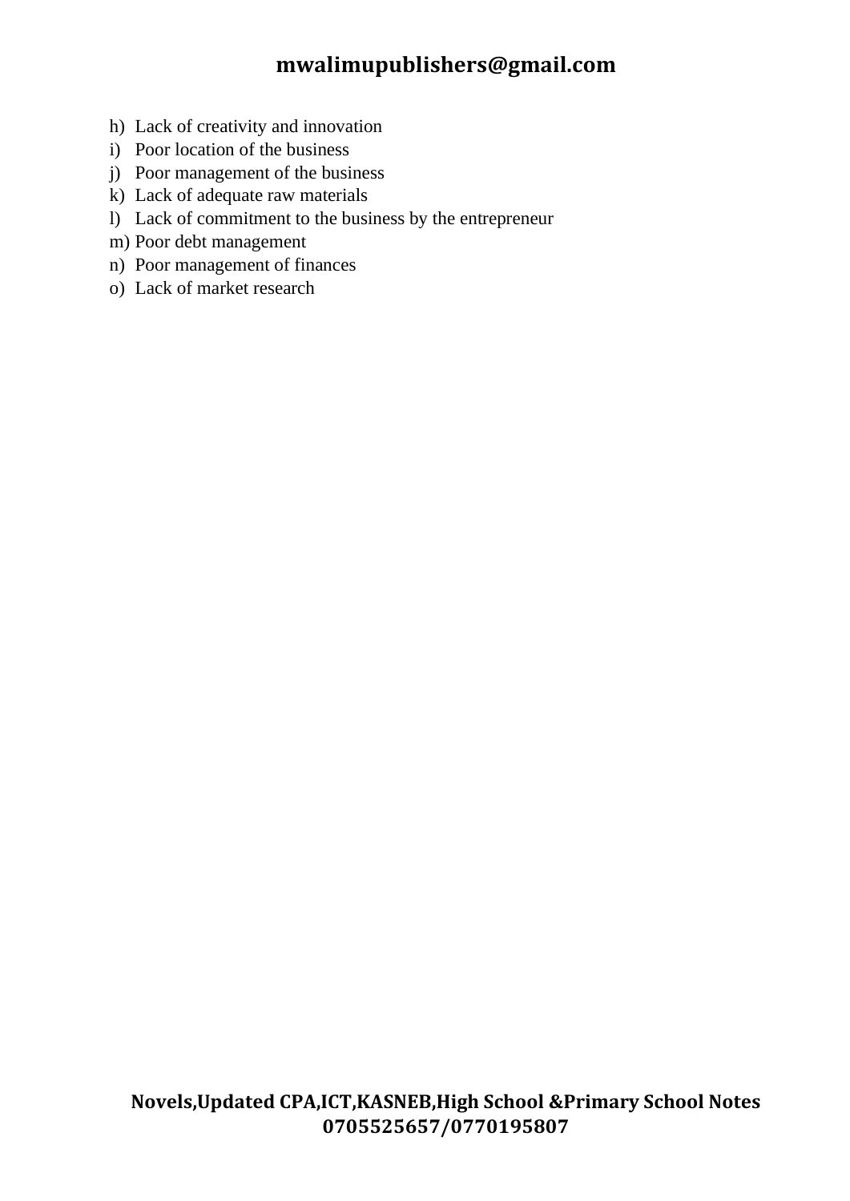h) Lack of creativity and innovation
i) Poor location of the business
j) Poor management of the business
k) Lack of adequate raw materials
l) Lack of commitment to the business by the entrepreneur
m) Poor debt management
n) Poor management of finances
o) Lack of market research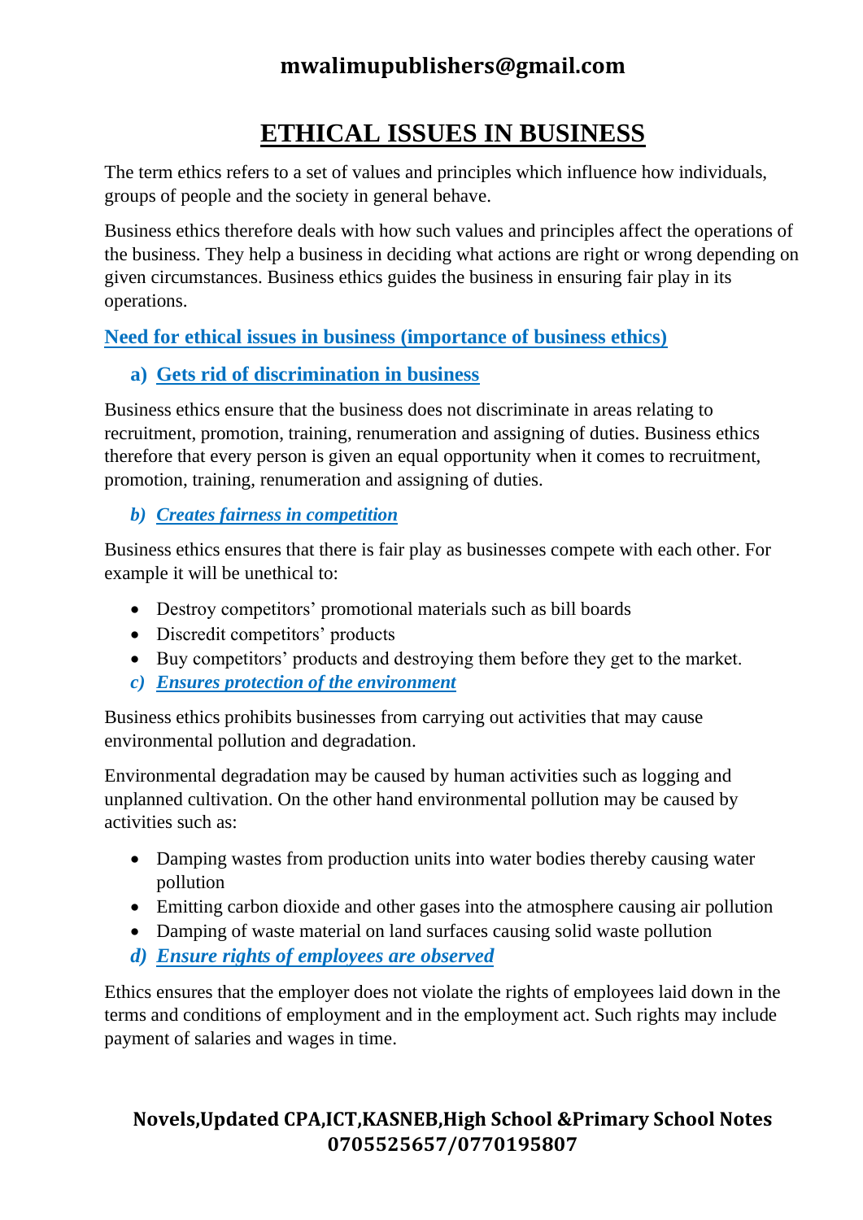# ETHICAL ISSUES IN BUSINESS

The term ethics refers to a set of values and principles which influence how individuals, groups of people and the society in general behave.

Business ethics therefore deals with how such values and principles affect the operations of the business. They help a business in deciding what actions are right or wrong depending on given circumstances. Business ethics guides the business in ensuring fair play in its operations.

## Need for ethical issues in business (importance of business ethics)

### a) Gets rid of discrimination in business

Business ethics ensure that the business does not discriminate in areas relating to recruitment, promotion, training, renumeration and assigning of duties. Business ethics therefore that every person is given an equal opportunity when it comes to recruitment, promotion, training, renumeration and assigning of duties.

### *b) Creates fairness in competition*

Business ethics ensures that there is fair play as businesses compete with each other. For example it will be unethical to:

- Destroy competitors' promotional materials such as bill boards
- Discredit competitors' products
- Buy competitors' products and destroying them before they get to the market.

### *c) Ensures protection of the environment*

Business ethics prohibits businesses from carrying out activities that may cause environmental pollution and degradation.

Environmental degradation may be caused by human activities such as logging and unplanned cultivation. On the other hand environmental pollution may be caused by activities such as:

- Damping wastes from production units into water bodies thereby causing water pollution
- Emitting carbon dioxide and other gases into the atmosphere causing air pollution
- Damping of waste material on land surfaces causing solid waste pollution

### *d) Ensure rights of employees are observed*

Ethics ensures that the employer does not violate the rights of employees laid down in the terms and conditions of employment and in the employment act. Such rights may include payment of salaries and wages in time.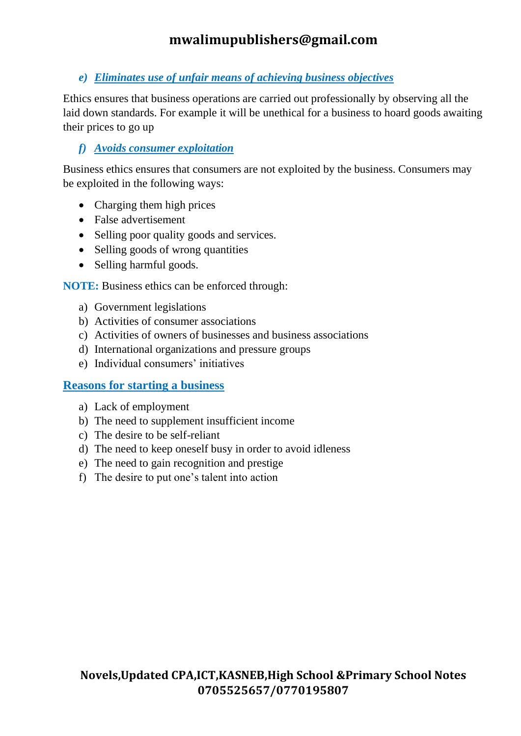### *e) Eliminates use of unfair means of achieving business objectives*

Ethics ensures that business operations are carried out professionally by observing all the laid down standards. For example it will be unethical for a business to hoard goods awaiting their prices to go up

### *f) Avoids consumer exploitation*

Business ethics ensures that consumers are not exploited by the business. Consumers may be exploited in the following ways:

- Charging them high prices
- False advertisement
- Selling poor quality goods and services.
- Selling goods of wrong quantities
- Selling harmful goods.

**NOTE:** Business ethics can be enforced through:

a) Government legislations
b) Activities of consumer associations
c) Activities of owners of businesses and business associations
d) International organizations and pressure groups
e) Individual consumers' initiatives

## Reasons for starting a business

a) Lack of employment
b) The need to supplement insufficient income
c) The desire to be self-reliant
d) The need to keep oneself busy in order to avoid idleness
e) The need to gain recognition and prestige
f) The desire to put one's talent into action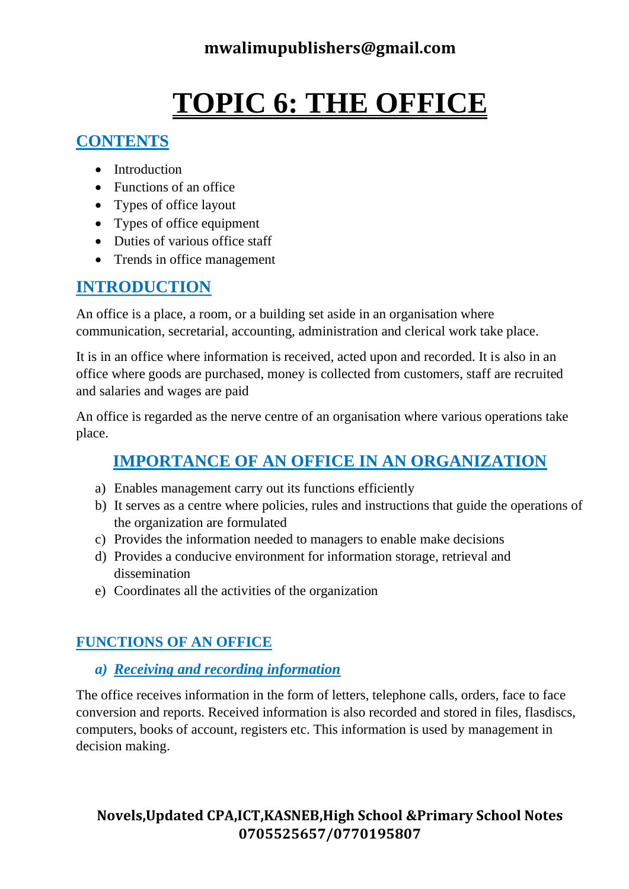# TOPIC 6: THE OFFICE

## CONTENTS

- Introduction
- Functions of an office
- Types of office layout
- Types of office equipment
- Duties of various office staff
- Trends in office management

## INTRODUCTION

An office is a place, a room, or a building set aside in an organisation where communication, secretarial, accounting, administration and clerical work take place.

It is in an office where information is received, acted upon and recorded. It is also in an office where goods are purchased, money is collected from customers, staff are recruited and salaries and wages are paid

An office is regarded as the nerve centre of an organisation where various operations take place.

## IMPORTANCE OF AN OFFICE IN AN ORGANIZATION

a) Enables management carry out its functions efficiently
b) It serves as a centre where policies, rules and instructions that guide the operations of the organization are formulated
c) Provides the information needed to managers to enable make decisions
d) Provides a conducive environment for information storage, retrieval and dissemination
e) Coordinates all the activities of the organization

## FUNCTIONS OF AN OFFICE

### *a) Receiving and recording information*

The office receives information in the form of letters, telephone calls, orders, face to face conversion and reports. Received information is also recorded and stored in files, flasdiscs, computers, books of account, registers etc. This information is used by management in decision making.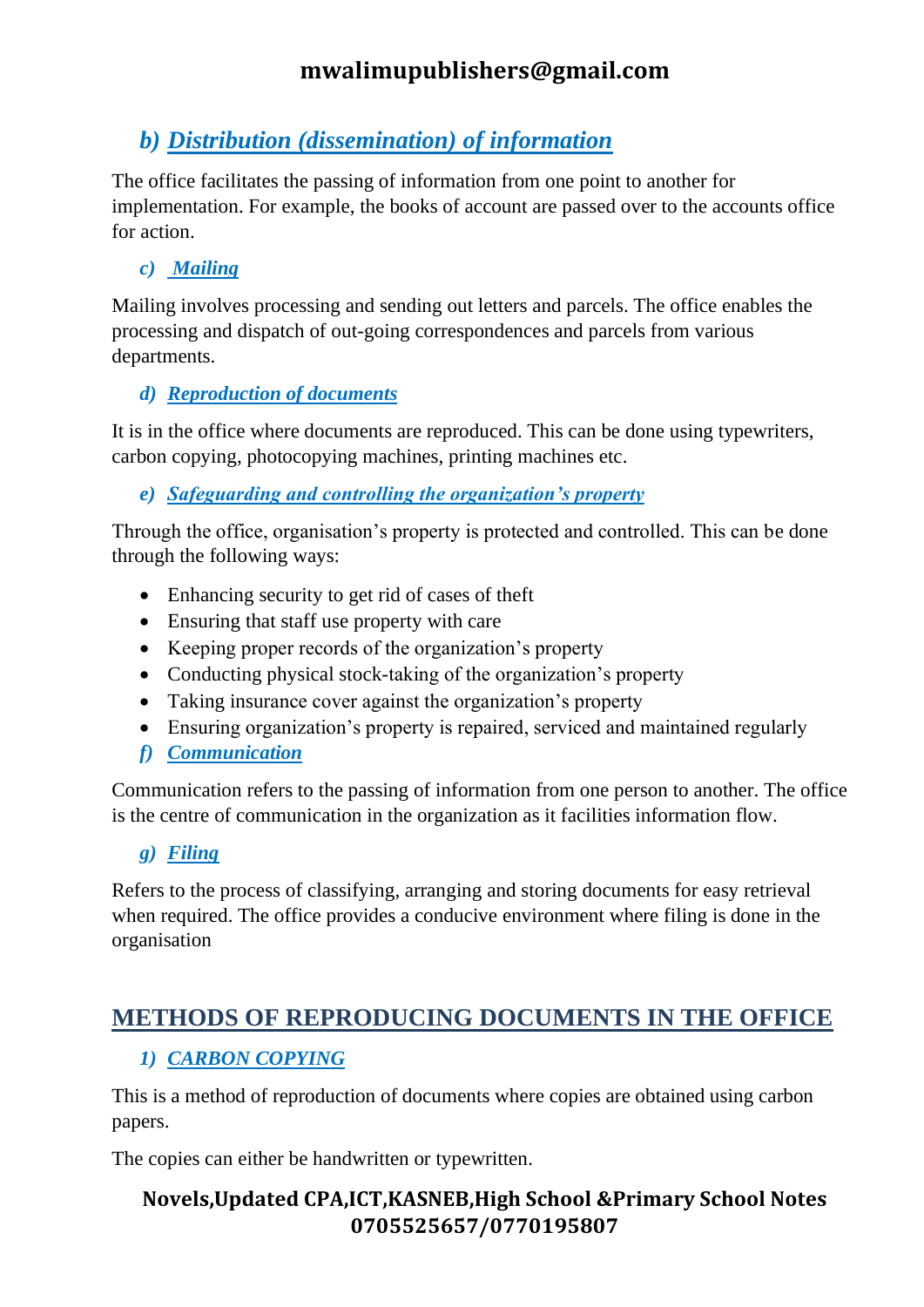### b) *Distribution (dissemination) of information*

The office facilitates the passing of information from one point to another for implementation. For example, the books of account are passed over to the accounts office for action.

#### c) *Mailing*

Mailing involves processing and sending out letters and parcels. The office enables the processing and dispatch of out-going correspondences and parcels from various departments.

#### d) *Reproduction of documents*

It is in the office where documents are reproduced. This can be done using typewriters, carbon copying, photocopying machines, printing machines etc.

#### e) *Safeguarding and controlling the organization's property*

Through the office, organisation's property is protected and controlled. This can be done through the following ways:

- Enhancing security to get rid of cases of theft
- Ensuring that staff use property with care
- Keeping proper records of the organization's property
- Conducting physical stock-taking of the organization's property
- Taking insurance cover against the organization's property
- Ensuring organization's property is repaired, serviced and maintained regularly

#### f) *Communication*

Communication refers to the passing of information from one person to another. The office is the centre of communication in the organization as it facilities information flow.

#### g) *Filing*

Refers to the process of classifying, arranging and storing documents for easy retrieval when required. The office provides a conducive environment where filing is done in the organisation

## METHODS OF REPRODUCING DOCUMENTS IN THE OFFICE

#### 1) *CARBON COPYING*

This is a method of reproduction of documents where copies are obtained using carbon papers.

The copies can either be handwritten or typewritten.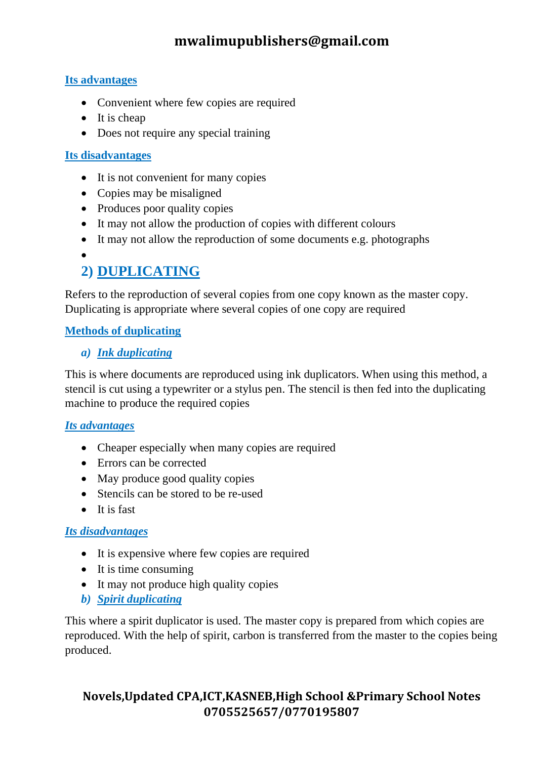**Its advantages**

- Convenient where few copies are required
- It is cheap
- Does not require any special training

**Its disadvantages**

- It is not convenient for many copies
- Copies may be misaligned
- Produces poor quality copies
- It may not allow the production of copies with different colours
- It may not allow the reproduction of some documents e.g. photographs

## 2) DUPLICATING

Refers to the reproduction of several copies from one copy known as the master copy. Duplicating is appropriate where several copies of one copy are required

**Methods of duplicating**

### a) *Ink duplicating*

This is where documents are reproduced using ink duplicators. When using this method, a stencil is cut using a typewriter or a stylus pen. The stencil is then fed into the duplicating machine to produce the required copies

***Its advantages***

- Cheaper especially when many copies are required
- Errors can be corrected
- May produce good quality copies
- Stencils can be stored to be re-used
- It is fast

***Its disadvantages***

- It is expensive where few copies are required
- It is time consuming
- It may not produce high quality copies

### b) *Spirit duplicating*

This where a spirit duplicator is used. The master copy is prepared from which copies are reproduced. With the help of spirit, carbon is transferred from the master to the copies being produced.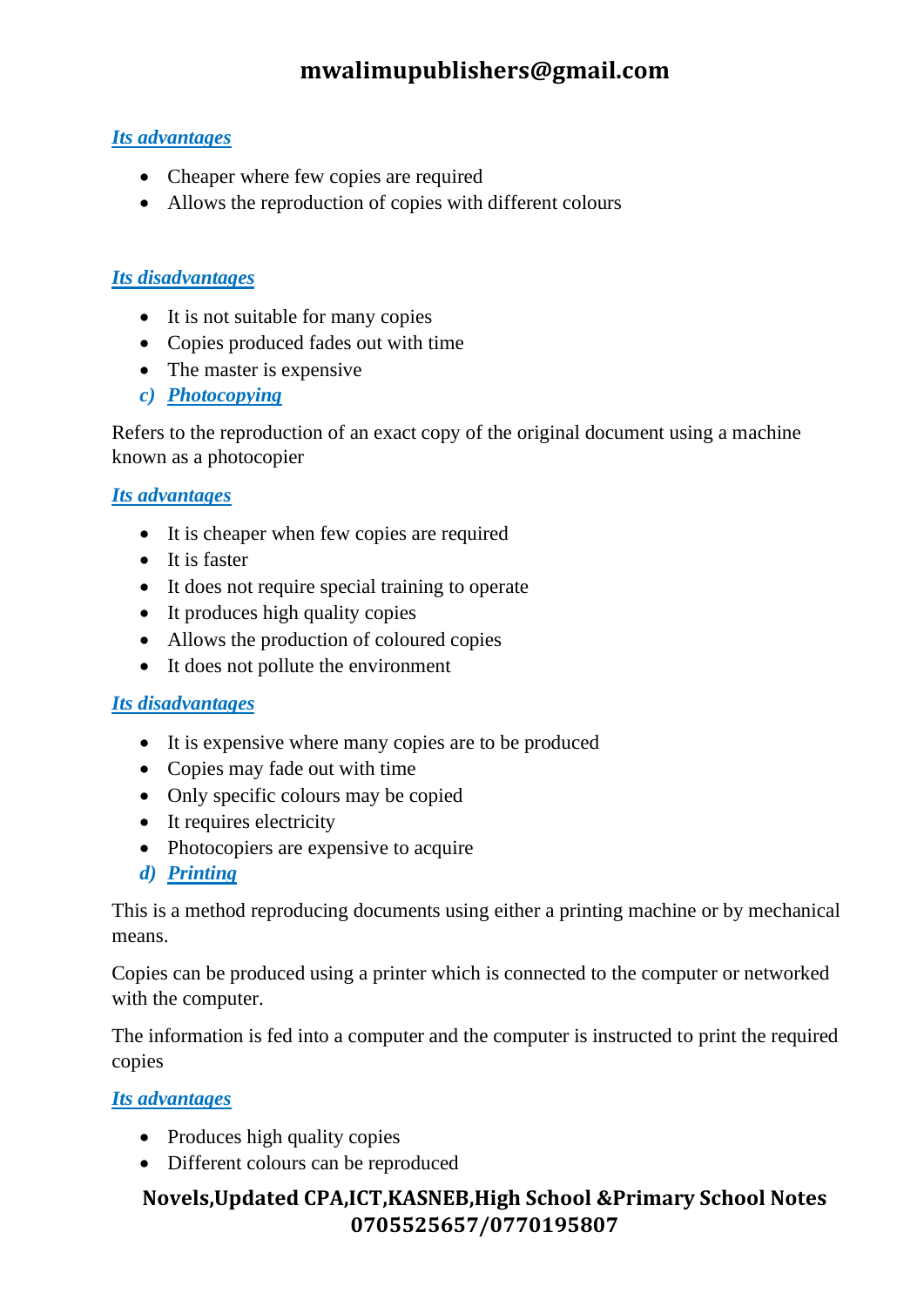***Its advantages***

- Cheaper where few copies are required
- Allows the reproduction of copies with different colours

***Its disadvantages***

- It is not suitable for many copies
- Copies produced fades out with time
- The master is expensive

***c) Photocopying***

Refers to the reproduction of an exact copy of the original document using a machine known as a photocopier

***Its advantages***

- It is cheaper when few copies are required
- It is faster
- It does not require special training to operate
- It produces high quality copies
- Allows the production of coloured copies
- It does not pollute the environment

***Its disadvantages***

- It is expensive where many copies are to be produced
- Copies may fade out with time
- Only specific colours may be copied
- It requires electricity
- Photocopiers are expensive to acquire

***d) Printing***

This is a method reproducing documents using either a printing machine or by mechanical means.

Copies can be produced using a printer which is connected to the computer or networked with the computer.

The information is fed into a computer and the computer is instructed to print the required copies

***Its advantages***

- Produces high quality copies
- Different colours can be reproduced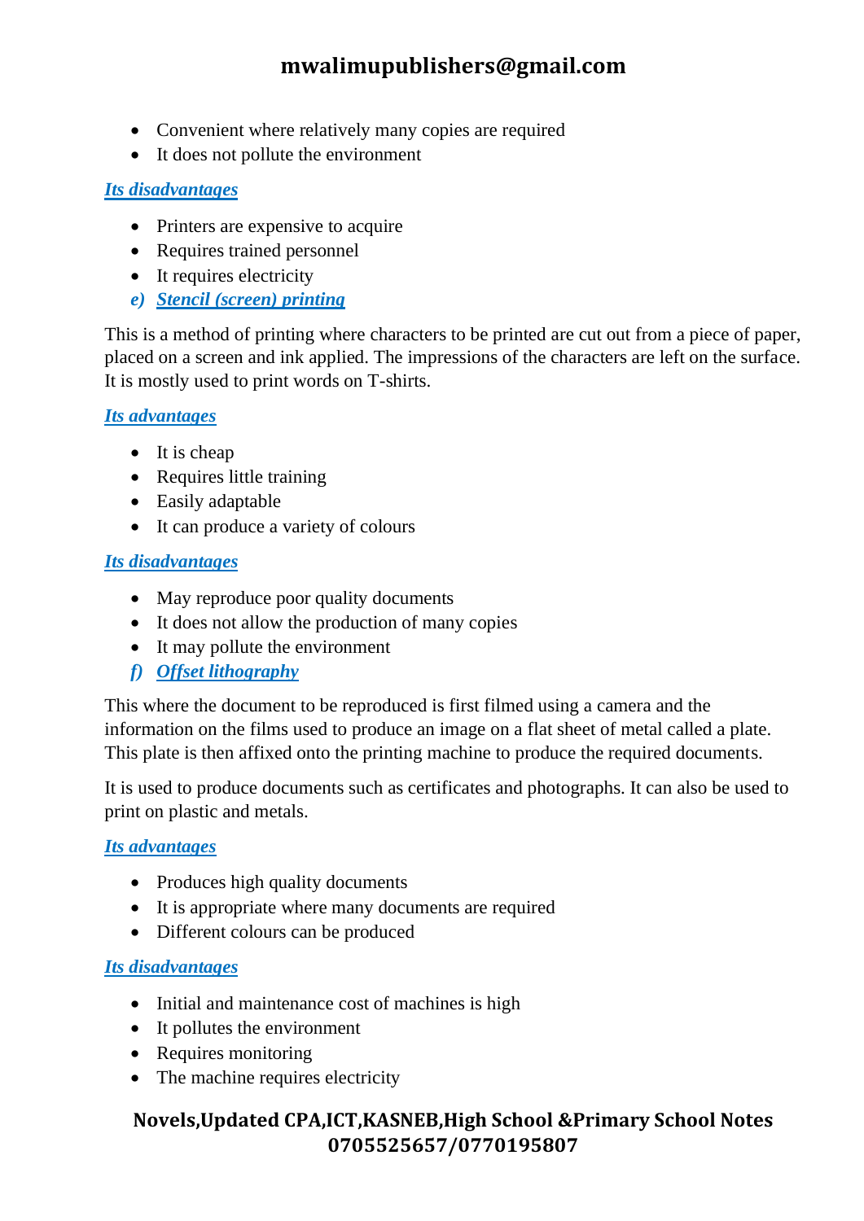- Convenient where relatively many copies are required
- It does not pollute the environment

***Its disadvantages***

- Printers are expensive to acquire
- Requires trained personnel
- It requires electricity

*e)* ***Stencil (screen) printing***

This is a method of printing where characters to be printed are cut out from a piece of paper, placed on a screen and ink applied. The impressions of the characters are left on the surface. It is mostly used to print words on T-shirts.

***Its advantages***

- It is cheap
- Requires little training
- Easily adaptable
- It can produce a variety of colours

***Its disadvantages***

- May reproduce poor quality documents
- It does not allow the production of many copies
- It may pollute the environment

*f)* ***Offset lithography***

This where the document to be reproduced is first filmed using a camera and the information on the films used to produce an image on a flat sheet of metal called a plate. This plate is then affixed onto the printing machine to produce the required documents.

It is used to produce documents such as certificates and photographs. It can also be used to print on plastic and metals.

***Its advantages***

- Produces high quality documents
- It is appropriate where many documents are required
- Different colours can be produced

***Its disadvantages***

- Initial and maintenance cost of machines is high
- It pollutes the environment
- Requires monitoring
- The machine requires electricity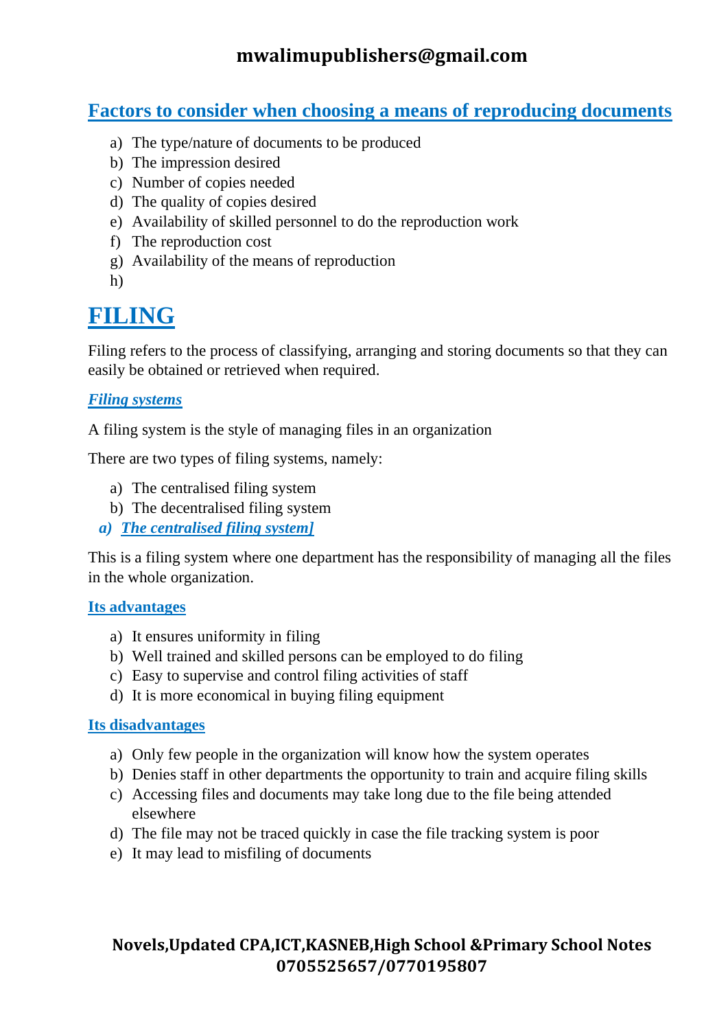## Factors to consider when choosing a means of reproducing documents

a) The type/nature of documents to be produced
b) The impression desired
c) Number of copies needed
d) The quality of copies desired
e) Availability of skilled personnel to do the reproduction work
f) The reproduction cost
g) Availability of the means of reproduction
h)

# FILING

Filing refers to the process of classifying, arranging and storing documents so that they can easily be obtained or retrieved when required.

### *Filing systems*

A filing system is the style of managing files in an organization

There are two types of filing systems, namely:

a) The centralised filing system
b) The decentralised filing system

### *a) The centralised filing system]*

This is a filing system where one department has the responsibility of managing all the files in the whole organization.

#### Its advantages

a) It ensures uniformity in filing
b) Well trained and skilled persons can be employed to do filing
c) Easy to supervise and control filing activities of staff
d) It is more economical in buying filing equipment

#### Its disadvantages

a) Only few people in the organization will know how the system operates
b) Denies staff in other departments the opportunity to train and acquire filing skills
c) Accessing files and documents may take long due to the file being attended elsewhere
d) The file may not be traced quickly in case the file tracking system is poor
e) It may lead to misfiling of documents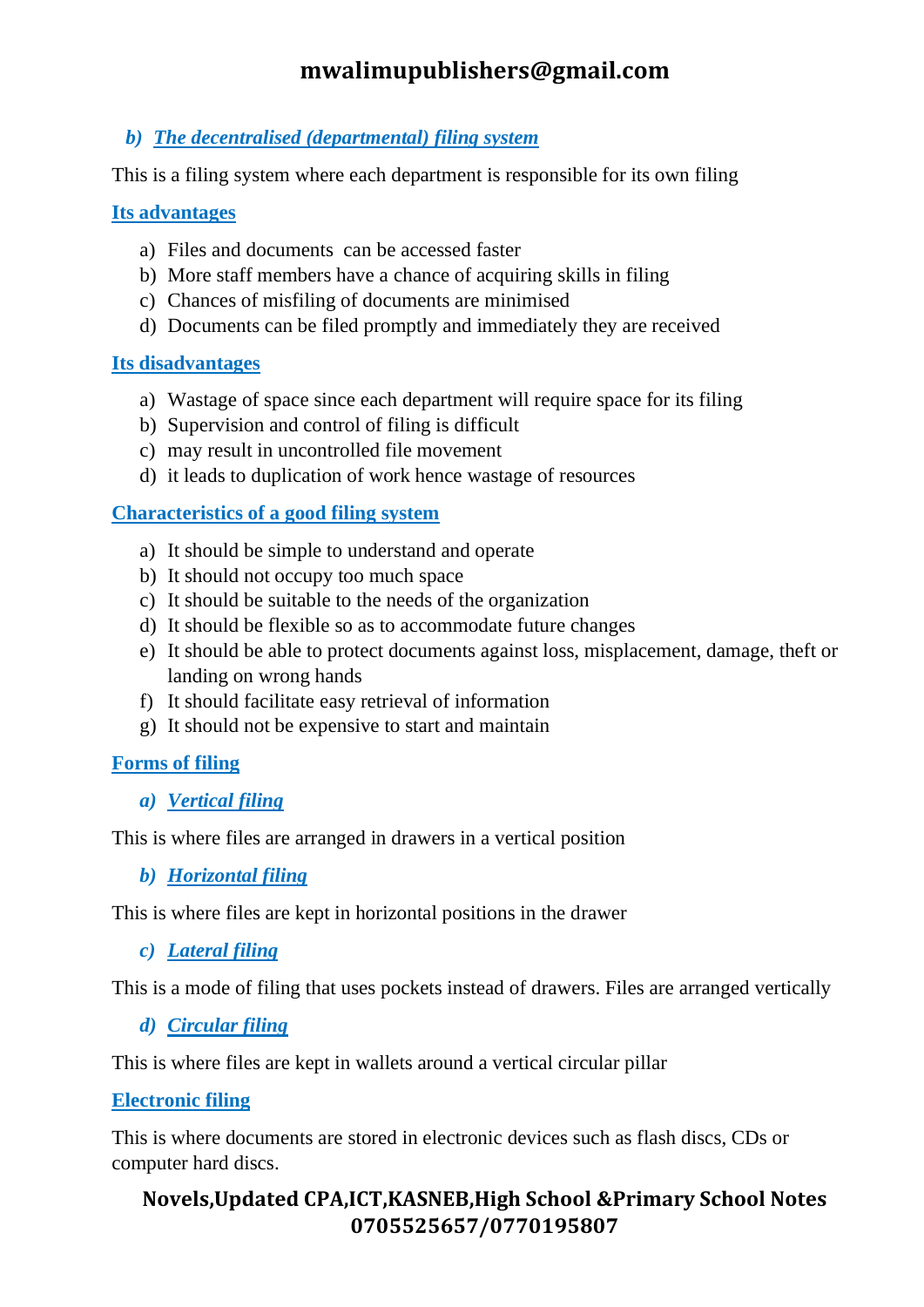### *b) The decentralised (departmental) filing system*

This is a filing system where each department is responsible for its own filing

#### Its advantages

a) Files and documents can be accessed faster
b) More staff members have a chance of acquiring skills in filing
c) Chances of misfiling of documents are minimised
d) Documents can be filed promptly and immediately they are received

#### Its disadvantages

a) Wastage of space since each department will require space for its filing
b) Supervision and control of filing is difficult
c) may result in uncontrolled file movement
d) it leads to duplication of work hence wastage of resources

#### Characteristics of a good filing system

a) It should be simple to understand and operate
b) It should not occupy too much space
c) It should be suitable to the needs of the organization
d) It should be flexible so as to accommodate future changes
e) It should be able to protect documents against loss, misplacement, damage, theft or landing on wrong hands
f) It should facilitate easy retrieval of information
g) It should not be expensive to start and maintain

#### Forms of filing

##### *a) Vertical filing*

This is where files are arranged in drawers in a vertical position

##### *b) Horizontal filing*

This is where files are kept in horizontal positions in the drawer

##### *c) Lateral filing*

This is a mode of filing that uses pockets instead of drawers. Files are arranged vertically

##### *d) Circular filing*

This is where files are kept in wallets around a vertical circular pillar

#### Electronic filing

This is where documents are stored in electronic devices such as flash discs, CDs or computer hard discs.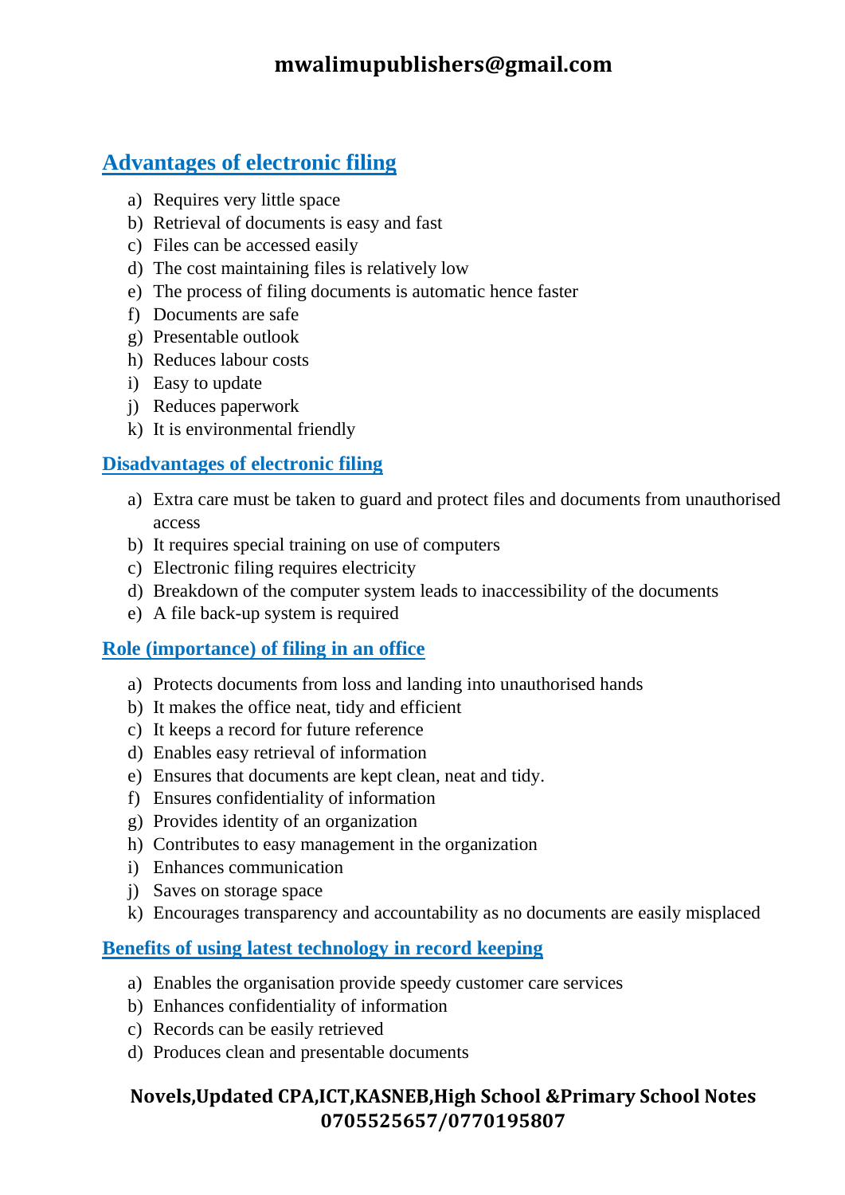## Advantages of electronic filing

a) Requires very little space
b) Retrieval of documents is easy and fast
c) Files can be accessed easily
d) The cost maintaining files is relatively low
e) The process of filing documents is automatic hence faster
f) Documents are safe
g) Presentable outlook
h) Reduces labour costs
i) Easy to update
j) Reduces paperwork
k) It is environmental friendly

### Disadvantages of electronic filing

a) Extra care must be taken to guard and protect files and documents from unauthorised access
b) It requires special training on use of computers
c) Electronic filing requires electricity
d) Breakdown of the computer system leads to inaccessibility of the documents
e) A file back-up system is required

### Role (importance) of filing in an office

a) Protects documents from loss and landing into unauthorised hands
b) It makes the office neat, tidy and efficient
c) It keeps a record for future reference
d) Enables easy retrieval of information
e) Ensures that documents are kept clean, neat and tidy.
f) Ensures confidentiality of information
g) Provides identity of an organization
h) Contributes to easy management in the organization
i) Enhances communication
j) Saves on storage space
k) Encourages transparency and accountability as no documents are easily misplaced

### Benefits of using latest technology in record keeping

a) Enables the organisation provide speedy customer care services
b) Enhances confidentiality of information
c) Records can be easily retrieved
d) Produces clean and presentable documents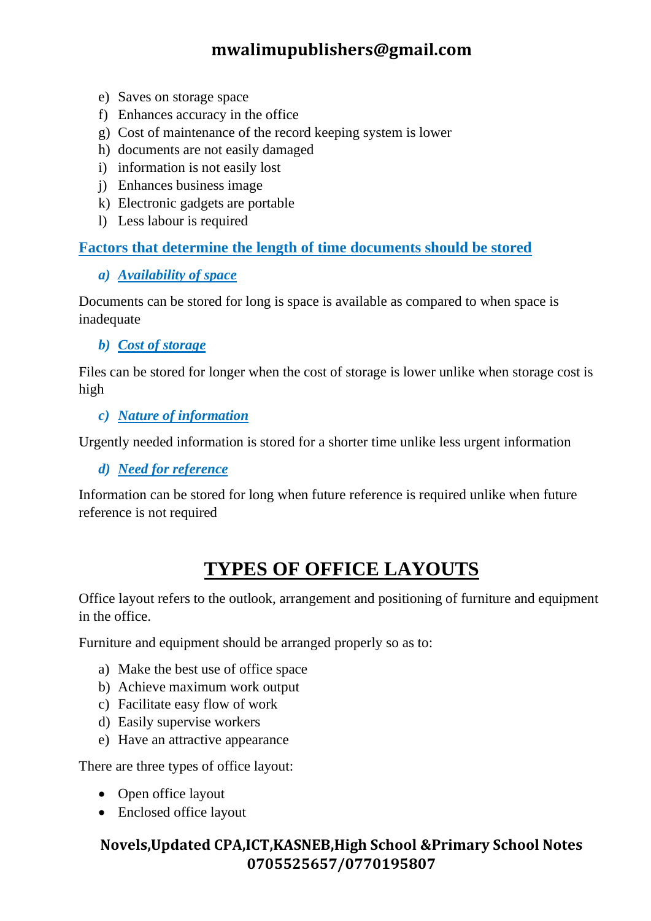e) Saves on storage space
f) Enhances accuracy in the office
g) Cost of maintenance of the record keeping system is lower
h) documents are not easily damaged
i) information is not easily lost
j) Enhances business image
k) Electronic gadgets are portable
l) Less labour is required

## Factors that determine the length of time documents should be stored

### *a) Availability of space*

Documents can be stored for long is space is available as compared to when space is inadequate

### *b) Cost of storage*

Files can be stored for longer when the cost of storage is lower unlike when storage cost is high

### *c) Nature of information*

Urgently needed information is stored for a shorter time unlike less urgent information

### *d) Need for reference*

Information can be stored for long when future reference is required unlike when future reference is not required

# TYPES OF OFFICE LAYOUTS

Office layout refers to the outlook, arrangement and positioning of furniture and equipment in the office.

Furniture and equipment should be arranged properly so as to:

a) Make the best use of office space
b) Achieve maximum work output
c) Facilitate easy flow of work
d) Easily supervise workers
e) Have an attractive appearance

There are three types of office layout:

- Open office layout
- Enclosed office layout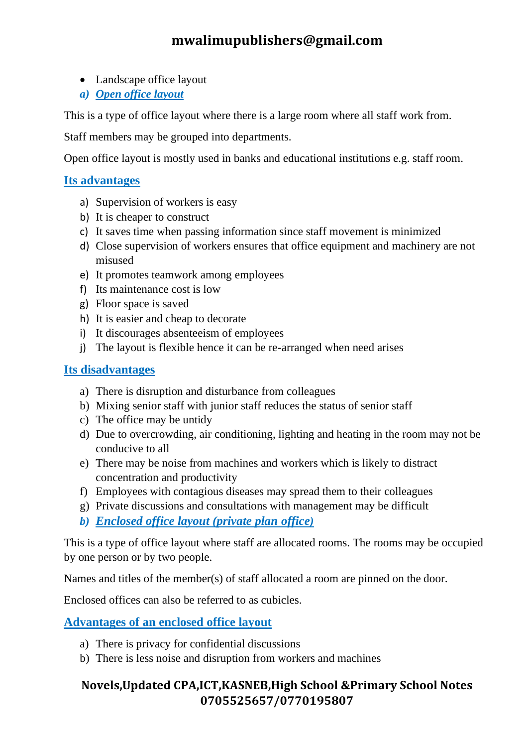- Landscape office layout

### a) Open office layout

This is a type of office layout where there is a large room where all staff work from.

Staff members may be grouped into departments.

Open office layout is mostly used in banks and educational institutions e.g. staff room.

#### Its advantages

a) Supervision of workers is easy
b) It is cheaper to construct
c) It saves time when passing information since staff movement is minimized
d) Close supervision of workers ensures that office equipment and machinery are not misused
e) It promotes teamwork among employees
f) Its maintenance cost is low
g) Floor space is saved
h) It is easier and cheap to decorate
i) It discourages absenteeism of employees
j) The layout is flexible hence it can be re-arranged when need arises

#### Its disadvantages

a) There is disruption and disturbance from colleagues
b) Mixing senior staff with junior staff reduces the status of senior staff
c) The office may be untidy
d) Due to overcrowding, air conditioning, lighting and heating in the room may not be conducive to all
e) There may be noise from machines and workers which is likely to distract concentration and productivity
f) Employees with contagious diseases may spread them to their colleagues
g) Private discussions and consultations with management may be difficult

### b) Enclosed office layout (private plan office)

This is a type of office layout where staff are allocated rooms. The rooms may be occupied by one person or by two people.

Names and titles of the member(s) of staff allocated a room are pinned on the door.

Enclosed offices can also be referred to as cubicles.

#### Advantages of an enclosed office layout

a) There is privacy for confidential discussions
b) There is less noise and disruption from workers and machines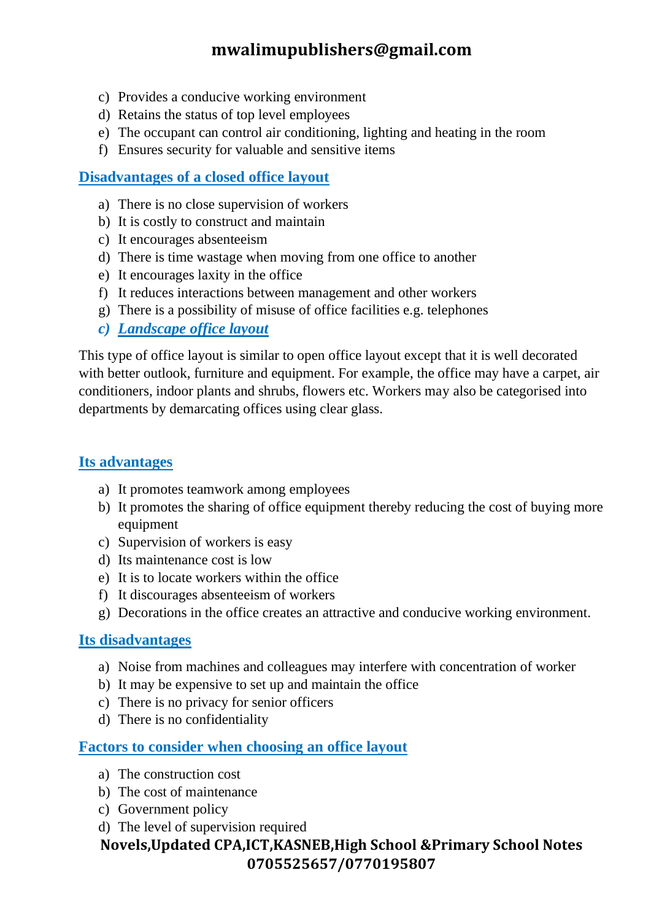c) Provides a conducive working environment
d) Retains the status of top level employees
e) The occupant can control air conditioning, lighting and heating in the room
f) Ensures security for valuable and sensitive items

### Disadvantages of a closed office layout

a) There is no close supervision of workers
b) It is costly to construct and maintain
c) It encourages absenteeism
d) There is time wastage when moving from one office to another
e) It encourages laxity in the office
f) It reduces interactions between management and other workers
g) There is a possibility of misuse of office facilities e.g. telephones

### *c) Landscape office layout*

This type of office layout is similar to open office layout except that it is well decorated with better outlook, furniture and equipment. For example, the office may have a carpet, air conditioners, indoor plants and shrubs, flowers etc. Workers may also be categorised into departments by demarcating offices using clear glass.

### Its advantages

a) It promotes teamwork among employees
b) It promotes the sharing of office equipment thereby reducing the cost of buying more equipment
c) Supervision of workers is easy
d) Its maintenance cost is low
e) It is to locate workers within the office
f) It discourages absenteeism of workers
g) Decorations in the office creates an attractive and conducive working environment.

### Its disadvantages

a) Noise from machines and colleagues may interfere with concentration of worker
b) It may be expensive to set up and maintain the office
c) There is no privacy for senior officers
d) There is no confidentiality

### Factors to consider when choosing an office layout

a) The construction cost
b) The cost of maintenance
c) Government policy
d) The level of supervision required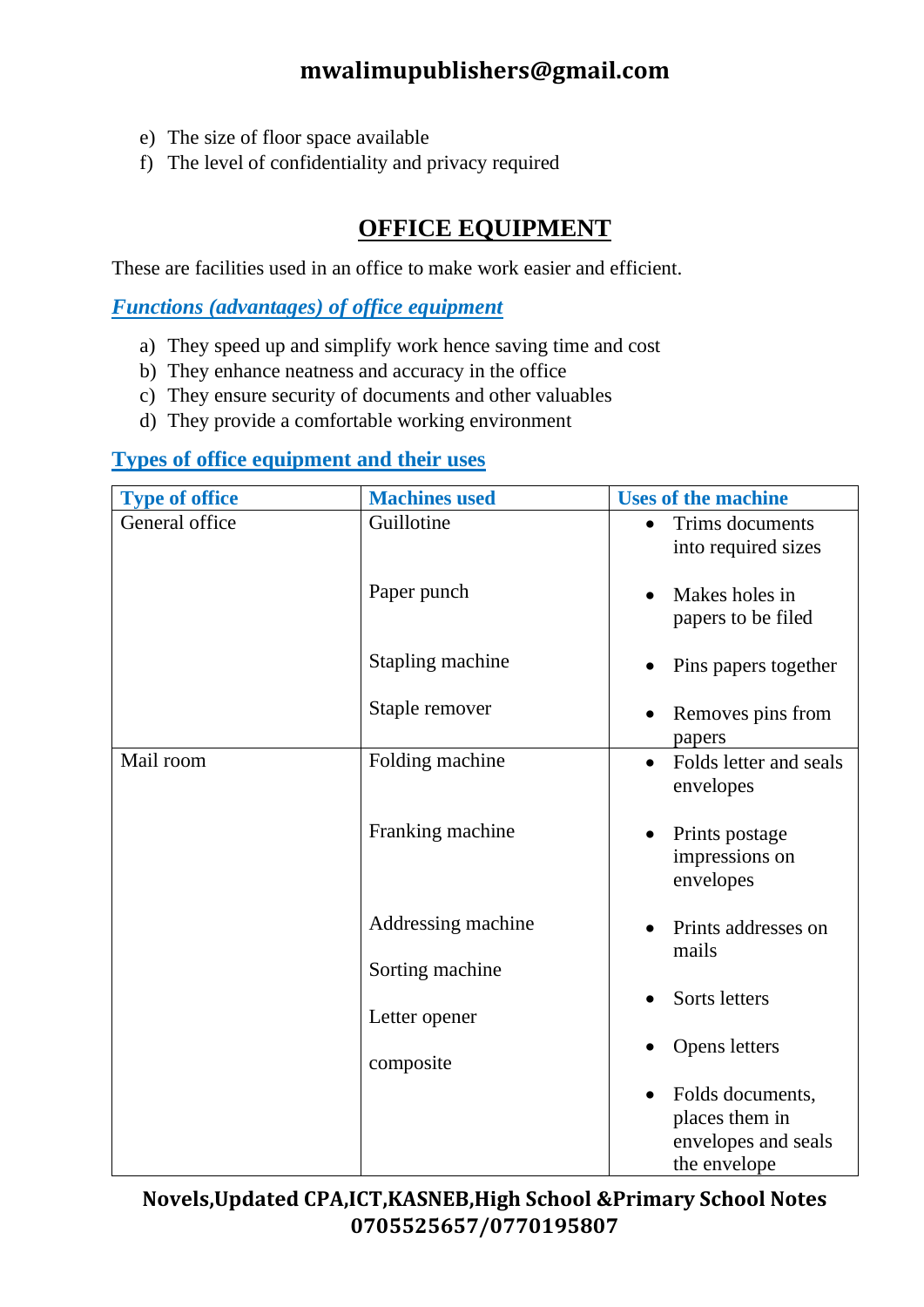e) The size of floor space available
f) The level of confidentiality and privacy required

# OFFICE EQUIPMENT

These are facilities used in an office to make work easier and efficient.

### *Functions (advantages) of office equipment*

a) They speed up and simplify work hence saving time and cost
b) They enhance neatness and accuracy in the office
c) They ensure security of documents and other valuables
d) They provide a comfortable working environment

### Types of office equipment and their uses

| Type of office | Machines used | Uses of the machine |
|---|---|---|
| General office | Guillotine | • Trims documents into required sizes |
| | Paper punch | • Makes holes in papers to be filed |
| | Stapling machine | • Pins papers together |
| | Staple remover | • Removes pins from papers |
| Mail room | Folding machine | • Folds letter and seals envelopes |
| | Franking machine | • Prints postage impressions on envelopes |
| | Addressing machine | • Prints addresses on mails |
| | Sorting machine | • Sorts letters |
| | Letter opener | • Opens letters |
| | composite | • Folds documents, places them in envelopes and seals the envelope |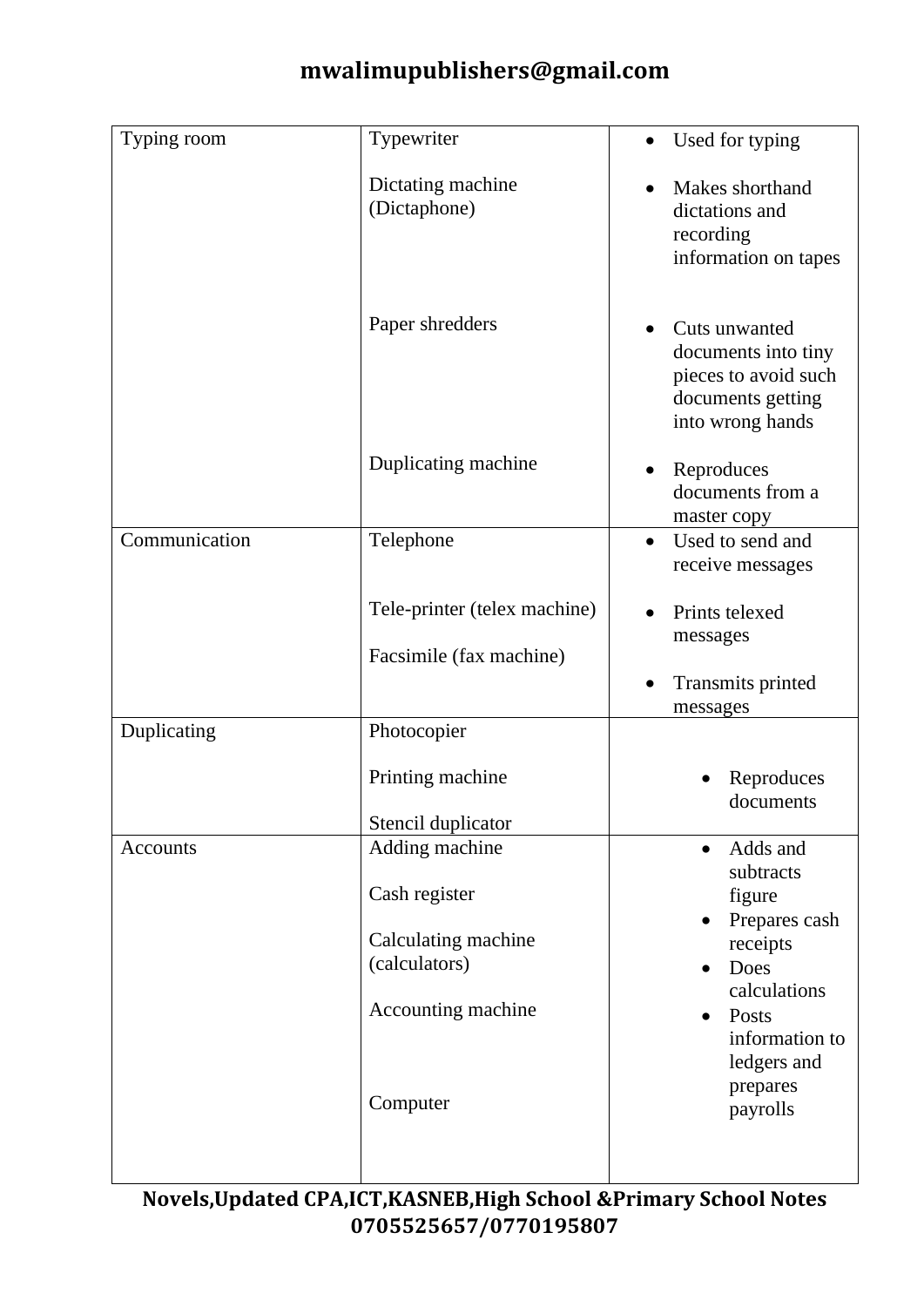| | | |
|---|---|---|
| Typing room | Typewriter<br><br>Dictating machine (Dictaphone)<br><br>Paper shredders<br><br>Duplicating machine | • Used for typing<br><br>• Makes shorthand dictations and recording information on tapes<br><br>• Cuts unwanted documents into tiny pieces to avoid such documents getting into wrong hands<br><br>• Reproduces documents from a master copy |
| Communication | Telephone<br><br>Tele-printer (telex machine)<br><br>Facsimile (fax machine) | • Used to send and receive messages<br><br>• Prints telexed messages<br><br>• Transmits printed messages |
| Duplicating | Photocopier<br><br>Printing machine<br><br>Stencil duplicator | • Reproduces documents |
| Accounts | Adding machine<br><br>Cash register<br><br>Calculating machine (calculators)<br><br>Accounting machine<br><br>Computer | • Adds and subtracts figure<br>• Prepares cash receipts<br>• Does calculations<br>• Posts information to ledgers and prepares payrolls |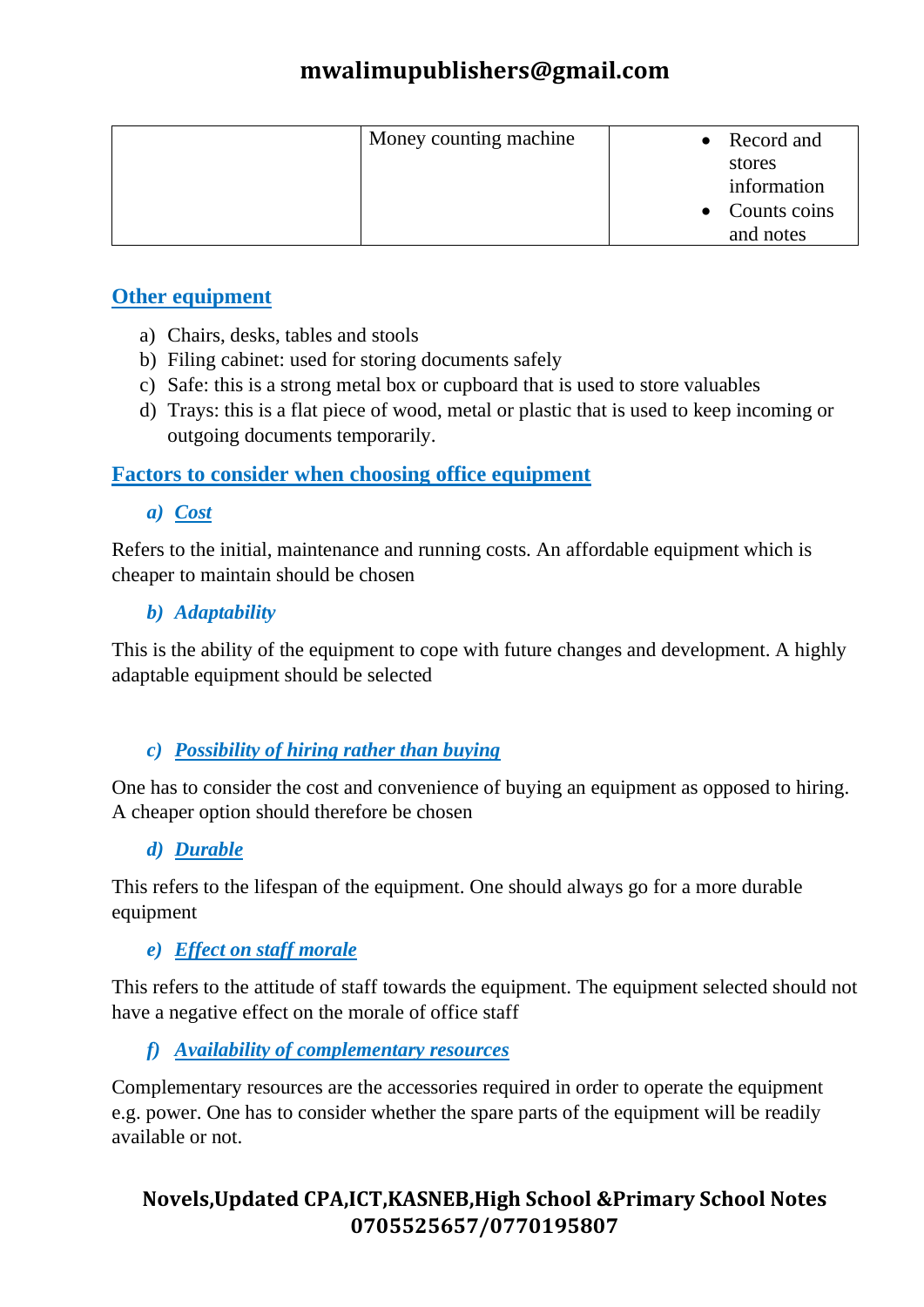| | Money counting machine | • Record and stores information<br>• Counts coins and notes |
|---|---|---|

## Other equipment

a) Chairs, desks, tables and stools
b) Filing cabinet: used for storing documents safely
c) Safe: this is a strong metal box or cupboard that is used to store valuables
d) Trays: this is a flat piece of wood, metal or plastic that is used to keep incoming or outgoing documents temporarily.

## Factors to consider when choosing office equipment

### *a) Cost*

Refers to the initial, maintenance and running costs. An affordable equipment which is cheaper to maintain should be chosen

### *b) Adaptability*

This is the ability of the equipment to cope with future changes and development. A highly adaptable equipment should be selected

### *c) Possibility of hiring rather than buying*

One has to consider the cost and convenience of buying an equipment as opposed to hiring. A cheaper option should therefore be chosen

### *d) Durable*

This refers to the lifespan of the equipment. One should always go for a more durable equipment

### *e) Effect on staff morale*

This refers to the attitude of staff towards the equipment. The equipment selected should not have a negative effect on the morale of office staff

### *f) Availability of complementary resources*

Complementary resources are the accessories required in order to operate the equipment e.g. power. One has to consider whether the spare parts of the equipment will be readily available or not.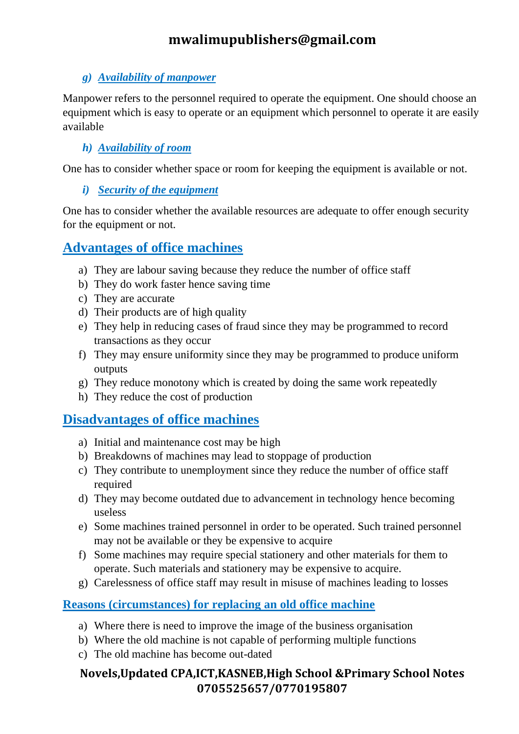#### *g) Availability of manpower*

Manpower refers to the personnel required to operate the equipment. One should choose an equipment which is easy to operate or an equipment which personnel to operate it are easily available

#### *h) Availability of room*

One has to consider whether space or room for keeping the equipment is available or not.

#### *i) Security of the equipment*

One has to consider whether the available resources are adequate to offer enough security for the equipment or not.

## Advantages of office machines

a) They are labour saving because they reduce the number of office staff
b) They do work faster hence saving time
c) They are accurate
d) Their products are of high quality
e) They help in reducing cases of fraud since they may be programmed to record transactions as they occur
f) They may ensure uniformity since they may be programmed to produce uniform outputs
g) They reduce monotony which is created by doing the same work repeatedly
h) They reduce the cost of production

## Disadvantages of office machines

a) Initial and maintenance cost may be high
b) Breakdowns of machines may lead to stoppage of production
c) They contribute to unemployment since they reduce the number of office staff required
d) They may become outdated due to advancement in technology hence becoming useless
e) Some machines trained personnel in order to be operated. Such trained personnel may not be available or they be expensive to acquire
f) Some machines may require special stationery and other materials for them to operate. Such materials and stationery may be expensive to acquire.
g) Carelessness of office staff may result in misuse of machines leading to losses

### Reasons (circumstances) for replacing an old office machine

a) Where there is need to improve the image of the business organisation
b) Where the old machine is not capable of performing multiple functions
c) The old machine has become out-dated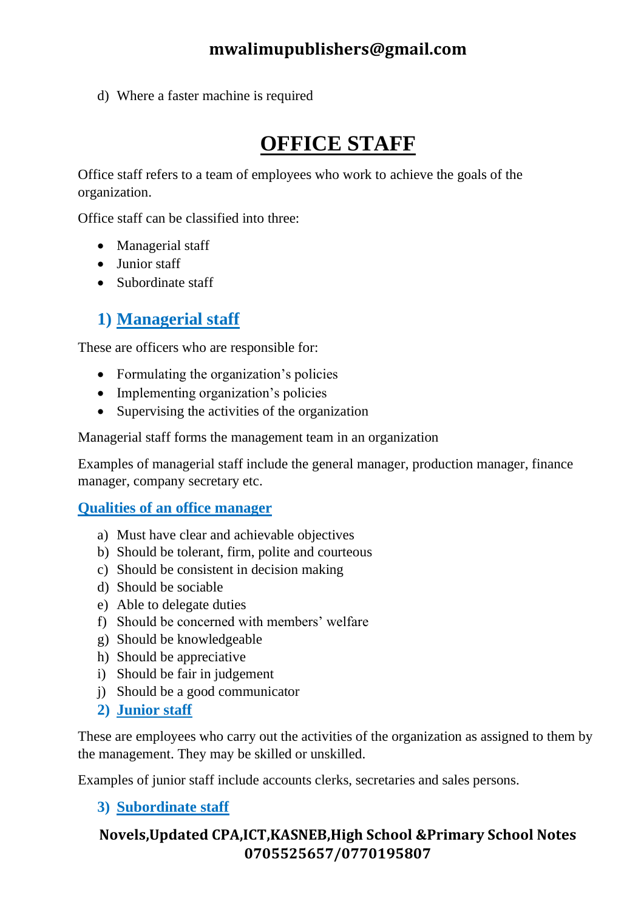d) Where a faster machine is required

# OFFICE STAFF

Office staff refers to a team of employees who work to achieve the goals of the organization.

Office staff can be classified into three:

- Managerial staff
- Junior staff
- Subordinate staff

## 1) Managerial staff

These are officers who are responsible for:

- Formulating the organization's policies
- Implementing organization's policies
- Supervising the activities of the organization

Managerial staff forms the management team in an organization

Examples of managerial staff include the general manager, production manager, finance manager, company secretary etc.

### Qualities of an office manager

a) Must have clear and achievable objectives
b) Should be tolerant, firm, polite and courteous
c) Should be consistent in decision making
d) Should be sociable
e) Able to delegate duties
f) Should be concerned with members' welfare
g) Should be knowledgeable
h) Should be appreciative
i) Should be fair in judgement
j) Should be a good communicator

## 2) Junior staff

These are employees who carry out the activities of the organization as assigned to them by the management. They may be skilled or unskilled.

Examples of junior staff include accounts clerks, secretaries and sales persons.

## 3) Subordinate staff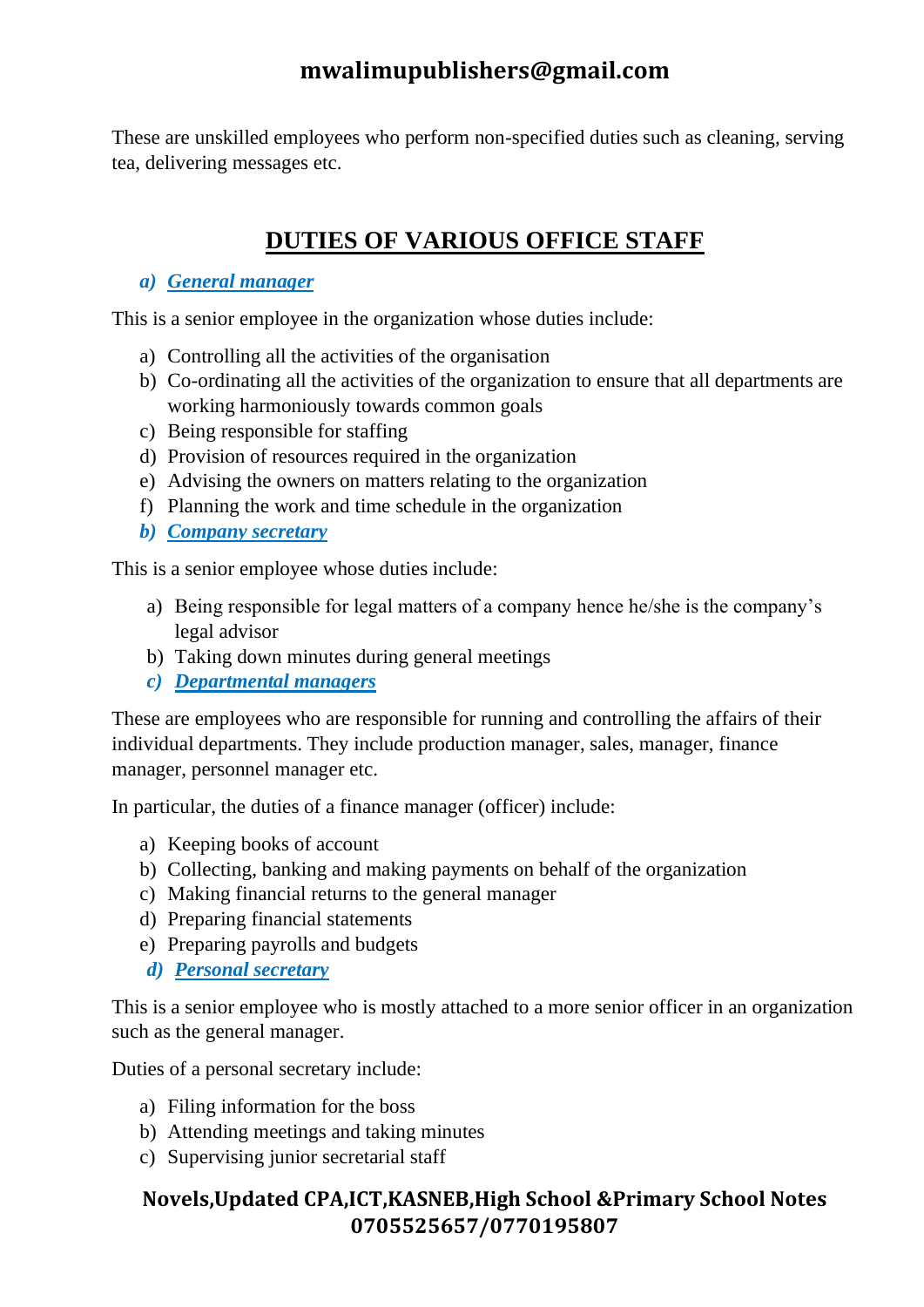These are unskilled employees who perform non-specified duties such as cleaning, serving tea, delivering messages etc.

## DUTIES OF VARIOUS OFFICE STAFF

### *a) General manager*

This is a senior employee in the organization whose duties include:

a) Controlling all the activities of the organisation
b) Co-ordinating all the activities of the organization to ensure that all departments are working harmoniously towards common goals
c) Being responsible for staffing
d) Provision of resources required in the organization
e) Advising the owners on matters relating to the organization
f) Planning the work and time schedule in the organization

### *b) Company secretary*

This is a senior employee whose duties include:

a) Being responsible for legal matters of a company hence he/she is the company's legal advisor
b) Taking down minutes during general meetings

### *c) Departmental managers*

These are employees who are responsible for running and controlling the affairs of their individual departments. They include production manager, sales, manager, finance manager, personnel manager etc.

In particular, the duties of a finance manager (officer) include:

a) Keeping books of account
b) Collecting, banking and making payments on behalf of the organization
c) Making financial returns to the general manager
d) Preparing financial statements
e) Preparing payrolls and budgets

### *d) Personal secretary*

This is a senior employee who is mostly attached to a more senior officer in an organization such as the general manager.

Duties of a personal secretary include:

a) Filing information for the boss
b) Attending meetings and taking minutes
c) Supervising junior secretarial staff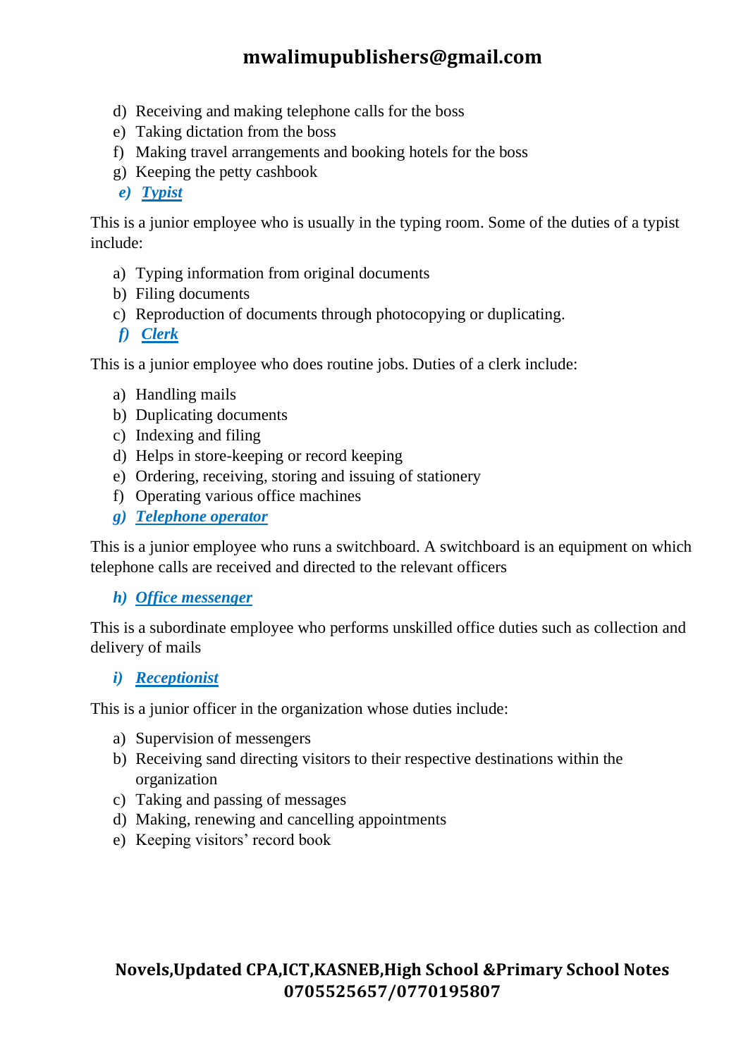d) Receiving and making telephone calls for the boss
e) Taking dictation from the boss
f) Making travel arrangements and booking hotels for the boss
g) Keeping the petty cashbook

***e) Typist***

This is a junior employee who is usually in the typing room. Some of the duties of a typist include:

a) Typing information from original documents
b) Filing documents
c) Reproduction of documents through photocopying or duplicating.

***f) Clerk***

This is a junior employee who does routine jobs. Duties of a clerk include:

a) Handling mails
b) Duplicating documents
c) Indexing and filing
d) Helps in store-keeping or record keeping
e) Ordering, receiving, storing and issuing of stationery
f) Operating various office machines

***g) Telephone operator***

This is a junior employee who runs a switchboard. A switchboard is an equipment on which telephone calls are received and directed to the relevant officers

***h) Office messenger***

This is a subordinate employee who performs unskilled office duties such as collection and delivery of mails

***i) Receptionist***

This is a junior officer in the organization whose duties include:

a) Supervision of messengers
b) Receiving sand directing visitors to their respective destinations within the organization
c) Taking and passing of messages
d) Making, renewing and cancelling appointments
e) Keeping visitors' record book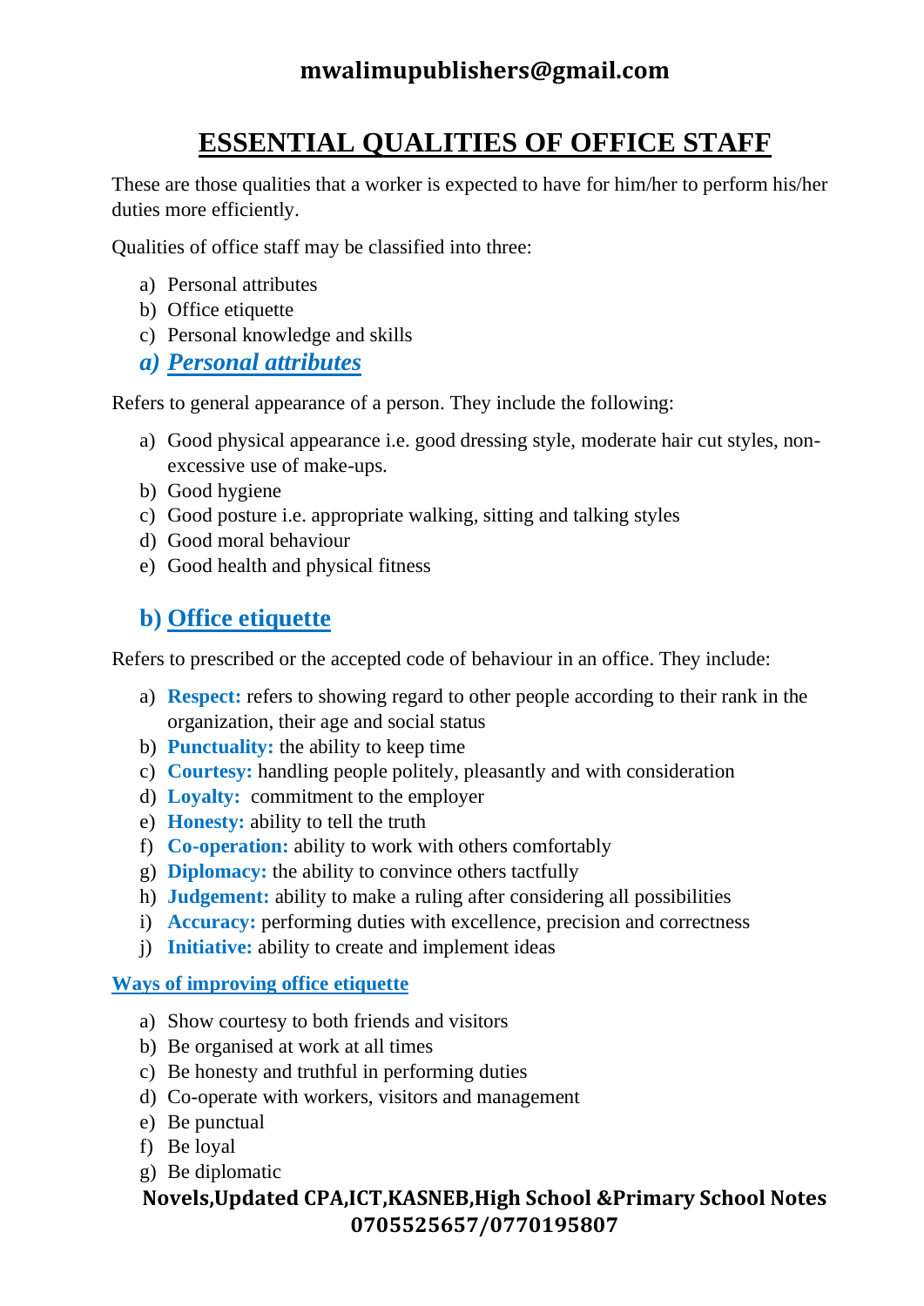# ESSENTIAL QUALITIES OF OFFICE STAFF

These are those qualities that a worker is expected to have for him/her to perform his/her duties more efficiently.

Qualities of office staff may be classified into three:

a) Personal attributes
b) Office etiquette
c) Personal knowledge and skills

## *a) Personal attributes*

Refers to general appearance of a person. They include the following:

a) Good physical appearance i.e. good dressing style, moderate hair cut styles, non-excessive use of make-ups.
b) Good hygiene
c) Good posture i.e. appropriate walking, sitting and talking styles
d) Good moral behaviour
e) Good health and physical fitness

## b) Office etiquette

Refers to prescribed or the accepted code of behaviour in an office. They include:

a) **Respect:** refers to showing regard to other people according to their rank in the organization, their age and social status
b) **Punctuality:** the ability to keep time
c) **Courtesy:** handling people politely, pleasantly and with consideration
d) **Loyalty:** commitment to the employer
e) **Honesty:** ability to tell the truth
f) **Co-operation:** ability to work with others comfortably
g) **Diplomacy:** the ability to convince others tactfully
h) **Judgement:** ability to make a ruling after considering all possibilities
i) **Accuracy:** performing duties with excellence, precision and correctness
j) **Initiative:** ability to create and implement ideas

### Ways of improving office etiquette

a) Show courtesy to both friends and visitors
b) Be organised at work at all times
c) Be honesty and truthful in performing duties
d) Co-operate with workers, visitors and management
e) Be punctual
f) Be loyal
g) Be diplomatic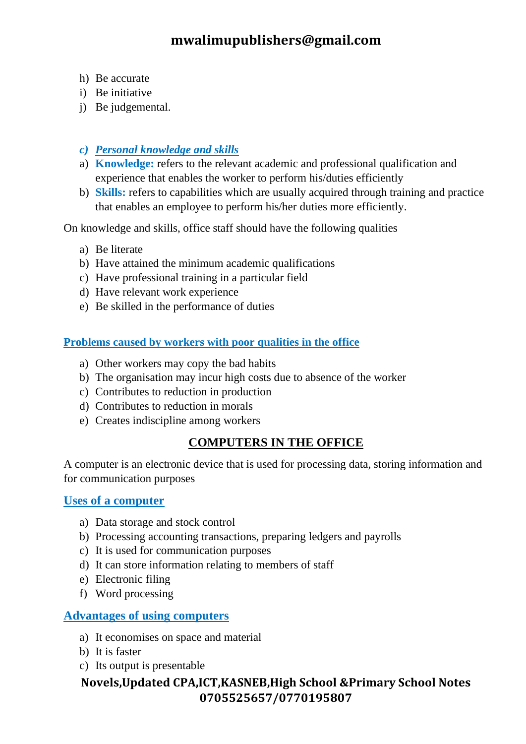h) Be accurate
i) Be initiative
j) Be judgemental.

***c) Personal knowledge and skills***

a) **Knowledge:** refers to the relevant academic and professional qualification and experience that enables the worker to perform his/duties efficiently
b) **Skills:** refers to capabilities which are usually acquired through training and practice that enables an employee to perform his/her duties more efficiently.

On knowledge and skills, office staff should have the following qualities

a) Be literate
b) Have attained the minimum academic qualifications
c) Have professional training in a particular field
d) Have relevant work experience
e) Be skilled in the performance of duties

**Problems caused by workers with poor qualities in the office**

a) Other workers may copy the bad habits
b) The organisation may incur high costs due to absence of the worker
c) Contributes to reduction in production
d) Contributes to reduction in morals
e) Creates indiscipline among workers

## COMPUTERS IN THE OFFICE

A computer is an electronic device that is used for processing data, storing information and for communication purposes

### Uses of a computer

a) Data storage and stock control
b) Processing accounting transactions, preparing ledgers and payrolls
c) It is used for communication purposes
d) It can store information relating to members of staff
e) Electronic filing
f) Word processing

### Advantages of using computers

a) It economises on space and material
b) It is faster
c) Its output is presentable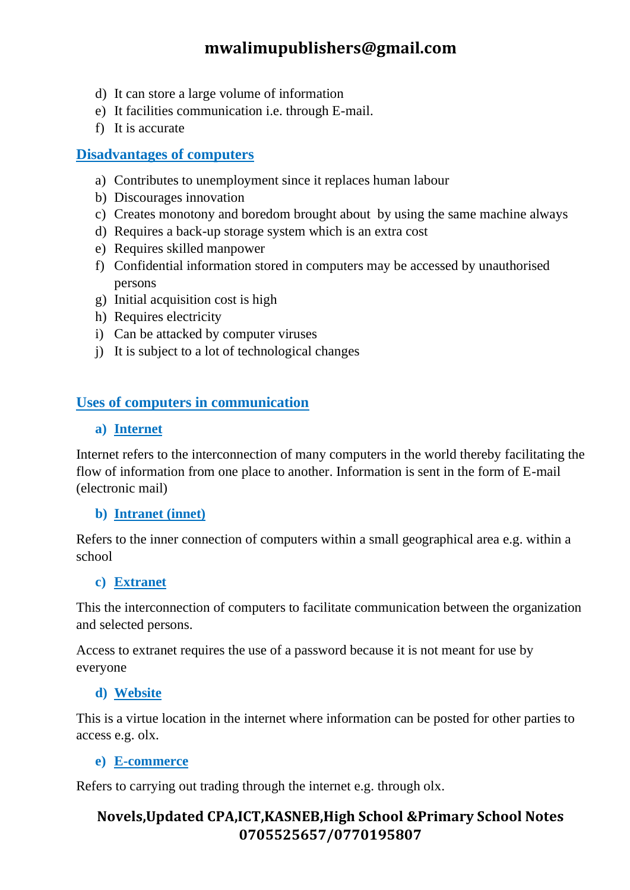d) It can store a large volume of information
e) It facilities communication i.e. through E-mail.
f) It is accurate

## Disadvantages of computers

a) Contributes to unemployment since it replaces human labour
b) Discourages innovation
c) Creates monotony and boredom brought about by using the same machine always
d) Requires a back-up storage system which is an extra cost
e) Requires skilled manpower
f) Confidential information stored in computers may be accessed by unauthorised persons
g) Initial acquisition cost is high
h) Requires electricity
i) Can be attacked by computer viruses
j) It is subject to a lot of technological changes

## Uses of computers in communication

### a) Internet

Internet refers to the interconnection of many computers in the world thereby facilitating the flow of information from one place to another. Information is sent in the form of E-mail (electronic mail)

### b) Intranet (innet)

Refers to the inner connection of computers within a small geographical area e.g. within a school

### c) Extranet

This the interconnection of computers to facilitate communication between the organization and selected persons.

Access to extranet requires the use of a password because it is not meant for use by everyone

### d) Website

This is a virtue location in the internet where information can be posted for other parties to access e.g. olx.

### e) E-commerce

Refers to carrying out trading through the internet e.g. through olx.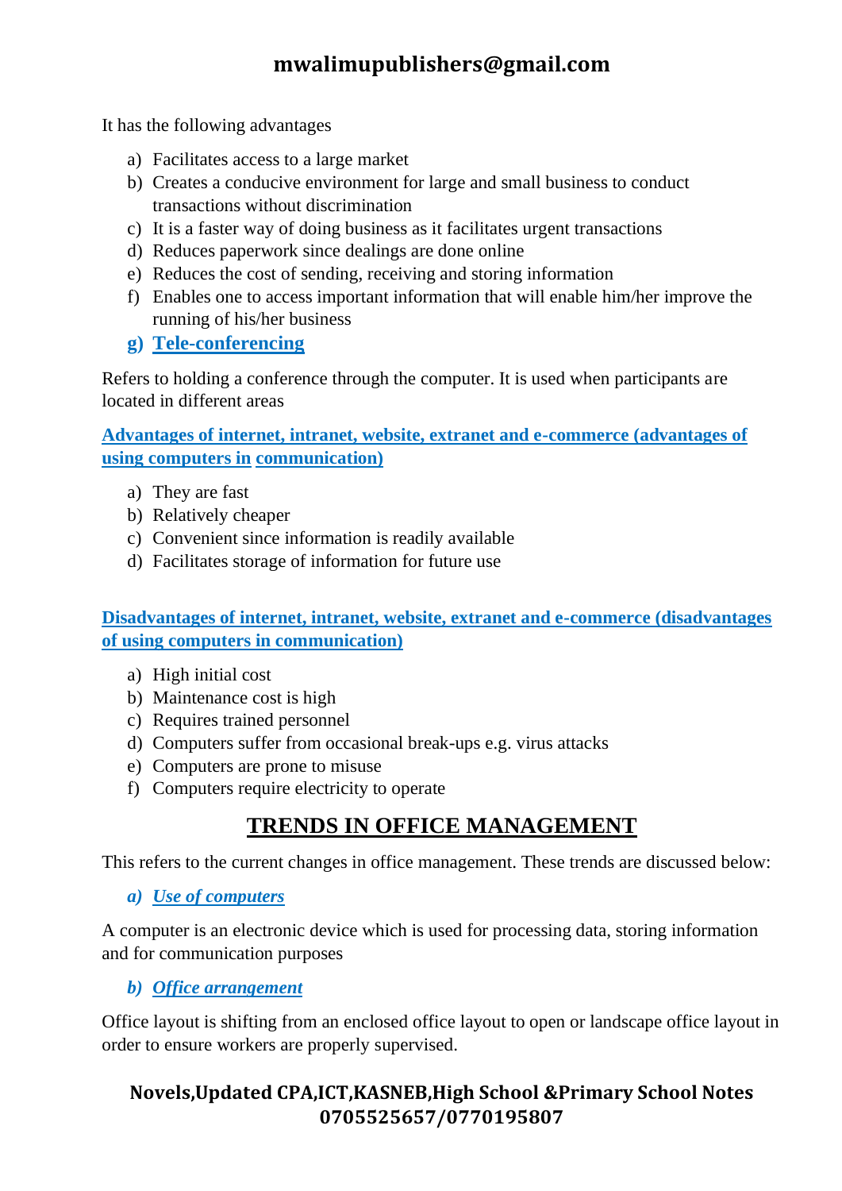It has the following advantages

a) Facilitates access to a large market
b) Creates a conducive environment for large and small business to conduct transactions without discrimination
c) It is a faster way of doing business as it facilitates urgent transactions
d) Reduces paperwork since dealings are done online
e) Reduces the cost of sending, receiving and storing information
f) Enables one to access important information that will enable him/her improve the running of his/her business

**g) Tele-conferencing**

Refers to holding a conference through the computer. It is used when participants are located in different areas

**Advantages of internet, intranet, website, extranet and e-commerce (advantages of using computers in communication)**

a) They are fast
b) Relatively cheaper
c) Convenient since information is readily available
d) Facilitates storage of information for future use

**Disadvantages of internet, intranet, website, extranet and e-commerce (disadvantages of using computers in communication)**

a) High initial cost
b) Maintenance cost is high
c) Requires trained personnel
d) Computers suffer from occasional break-ups e.g. virus attacks
e) Computers are prone to misuse
f) Computers require electricity to operate

## TRENDS IN OFFICE MANAGEMENT

This refers to the current changes in office management. These trends are discussed below:

***a) Use of computers***

A computer is an electronic device which is used for processing data, storing information and for communication purposes

***b) Office arrangement***

Office layout is shifting from an enclosed office layout to open or landscape office layout in order to ensure workers are properly supervised.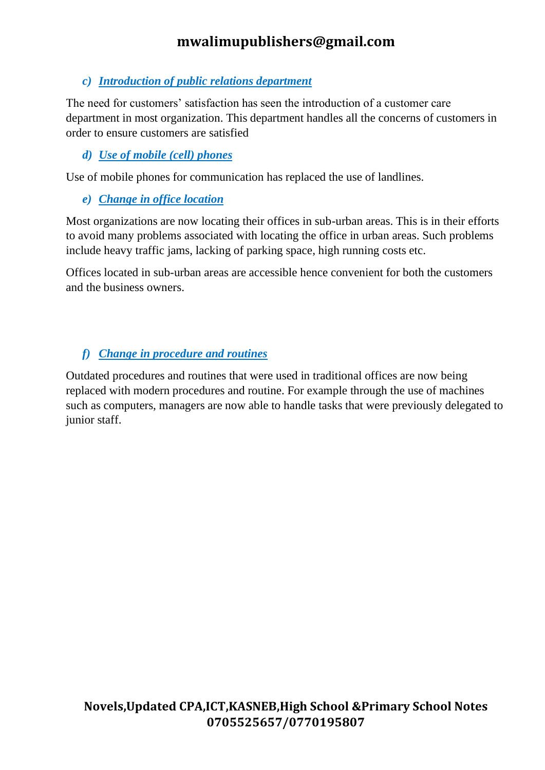### c) ***Introduction of public relations department***

The need for customers' satisfaction has seen the introduction of a customer care department in most organization. This department handles all the concerns of customers in order to ensure customers are satisfied

### d) ***Use of mobile (cell) phones***

Use of mobile phones for communication has replaced the use of landlines.

### e) ***Change in office location***

Most organizations are now locating their offices in sub-urban areas. This is in their efforts to avoid many problems associated with locating the office in urban areas. Such problems include heavy traffic jams, lacking of parking space, high running costs etc.

Offices located in sub-urban areas are accessible hence convenient for both the customers and the business owners.

### f) ***Change in procedure and routines***

Outdated procedures and routines that were used in traditional offices are now being replaced with modern procedures and routine. For example through the use of machines such as computers, managers are now able to handle tasks that were previously delegated to junior staff.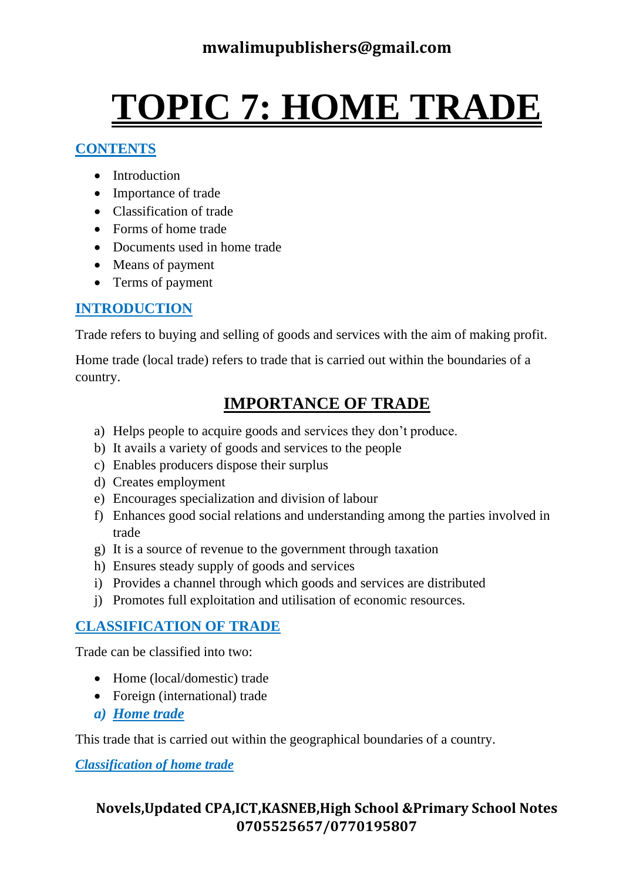# TOPIC 7: HOME TRADE

## CONTENTS

- Introduction
- Importance of trade
- Classification of trade
- Forms of home trade
- Documents used in home trade
- Means of payment
- Terms of payment

## INTRODUCTION

Trade refers to buying and selling of goods and services with the aim of making profit.

Home trade (local trade) refers to trade that is carried out within the boundaries of a country.

## IMPORTANCE OF TRADE

a) Helps people to acquire goods and services they don't produce.
b) It avails a variety of goods and services to the people
c) Enables producers dispose their surplus
d) Creates employment
e) Encourages specialization and division of labour
f) Enhances good social relations and understanding among the parties involved in trade
g) It is a source of revenue to the government through taxation
h) Ensures steady supply of goods and services
i) Provides a channel through which goods and services are distributed
j) Promotes full exploitation and utilisation of economic resources.

## CLASSIFICATION OF TRADE

Trade can be classified into two:

- Home (local/domestic) trade
- Foreign (international) trade

### *a) Home trade*

This trade that is carried out within the geographical boundaries of a country.

#### *Classification of home trade*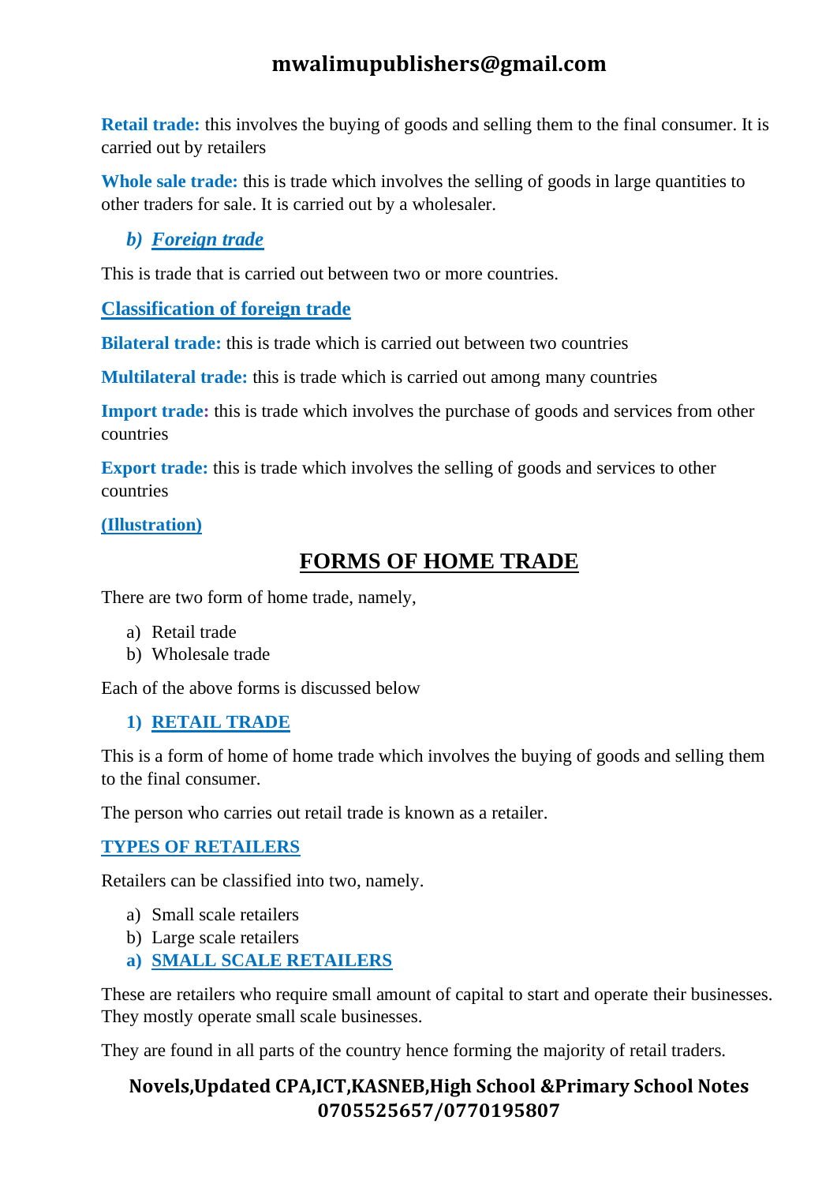**Retail trade:** this involves the buying of goods and selling them to the final consumer. It is carried out by retailers

**Whole sale trade:** this is trade which involves the selling of goods in large quantities to other traders for sale. It is carried out by a wholesaler.

### *b) Foreign trade*

This is trade that is carried out between two or more countries.

**Classification of foreign trade**

**Bilateral trade:** this is trade which is carried out between two countries

**Multilateral trade:** this is trade which is carried out among many countries

**Import trade:** this is trade which involves the purchase of goods and services from other countries

**Export trade:** this is trade which involves the selling of goods and services to other countries

**(Illustration)**

## FORMS OF HOME TRADE

There are two form of home trade, namely,

a) Retail trade
b) Wholesale trade

Each of the above forms is discussed below

### 1) RETAIL TRADE

This is a form of home of home trade which involves the buying of goods and selling them to the final consumer.

The person who carries out retail trade is known as a retailer.

**TYPES OF RETAILERS**

Retailers can be classified into two, namely.

a) Small scale retailers
b) Large scale retailers

### a) SMALL SCALE RETAILERS

These are retailers who require small amount of capital to start and operate their businesses. They mostly operate small scale businesses.

They are found in all parts of the country hence forming the majority of retail traders.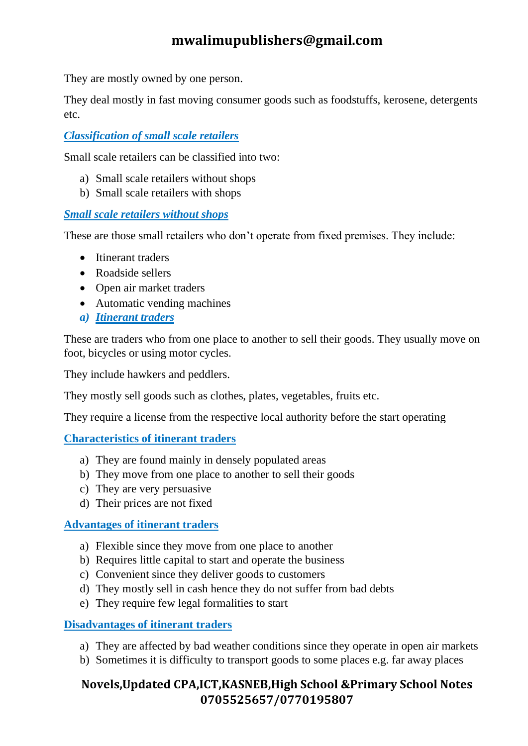They are mostly owned by one person.

They deal mostly in fast moving consumer goods such as foodstuffs, kerosene, detergents etc.

### ***Classification of small scale retailers***

Small scale retailers can be classified into two:

a) Small scale retailers without shops
b) Small scale retailers with shops

### ***Small scale retailers without shops***

These are those small retailers who don't operate from fixed premises. They include:

- Itinerant traders
- Roadside sellers
- Open air market traders
- Automatic vending machines

#### ***a) Itinerant traders***

These are traders who from one place to another to sell their goods. They usually move on foot, bicycles or using motor cycles.

They include hawkers and peddlers.

They mostly sell goods such as clothes, plates, vegetables, fruits etc.

They require a license from the respective local authority before the start operating

#### Characteristics of itinerant traders

a) They are found mainly in densely populated areas
b) They move from one place to another to sell their goods
c) They are very persuasive
d) Their prices are not fixed

#### Advantages of itinerant traders

a) Flexible since they move from one place to another
b) Requires little capital to start and operate the business
c) Convenient since they deliver goods to customers
d) They mostly sell in cash hence they do not suffer from bad debts
e) They require few legal formalities to start

#### Disadvantages of itinerant traders

a) They are affected by bad weather conditions since they operate in open air markets
b) Sometimes it is difficulty to transport goods to some places e.g. far away places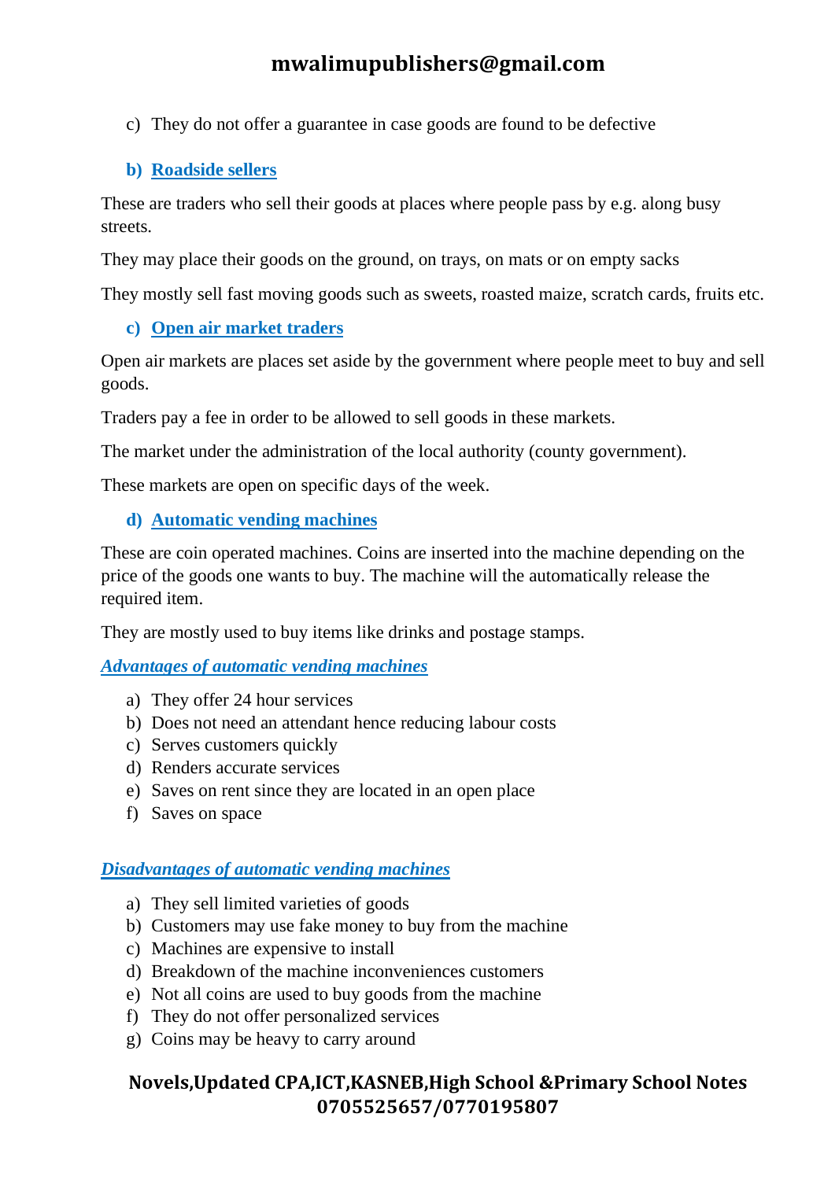c) They do not offer a guarantee in case goods are found to be defective

### b) Roadside sellers

These are traders who sell their goods at places where people pass by e.g. along busy streets.

They may place their goods on the ground, on trays, on mats or on empty sacks

They mostly sell fast moving goods such as sweets, roasted maize, scratch cards, fruits etc.

### c) Open air market traders

Open air markets are places set aside by the government where people meet to buy and sell goods.

Traders pay a fee in order to be allowed to sell goods in these markets.

The market under the administration of the local authority (county government).

These markets are open on specific days of the week.

### d) Automatic vending machines

These are coin operated machines. Coins are inserted into the machine depending on the price of the goods one wants to buy. The machine will the automatically release the required item.

They are mostly used to buy items like drinks and postage stamps.

***Advantages of automatic vending machines***

a) They offer 24 hour services
b) Does not need an attendant hence reducing labour costs
c) Serves customers quickly
d) Renders accurate services
e) Saves on rent since they are located in an open place
f) Saves on space

***Disadvantages of automatic vending machines***

a) They sell limited varieties of goods
b) Customers may use fake money to buy from the machine
c) Machines are expensive to install
d) Breakdown of the machine inconveniences customers
e) Not all coins are used to buy goods from the machine
f) They do not offer personalized services
g) Coins may be heavy to carry around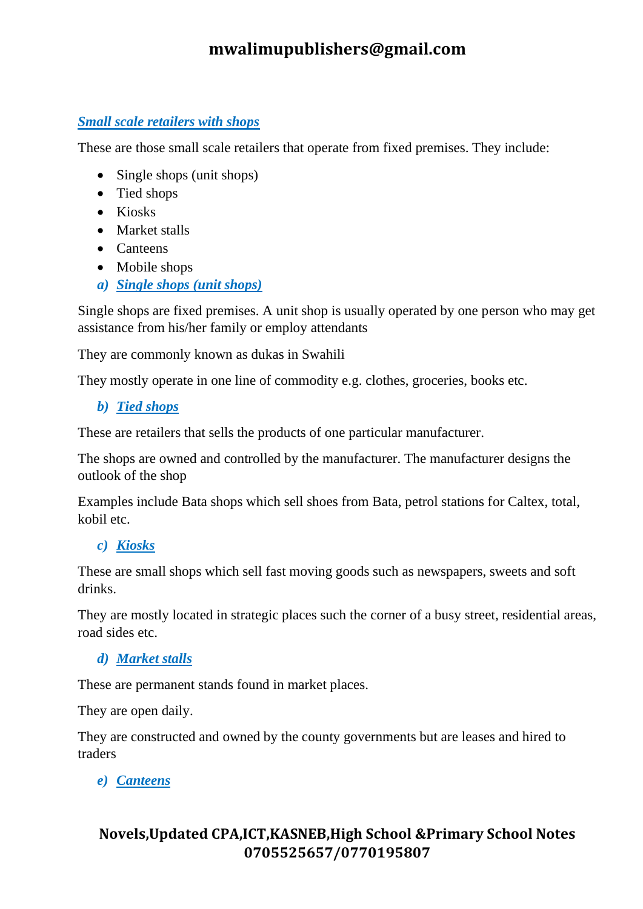### ***Small scale retailers with shops***

These are those small scale retailers that operate from fixed premises. They include:

- Single shops (unit shops)
- Tied shops
- Kiosks
- Market stalls
- Canteens
- Mobile shops

#### ***a) Single shops (unit shops)***

Single shops are fixed premises. A unit shop is usually operated by one person who may get assistance from his/her family or employ attendants

They are commonly known as dukas in Swahili

They mostly operate in one line of commodity e.g. clothes, groceries, books etc.

#### ***b) Tied shops***

These are retailers that sells the products of one particular manufacturer.

The shops are owned and controlled by the manufacturer. The manufacturer designs the outlook of the shop

Examples include Bata shops which sell shoes from Bata, petrol stations for Caltex, total, kobil etc.

#### ***c) Kiosks***

These are small shops which sell fast moving goods such as newspapers, sweets and soft drinks.

They are mostly located in strategic places such the corner of a busy street, residential areas, road sides etc.

#### ***d) Market stalls***

These are permanent stands found in market places.

They are open daily.

They are constructed and owned by the county governments but are leases and hired to traders

#### ***e) Canteens***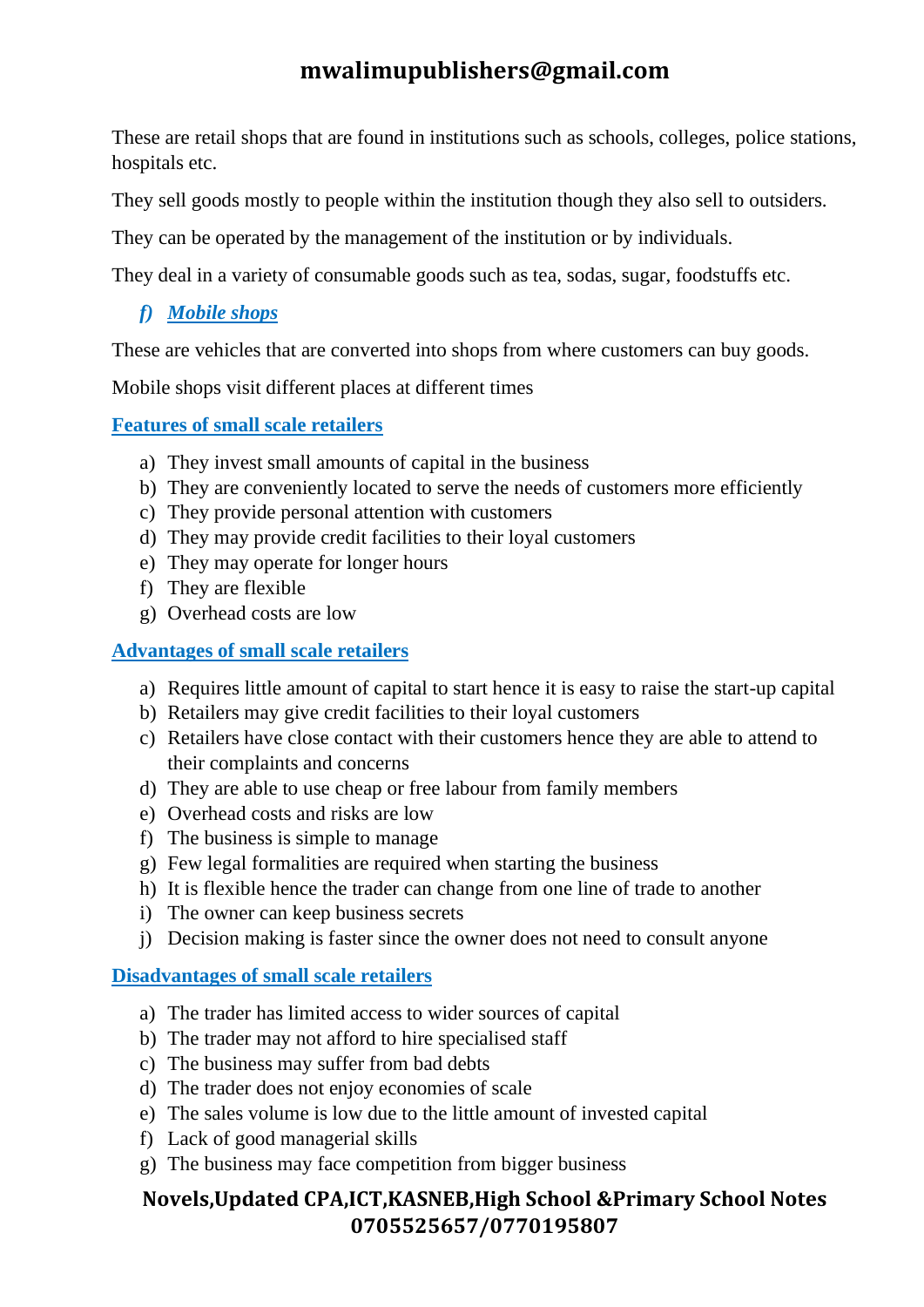These are retail shops that are found in institutions such as schools, colleges, police stations, hospitals etc.

They sell goods mostly to people within the institution though they also sell to outsiders.

They can be operated by the management of the institution or by individuals.

They deal in a variety of consumable goods such as tea, sodas, sugar, foodstuffs etc.

### *f) Mobile shops*

These are vehicles that are converted into shops from where customers can buy goods.

Mobile shops visit different places at different times

### Features of small scale retailers

a) They invest small amounts of capital in the business
b) They are conveniently located to serve the needs of customers more efficiently
c) They provide personal attention with customers
d) They may provide credit facilities to their loyal customers
e) They may operate for longer hours
f) They are flexible
g) Overhead costs are low

### Advantages of small scale retailers

a) Requires little amount of capital to start hence it is easy to raise the start-up capital
b) Retailers may give credit facilities to their loyal customers
c) Retailers have close contact with their customers hence they are able to attend to their complaints and concerns
d) They are able to use cheap or free labour from family members
e) Overhead costs and risks are low
f) The business is simple to manage
g) Few legal formalities are required when starting the business
h) It is flexible hence the trader can change from one line of trade to another
i) The owner can keep business secrets
j) Decision making is faster since the owner does not need to consult anyone

### Disadvantages of small scale retailers

a) The trader has limited access to wider sources of capital
b) The trader may not afford to hire specialised staff
c) The business may suffer from bad debts
d) The trader does not enjoy economies of scale
e) The sales volume is low due to the little amount of invested capital
f) Lack of good managerial skills
g) The business may face competition from bigger business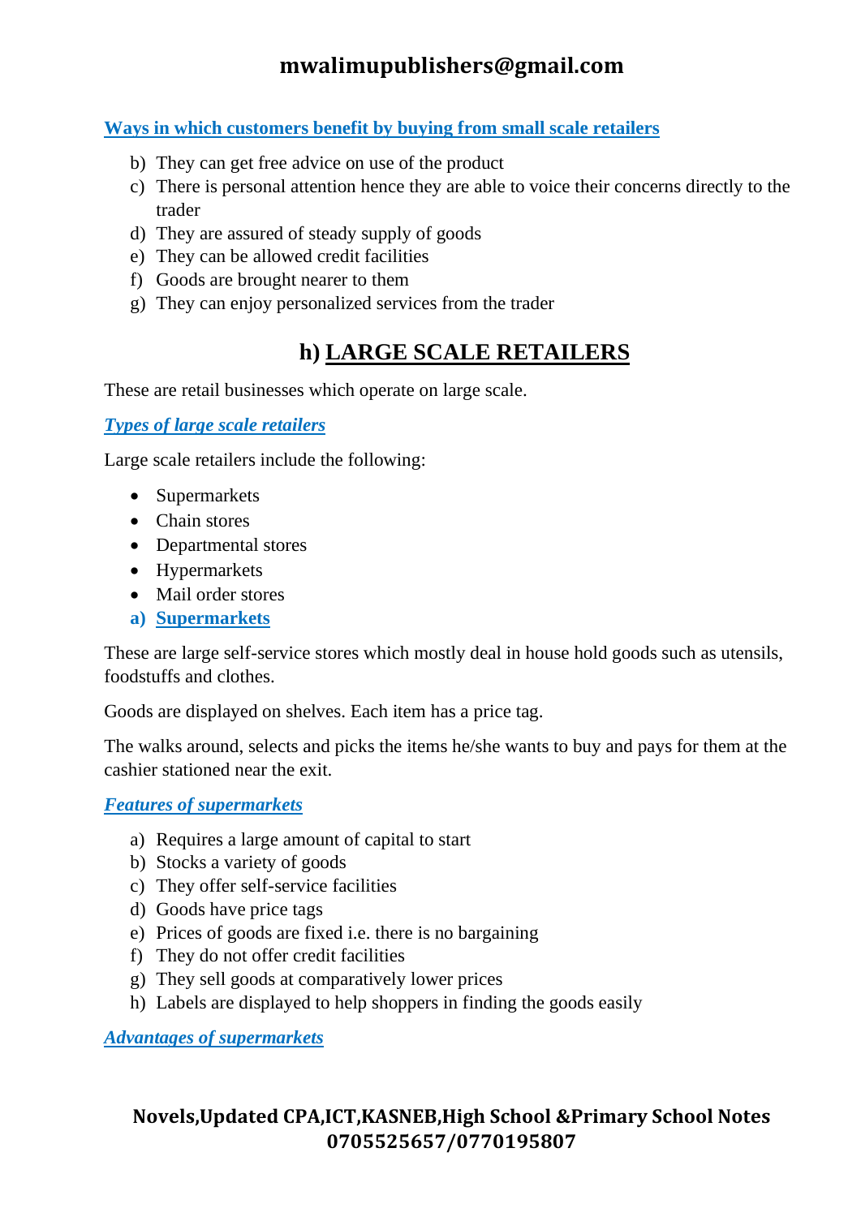#### Ways in which customers benefit by buying from small scale retailers

b) They can get free advice on use of the product
c) There is personal attention hence they are able to voice their concerns directly to the trader
d) They are assured of steady supply of goods
e) They can be allowed credit facilities
f) Goods are brought nearer to them
g) They can enjoy personalized services from the trader

## h) LARGE SCALE RETAILERS

These are retail businesses which operate on large scale.

#### *Types of large scale retailers*

Large scale retailers include the following:

- Supermarkets
- Chain stores
- Departmental stores
- Hypermarkets
- Mail order stores

#### a) Supermarkets

These are large self-service stores which mostly deal in house hold goods such as utensils, foodstuffs and clothes.

Goods are displayed on shelves. Each item has a price tag.

The walks around, selects and picks the items he/she wants to buy and pays for them at the cashier stationed near the exit.

#### *Features of supermarkets*

a) Requires a large amount of capital to start
b) Stocks a variety of goods
c) They offer self-service facilities
d) Goods have price tags
e) Prices of goods are fixed i.e. there is no bargaining
f) They do not offer credit facilities
g) They sell goods at comparatively lower prices
h) Labels are displayed to help shoppers in finding the goods easily

#### *Advantages of supermarkets*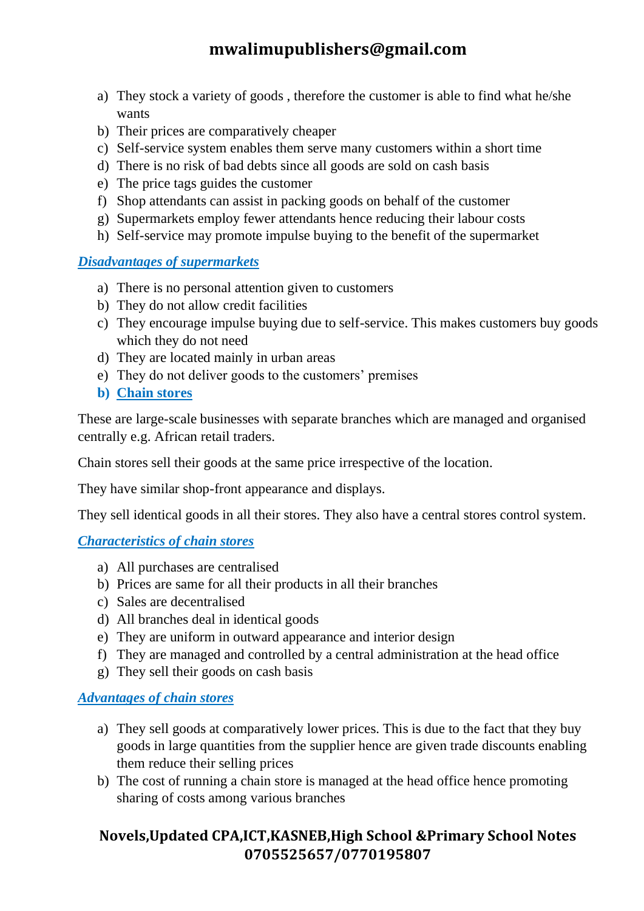a) They stock a variety of goods , therefore the customer is able to find what he/she wants
b) Their prices are comparatively cheaper
c) Self-service system enables them serve many customers within a short time
d) There is no risk of bad debts since all goods are sold on cash basis
e) The price tags guides the customer
f) Shop attendants can assist in packing goods on behalf of the customer
g) Supermarkets employ fewer attendants hence reducing their labour costs
h) Self-service may promote impulse buying to the benefit of the supermarket

***Disadvantages of supermarkets***

a) There is no personal attention given to customers
b) They do not allow credit facilities
c) They encourage impulse buying due to self-service. This makes customers buy goods which they do not need
d) They are located mainly in urban areas
e) They do not deliver goods to the customers' premises

**b) Chain stores**

These are large-scale businesses with separate branches which are managed and organised centrally e.g. African retail traders.

Chain stores sell their goods at the same price irrespective of the location.

They have similar shop-front appearance and displays.

They sell identical goods in all their stores. They also have a central stores control system.

***Characteristics of chain stores***

a) All purchases are centralised
b) Prices are same for all their products in all their branches
c) Sales are decentralised
d) All branches deal in identical goods
e) They are uniform in outward appearance and interior design
f) They are managed and controlled by a central administration at the head office
g) They sell their goods on cash basis

***Advantages of chain stores***

a) They sell goods at comparatively lower prices. This is due to the fact that they buy goods in large quantities from the supplier hence are given trade discounts enabling them reduce their selling prices
b) The cost of running a chain store is managed at the head office hence promoting sharing of costs among various branches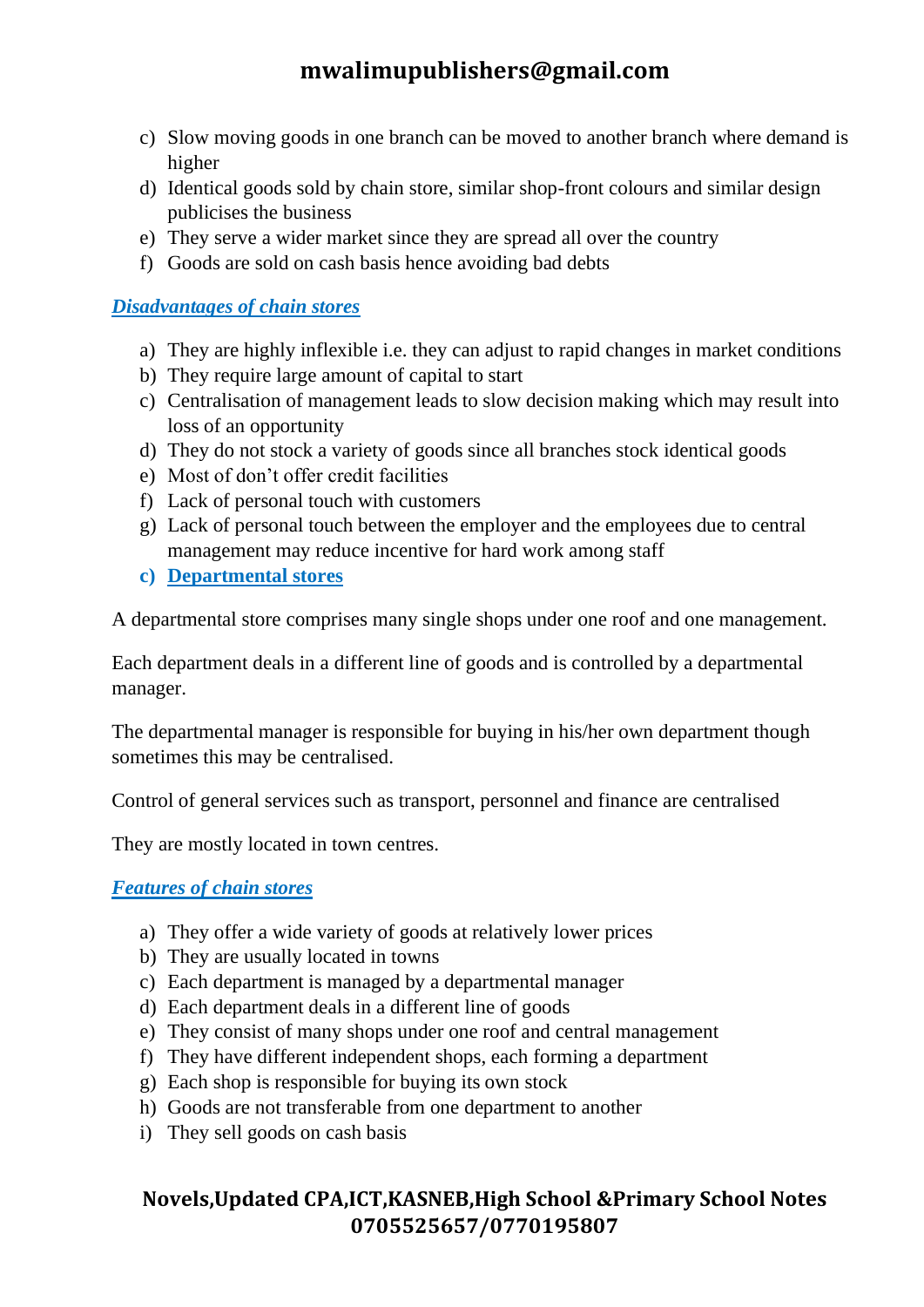c) Slow moving goods in one branch can be moved to another branch where demand is higher
d) Identical goods sold by chain store, similar shop-front colours and similar design publicises the business
e) They serve a wider market since they are spread all over the country
f) Goods are sold on cash basis hence avoiding bad debts

***Disadvantages of chain stores***

a) They are highly inflexible i.e. they can adjust to rapid changes in market conditions
b) They require large amount of capital to start
c) Centralisation of management leads to slow decision making which may result into loss of an opportunity
d) They do not stock a variety of goods since all branches stock identical goods
e) Most of don't offer credit facilities
f) Lack of personal touch with customers
g) Lack of personal touch between the employer and the employees due to central management may reduce incentive for hard work among staff

**c) Departmental stores**

A departmental store comprises many single shops under one roof and one management.

Each department deals in a different line of goods and is controlled by a departmental manager.

The departmental manager is responsible for buying in his/her own department though sometimes this may be centralised.

Control of general services such as transport, personnel and finance are centralised

They are mostly located in town centres.

***Features of chain stores***

a) They offer a wide variety of goods at relatively lower prices
b) They are usually located in towns
c) Each department is managed by a departmental manager
d) Each department deals in a different line of goods
e) They consist of many shops under one roof and central management
f) They have different independent shops, each forming a department
g) Each shop is responsible for buying its own stock
h) Goods are not transferable from one department to another
i) They sell goods on cash basis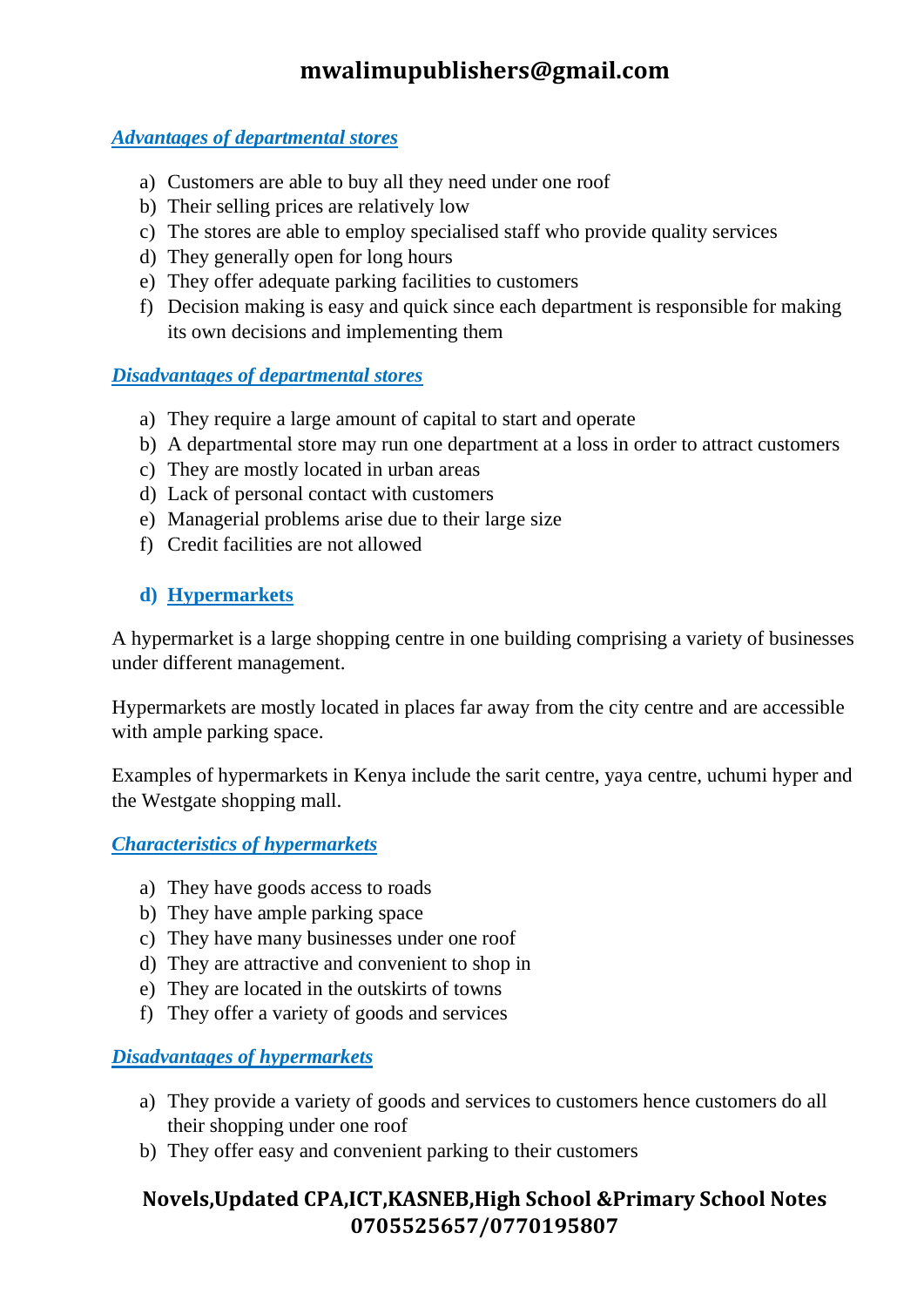***Advantages of departmental stores***

a) Customers are able to buy all they need under one roof
b) Their selling prices are relatively low
c) The stores are able to employ specialised staff who provide quality services
d) They generally open for long hours
e) They offer adequate parking facilities to customers
f) Decision making is easy and quick since each department is responsible for making its own decisions and implementing them

***Disadvantages of departmental stores***

a) They require a large amount of capital to start and operate
b) A departmental store may run one department at a loss in order to attract customers
c) They are mostly located in urban areas
d) Lack of personal contact with customers
e) Managerial problems arise due to their large size
f) Credit facilities are not allowed

### d) Hypermarkets

A hypermarket is a large shopping centre in one building comprising a variety of businesses under different management.

Hypermarkets are mostly located in places far away from the city centre and are accessible with ample parking space.

Examples of hypermarkets in Kenya include the sarit centre, yaya centre, uchumi hyper and the Westgate shopping mall.

***Characteristics of hypermarkets***

a) They have goods access to roads
b) They have ample parking space
c) They have many businesses under one roof
d) They are attractive and convenient to shop in
e) They are located in the outskirts of towns
f) They offer a variety of goods and services

***Disadvantages of hypermarkets***

a) They provide a variety of goods and services to customers hence customers do all their shopping under one roof
b) They offer easy and convenient parking to their customers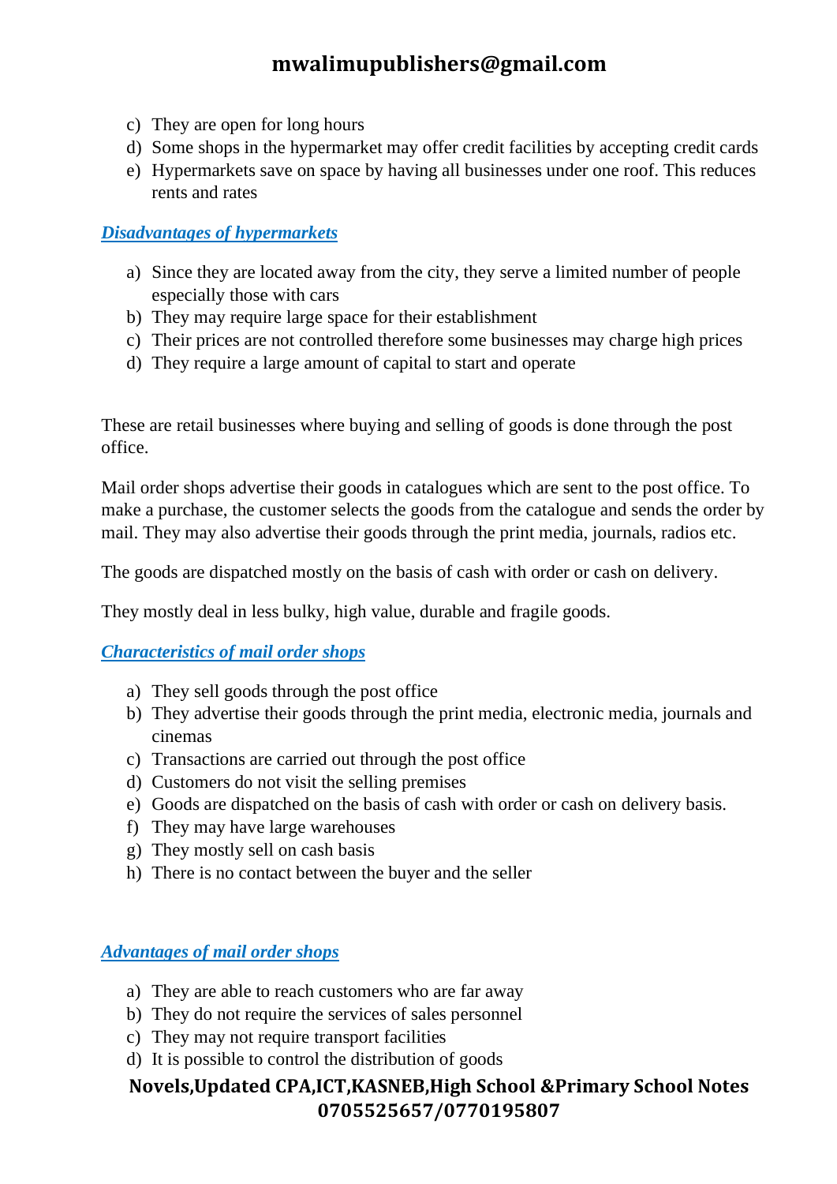c) They are open for long hours
d) Some shops in the hypermarket may offer credit facilities by accepting credit cards
e) Hypermarkets save on space by having all businesses under one roof. This reduces rents and rates

### *Disadvantages of hypermarkets*

a) Since they are located away from the city, they serve a limited number of people especially those with cars
b) They may require large space for their establishment
c) Their prices are not controlled therefore some businesses may charge high prices
d) They require a large amount of capital to start and operate

These are retail businesses where buying and selling of goods is done through the post office.

Mail order shops advertise their goods in catalogues which are sent to the post office. To make a purchase, the customer selects the goods from the catalogue and sends the order by mail. They may also advertise their goods through the print media, journals, radios etc.

The goods are dispatched mostly on the basis of cash with order or cash on delivery.

They mostly deal in less bulky, high value, durable and fragile goods.

### *Characteristics of mail order shops*

a) They sell goods through the post office
b) They advertise their goods through the print media, electronic media, journals and cinemas
c) Transactions are carried out through the post office
d) Customers do not visit the selling premises
e) Goods are dispatched on the basis of cash with order or cash on delivery basis.
f) They may have large warehouses
g) They mostly sell on cash basis
h) There is no contact between the buyer and the seller

### *Advantages of mail order shops*

a) They are able to reach customers who are far away
b) They do not require the services of sales personnel
c) They may not require transport facilities
d) It is possible to control the distribution of goods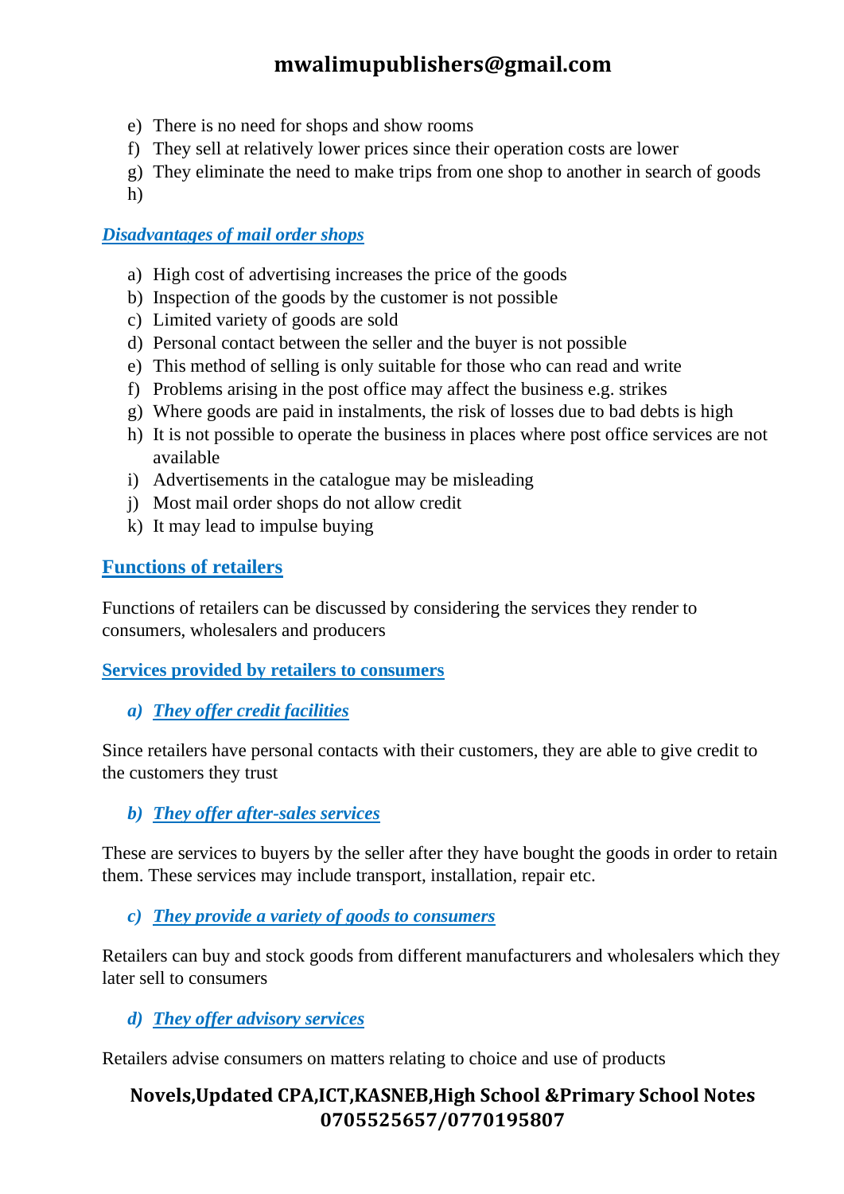e) There is no need for shops and show rooms
f) They sell at relatively lower prices since their operation costs are lower
g) They eliminate the need to make trips from one shop to another in search of goods
h)

### *Disadvantages of mail order shops*

a) High cost of advertising increases the price of the goods
b) Inspection of the goods by the customer is not possible
c) Limited variety of goods are sold
d) Personal contact between the seller and the buyer is not possible
e) This method of selling is only suitable for those who can read and write
f) Problems arising in the post office may affect the business e.g. strikes
g) Where goods are paid in instalments, the risk of losses due to bad debts is high
h) It is not possible to operate the business in places where post office services are not available
i) Advertisements in the catalogue may be misleading
j) Most mail order shops do not allow credit
k) It may lead to impulse buying

## Functions of retailers

Functions of retailers can be discussed by considering the services they render to consumers, wholesalers and producers

### Services provided by retailers to consumers

#### *a) They offer credit facilities*

Since retailers have personal contacts with their customers, they are able to give credit to the customers they trust

#### *b) They offer after-sales services*

These are services to buyers by the seller after they have bought the goods in order to retain them. These services may include transport, installation, repair etc.

#### *c) They provide a variety of goods to consumers*

Retailers can buy and stock goods from different manufacturers and wholesalers which they later sell to consumers

#### *d) They offer advisory services*

Retailers advise consumers on matters relating to choice and use of products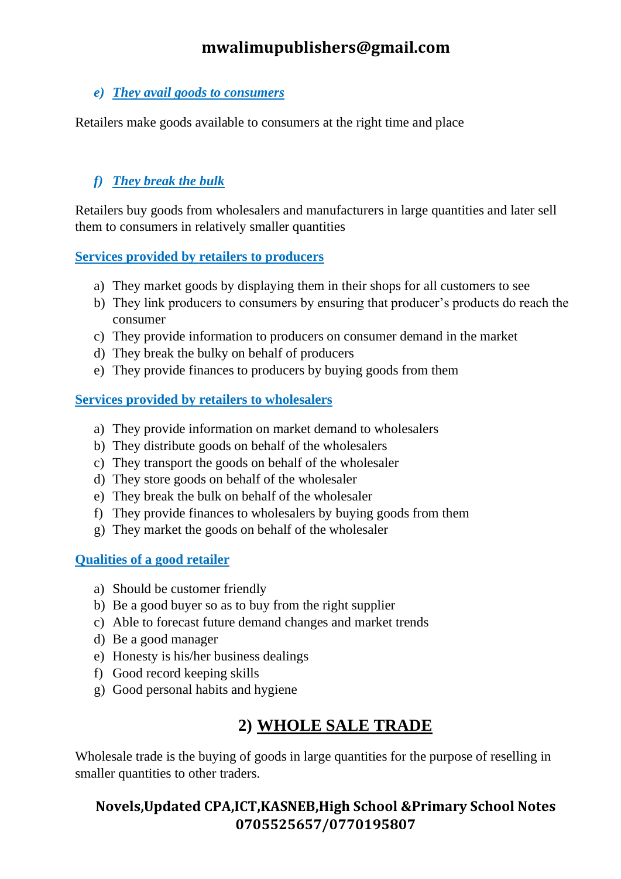### *e) They avail goods to consumers*

Retailers make goods available to consumers at the right time and place

### *f) They break the bulk*

Retailers buy goods from wholesalers and manufacturers in large quantities and later sell them to consumers in relatively smaller quantities

**Services provided by retailers to producers**

a) They market goods by displaying them in their shops for all customers to see
b) They link producers to consumers by ensuring that producer's products do reach the consumer
c) They provide information to producers on consumer demand in the market
d) They break the bulky on behalf of producers
e) They provide finances to producers by buying goods from them

**Services provided by retailers to wholesalers**

a) They provide information on market demand to wholesalers
b) They distribute goods on behalf of the wholesalers
c) They transport the goods on behalf of the wholesaler
d) They store goods on behalf of the wholesaler
e) They break the bulk on behalf of the wholesaler
f) They provide finances to wholesalers by buying goods from them
g) They market the goods on behalf of the wholesaler

**Qualities of a good retailer**

a) Should be customer friendly
b) Be a good buyer so as to buy from the right supplier
c) Able to forecast future demand changes and market trends
d) Be a good manager
e) Honesty is his/her business dealings
f) Good record keeping skills
g) Good personal habits and hygiene

## 2) WHOLE SALE TRADE

Wholesale trade is the buying of goods in large quantities for the purpose of reselling in smaller quantities to other traders.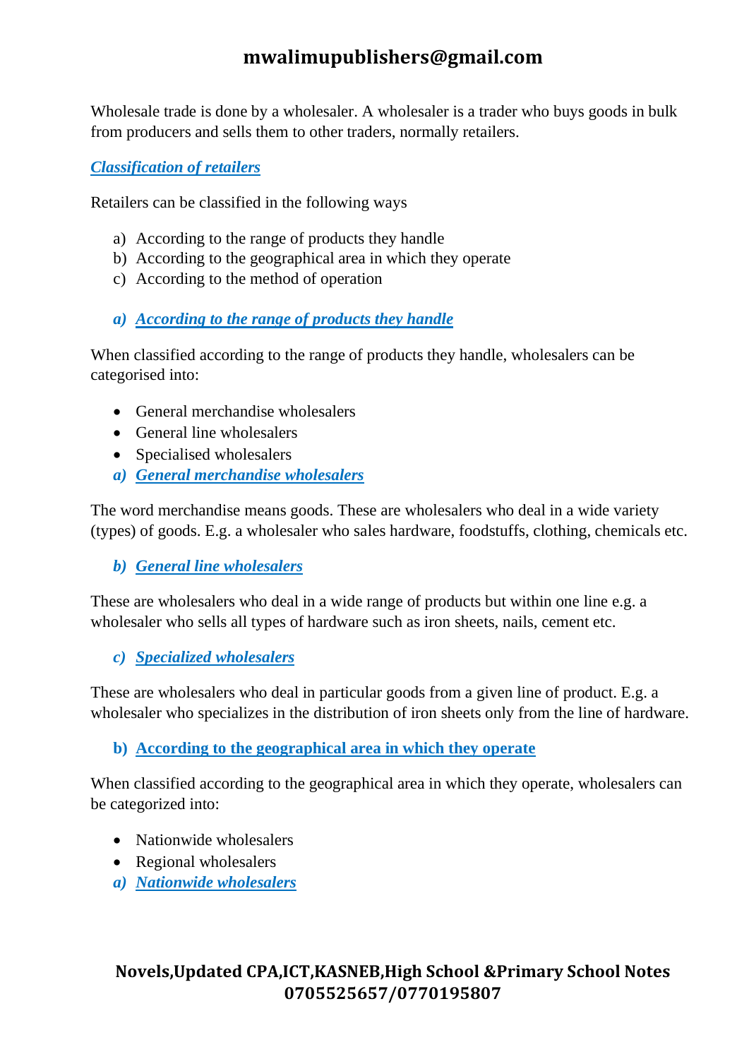Wholesale trade is done by a wholesaler. A wholesaler is a trader who buys goods in bulk from producers and sells them to other traders, normally retailers.

### ***Classification of retailers***

Retailers can be classified in the following ways

a) According to the range of products they handle
b) According to the geographical area in which they operate
c) According to the method of operation

#### ***a) According to the range of products they handle***

When classified according to the range of products they handle, wholesalers can be categorised into:

- General merchandise wholesalers
- General line wholesalers
- Specialised wholesalers

#### ***a) General merchandise wholesalers***

The word merchandise means goods. These are wholesalers who deal in a wide variety (types) of goods. E.g. a wholesaler who sales hardware, foodstuffs, clothing, chemicals etc.

#### ***b) General line wholesalers***

These are wholesalers who deal in a wide range of products but within one line e.g. a wholesaler who sells all types of hardware such as iron sheets, nails, cement etc.

#### ***c) Specialized wholesalers***

These are wholesalers who deal in particular goods from a given line of product. E.g. a wholesaler who specializes in the distribution of iron sheets only from the line of hardware.

#### **b) According to the geographical area in which they operate**

When classified according to the geographical area in which they operate, wholesalers can be categorized into:

- Nationwide wholesalers
- Regional wholesalers

#### ***a) Nationwide wholesalers***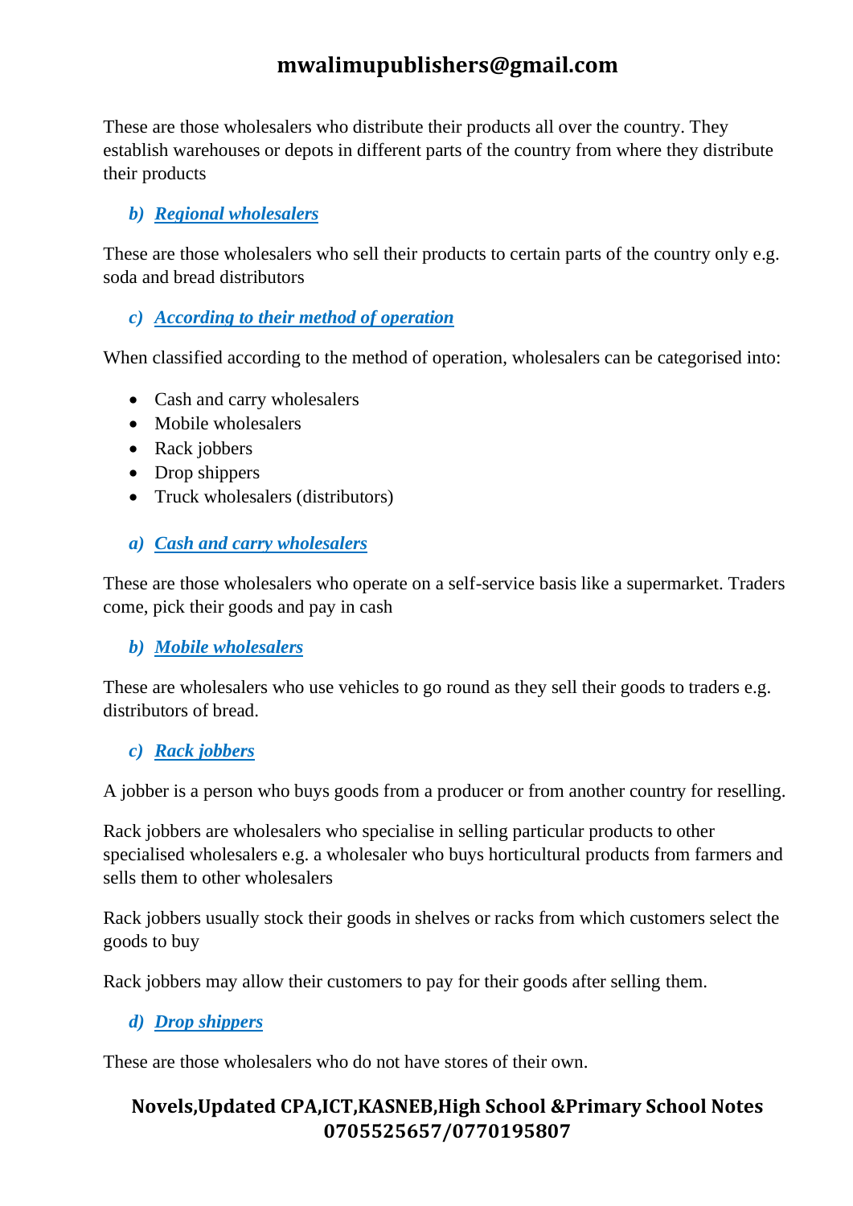These are those wholesalers who distribute their products all over the country. They establish warehouses or depots in different parts of the country from where they distribute their products

### b) Regional wholesalers

These are those wholesalers who sell their products to certain parts of the country only e.g. soda and bread distributors

### c) According to their method of operation

When classified according to the method of operation, wholesalers can be categorised into:

- Cash and carry wholesalers
- Mobile wholesalers
- Rack jobbers
- Drop shippers
- Truck wholesalers (distributors)

### a) Cash and carry wholesalers

These are those wholesalers who operate on a self-service basis like a supermarket. Traders come, pick their goods and pay in cash

### b) Mobile wholesalers

These are wholesalers who use vehicles to go round as they sell their goods to traders e.g. distributors of bread.

### c) Rack jobbers

A jobber is a person who buys goods from a producer or from another country for reselling.

Rack jobbers are wholesalers who specialise in selling particular products to other specialised wholesalers e.g. a wholesaler who buys horticultural products from farmers and sells them to other wholesalers

Rack jobbers usually stock their goods in shelves or racks from which customers select the goods to buy

Rack jobbers may allow their customers to pay for their goods after selling them.

### d) Drop shippers

These are those wholesalers who do not have stores of their own.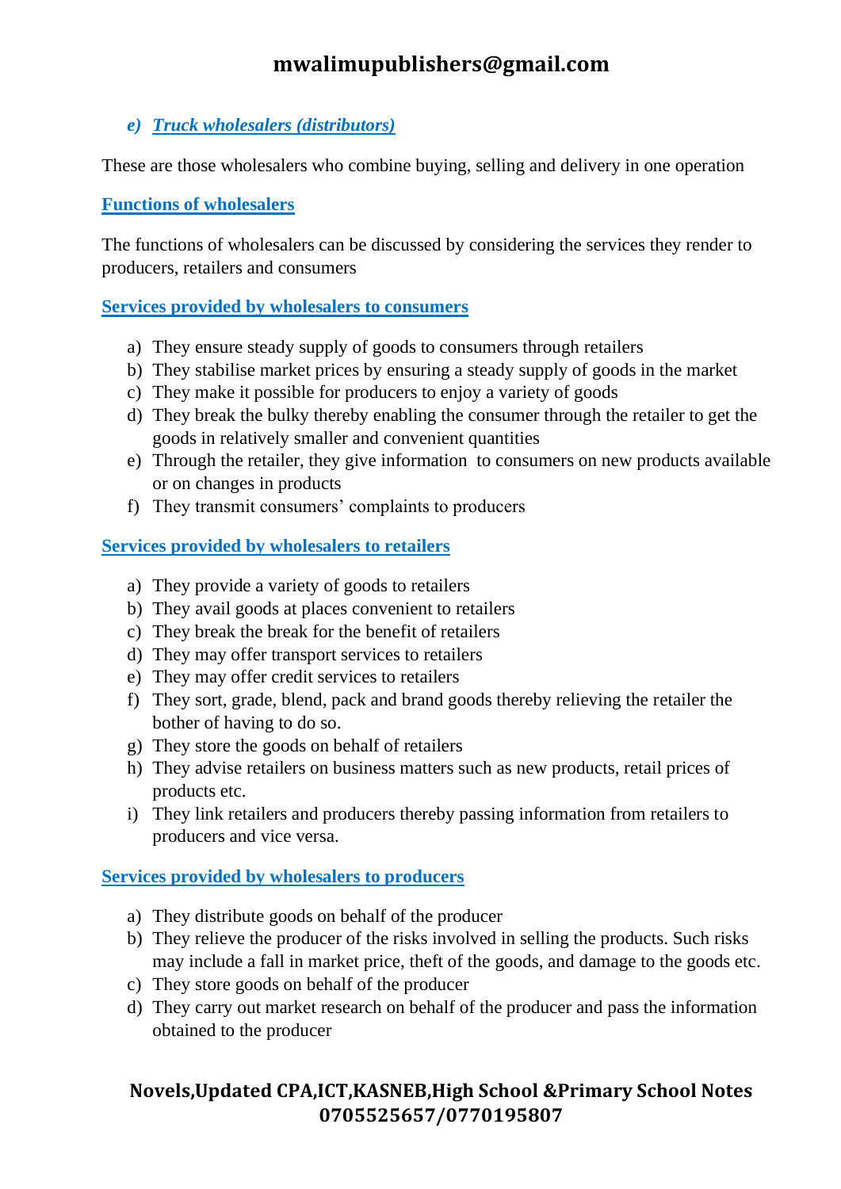### *e) Truck wholesalers (distributors)*

These are those wholesalers who combine buying, selling and delivery in one operation

### Functions of wholesalers

The functions of wholesalers can be discussed by considering the services they render to producers, retailers and consumers

### Services provided by wholesalers to consumers

a) They ensure steady supply of goods to consumers through retailers
b) They stabilise market prices by ensuring a steady supply of goods in the market
c) They make it possible for producers to enjoy a variety of goods
d) They break the bulky thereby enabling the consumer through the retailer to get the goods in relatively smaller and convenient quantities
e) Through the retailer, they give information to consumers on new products available or on changes in products
f) They transmit consumers' complaints to producers

### Services provided by wholesalers to retailers

a) They provide a variety of goods to retailers
b) They avail goods at places convenient to retailers
c) They break the break for the benefit of retailers
d) They may offer transport services to retailers
e) They may offer credit services to retailers
f) They sort, grade, blend, pack and brand goods thereby relieving the retailer the bother of having to do so.
g) They store the goods on behalf of retailers
h) They advise retailers on business matters such as new products, retail prices of products etc.
i) They link retailers and producers thereby passing information from retailers to producers and vice versa.

### Services provided by wholesalers to producers

a) They distribute goods on behalf of the producer
b) They relieve the producer of the risks involved in selling the products. Such risks may include a fall in market price, theft of the goods, and damage to the goods etc.
c) They store goods on behalf of the producer
d) They carry out market research on behalf of the producer and pass the information obtained to the producer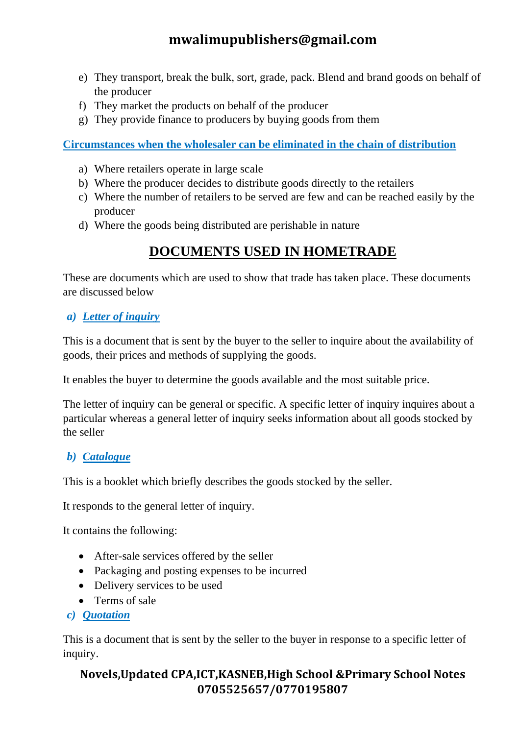e) They transport, break the bulk, sort, grade, pack. Blend and brand goods on behalf of the producer
f) They market the products on behalf of the producer
g) They provide finance to producers by buying goods from them

**Circumstances when the wholesaler can be eliminated in the chain of distribution**

a) Where retailers operate in large scale
b) Where the producer decides to distribute goods directly to the retailers
c) Where the number of retailers to be served are few and can be reached easily by the producer
d) Where the goods being distributed are perishable in nature

## DOCUMENTS USED IN HOMETRADE

These are documents which are used to show that trade has taken place. These documents are discussed below

### *a) Letter of inquiry*

This is a document that is sent by the buyer to the seller to inquire about the availability of goods, their prices and methods of supplying the goods.

It enables the buyer to determine the goods available and the most suitable price.

The letter of inquiry can be general or specific. A specific letter of inquiry inquires about a particular whereas a general letter of inquiry seeks information about all goods stocked by the seller

### *b) Catalogue*

This is a booklet which briefly describes the goods stocked by the seller.

It responds to the general letter of inquiry.

It contains the following:

- After-sale services offered by the seller
- Packaging and posting expenses to be incurred
- Delivery services to be used
- Terms of sale

### *c) Quotation*

This is a document that is sent by the seller to the buyer in response to a specific letter of inquiry.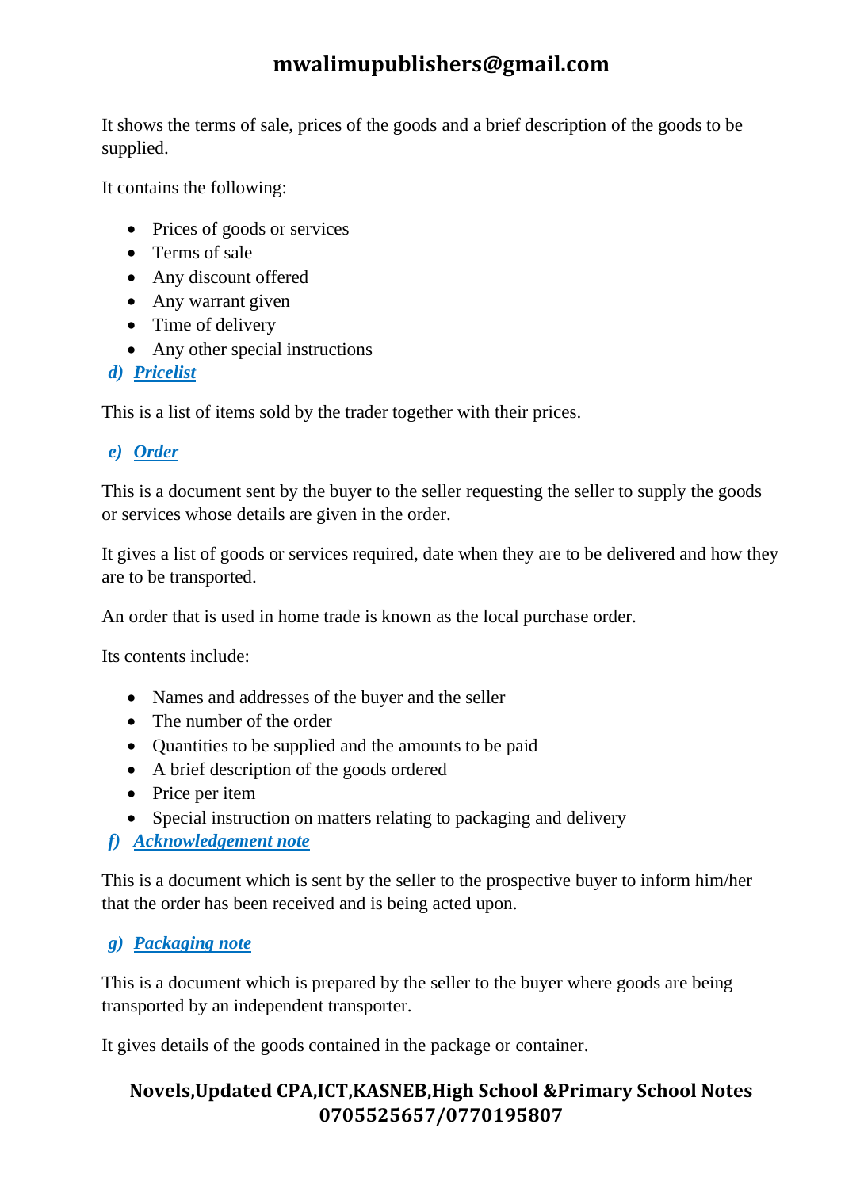It shows the terms of sale, prices of the goods and a brief description of the goods to be supplied.

It contains the following:

- Prices of goods or services
- Terms of sale
- Any discount offered
- Any warrant given
- Time of delivery
- Any other special instructions

### d) Pricelist

This is a list of items sold by the trader together with their prices.

### e) Order

This is a document sent by the buyer to the seller requesting the seller to supply the goods or services whose details are given in the order.

It gives a list of goods or services required, date when they are to be delivered and how they are to be transported.

An order that is used in home trade is known as the local purchase order.

Its contents include:

- Names and addresses of the buyer and the seller
- The number of the order
- Quantities to be supplied and the amounts to be paid
- A brief description of the goods ordered
- Price per item
- Special instruction on matters relating to packaging and delivery

### f) Acknowledgement note

This is a document which is sent by the seller to the prospective buyer to inform him/her that the order has been received and is being acted upon.

### g) Packaging note

This is a document which is prepared by the seller to the buyer where goods are being transported by an independent transporter.

It gives details of the goods contained in the package or container.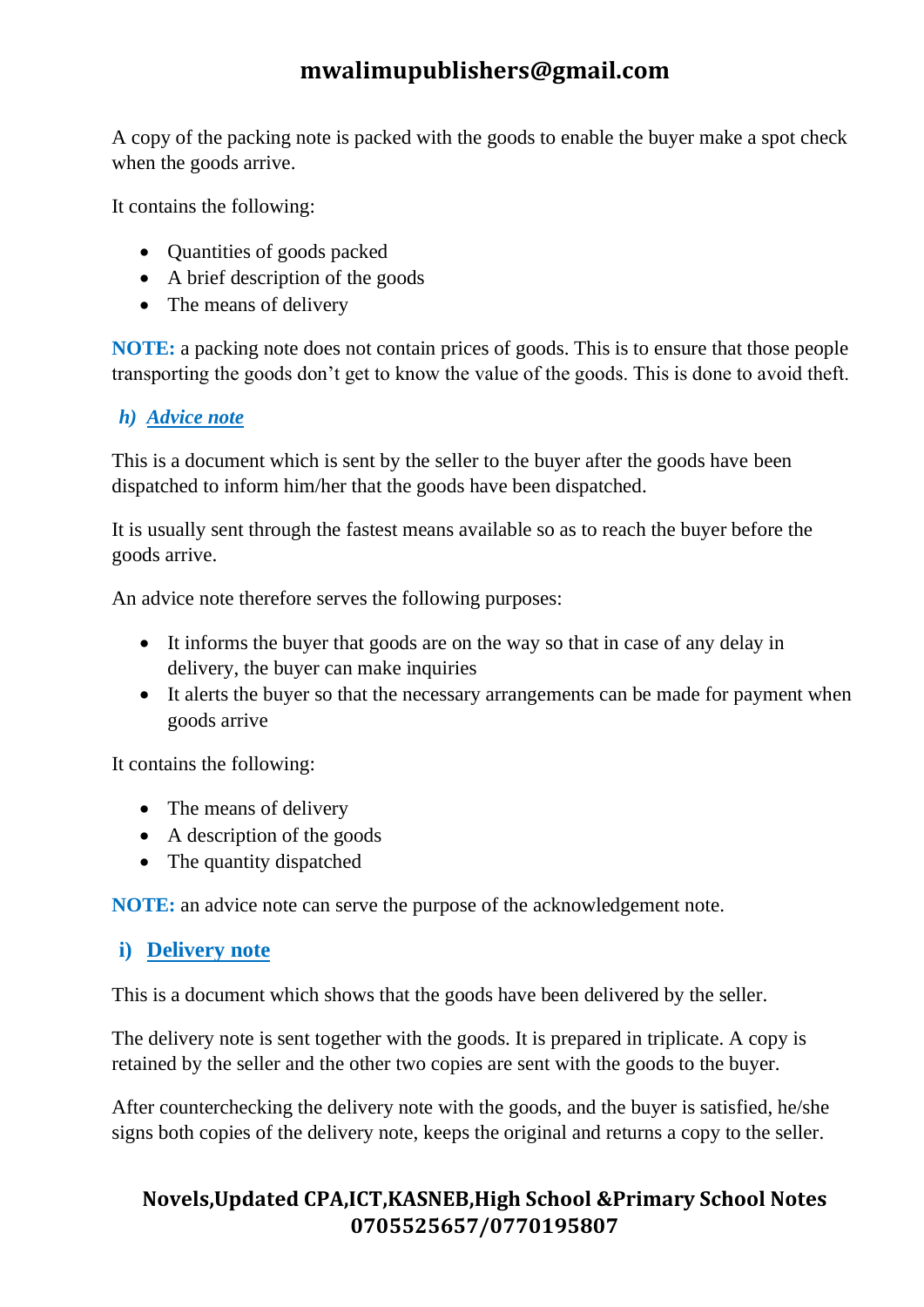A copy of the packing note is packed with the goods to enable the buyer make a spot check when the goods arrive.

It contains the following:

- Quantities of goods packed
- A brief description of the goods
- The means of delivery

**NOTE:** a packing note does not contain prices of goods. This is to ensure that those people transporting the goods don't get to know the value of the goods. This is done to avoid theft.

### *h) Advice note*

This is a document which is sent by the seller to the buyer after the goods have been dispatched to inform him/her that the goods have been dispatched.

It is usually sent through the fastest means available so as to reach the buyer before the goods arrive.

An advice note therefore serves the following purposes:

- It informs the buyer that goods are on the way so that in case of any delay in delivery, the buyer can make inquiries
- It alerts the buyer so that the necessary arrangements can be made for payment when goods arrive

It contains the following:

- The means of delivery
- A description of the goods
- The quantity dispatched

**NOTE:** an advice note can serve the purpose of the acknowledgement note.

### i) Delivery note

This is a document which shows that the goods have been delivered by the seller.

The delivery note is sent together with the goods. It is prepared in triplicate. A copy is retained by the seller and the other two copies are sent with the goods to the buyer.

After counterchecking the delivery note with the goods, and the buyer is satisfied, he/she signs both copies of the delivery note, keeps the original and returns a copy to the seller.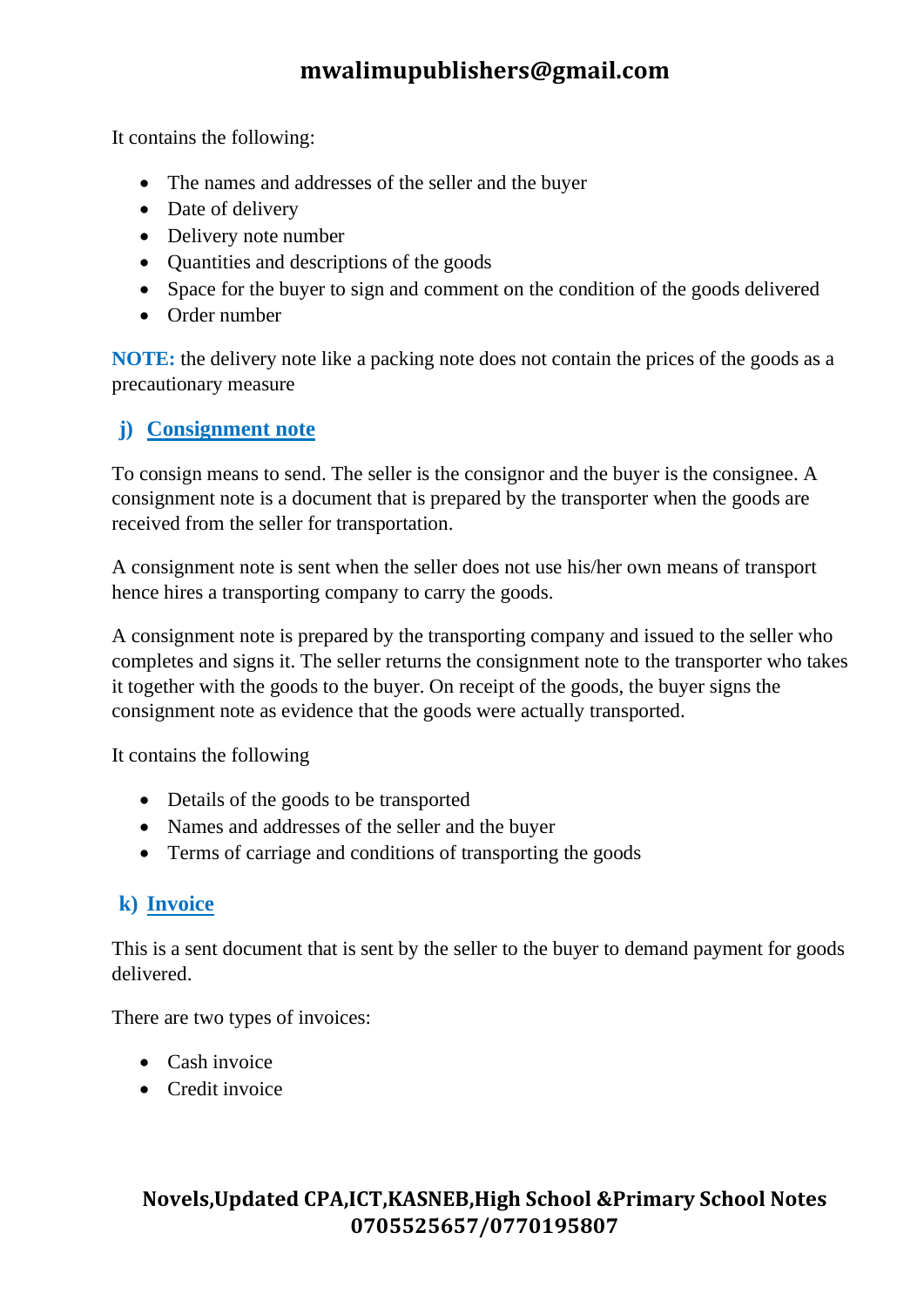It contains the following:

- The names and addresses of the seller and the buyer
- Date of delivery
- Delivery note number
- Quantities and descriptions of the goods
- Space for the buyer to sign and comment on the condition of the goods delivered
- Order number

**NOTE:** the delivery note like a packing note does not contain the prices of the goods as a precautionary measure

### j) Consignment note

To consign means to send. The seller is the consignor and the buyer is the consignee. A consignment note is a document that is prepared by the transporter when the goods are received from the seller for transportation.

A consignment note is sent when the seller does not use his/her own means of transport hence hires a transporting company to carry the goods.

A consignment note is prepared by the transporting company and issued to the seller who completes and signs it. The seller returns the consignment note to the transporter who takes it together with the goods to the buyer. On receipt of the goods, the buyer signs the consignment note as evidence that the goods were actually transported.

It contains the following

- Details of the goods to be transported
- Names and addresses of the seller and the buyer
- Terms of carriage and conditions of transporting the goods

### k) Invoice

This is a sent document that is sent by the seller to the buyer to demand payment for goods delivered.

There are two types of invoices:

- Cash invoice
- Credit invoice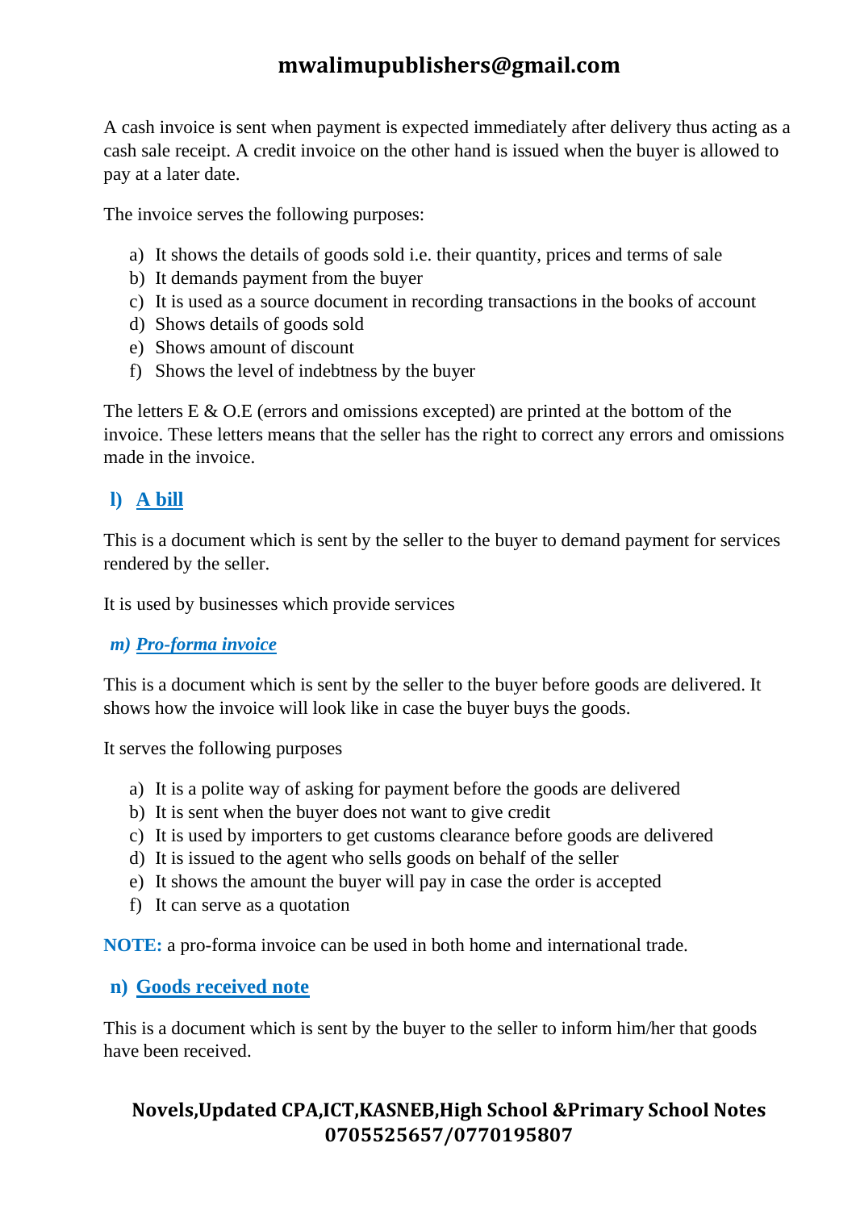A cash invoice is sent when payment is expected immediately after delivery thus acting as a cash sale receipt. A credit invoice on the other hand is issued when the buyer is allowed to pay at a later date.

The invoice serves the following purposes:

a) It shows the details of goods sold i.e. their quantity, prices and terms of sale
b) It demands payment from the buyer
c) It is used as a source document in recording transactions in the books of account
d) Shows details of goods sold
e) Shows amount of discount
f) Shows the level of indebtness by the buyer

The letters E & O.E (errors and omissions excepted) are printed at the bottom of the invoice. These letters means that the seller has the right to correct any errors and omissions made in the invoice.

### l) A bill

This is a document which is sent by the seller to the buyer to demand payment for services rendered by the seller.

It is used by businesses which provide services

### *m) Pro-forma invoice*

This is a document which is sent by the seller to the buyer before goods are delivered. It shows how the invoice will look like in case the buyer buys the goods.

It serves the following purposes

a) It is a polite way of asking for payment before the goods are delivered
b) It is sent when the buyer does not want to give credit
c) It is used by importers to get customs clearance before goods are delivered
d) It is issued to the agent who sells goods on behalf of the seller
e) It shows the amount the buyer will pay in case the order is accepted
f) It can serve as a quotation

**NOTE:** a pro-forma invoice can be used in both home and international trade.

### n) Goods received note

This is a document which is sent by the buyer to the seller to inform him/her that goods have been received.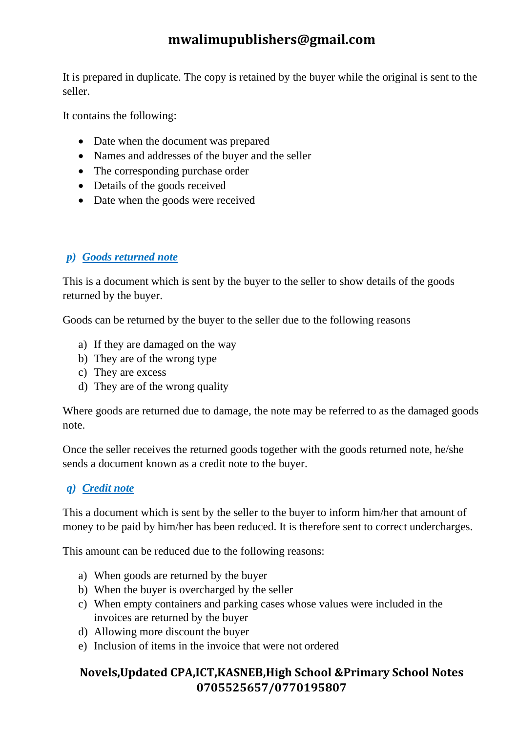It is prepared in duplicate. The copy is retained by the buyer while the original is sent to the seller.

It contains the following:

- Date when the document was prepared
- Names and addresses of the buyer and the seller
- The corresponding purchase order
- Details of the goods received
- Date when the goods were received

### p) Goods returned note

This is a document which is sent by the buyer to the seller to show details of the goods returned by the buyer.

Goods can be returned by the buyer to the seller due to the following reasons

a) If they are damaged on the way
b) They are of the wrong type
c) They are excess
d) They are of the wrong quality

Where goods are returned due to damage, the note may be referred to as the damaged goods note.

Once the seller receives the returned goods together with the goods returned note, he/she sends a document known as a credit note to the buyer.

### q) Credit note

This a document which is sent by the seller to the buyer to inform him/her that amount of money to be paid by him/her has been reduced. It is therefore sent to correct undercharges.

This amount can be reduced due to the following reasons:

a) When goods are returned by the buyer
b) When the buyer is overcharged by the seller
c) When empty containers and parking cases whose values were included in the invoices are returned by the buyer
d) Allowing more discount the buyer
e) Inclusion of items in the invoice that were not ordered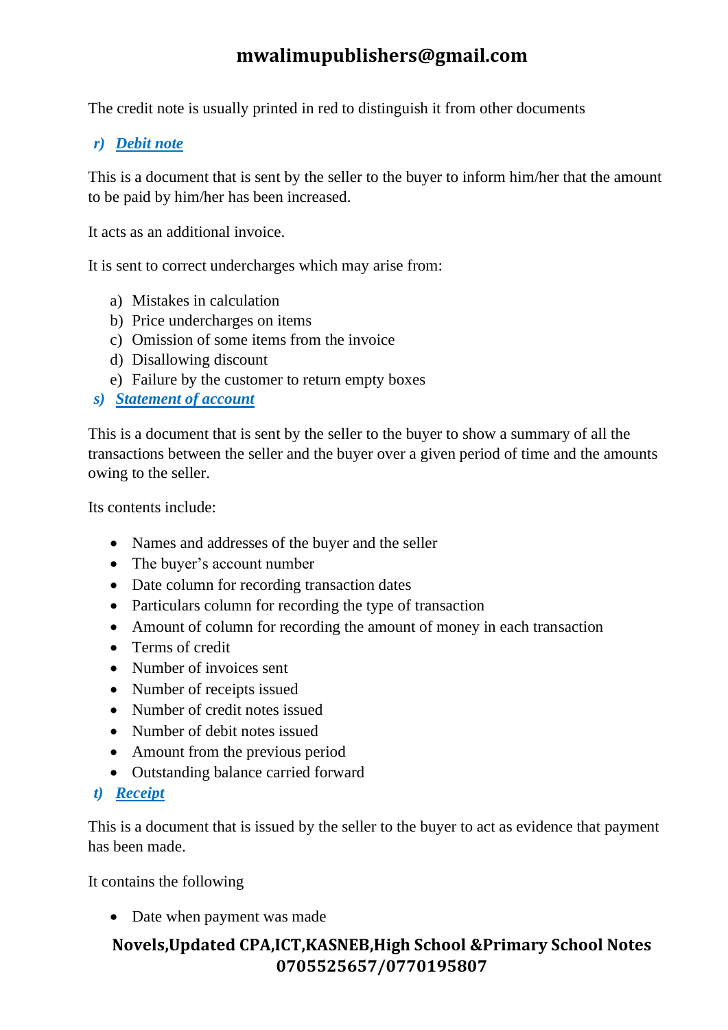The credit note is usually printed in red to distinguish it from other documents

### r) ***Debit note***

This is a document that is sent by the seller to the buyer to inform him/her that the amount to be paid by him/her has been increased.

It acts as an additional invoice.

It is sent to correct undercharges which may arise from:

a) Mistakes in calculation
b) Price undercharges on items
c) Omission of some items from the invoice
d) Disallowing discount
e) Failure by the customer to return empty boxes

### s) ***Statement of account***

This is a document that is sent by the seller to the buyer to show a summary of all the transactions between the seller and the buyer over a given period of time and the amounts owing to the seller.

Its contents include:

- Names and addresses of the buyer and the seller
- The buyer's account number
- Date column for recording transaction dates
- Particulars column for recording the type of transaction
- Amount of column for recording the amount of money in each transaction
- Terms of credit
- Number of invoices sent
- Number of receipts issued
- Number of credit notes issued
- Number of debit notes issued
- Amount from the previous period
- Outstanding balance carried forward

### t) ***Receipt***

This is a document that is issued by the seller to the buyer to act as evidence that payment has been made.

It contains the following

- Date when payment was made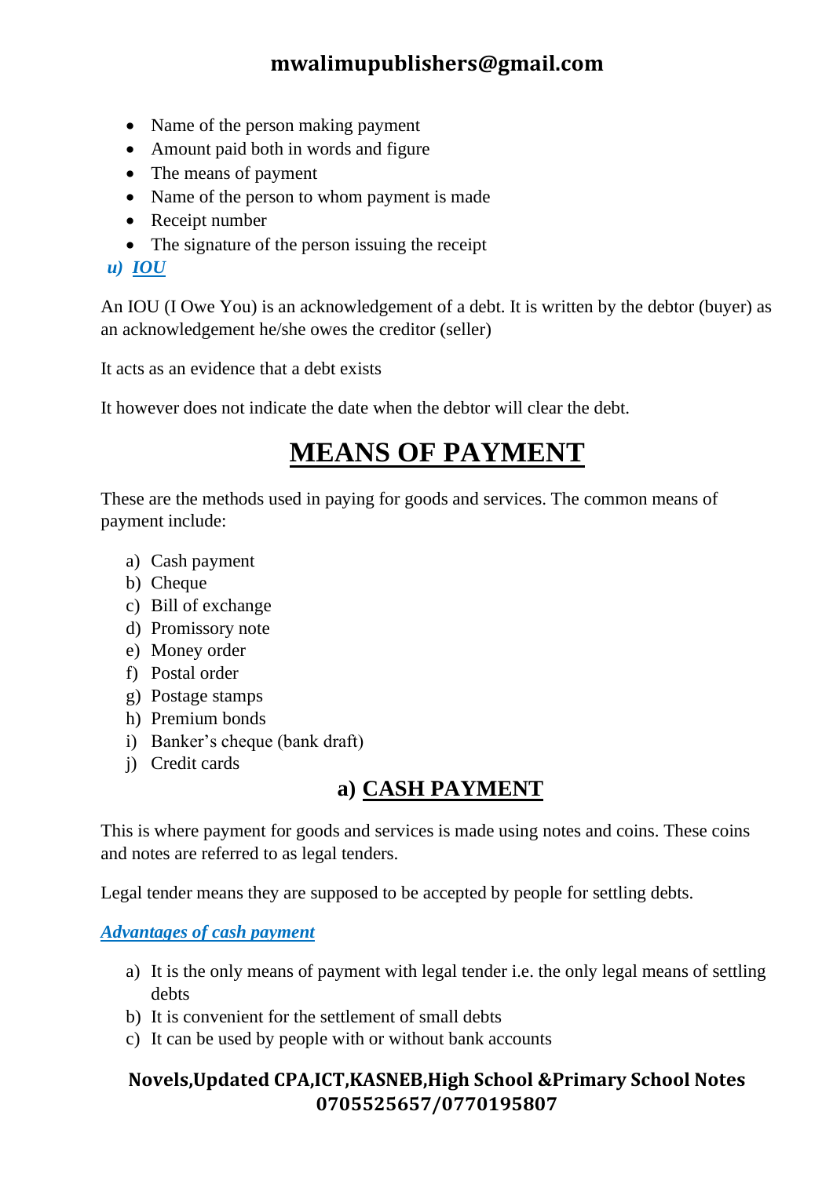- Name of the person making payment
- Amount paid both in words and figure
- The means of payment
- Name of the person to whom payment is made
- Receipt number
- The signature of the person issuing the receipt

***u) IOU***

An IOU (I Owe You) is an acknowledgement of a debt. It is written by the debtor (buyer) as an acknowledgement he/she owes the creditor (seller)

It acts as an evidence that a debt exists

It however does not indicate the date when the debtor will clear the debt.

# MEANS OF PAYMENT

These are the methods used in paying for goods and services. The common means of payment include:

a) Cash payment
b) Cheque
c) Bill of exchange
d) Promissory note
e) Money order
f) Postal order
g) Postage stamps
h) Premium bonds
i) Banker's cheque (bank draft)
j) Credit cards

## a) CASH PAYMENT

This is where payment for goods and services is made using notes and coins. These coins and notes are referred to as legal tenders.

Legal tender means they are supposed to be accepted by people for settling debts.

***Advantages of cash payment***

a) It is the only means of payment with legal tender i.e. the only legal means of settling debts
b) It is convenient for the settlement of small debts
c) It can be used by people with or without bank accounts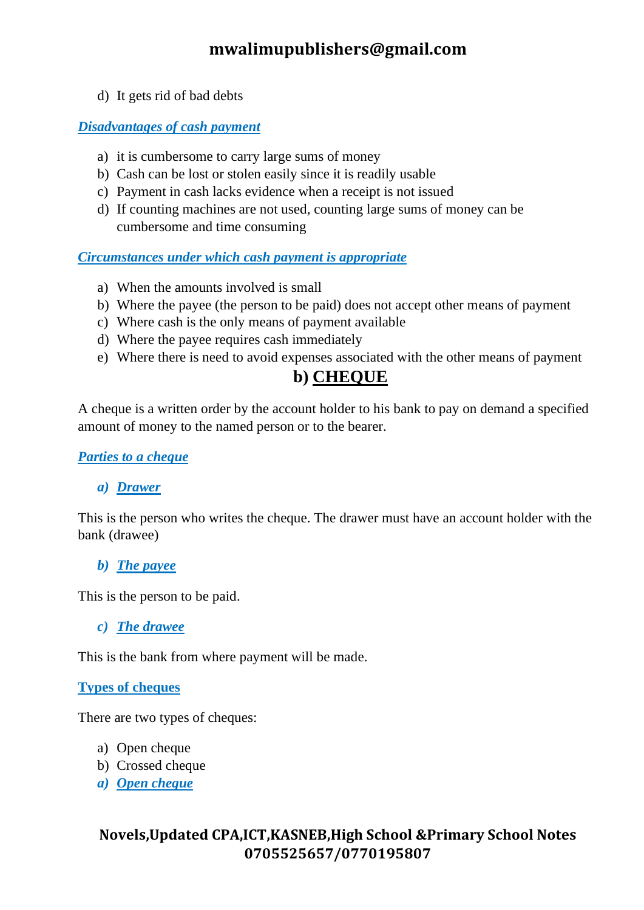d) It gets rid of bad debts

***Disadvantages of cash payment***

a) it is cumbersome to carry large sums of money
b) Cash can be lost or stolen easily since it is readily usable
c) Payment in cash lacks evidence when a receipt is not issued
d) If counting machines are not used, counting large sums of money can be cumbersome and time consuming

***Circumstances under which cash payment is appropriate***

a) When the amounts involved is small
b) Where the payee (the person to be paid) does not accept other means of payment
c) Where cash is the only means of payment available
d) Where the payee requires cash immediately
e) Where there is need to avoid expenses associated with the other means of payment

## b) CHEQUE

A cheque is a written order by the account holder to his bank to pay on demand a specified amount of money to the named person or to the bearer.

***Parties to a cheque***

***a) Drawer***

This is the person who writes the cheque. The drawer must have an account holder with the bank (drawee)

***b) The payee***

This is the person to be paid.

***c) The drawee***

This is the bank from where payment will be made.

**Types of cheques**

There are two types of cheques:

a) Open cheque
b) Crossed cheque

***a) Open cheque***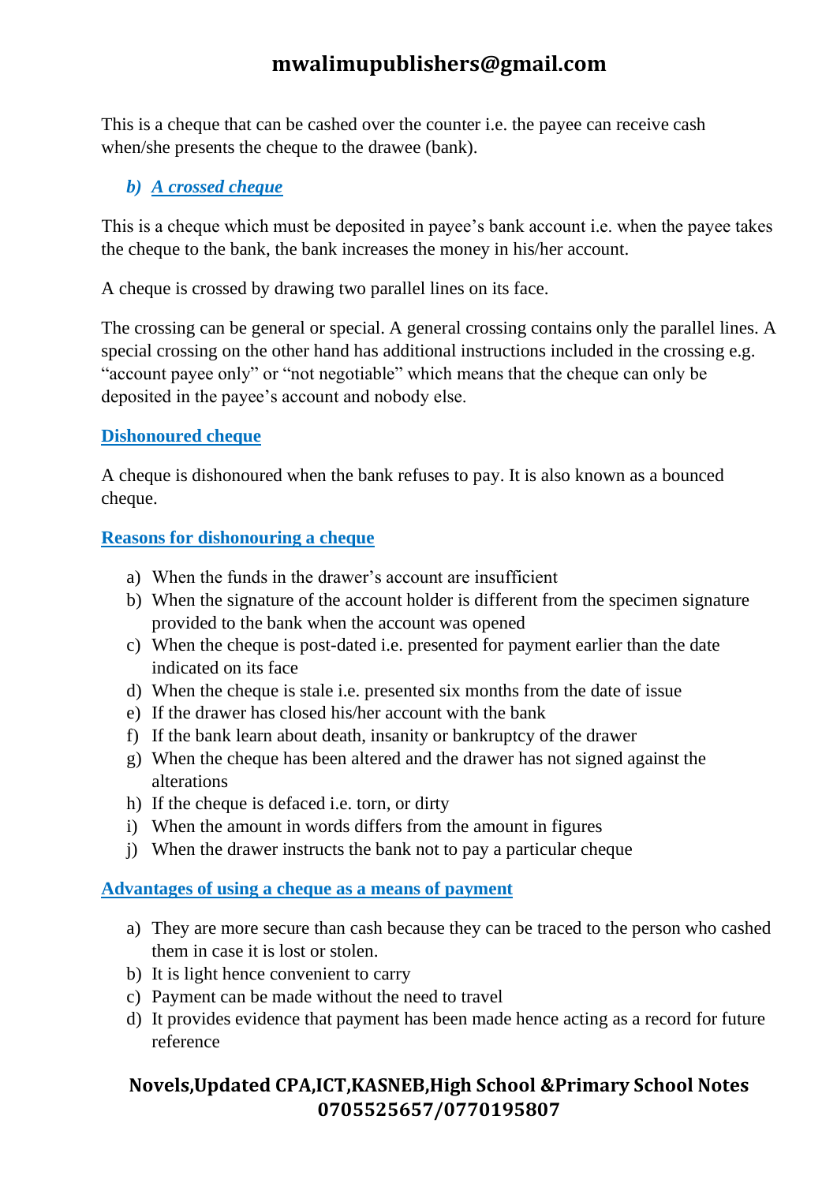This is a cheque that can be cashed over the counter i.e. the payee can receive cash when/she presents the cheque to the drawee (bank).

### *b) A crossed cheque*

This is a cheque which must be deposited in payee's bank account i.e. when the payee takes the cheque to the bank, the bank increases the money in his/her account.

A cheque is crossed by drawing two parallel lines on its face.

The crossing can be general or special. A general crossing contains only the parallel lines. A special crossing on the other hand has additional instructions included in the crossing e.g. "account payee only" or "not negotiable" which means that the cheque can only be deposited in the payee's account and nobody else.

### Dishonoured cheque

A cheque is dishonoured when the bank refuses to pay. It is also known as a bounced cheque.

### Reasons for dishonouring a cheque

a) When the funds in the drawer's account are insufficient
b) When the signature of the account holder is different from the specimen signature provided to the bank when the account was opened
c) When the cheque is post-dated i.e. presented for payment earlier than the date indicated on its face
d) When the cheque is stale i.e. presented six months from the date of issue
e) If the drawer has closed his/her account with the bank
f) If the bank learn about death, insanity or bankruptcy of the drawer
g) When the cheque has been altered and the drawer has not signed against the alterations
h) If the cheque is defaced i.e. torn, or dirty
i) When the amount in words differs from the amount in figures
j) When the drawer instructs the bank not to pay a particular cheque

### Advantages of using a cheque as a means of payment

a) They are more secure than cash because they can be traced to the person who cashed them in case it is lost or stolen.
b) It is light hence convenient to carry
c) Payment can be made without the need to travel
d) It provides evidence that payment has been made hence acting as a record for future reference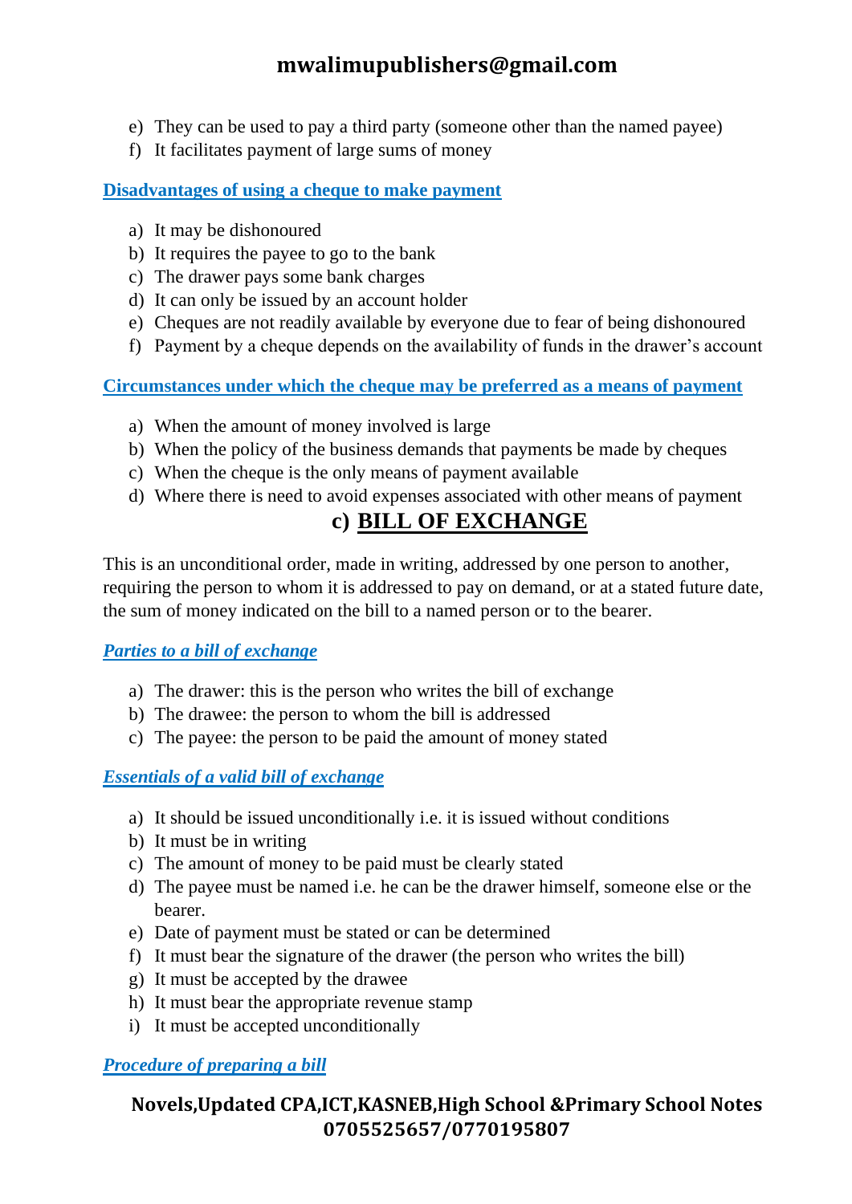e) They can be used to pay a third party (someone other than the named payee)
f) It facilitates payment of large sums of money

**Disadvantages of using a cheque to make payment**

a) It may be dishonoured
b) It requires the payee to go to the bank
c) The drawer pays some bank charges
d) It can only be issued by an account holder
e) Cheques are not readily available by everyone due to fear of being dishonoured
f) Payment by a cheque depends on the availability of funds in the drawer's account

**Circumstances under which the cheque may be preferred as a means of payment**

a) When the amount of money involved is large
b) When the policy of the business demands that payments be made by cheques
c) When the cheque is the only means of payment available
d) Where there is need to avoid expenses associated with other means of payment

## c) BILL OF EXCHANGE

This is an unconditional order, made in writing, addressed by one person to another, requiring the person to whom it is addressed to pay on demand, or at a stated future date, the sum of money indicated on the bill to a named person or to the bearer.

***Parties to a bill of exchange***

a) The drawer: this is the person who writes the bill of exchange
b) The drawee: the person to whom the bill is addressed
c) The payee: the person to be paid the amount of money stated

***Essentials of a valid bill of exchange***

a) It should be issued unconditionally i.e. it is issued without conditions
b) It must be in writing
c) The amount of money to be paid must be clearly stated
d) The payee must be named i.e. he can be the drawer himself, someone else or the bearer.
e) Date of payment must be stated or can be determined
f) It must bear the signature of the drawer (the person who writes the bill)
g) It must be accepted by the drawee
h) It must bear the appropriate revenue stamp
i) It must be accepted unconditionally

***Procedure of preparing a bill***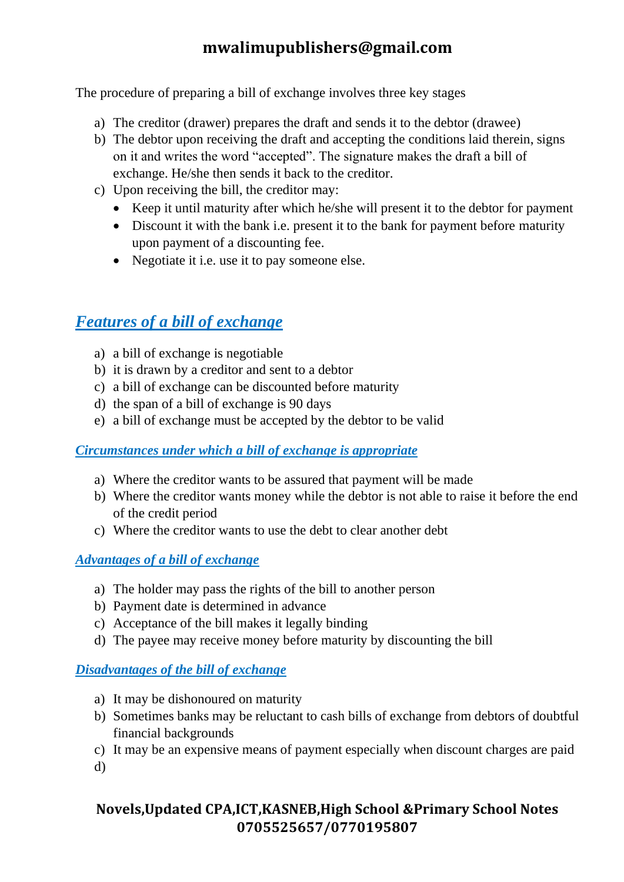The procedure of preparing a bill of exchange involves three key stages

a) The creditor (drawer) prepares the draft and sends it to the debtor (drawee)
b) The debtor upon receiving the draft and accepting the conditions laid therein, signs on it and writes the word "accepted". The signature makes the draft a bill of exchange. He/she then sends it back to the creditor.
c) Upon receiving the bill, the creditor may:
   - Keep it until maturity after which he/she will present it to the debtor for payment
   - Discount it with the bank i.e. present it to the bank for payment before maturity upon payment of a discounting fee.
   - Negotiate it i.e. use it to pay someone else.

## *Features of a bill of exchange*

a) a bill of exchange is negotiable
b) it is drawn by a creditor and sent to a debtor
c) a bill of exchange can be discounted before maturity
d) the span of a bill of exchange is 90 days
e) a bill of exchange must be accepted by the debtor to be valid

### *Circumstances under which a bill of exchange is appropriate*

a) Where the creditor wants to be assured that payment will be made
b) Where the creditor wants money while the debtor is not able to raise it before the end of the credit period
c) Where the creditor wants to use the debt to clear another debt

### *Advantages of a bill of exchange*

a) The holder may pass the rights of the bill to another person
b) Payment date is determined in advance
c) Acceptance of the bill makes it legally binding
d) The payee may receive money before maturity by discounting the bill

### *Disadvantages of the bill of exchange*

a) It may be dishonoured on maturity
b) Sometimes banks may be reluctant to cash bills of exchange from debtors of doubtful financial backgrounds
c) It may be an expensive means of payment especially when discount charges are paid
d)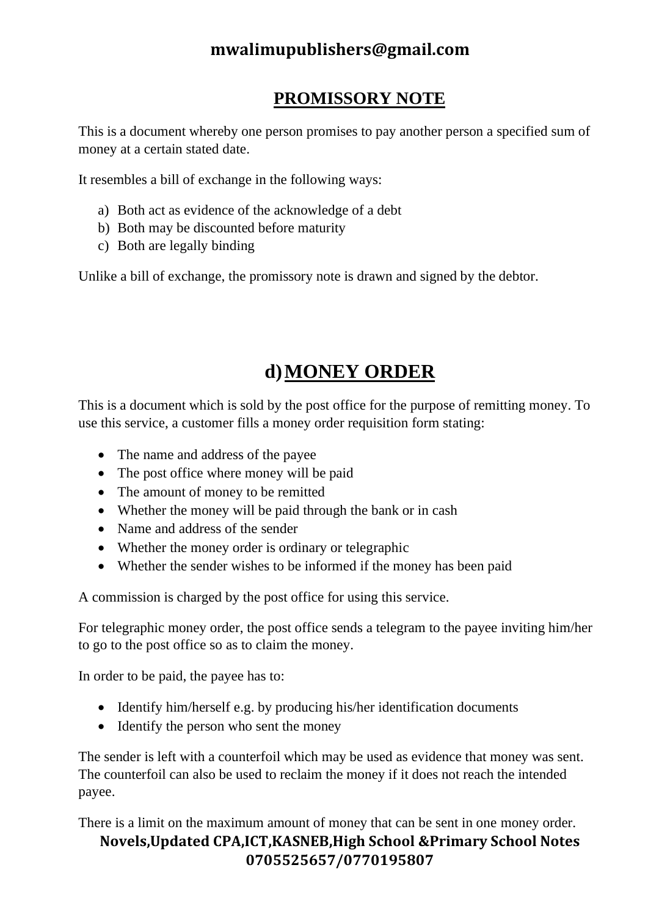## PROMISSORY NOTE

This is a document whereby one person promises to pay another person a specified sum of money at a certain stated date.

It resembles a bill of exchange in the following ways:

a) Both act as evidence of the acknowledge of a debt
b) Both may be discounted before maturity
c) Both are legally binding

Unlike a bill of exchange, the promissory note is drawn and signed by the debtor.

## d) MONEY ORDER

This is a document which is sold by the post office for the purpose of remitting money. To use this service, a customer fills a money order requisition form stating:

- The name and address of the payee
- The post office where money will be paid
- The amount of money to be remitted
- Whether the money will be paid through the bank or in cash
- Name and address of the sender
- Whether the money order is ordinary or telegraphic
- Whether the sender wishes to be informed if the money has been paid

A commission is charged by the post office for using this service.

For telegraphic money order, the post office sends a telegram to the payee inviting him/her to go to the post office so as to claim the money.

In order to be paid, the payee has to:

- Identify him/herself e.g. by producing his/her identification documents
- Identify the person who sent the money

The sender is left with a counterfoil which may be used as evidence that money was sent. The counterfoil can also be used to reclaim the money if it does not reach the intended payee.

There is a limit on the maximum amount of money that can be sent in one money order.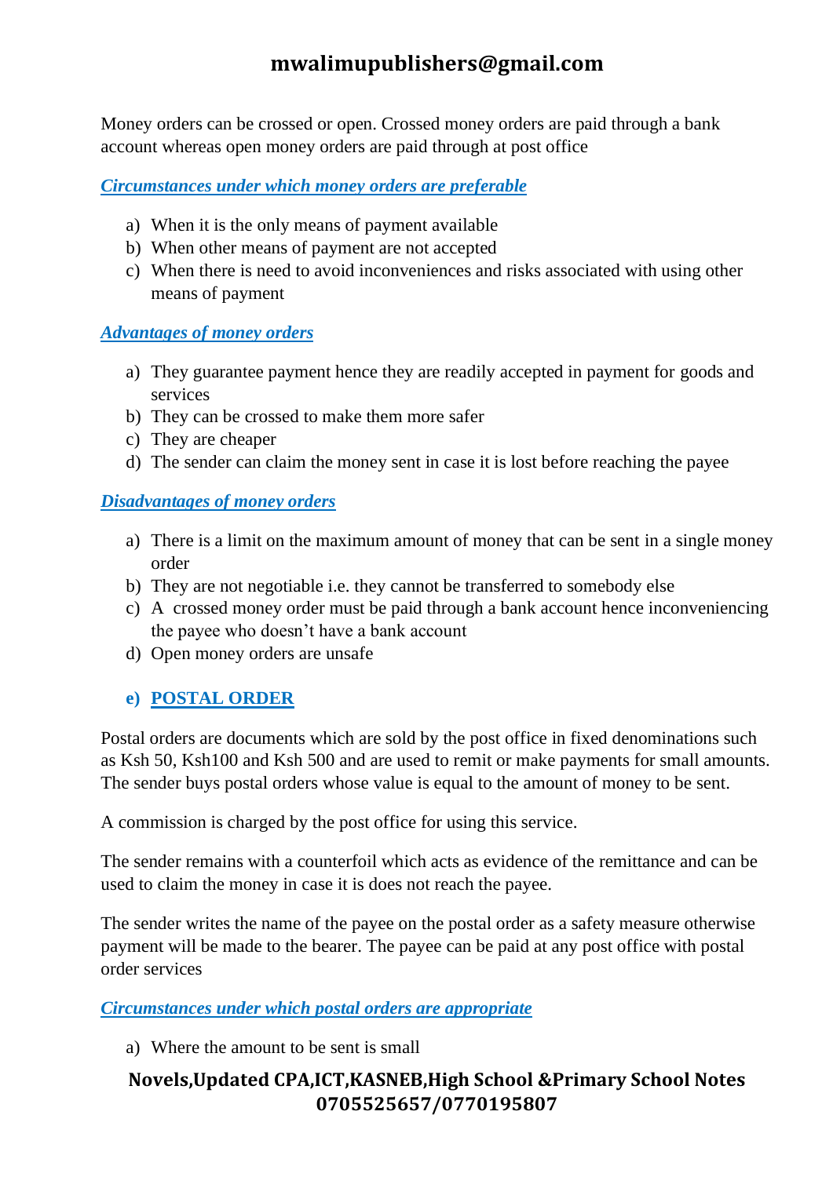Money orders can be crossed or open. Crossed money orders are paid through a bank account whereas open money orders are paid through at post office

***Circumstances under which money orders are preferable***

a) When it is the only means of payment available
b) When other means of payment are not accepted
c) When there is need to avoid inconveniences and risks associated with using other means of payment

***Advantages of money orders***

a) They guarantee payment hence they are readily accepted in payment for goods and services
b) They can be crossed to make them more safer
c) They are cheaper
d) The sender can claim the money sent in case it is lost before reaching the payee

***Disadvantages of money orders***

a) There is a limit on the maximum amount of money that can be sent in a single money order
b) They are not negotiable i.e. they cannot be transferred to somebody else
c) A crossed money order must be paid through a bank account hence inconveniencing the payee who doesn't have a bank account
d) Open money orders are unsafe

### e) POSTAL ORDER

Postal orders are documents which are sold by the post office in fixed denominations such as Ksh 50, Ksh100 and Ksh 500 and are used to remit or make payments for small amounts. The sender buys postal orders whose value is equal to the amount of money to be sent.

A commission is charged by the post office for using this service.

The sender remains with a counterfoil which acts as evidence of the remittance and can be used to claim the money in case it is does not reach the payee.

The sender writes the name of the payee on the postal order as a safety measure otherwise payment will be made to the bearer. The payee can be paid at any post office with postal order services

***Circumstances under which postal orders are appropriate***

a) Where the amount to be sent is small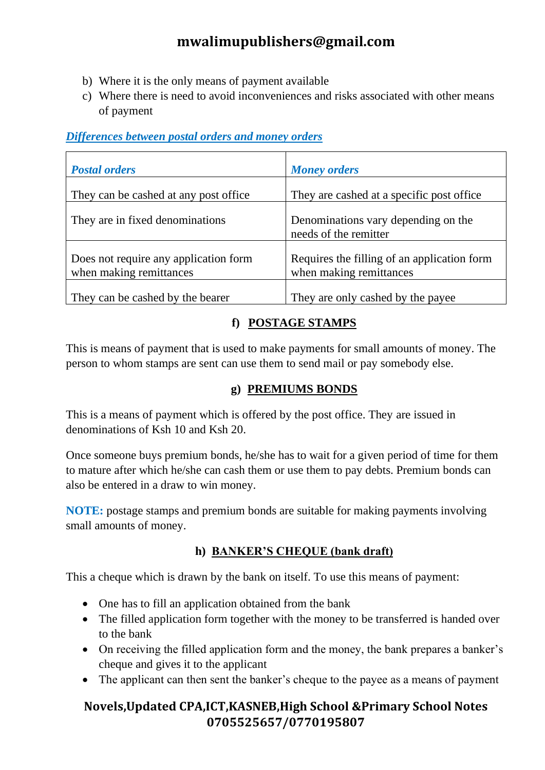b) Where it is the only means of payment available
c) Where there is need to avoid inconveniences and risks associated with other means of payment

***Differences between postal orders and money orders***

| *Postal orders* | *Money orders* |
|---|---|
| They can be cashed at any post office | They are cashed at a specific post office |
| They are in fixed denominations | Denominations vary depending on the needs of the remitter |
| Does not require any application form when making remittances | Requires the filling of an application form when making remittances |
| They can be cashed by the bearer | They are only cashed by the payee |

### f) POSTAGE STAMPS

This is means of payment that is used to make payments for small amounts of money. The person to whom stamps are sent can use them to send mail or pay somebody else.

### g) PREMIUMS BONDS

This is a means of payment which is offered by the post office. They are issued in denominations of Ksh 10 and Ksh 20.

Once someone buys premium bonds, he/she has to wait for a given period of time for them to mature after which he/she can cash them or use them to pay debts. Premium bonds can also be entered in a draw to win money.

**NOTE:** postage stamps and premium bonds are suitable for making payments involving small amounts of money.

### h) BANKER'S CHEQUE (bank draft)

This a cheque which is drawn by the bank on itself. To use this means of payment:

- One has to fill an application obtained from the bank
- The filled application form together with the money to be transferred is handed over to the bank
- On receiving the filled application form and the money, the bank prepares a banker's cheque and gives it to the applicant
- The applicant can then sent the banker's cheque to the payee as a means of payment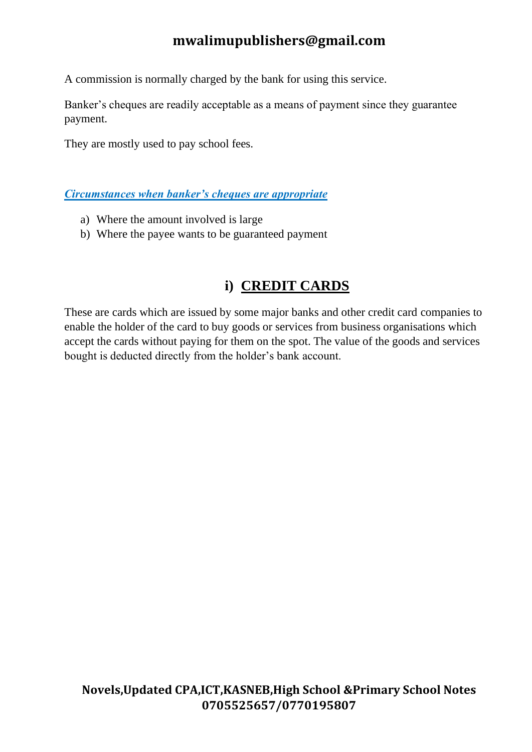A commission is normally charged by the bank for using this service.

Banker's cheques are readily acceptable as a means of payment since they guarantee payment.

They are mostly used to pay school fees.

***Circumstances when banker's cheques are appropriate***

a) Where the amount involved is large
b) Where the payee wants to be guaranteed payment

## i) CREDIT CARDS

These are cards which are issued by some major banks and other credit card companies to enable the holder of the card to buy goods or services from business organisations which accept the cards without paying for them on the spot. The value of the goods and services bought is deducted directly from the holder's bank account.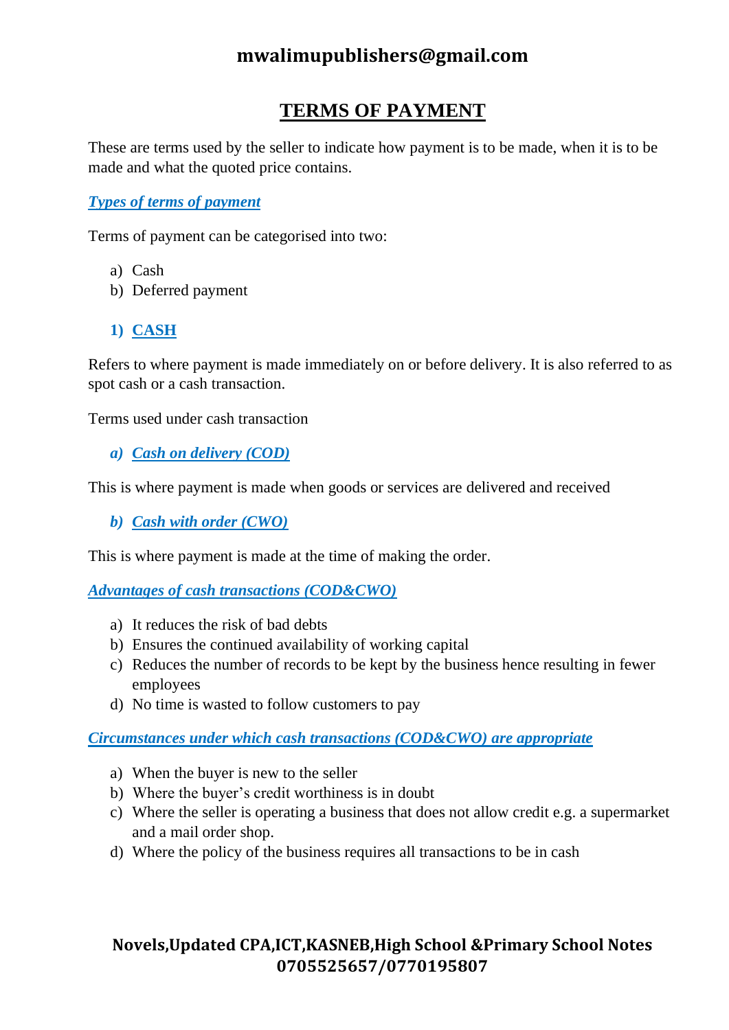# TERMS OF PAYMENT

These are terms used by the seller to indicate how payment is to be made, when it is to be made and what the quoted price contains.

***Types of terms of payment***

Terms of payment can be categorised into two:

a) Cash
b) Deferred payment

## 1) CASH

Refers to where payment is made immediately on or before delivery. It is also referred to as spot cash or a cash transaction.

Terms used under cash transaction

### *a) Cash on delivery (COD)*

This is where payment is made when goods or services are delivered and received

### *b) Cash with order (CWO)*

This is where payment is made at the time of making the order.

***Advantages of cash transactions (COD&CWO)***

a) It reduces the risk of bad debts
b) Ensures the continued availability of working capital
c) Reduces the number of records to be kept by the business hence resulting in fewer employees
d) No time is wasted to follow customers to pay

***Circumstances under which cash transactions (COD&CWO) are appropriate***

a) When the buyer is new to the seller
b) Where the buyer's credit worthiness is in doubt
c) Where the seller is operating a business that does not allow credit e.g. a supermarket and a mail order shop.
d) Where the policy of the business requires all transactions to be in cash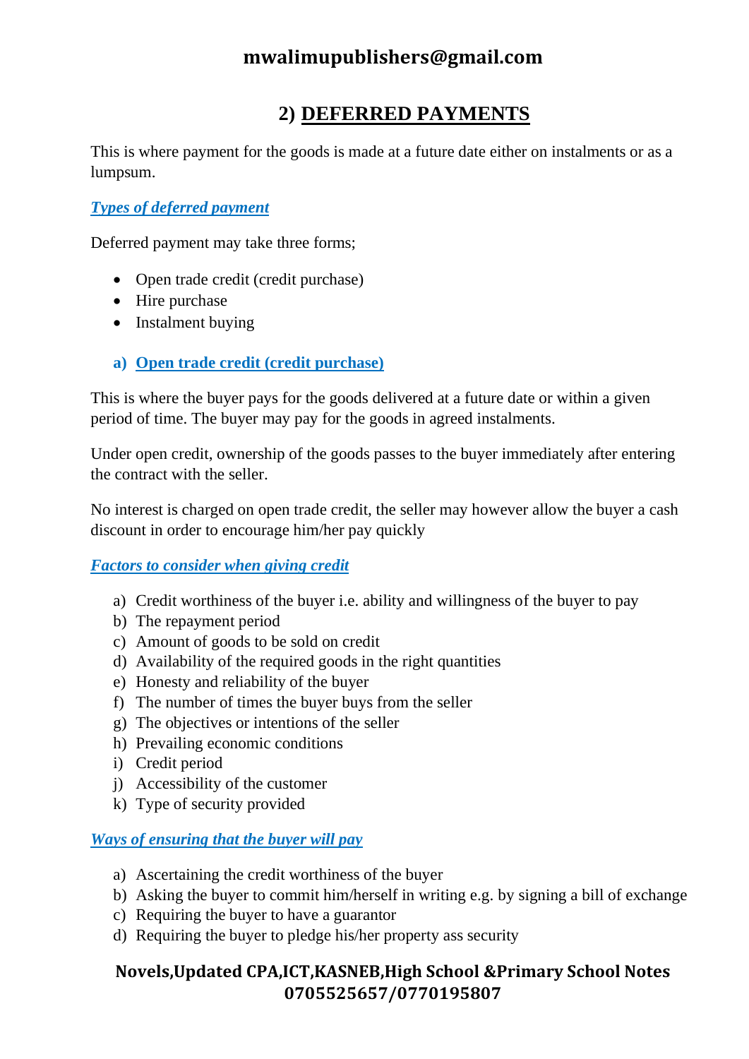## 2) DEFERRED PAYMENTS

This is where payment for the goods is made at a future date either on instalments or as a lumpsum.

***Types of deferred payment***

Deferred payment may take three forms;

- Open trade credit (credit purchase)
- Hire purchase
- Instalment buying

### a) Open trade credit (credit purchase)

This is where the buyer pays for the goods delivered at a future date or within a given period of time. The buyer may pay for the goods in agreed instalments.

Under open credit, ownership of the goods passes to the buyer immediately after entering the contract with the seller.

No interest is charged on open trade credit, the seller may however allow the buyer a cash discount in order to encourage him/her pay quickly

***Factors to consider when giving credit***

a) Credit worthiness of the buyer i.e. ability and willingness of the buyer to pay
b) The repayment period
c) Amount of goods to be sold on credit
d) Availability of the required goods in the right quantities
e) Honesty and reliability of the buyer
f) The number of times the buyer buys from the seller
g) The objectives or intentions of the seller
h) Prevailing economic conditions
i) Credit period
j) Accessibility of the customer
k) Type of security provided

***Ways of ensuring that the buyer will pay***

a) Ascertaining the credit worthiness of the buyer
b) Asking the buyer to commit him/herself in writing e.g. by signing a bill of exchange
c) Requiring the buyer to have a guarantor
d) Requiring the buyer to pledge his/her property ass security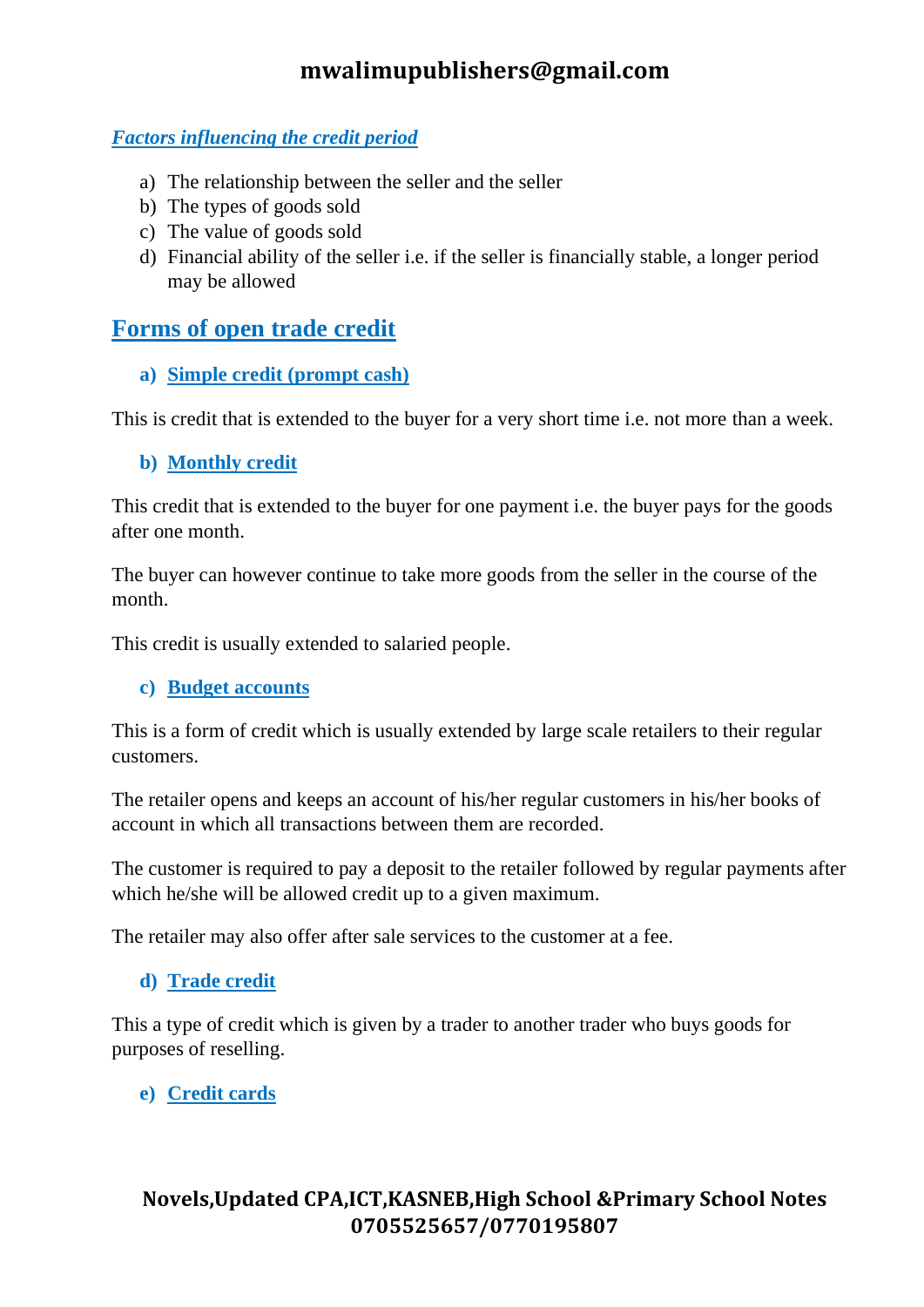***Factors influencing the credit period***

a) The relationship between the seller and the seller
b) The types of goods sold
c) The value of goods sold
d) Financial ability of the seller i.e. if the seller is financially stable, a longer period may be allowed

## Forms of open trade credit

### a) Simple credit (prompt cash)

This is credit that is extended to the buyer for a very short time i.e. not more than a week.

### b) Monthly credit

This credit that is extended to the buyer for one payment i.e. the buyer pays for the goods after one month.

The buyer can however continue to take more goods from the seller in the course of the month.

This credit is usually extended to salaried people.

### c) Budget accounts

This is a form of credit which is usually extended by large scale retailers to their regular customers.

The retailer opens and keeps an account of his/her regular customers in his/her books of account in which all transactions between them are recorded.

The customer is required to pay a deposit to the retailer followed by regular payments after which he/she will be allowed credit up to a given maximum.

The retailer may also offer after sale services to the customer at a fee.

### d) Trade credit

This a type of credit which is given by a trader to another trader who buys goods for purposes of reselling.

### e) Credit cards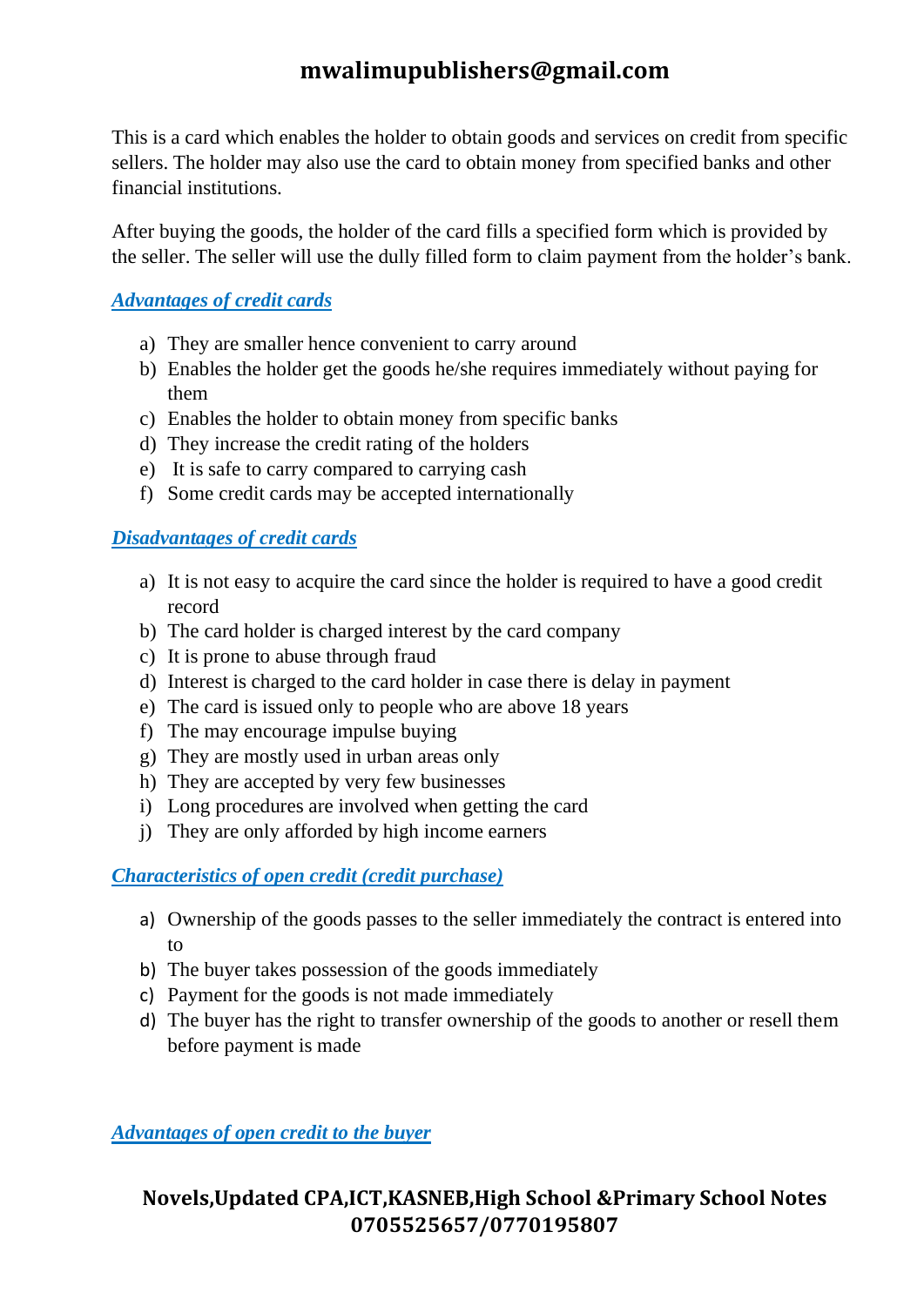This is a card which enables the holder to obtain goods and services on credit from specific sellers. The holder may also use the card to obtain money from specified banks and other financial institutions.

After buying the goods, the holder of the card fills a specified form which is provided by the seller. The seller will use the dully filled form to claim payment from the holder's bank.

***Advantages of credit cards***

a) They are smaller hence convenient to carry around
b) Enables the holder get the goods he/she requires immediately without paying for them
c) Enables the holder to obtain money from specific banks
d) They increase the credit rating of the holders
e) It is safe to carry compared to carrying cash
f) Some credit cards may be accepted internationally

***Disadvantages of credit cards***

a) It is not easy to acquire the card since the holder is required to have a good credit record
b) The card holder is charged interest by the card company
c) It is prone to abuse through fraud
d) Interest is charged to the card holder in case there is delay in payment
e) The card is issued only to people who are above 18 years
f) The may encourage impulse buying
g) They are mostly used in urban areas only
h) They are accepted by very few businesses
i) Long procedures are involved when getting the card
j) They are only afforded by high income earners

***Characteristics of open credit (credit purchase)***

a) Ownership of the goods passes to the seller immediately the contract is entered into to
b) The buyer takes possession of the goods immediately
c) Payment for the goods is not made immediately
d) The buyer has the right to transfer ownership of the goods to another or resell them before payment is made

***Advantages of open credit to the buyer***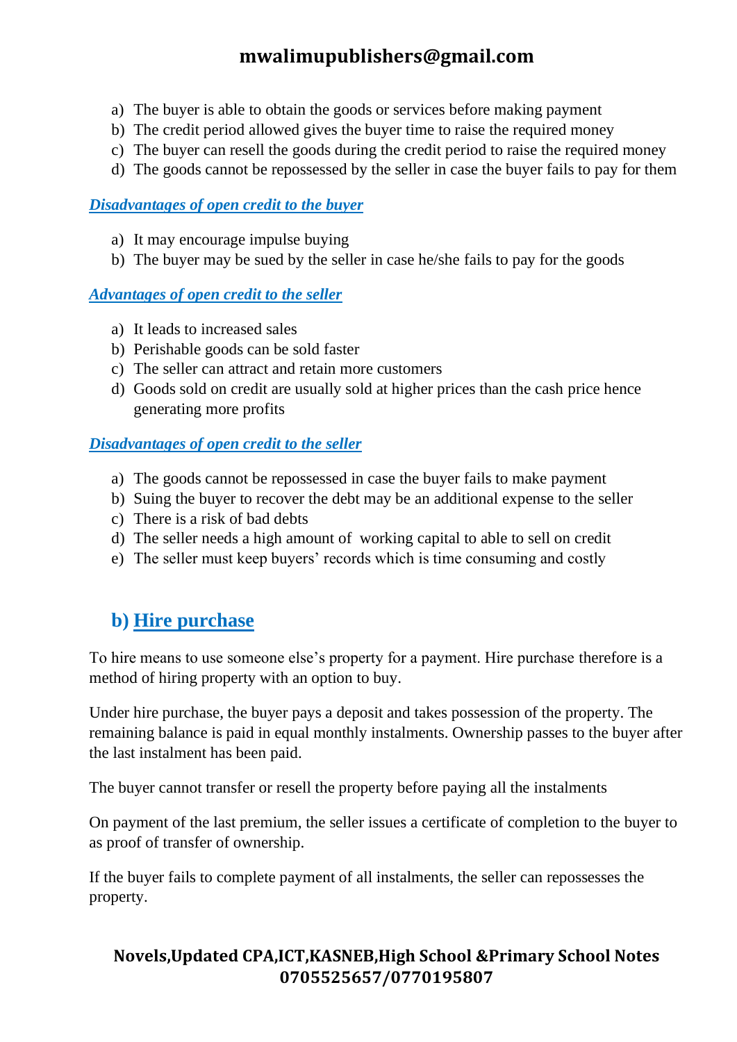a) The buyer is able to obtain the goods or services before making payment
b) The credit period allowed gives the buyer time to raise the required money
c) The buyer can resell the goods during the credit period to raise the required money
d) The goods cannot be repossessed by the seller in case the buyer fails to pay for them

***Disadvantages of open credit to the buyer***

a) It may encourage impulse buying
b) The buyer may be sued by the seller in case he/she fails to pay for the goods

***Advantages of open credit to the seller***

a) It leads to increased sales
b) Perishable goods can be sold faster
c) The seller can attract and retain more customers
d) Goods sold on credit are usually sold at higher prices than the cash price hence generating more profits

***Disadvantages of open credit to the seller***

a) The goods cannot be repossessed in case the buyer fails to make payment
b) Suing the buyer to recover the debt may be an additional expense to the seller
c) There is a risk of bad debts
d) The seller needs a high amount of working capital to able to sell on credit
e) The seller must keep buyers' records which is time consuming and costly

## b) Hire purchase

To hire means to use someone else's property for a payment. Hire purchase therefore is a method of hiring property with an option to buy.

Under hire purchase, the buyer pays a deposit and takes possession of the property. The remaining balance is paid in equal monthly instalments. Ownership passes to the buyer after the last instalment has been paid.

The buyer cannot transfer or resell the property before paying all the instalments

On payment of the last premium, the seller issues a certificate of completion to the buyer to as proof of transfer of ownership.

If the buyer fails to complete payment of all instalments, the seller can repossesses the property.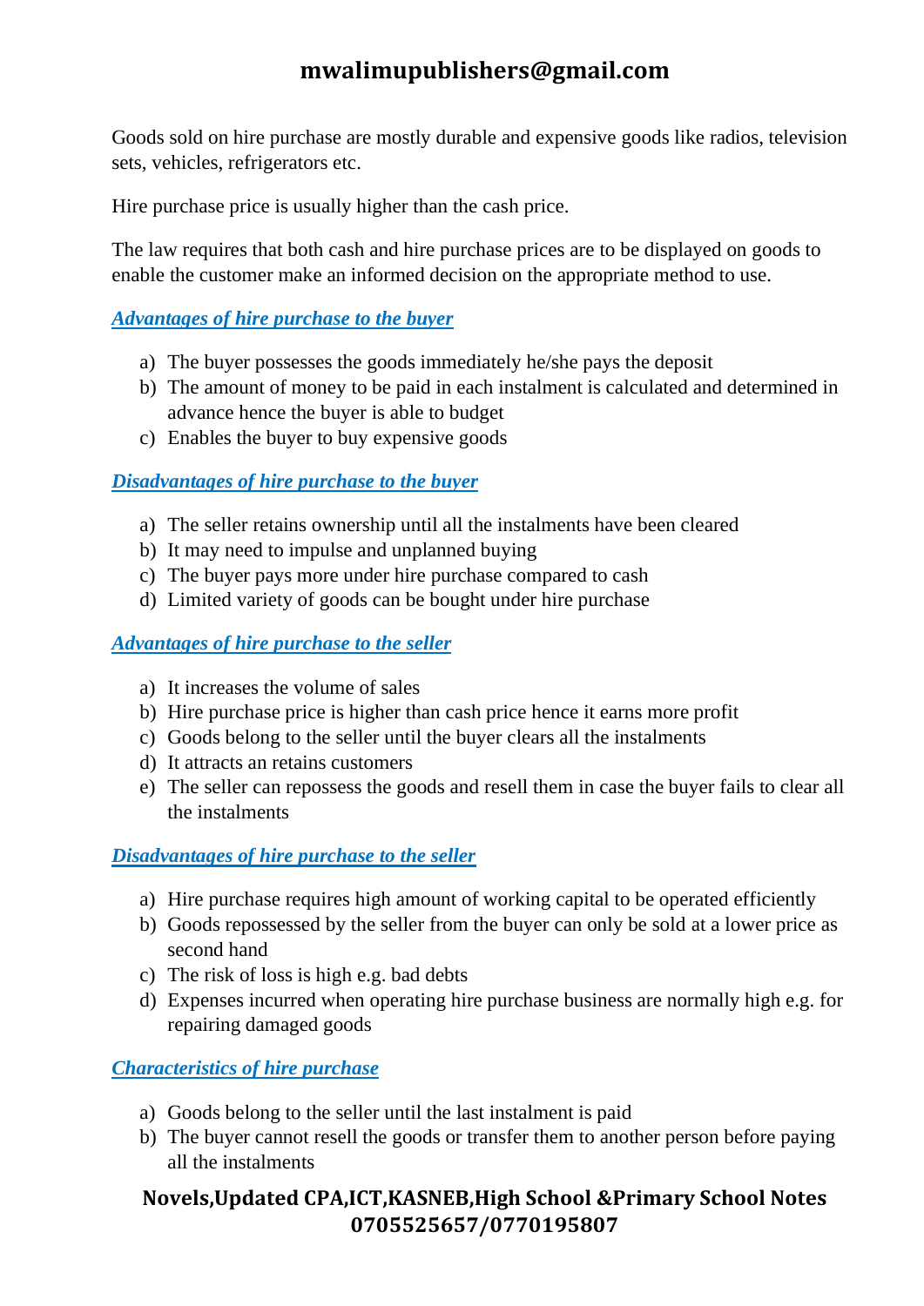Goods sold on hire purchase are mostly durable and expensive goods like radios, television sets, vehicles, refrigerators etc.

Hire purchase price is usually higher than the cash price.

The law requires that both cash and hire purchase prices are to be displayed on goods to enable the customer make an informed decision on the appropriate method to use.

***Advantages of hire purchase to the buyer***

a) The buyer possesses the goods immediately he/she pays the deposit
b) The amount of money to be paid in each instalment is calculated and determined in advance hence the buyer is able to budget
c) Enables the buyer to buy expensive goods

***Disadvantages of hire purchase to the buyer***

a) The seller retains ownership until all the instalments have been cleared
b) It may need to impulse and unplanned buying
c) The buyer pays more under hire purchase compared to cash
d) Limited variety of goods can be bought under hire purchase

***Advantages of hire purchase to the seller***

a) It increases the volume of sales
b) Hire purchase price is higher than cash price hence it earns more profit
c) Goods belong to the seller until the buyer clears all the instalments
d) It attracts an retains customers
e) The seller can repossess the goods and resell them in case the buyer fails to clear all the instalments

***Disadvantages of hire purchase to the seller***

a) Hire purchase requires high amount of working capital to be operated efficiently
b) Goods repossessed by the seller from the buyer can only be sold at a lower price as second hand
c) The risk of loss is high e.g. bad debts
d) Expenses incurred when operating hire purchase business are normally high e.g. for repairing damaged goods

***Characteristics of hire purchase***

a) Goods belong to the seller until the last instalment is paid
b) The buyer cannot resell the goods or transfer them to another person before paying all the instalments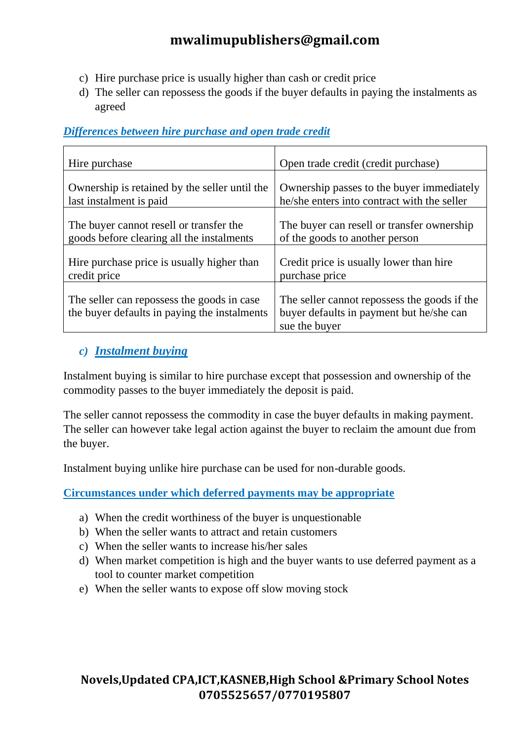c) Hire purchase price is usually higher than cash or credit price
d) The seller can repossess the goods if the buyer defaults in paying the instalments as agreed

***Differences between hire purchase and open trade credit***

| Hire purchase | Open trade credit (credit purchase) |
|---|---|
| Ownership is retained by the seller until the last instalment is paid | Ownership passes to the buyer immediately he/she enters into contract with the seller |
| The buyer cannot resell or transfer the goods before clearing all the instalments | The buyer can resell or transfer ownership of the goods to another person |
| Hire purchase price is usually higher than credit price | Credit price is usually lower than hire purchase price |
| The seller can repossess the goods in case the buyer defaults in paying the instalments | The seller cannot repossess the goods if the buyer defaults in payment but he/she can sue the buyer |

### *c) Instalment buying*

Instalment buying is similar to hire purchase except that possession and ownership of the commodity passes to the buyer immediately the deposit is paid.

The seller cannot repossess the commodity in case the buyer defaults in making payment. The seller can however take legal action against the buyer to reclaim the amount due from the buyer.

Instalment buying unlike hire purchase can be used for non-durable goods.

**Circumstances under which deferred payments may be appropriate**

a) When the credit worthiness of the buyer is unquestionable
b) When the seller wants to attract and retain customers
c) When the seller wants to increase his/her sales
d) When market competition is high and the buyer wants to use deferred payment as a tool to counter market competition
e) When the seller wants to expose off slow moving stock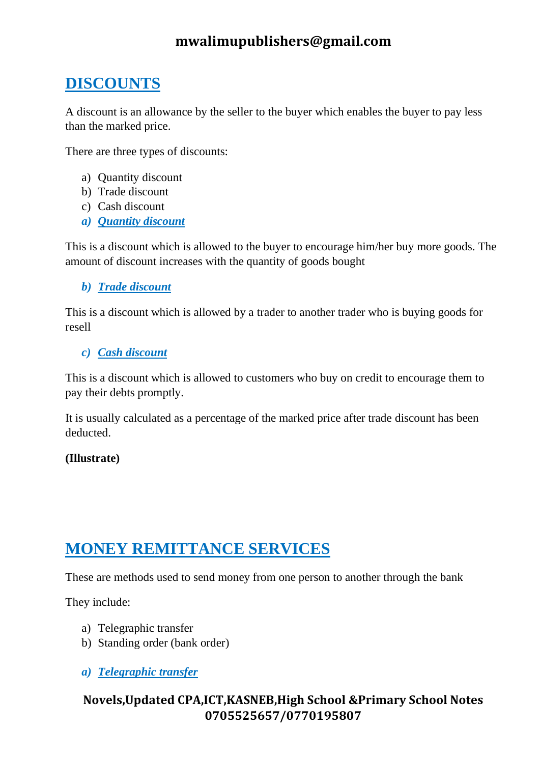## DISCOUNTS

A discount is an allowance by the seller to the buyer which enables the buyer to pay less than the marked price.

There are three types of discounts:

a) Quantity discount
b) Trade discount
c) Cash discount

### *a) Quantity discount*

This is a discount which is allowed to the buyer to encourage him/her buy more goods. The amount of discount increases with the quantity of goods bought

### *b) Trade discount*

This is a discount which is allowed by a trader to another trader who is buying goods for resell

### *c) Cash discount*

This is a discount which is allowed to customers who buy on credit to encourage them to pay their debts promptly.

It is usually calculated as a percentage of the marked price after trade discount has been deducted.

**(Illustrate)**

## MONEY REMITTANCE SERVICES

These are methods used to send money from one person to another through the bank

They include:

a) Telegraphic transfer
b) Standing order (bank order)

### *a) Telegraphic transfer*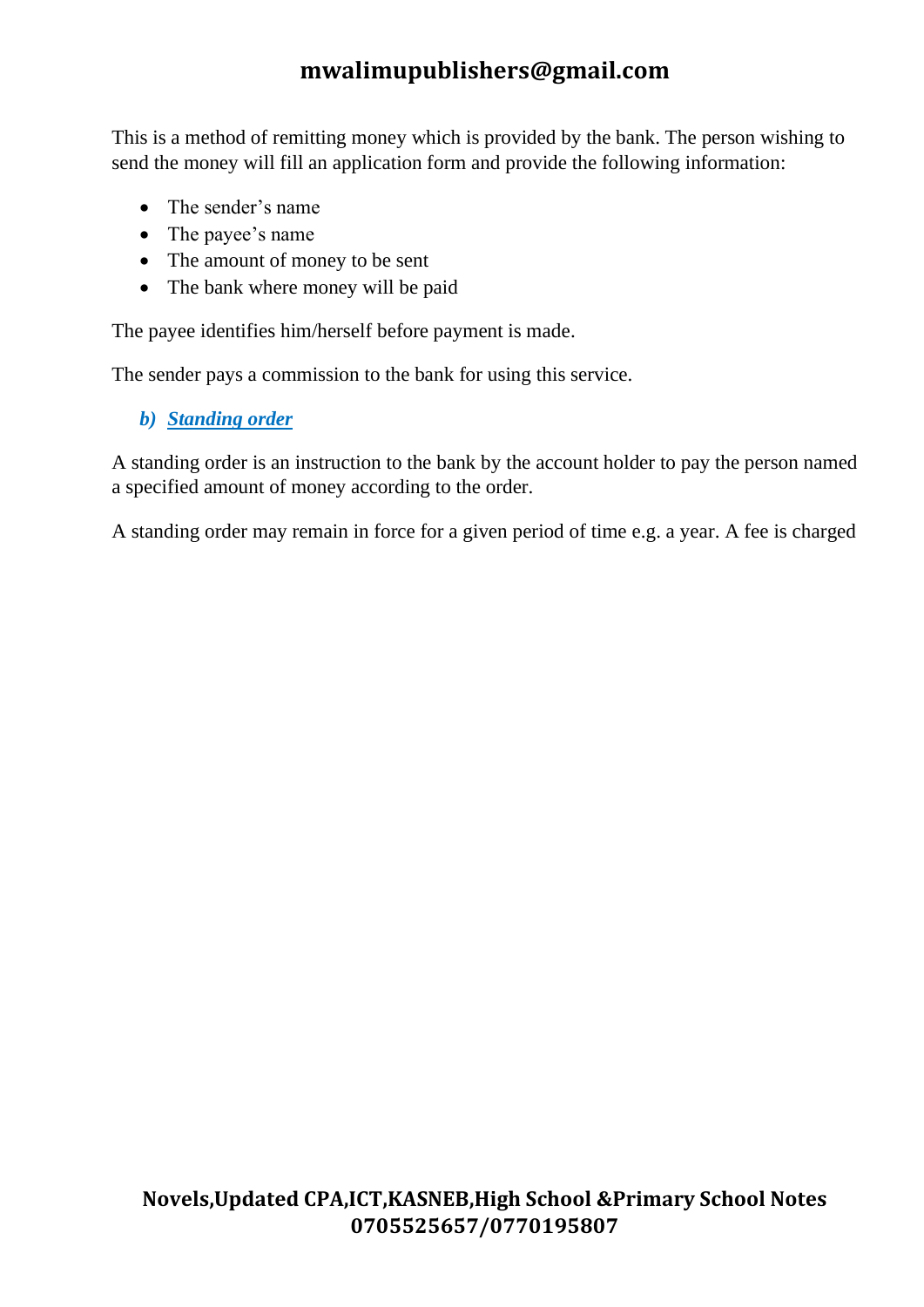This is a method of remitting money which is provided by the bank. The person wishing to send the money will fill an application form and provide the following information:

- The sender's name
- The payee's name
- The amount of money to be sent
- The bank where money will be paid

The payee identifies him/herself before payment is made.

The sender pays a commission to the bank for using this service.

### ***b) Standing order***

A standing order is an instruction to the bank by the account holder to pay the person named a specified amount of money according to the order.

A standing order may remain in force for a given period of time e.g. a year. A fee is charged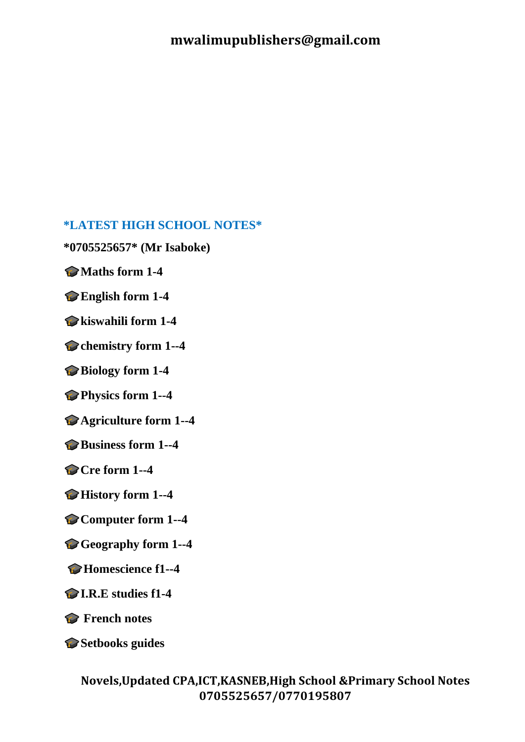**mwalimupublishers@gmail.com**

**\*LATEST HIGH SCHOOL NOTES\***

**\*0705525657\* (Mr Isaboke)**

- 🎓**Maths form 1-4**
- 🎓**English form 1-4**
- 🎓**kiswahili form 1-4**
- 🎓**chemistry form 1--4**
- 🎓**Biology form 1-4**
- 🎓**Physics form 1--4**
- 🎓**Agriculture form 1--4**
- 🎓**Business form 1--4**
- 🎓**Cre form 1--4**
- 🎓**History form 1--4**
- 🎓**Computer form 1--4**
- 🎓**Geography form 1--4**
- 🎓**Homescience f1--4**
- 🎓**I.R.E studies f1-4**
- 🎓 **French notes**
- 🎓**Setbooks guides**

**Novels,Updated CPA,ICT,KASNEB,High School &Primary School Notes 0705525657/0770195807**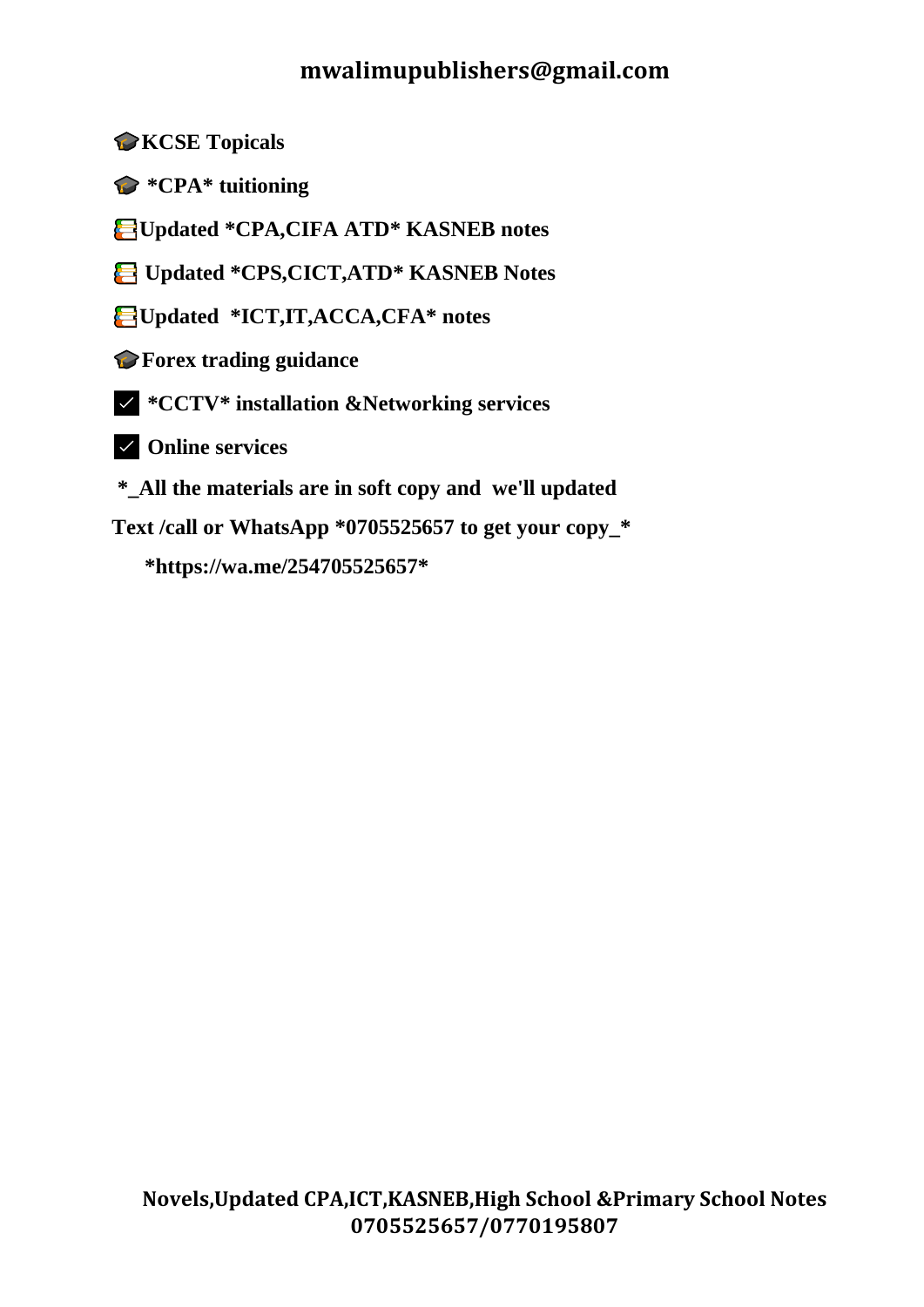**mwalimupublishers@gmail.com**

🎓**KCSE Topicals**

🎓 ***CPA* tuitioning**

📚**Updated *CPA,CIFA ATD* KASNEB notes**

📚 **Updated *CPS,CICT,ATD* KASNEB Notes**

📚**Updated *ICT,IT,ACCA,CFA* notes**

🎓**Forex trading guidance**

✅ ***CCTV* installation &Networking services**

✅ **Online services**

***_All the materials are in soft copy and we'll updated**

**Text /call or WhatsApp *0705525657 to get your copy_***

***https://wa.me/254705525657***

**Novels,Updated CPA,ICT,KASNEB,High School &Primary School Notes 0705525657/0770195807**